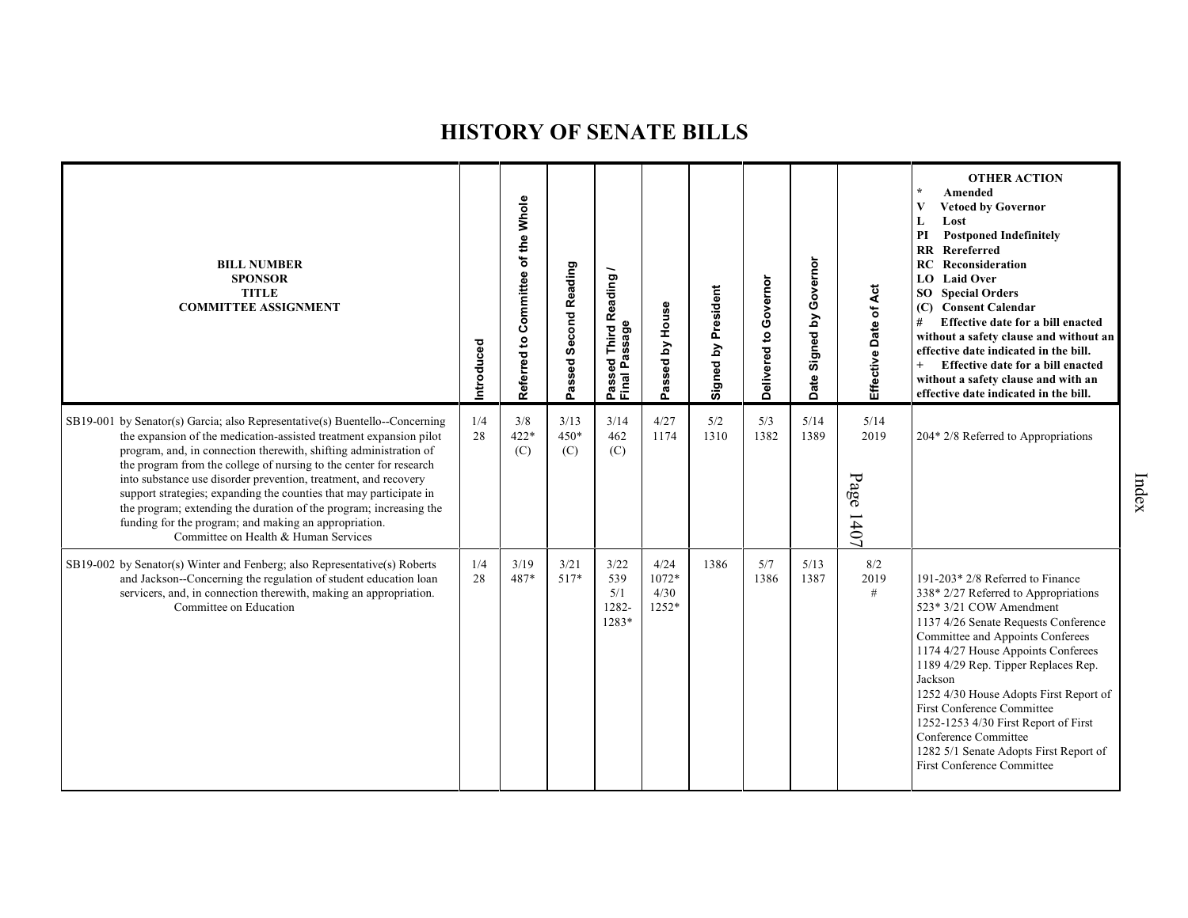# HISTORY OF SENATE BILLS

| BILL NUMBER<br>SPONSOR<br>TITLE<br>COMMITTEE ASSIGNMENT | Introduced | Referred to Committee of the Whole | Passed Second Reading | Passed Third Reading / Final Passage | Passed by House | Signed by President | Delivered to Governor | Date Signed by Governor | Effective Date of Act | OTHER ACTION<br>* Amended<br>V Vetoed by Governor<br>L Lost<br>PI Postponed Indefinitely<br>RR Rereferred<br>RC Reconsideration<br>LO Laid Over<br>SO Special Orders<br>(C) Consent Calendar<br># Effective date for a bill enacted without a safety clause and without an effective date indicated in the bill.<br>+ Effective date for a bill enacted without a safety clause and with an effective date indicated in the bill. |
|---|---|---|---|---|---|---|---|---|---|---|
| SB19-001 by Senator(s) Garcia; also Representative(s) Buentello--Concerning the expansion of the medication-assisted treatment expansion pilot program, and, in connection therewith, shifting administration of the program from the college of nursing to the center for research into substance use disorder prevention, treatment, and recovery support strategies; expanding the counties that may participate in the program; extending the duration of the program; increasing the funding for the program; and making an appropriation.<br>Committee on Health & Human Services | 1/4<br>28 | 3/8<br>422*<br>(C) | 3/13<br>450*<br>(C) | 3/14<br>462<br>(C) | 4/27<br>1174 | 5/2<br>1310 | 5/3<br>1382 | 5/14<br>1389 | 5/14<br>2019 | 204* 2/8 Referred to Appropriations |
| SB19-002 by Senator(s) Winter and Fenberg; also Representative(s) Roberts and Jackson--Concerning the regulation of student education loan servicers, and, in connection therewith, making an appropriation.<br>Committee on Education | 1/4<br>28 | 3/19<br>487* | 3/21<br>517* | 3/22<br>539<br>5/1<br>1282-<br>1283* | 4/24<br>1072*<br>4/30<br>1252* | 1386 | 5/7<br>1386 | 5/13<br>1387 | 8/2<br>2019<br># | 191-203* 2/8 Referred to Finance<br>338* 2/27 Referred to Appropriations<br>523* 3/21 COW Amendment<br>1137 4/26 Senate Requests Conference Committee and Appoints Conferees<br>1174 4/27 House Appoints Conferees<br>1189 4/29 Rep. Tipper Replaces Rep. Jackson<br>1252 4/30 House Adopts First Report of First Conference Committee<br>1252-1253 4/30 First Report of First Conference Committee<br>1282 5/1 Senate Adopts First Report of First Conference Committee |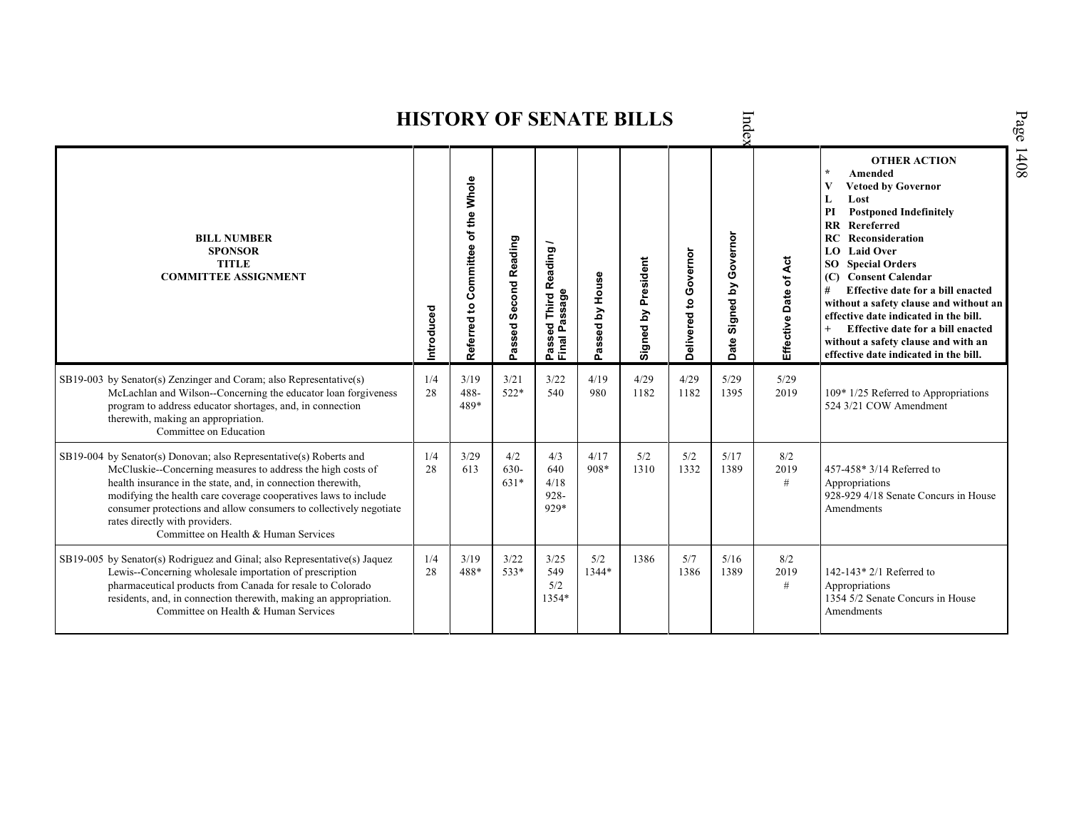# HISTORY OF SENATE BILLS

| BILL NUMBER<br>SPONSOR<br>TITLE<br>COMMITTEE ASSIGNMENT | Introduced | Referred to Committee of the Whole | Passed Second Reading | Passed Third Reading / Final Passage | Passed by House | Signed by President | Delivered to Governor | Date Signed by Governor | Effective Date of Act | OTHER ACTION<br>* Amended<br>V Vetoed by Governor<br>L Lost<br>PI Postponed Indefinitely<br>RR Rereferred<br>RC Reconsideration<br>LO Laid Over<br>SO Special Orders<br>(C) Consent Calendar<br># Effective date for a bill enacted without a safety clause and without an effective date indicated in the bill.<br>+ Effective date for a bill enacted without a safety clause and with an effective date indicated in the bill. |
|---|---|---|---|---|---|---|---|---|---|---|
| SB19-003 by Senator(s) Zenzinger and Coram; also Representative(s) McLachlan and Wilson--Concerning the educator loan forgiveness program to address educator shortages, and, in connection therewith, making an appropriation.<br>Committee on Education | 1/4<br>28 | 3/19<br>488-<br>489* | 3/21<br>522* | 3/22<br>540 | 4/19<br>980 | 4/29<br>1182 | 4/29<br>1182 | 5/29<br>1395 | 5/29<br>2019 | 109* 1/25 Referred to Appropriations<br>524 3/21 COW Amendment |
| SB19-004 by Senator(s) Donovan; also Representative(s) Roberts and McCluskie--Concerning measures to address the high costs of health insurance in the state, and, in connection therewith, modifying the health care coverage cooperatives laws to include consumer protections and allow consumers to collectively negotiate rates directly with providers.<br>Committee on Health & Human Services | 1/4<br>28 | 3/29<br>613 | 4/2<br>630-<br>631* | 4/3<br>640<br>4/18<br>928-<br>929* | 4/17<br>908* | 5/2<br>1310 | 5/2<br>1332 | 5/17<br>1389 | 8/2<br>2019<br># | 457-458* 3/14 Referred to Appropriations<br>928-929 4/18 Senate Concurs in House Amendments |
| SB19-005 by Senator(s) Rodriguez and Ginal; also Representative(s) Jaquez Lewis--Concerning wholesale importation of prescription pharmaceutical products from Canada for resale to Colorado residents, and, in connection therewith, making an appropriation.<br>Committee on Health & Human Services | 1/4<br>28 | 3/19<br>488* | 3/22<br>533* | 3/25<br>549<br>5/2<br>1354* | 5/2<br>1344* | 1386 | 5/7<br>1386 | 5/16<br>1389 | 8/2<br>2019<br># | 142-143* 2/1 Referred to Appropriations<br>1354 5/2 Senate Concurs in House Amendments |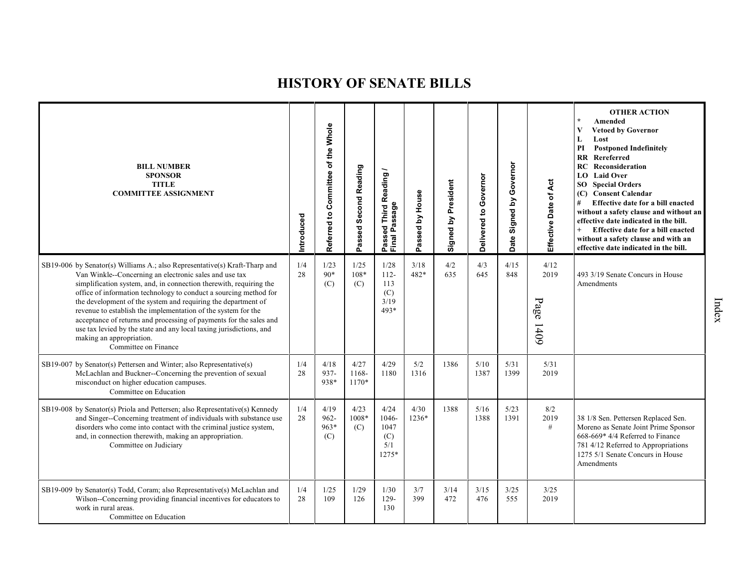# HISTORY OF SENATE BILLS

| BILL NUMBER<br>SPONSOR<br>TITLE<br>COMMITTEE ASSIGNMENT | Introduced | Referred to Committee of the Whole | Passed Second Reading | Passed Third Reading / Final Passage | Passed by House | Signed by President | Delivered to Governor | Date Signed by Governor | Effective Date of Act | OTHER ACTION<br>* Amended<br>V Vetoed by Governor<br>L Lost<br>PI Postponed Indefinitely<br>RR Rereferred<br>RC Reconsideration<br>LO Laid Over<br>SO Special Orders<br>(C) Consent Calendar<br># Effective date for a bill enacted without a safety clause and without an effective date indicated in the bill.<br>+ Effective date for a bill enacted without a safety clause and with an effective date indicated in the bill. |
|---|---|---|---|---|---|---|---|---|---|---|
| SB19-006 by Senator(s) Williams A.; also Representative(s) Kraft-Tharp and Van Winkle--Concerning an electronic sales and use tax simplification system, and, in connection therewith, requiring the office of information technology to conduct a sourcing method for the development of the system and requiring the department of revenue to establish the implementation of the system for the acceptance of returns and processing of payments for the sales and use tax levied by the state and any local taxing jurisdictions, and making an appropriation.<br>Committee on Finance | 1/4<br>28 | 1/23<br>90*<br>(C) | 1/25<br>108*<br>(C) | 1/28<br>112-113<br>(C)<br>3/19<br>493* | 3/18<br>482* | 4/2<br>635 | 4/3<br>645 | 4/15<br>848 | 4/12<br>2019 | 493 3/19 Senate Concurs in House Amendments |
| SB19-007 by Senator(s) Pettersen and Winter; also Representative(s) McLachlan and Buckner--Concerning the prevention of sexual misconduct on higher education campuses.<br>Committee on Education | 1/4<br>28 | 4/18<br>937-938* | 4/27<br>1168-1170* | 4/29<br>1180 | 5/2<br>1316 | 1386 | 5/10<br>1387 | 5/31<br>1399 | 5/31<br>2019 | |
| SB19-008 by Senator(s) Priola and Pettersen; also Representative(s) Kennedy and Singer--Concerning treatment of individuals with substance use disorders who come into contact with the criminal justice system, and, in connection therewith, making an appropriation.<br>Committee on Judiciary | 1/4<br>28 | 4/19<br>962-963*<br>(C) | 4/23<br>1008*<br>(C) | 4/24<br>1046-1047<br>(C)<br>5/1<br>1275* | 4/30<br>1236* | 1388 | 5/16<br>1388 | 5/23<br>1391 | 8/2<br>2019<br># | 38 1/8 Sen. Pettersen Replaced Sen. Moreno as Senate Joint Prime Sponsor 668-669* 4/4 Referred to Finance 781 4/12 Referred to Appropriations 1275 5/1 Senate Concurs in House Amendments |
| SB19-009 by Senator(s) Todd, Coram; also Representative(s) McLachlan and Wilson--Concerning providing financial incentives for educators to work in rural areas.<br>Committee on Education | 1/4<br>28 | 1/25<br>109 | 1/29<br>126 | 1/30<br>129-130 | 3/7<br>399 | 3/14<br>472 | 3/15<br>476 | 3/25<br>555 | 3/25<br>2019 | |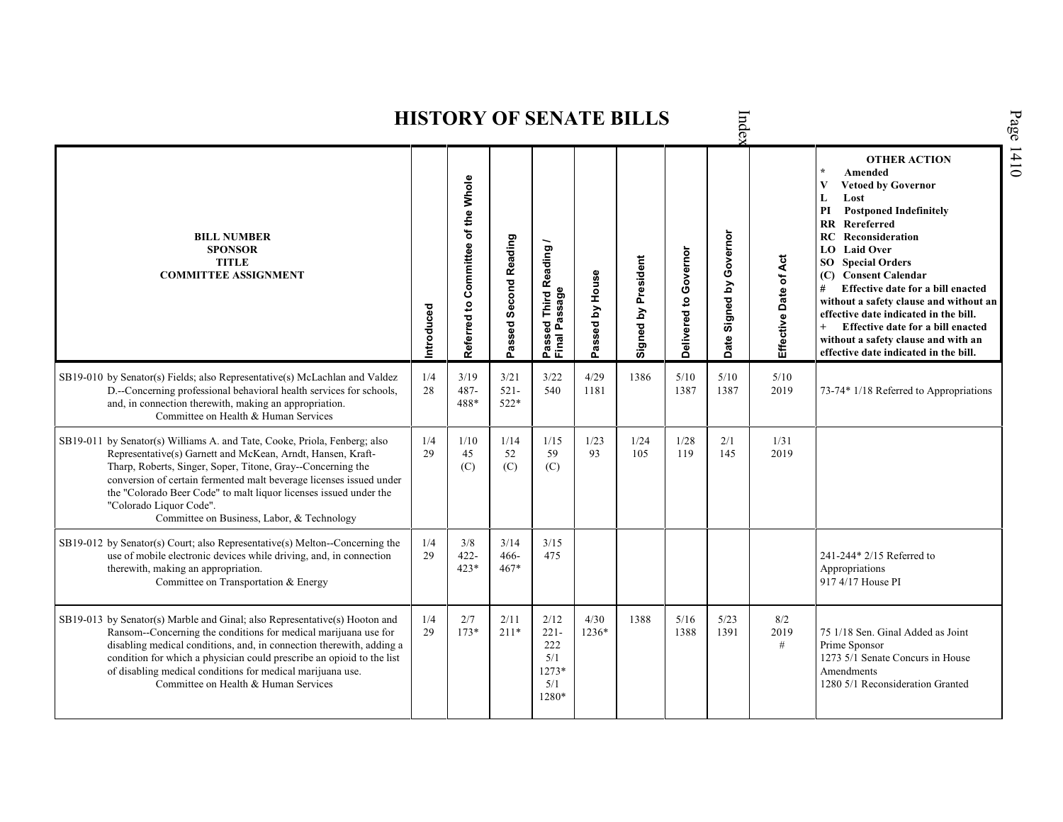# HISTORY OF SENATE BILLS

| BILL NUMBER<br>SPONSOR<br>TITLE<br>COMMITTEE ASSIGNMENT | Introduced | Referred to Committee of the Whole | Passed Second Reading | Passed Third Reading / Final Passage | Passed by House | Signed by President | Delivered to Governor | Date Signed by Governor | Effective Date of Act | OTHER ACTION<br>* Amended<br>V Vetoed by Governor<br>L Lost<br>PI Postponed Indefinitely<br>RR Rereferred<br>RC Reconsideration<br>LO Laid Over<br>SO Special Orders<br>(C) Consent Calendar<br># Effective date for a bill enacted without a safety clause and without an effective date indicated in the bill.<br>+ Effective date for a bill enacted without a safety clause and with an effective date indicated in the bill. |
|---|---|---|---|---|---|---|---|---|---|---|
| SB19-010 by Senator(s) Fields; also Representative(s) McLachlan and Valdez D.--Concerning professional behavioral health services for schools, and, in connection therewith, making an appropriation.<br>Committee on Health & Human Services | 1/4<br>28 | 3/19<br>487-<br>488* | 3/21<br>521-<br>522* | 3/22<br>540 | 4/29<br>1181 | 1386 | 5/10<br>1387 | 5/10<br>1387 | 5/10<br>2019 | 73-74* 1/18 Referred to Appropriations |
| SB19-011 by Senator(s) Williams A. and Tate, Cooke, Priola, Fenberg; also Representative(s) Garnett and McKean, Arndt, Hansen, Kraft-Tharp, Roberts, Singer, Soper, Titone, Gray--Concerning the conversion of certain fermented malt beverage licenses issued under the "Colorado Beer Code" to malt liquor licenses issued under the "Colorado Liquor Code".<br>Committee on Business, Labor, & Technology | 1/4<br>29 | 1/10<br>45<br>(C) | 1/14<br>52<br>(C) | 1/15<br>59<br>(C) | 1/23<br>93 | 1/24<br>105 | 1/28<br>119 | 2/1<br>145 | 1/31<br>2019 | |
| SB19-012 by Senator(s) Court; also Representative(s) Melton--Concerning the use of mobile electronic devices while driving, and, in connection therewith, making an appropriation.<br>Committee on Transportation & Energy | 1/4<br>29 | 3/8<br>422-<br>423* | 3/14<br>466-<br>467* | 3/15<br>475 | | | | | | 241-244* 2/15 Referred to Appropriations<br>917 4/17 House PI |
| SB19-013 by Senator(s) Marble and Ginal; also Representative(s) Hooton and Ransom--Concerning the conditions for medical marijuana use for disabling medical conditions, and, in connection therewith, adding a condition for which a physician could prescribe an opioid to the list of disabling medical conditions for medical marijuana use.<br>Committee on Health & Human Services | 1/4<br>29 | 2/7<br>173* | 2/11<br>211* | 2/12<br>221-<br>222<br>5/1<br>1273*<br>5/1<br>1280* | 4/30<br>1236* | 1388 | 5/16<br>1388 | 5/23<br>1391 | 8/2<br>2019<br># | 75 1/18 Sen. Ginal Added as Joint Prime Sponsor<br>1273 5/1 Senate Concurs in House Amendments<br>1280 5/1 Reconsideration Granted |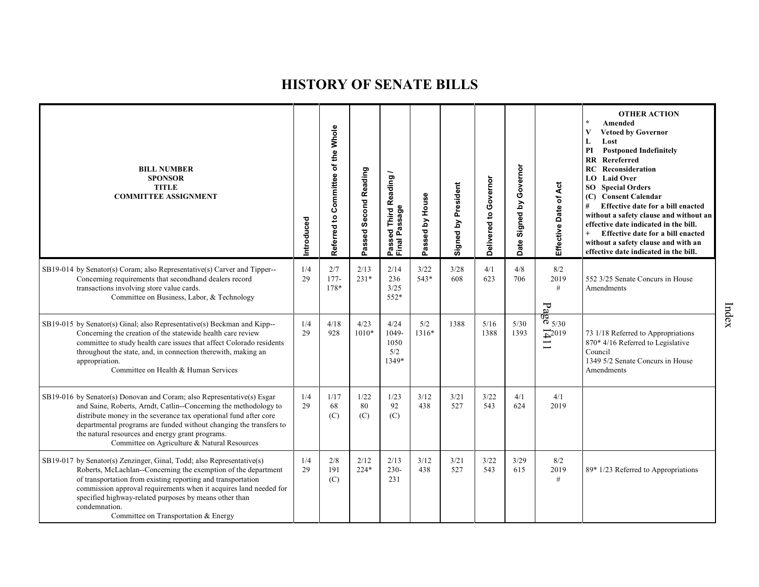# HISTORY OF SENATE BILLS

| BILL NUMBER<br>SPONSOR<br>TITLE<br>COMMITTEE ASSIGNMENT | Introduced | Referred to Committee of the Whole | Passed Second Reading | Passed Third Reading / Final Passage | Passed by House | Signed by President | Delivered to Governor | Date Signed by Governor | Effective Date of Act | OTHER ACTION<br>* Amended<br>V Vetoed by Governor<br>L Lost<br>PI Postponed Indefinitely<br>RR Rereferred<br>RC Reconsideration<br>LO Laid Over<br>SO Special Orders<br>(C) Consent Calendar<br># Effective date for a bill enacted without a safety clause and without an effective date indicated in the bill.<br>+ Effective date for a bill enacted without a safety clause and with an effective date indicated in the bill. |
|---|---|---|---|---|---|---|---|---|---|---|
| SB19-014 by Senator(s) Coram; also Representative(s) Carver and Tipper--Concerning requirements that secondhand dealers record transactions involving store value cards.<br>Committee on Business, Labor, & Technology | 1/4<br>29 | 2/7<br>177-178* | 2/13<br>231* | 2/14<br>236<br>3/25<br>552* | 3/22<br>543* | 3/28<br>608 | 4/1<br>623 | 4/8<br>706 | 8/2<br>2019<br># | 552 3/25 Senate Concurs in House Amendments |
| SB19-015 by Senator(s) Ginal; also Representative(s) Beckman and Kipp--Concerning the creation of the statewide health care review committee to study health care issues that affect Colorado residents throughout the state, and, in connection therewith, making an appropriation.<br>Committee on Health & Human Services | 1/4<br>29 | 4/18<br>928 | 4/23<br>1010* | 4/24<br>1049-1050<br>5/2<br>1349* | 5/2<br>1316* | 1388 | 5/16<br>1388 | 5/30<br>1393 | 5/30<br>2019 | 73 1/18 Referred to Appropriations<br>870* 4/16 Referred to Legislative Council<br>1349 5/2 Senate Concurs in House Amendments |
| SB19-016 by Senator(s) Donovan and Coram; also Representative(s) Esgar and Saine, Roberts, Arndt, Catlin--Concerning the methodology to distribute money in the severance tax operational fund after core departmental programs are funded without changing the transfers to the natural resources and energy grant programs.<br>Committee on Agriculture & Natural Resources | 1/4<br>29 | 1/17<br>68<br>(C) | 1/22<br>80<br>(C) | 1/23<br>92<br>(C) | 3/12<br>438 | 3/21<br>527 | 3/22<br>543 | 4/1<br>624 | 4/1<br>2019 | |
| SB19-017 by Senator(s) Zenzinger, Ginal, Todd; also Representative(s) Roberts, McLachlan--Concerning the exemption of the department of transportation from existing reporting and transportation commission approval requirements when it acquires land needed for specified highway-related purposes by means other than condemnation.<br>Committee on Transportation & Energy | 1/4<br>29 | 2/8<br>191<br>(C) | 2/12<br>224* | 2/13<br>230-231 | 3/12<br>438 | 3/21<br>527 | 3/22<br>543 | 3/29<br>615 | 8/2<br>2019<br># | 89* 1/23 Referred to Appropriations |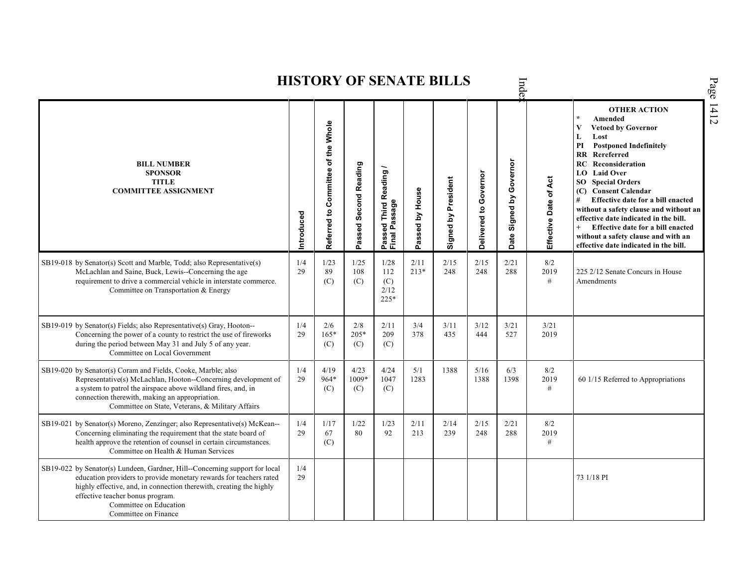# HISTORY OF SENATE BILLS

| BILL NUMBER<br>SPONSOR<br>TITLE<br>COMMITTEE ASSIGNMENT | Introduced | Referred to Committee of the Whole | Passed Second Reading | Passed Third Reading / Final Passage | Passed by House | Signed by President | Delivered to Governor | Date Signed by Governor | Effective Date of Act | OTHER ACTION<br>* Amended<br>V Vetoed by Governor<br>L Lost<br>PI Postponed Indefinitely<br>RR Rereferred<br>RC Reconsideration<br>LO Laid Over<br>SO Special Orders<br>(C) Consent Calendar<br># Effective date for a bill enacted without a safety clause and without an effective date indicated in the bill.<br>+ Effective date for a bill enacted without a safety clause and with an effective date indicated in the bill. |
|---|---|---|---|---|---|---|---|---|---|---|
| SB19-018 by Senator(s) Scott and Marble, Todd; also Representative(s) McLachlan and Saine, Buck, Lewis--Concerning the age requirement to drive a commercial vehicle in interstate commerce.<br>Committee on Transportation & Energy | 1/4<br>29 | 1/23<br>89<br>(C) | 1/25<br>108<br>(C) | 1/28<br>112<br>(C)<br>2/12<br>225* | 2/11<br>213* | 2/15<br>248 | 2/15<br>248 | 2/21<br>288 | 8/2<br>2019<br># | 225 2/12 Senate Concurs in House Amendments |
| SB19-019 by Senator(s) Fields; also Representative(s) Gray, Hooton--Concerning the power of a county to restrict the use of fireworks during the period between May 31 and July 5 of any year.<br>Committee on Local Government | 1/4<br>29 | 2/6<br>165*<br>(C) | 2/8<br>205*<br>(C) | 2/11<br>209<br>(C) | 3/4<br>378 | 3/11<br>435 | 3/12<br>444 | 3/21<br>527 | 3/21<br>2019 | |
| SB19-020 by Senator(s) Coram and Fields, Cooke, Marble; also Representative(s) McLachlan, Hooton--Concerning development of a system to patrol the airspace above wildland fires, and, in connection therewith, making an appropriation.<br>Committee on State, Veterans, & Military Affairs | 1/4<br>29 | 4/19<br>964*<br>(C) | 4/23<br>1009*<br>(C) | 4/24<br>1047<br>(C) | 5/1<br>1283 | 1388 | 5/16<br>1388 | 6/3<br>1398 | 8/2<br>2019<br># | 60 1/15 Referred to Appropriations |
| SB19-021 by Senator(s) Moreno, Zenzinger; also Representative(s) McKean--Concerning eliminating the requirement that the state board of health approve the retention of counsel in certain circumstances.<br>Committee on Health & Human Services | 1/4<br>29 | 1/17<br>67<br>(C) | 1/22<br>80 | 1/23<br>92 | 2/11<br>213 | 2/14<br>239 | 2/15<br>248 | 2/21<br>288 | 8/2<br>2019<br># | |
| SB19-022 by Senator(s) Lundeen, Gardner, Hill--Concerning support for local education providers to provide monetary rewards for teachers rated highly effective, and, in connection therewith, creating the highly effective teacher bonus program.<br>Committee on Education<br>Committee on Finance | 1/4<br>29 | | | | | | | | | 73 1/18 PI |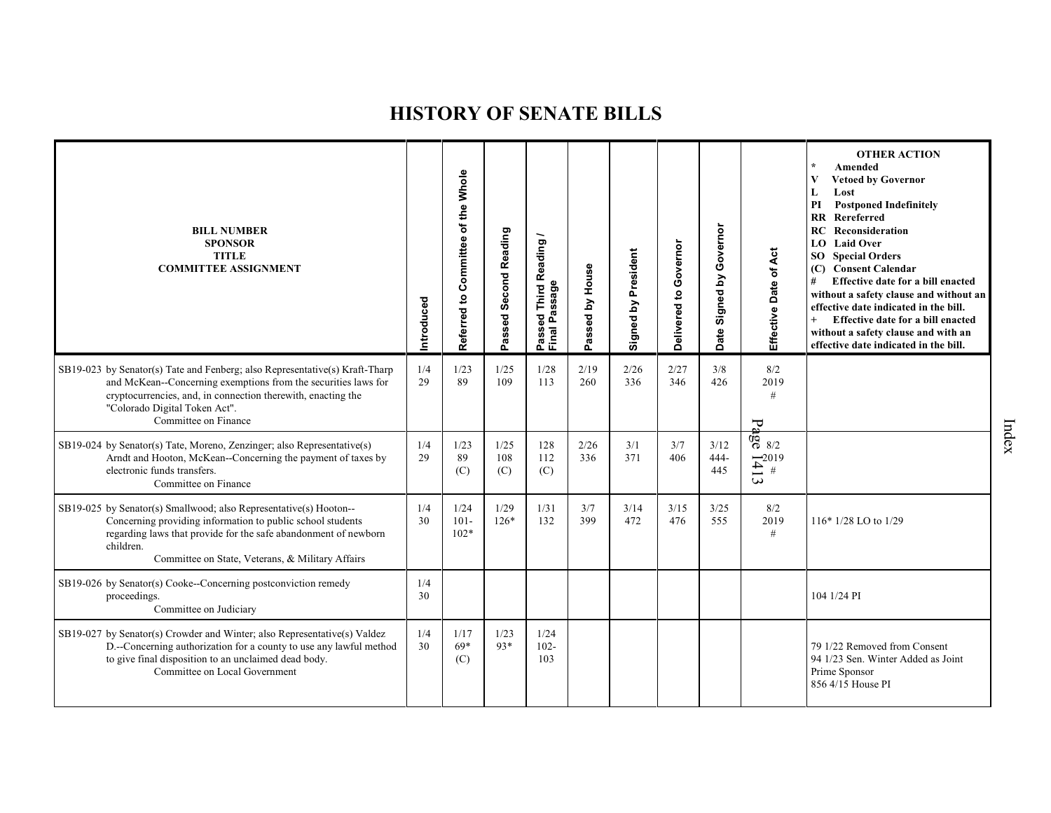# HISTORY OF SENATE BILLS

| BILL NUMBER<br>SPONSOR<br>TITLE<br>COMMITTEE ASSIGNMENT | Introduced | Referred to Committee of the Whole | Passed Second Reading | Passed Third Reading / Final Passage | Passed by House | Signed by President | Delivered to Governor | Date Signed by Governor | Effective Date of Act | OTHER ACTION<br>* Amended<br>V Vetoed by Governor<br>L Lost<br>PI Postponed Indefinitely<br>RR Rereferred<br>RC Reconsideration<br>LO Laid Over<br>SO Special Orders<br>(C) Consent Calendar<br># Effective date for a bill enacted without a safety clause and without an effective date indicated in the bill.<br>+ Effective date for a bill enacted without a safety clause and with an effective date indicated in the bill. |
|---|---|---|---|---|---|---|---|---|---|---|
| SB19-023 by Senator(s) Tate and Fenberg; also Representative(s) Kraft-Tharp and McKean--Concerning exemptions from the securities laws for cryptocurrencies, and, in connection therewith, enacting the "Colorado Digital Token Act".<br>Committee on Finance | 1/4<br>29 | 1/23<br>89 | 1/25<br>109 | 1/28<br>113 | 2/19<br>260 | 2/26<br>336 | 2/27<br>346 | 3/8<br>426 | 8/2<br>2019<br># | |
| SB19-024 by Senator(s) Tate, Moreno, Zenzinger; also Representative(s) Arndt and Hooton, McKean--Concerning the payment of taxes by electronic funds transfers.<br>Committee on Finance | 1/4<br>29 | 1/23<br>89<br>(C) | 1/25<br>108<br>(C) | 128<br>112<br>(C) | 2/26<br>336 | 3/1<br>371 | 3/7<br>406 | 3/12<br>444-<br>445 | 8/2<br>2019<br># | |
| SB19-025 by Senator(s) Smallwood; also Representative(s) Hooton--Concerning providing information to public school students regarding laws that provide for the safe abandonment of newborn children.<br>Committee on State, Veterans, & Military Affairs | 1/4<br>30 | 1/24<br>101-<br>102* | 1/29<br>126* | 1/31<br>132 | 3/7<br>399 | 3/14<br>472 | 3/15<br>476 | 3/25<br>555 | 8/2<br>2019<br># | 116* 1/28 LO to 1/29 |
| SB19-026 by Senator(s) Cooke--Concerning postconviction remedy proceedings.<br>Committee on Judiciary | 1/4<br>30 | | | | | | | | | 104 1/24 PI |
| SB19-027 by Senator(s) Crowder and Winter; also Representative(s) Valdez D.--Concerning authorization for a county to use any lawful method to give final disposition to an unclaimed dead body.<br>Committee on Local Government | 1/4<br>30 | 1/17<br>69*<br>(C) | 1/23<br>93* | 1/24<br>102-<br>103 | | | | | | 79 1/22 Removed from Consent<br>94 1/23 Sen. Winter Added as Joint Prime Sponsor<br>856 4/15 House PI |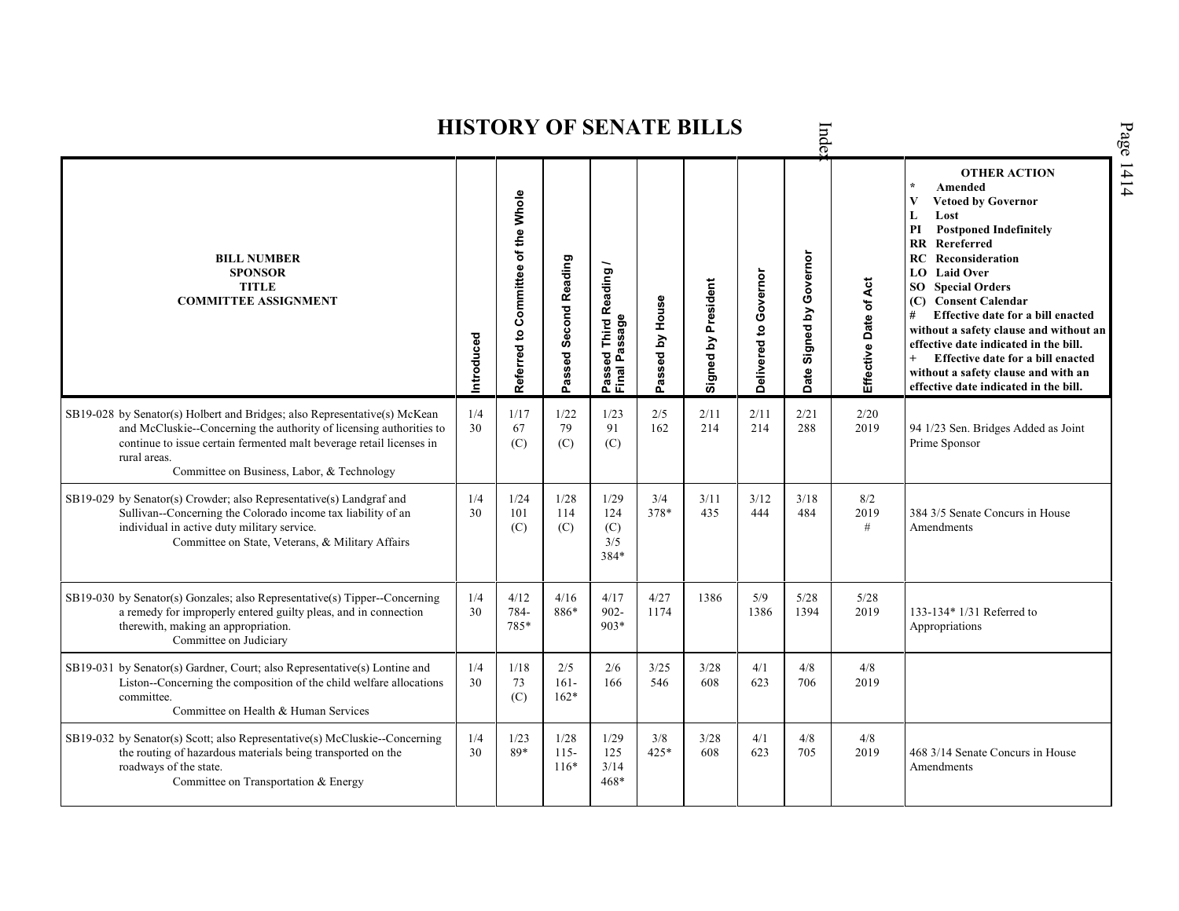# HISTORY OF SENATE BILLS

| BILL NUMBER<br>SPONSOR<br>TITLE<br>COMMITTEE ASSIGNMENT | Introduced | Referred to Committee of the Whole | Passed Second Reading | Passed Third Reading / Final Passage | Passed by House | Signed by President | Delivered to Governor | Date Signed by Governor | Effective Date of Act | OTHER ACTION<br>* Amended<br>V Vetoed by Governor<br>L Lost<br>PI Postponed Indefinitely<br>RR Rereferred<br>RC Reconsideration<br>LO Laid Over<br>SO Special Orders<br>(C) Consent Calendar<br># Effective date for a bill enacted without a safety clause and without an effective date indicated in the bill.<br>+ Effective date for a bill enacted without a safety clause and with an effective date indicated in the bill. |
|---|---|---|---|---|---|---|---|---|---|---|
| SB19-028 by Senator(s) Holbert and Bridges; also Representative(s) McKean and McCluskie--Concerning the authority of licensing authorities to continue to issue certain fermented malt beverage retail licenses in rural areas.<br>Committee on Business, Labor, & Technology | 1/4<br>30 | 1/17<br>67<br>(C) | 1/22<br>79<br>(C) | 1/23<br>91<br>(C) | 2/5<br>162 | 2/11<br>214 | 2/11<br>214 | 2/21<br>288 | 2/20<br>2019 | 94 1/23 Sen. Bridges Added as Joint Prime Sponsor |
| SB19-029 by Senator(s) Crowder; also Representative(s) Landgraf and Sullivan--Concerning the Colorado income tax liability of an individual in active duty military service.<br>Committee on State, Veterans, & Military Affairs | 1/4<br>30 | 1/24<br>101<br>(C) | 1/28<br>114<br>(C) | 1/29<br>124<br>(C)<br>3/5<br>384* | 3/4<br>378* | 3/11<br>435 | 3/12<br>444 | 3/18<br>484 | 8/2<br>2019<br># | 384 3/5 Senate Concurs in House Amendments |
| SB19-030 by Senator(s) Gonzales; also Representative(s) Tipper--Concerning a remedy for improperly entered guilty pleas, and in connection therewith, making an appropriation.<br>Committee on Judiciary | 1/4<br>30 | 4/12<br>784-<br>785* | 4/16<br>886* | 4/17<br>902-<br>903* | 4/27<br>1174 | 1386 | 5/9<br>1386 | 5/28<br>1394 | 5/28<br>2019 | 133-134* 1/31 Referred to Appropriations |
| SB19-031 by Senator(s) Gardner, Court; also Representative(s) Lontine and Liston--Concerning the composition of the child welfare allocations committee.<br>Committee on Health & Human Services | 1/4<br>30 | 1/18<br>73<br>(C) | 2/5<br>161-<br>162* | 2/6<br>166 | 3/25<br>546 | 3/28<br>608 | 4/1<br>623 | 4/8<br>706 | 4/8<br>2019 | |
| SB19-032 by Senator(s) Scott; also Representative(s) McCluskie--Concerning the routing of hazardous materials being transported on the roadways of the state.<br>Committee on Transportation & Energy | 1/4<br>30 | 1/23<br>89* | 1/28<br>115-<br>116* | 1/29<br>125<br>3/14<br>468* | 3/8<br>425* | 3/28<br>608 | 4/1<br>623 | 4/8<br>705 | 4/8<br>2019 | 468 3/14 Senate Concurs in House Amendments |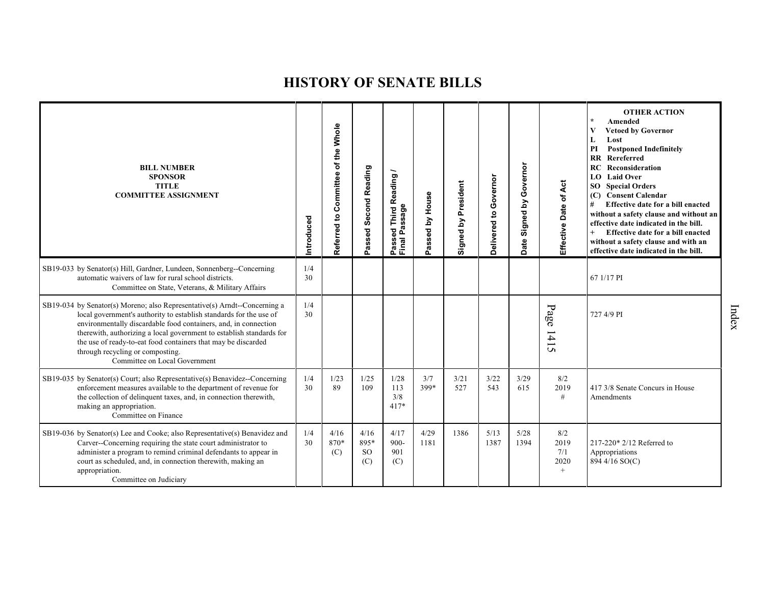# HISTORY OF SENATE BILLS

| BILL NUMBER<br>SPONSOR<br>TITLE<br>COMMITTEE ASSIGNMENT | Introduced | Referred to Committee of the Whole | Passed Second Reading | Passed Third Reading / Final Passage | Passed by House | Signed by President | Delivered to Governor | Date Signed by Governor | Effective Date of Act | OTHER ACTION<br>* Amended<br>V Vetoed by Governor<br>L Lost<br>PI Postponed Indefinitely<br>RR Rereferred<br>RC Reconsideration<br>LO Laid Over<br>SO Special Orders<br>(C) Consent Calendar<br># Effective date for a bill enacted without a safety clause and without an effective date indicated in the bill.<br>+ Effective date for a bill enacted without a safety clause and with an effective date indicated in the bill. |
|---|---|---|---|---|---|---|---|---|---|---|
| SB19-033 by Senator(s) Hill, Gardner, Lundeen, Sonnenberg--Concerning automatic waivers of law for rural school districts.<br>Committee on State, Veterans, & Military Affairs | 1/4<br>30 | | | | | | | | | 67 1/17 PI |
| SB19-034 by Senator(s) Moreno; also Representative(s) Arndt--Concerning a local government's authority to establish standards for the use of environmentally discardable food containers, and, in connection therewith, authorizing a local government to establish standards for the use of ready-to-eat food containers that may be discarded through recycling or composting.<br>Committee on Local Government | 1/4<br>30 | | | | | | | | | 727 4/9 PI |
| SB19-035 by Senator(s) Court; also Representative(s) Benavidez--Concerning enforcement measures available to the department of revenue for the collection of delinquent taxes, and, in connection therewith, making an appropriation.<br>Committee on Finance | 1/4<br>30 | 1/23<br>89 | 1/25<br>109 | 1/28<br>113<br>3/8<br>417* | 3/7<br>399* | 3/21<br>527 | 3/22<br>543 | 3/29<br>615 | 8/2<br>2019<br># | 417 3/8 Senate Concurs in House Amendments |
| SB19-036 by Senator(s) Lee and Cooke; also Representative(s) Benavidez and Carver--Concerning requiring the state court administrator to administer a program to remind criminal defendants to appear in court as scheduled, and, in connection therewith, making an appropriation.<br>Committee on Judiciary | 1/4<br>30 | 4/16<br>870*<br>(C) | 4/16<br>895*<br>SO<br>(C) | 4/17<br>900-<br>901<br>(C) | 4/29<br>1181 | 1386 | 5/13<br>1387 | 5/28<br>1394 | 8/2<br>2019<br>7/1<br>2020<br>+ | 217-220* 2/12 Referred to Appropriations<br>894 4/16 SO(C) |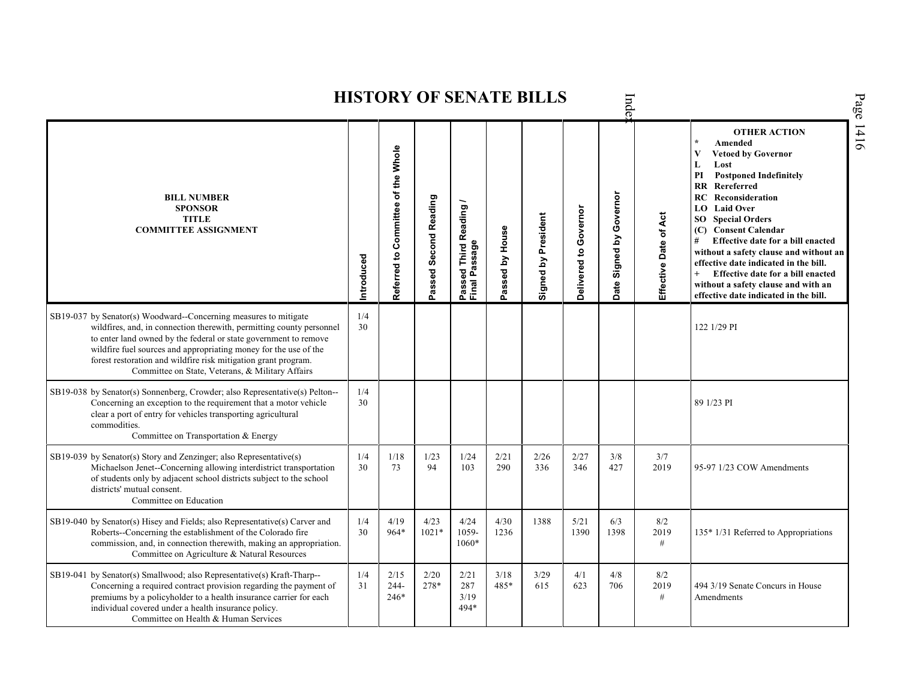# HISTORY OF SENATE BILLS

| BILL NUMBER<br>SPONSOR<br>TITLE<br>COMMITTEE ASSIGNMENT | Introduced | Referred to Committee of the Whole | Passed Second Reading | Passed Third Reading / Final Passage | Passed by House | Signed by President | Delivered to Governor | Date Signed by Governor | Effective Date of Act | OTHER ACTION<br>* Amended<br>V Vetoed by Governor<br>L Lost<br>PI Postponed Indefinitely<br>RR Rereferred<br>RC Reconsideration<br>LO Laid Over<br>SO Special Orders<br>(C) Consent Calendar<br># Effective date for a bill enacted without a safety clause and without an effective date indicated in the bill.<br>+ Effective date for a bill enacted without a safety clause and with an effective date indicated in the bill. |
|---|---|---|---|---|---|---|---|---|---|---|
| SB19-037 by Senator(s) Woodward--Concerning measures to mitigate wildfires, and, in connection therewith, permitting county personnel to enter land owned by the federal or state government to remove wildfire fuel sources and appropriating money for the use of the forest restoration and wildfire risk mitigation grant program.<br>Committee on State, Veterans, & Military Affairs | 1/4<br>30 | | | | | | | | | 122 1/29 PI |
| SB19-038 by Senator(s) Sonnenberg, Crowder; also Representative(s) Pelton--Concerning an exception to the requirement that a motor vehicle clear a port of entry for vehicles transporting agricultural commodities.<br>Committee on Transportation & Energy | 1/4<br>30 | | | | | | | | | 89 1/23 PI |
| SB19-039 by Senator(s) Story and Zenzinger; also Representative(s) Michaelson Jenet--Concerning allowing interdistrict transportation of students only by adjacent school districts subject to the school districts' mutual consent.<br>Committee on Education | 1/4<br>30 | 1/18<br>73 | 1/23<br>94 | 1/24<br>103 | 2/21<br>290 | 2/26<br>336 | 2/27<br>346 | 3/8<br>427 | 3/7<br>2019 | 95-97 1/23 COW Amendments |
| SB19-040 by Senator(s) Hisey and Fields; also Representative(s) Carver and Roberts--Concerning the establishment of the Colorado fire commission, and, in connection therewith, making an appropriation.<br>Committee on Agriculture & Natural Resources | 1/4<br>30 | 4/19<br>964* | 4/23<br>1021* | 4/24<br>1059-<br>1060* | 4/30<br>1236 | 1388 | 5/21<br>1390 | 6/3<br>1398 | 8/2<br>2019<br># | 135* 1/31 Referred to Appropriations |
| SB19-041 by Senator(s) Smallwood; also Representative(s) Kraft-Tharp--Concerning a required contract provision regarding the payment of premiums by a policyholder to a health insurance carrier for each individual covered under a health insurance policy.<br>Committee on Health & Human Services | 1/4<br>31 | 2/15<br>244-<br>246* | 2/20<br>278* | 2/21<br>287<br>3/19<br>494* | 3/18<br>485* | 3/29<br>615 | 4/1<br>623 | 4/8<br>706 | 8/2<br>2019<br># | 494 3/19 Senate Concurs in House Amendments |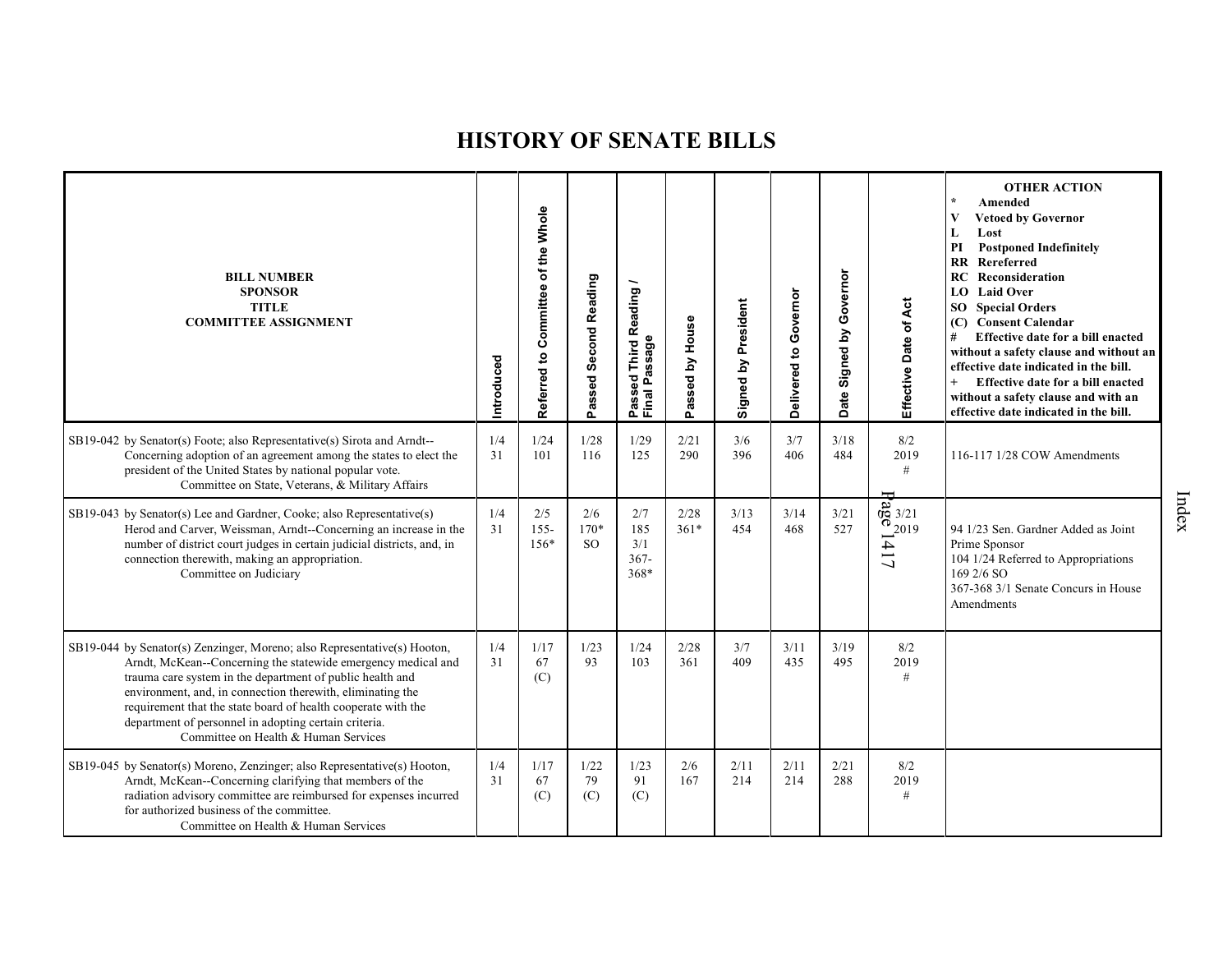# HISTORY OF SENATE BILLS

| BILL NUMBER<br>SPONSOR<br>TITLE<br>COMMITTEE ASSIGNMENT | Introduced | Referred to Committee of the Whole | Passed Second Reading | Passed Third Reading / Final Passage | Passed by House | Signed by President | Delivered to Governor | Date Signed by Governor | Effective Date of Act | OTHER ACTION<br>* Amended<br>V Vetoed by Governor<br>L Lost<br>PI Postponed Indefinitely<br>RR Rereferred<br>RC Reconsideration<br>LO Laid Over<br>SO Special Orders<br>(C) Consent Calendar<br># Effective date for a bill enacted without a safety clause and without an effective date indicated in the bill.<br>+ Effective date for a bill enacted without a safety clause and with an effective date indicated in the bill. |
|---|---|---|---|---|---|---|---|---|---|---|
| SB19-042 by Senator(s) Foote; also Representative(s) Sirota and Arndt--Concerning adoption of an agreement among the states to elect the president of the United States by national popular vote.<br>Committee on State, Veterans, & Military Affairs | 1/4<br>31 | 1/24<br>101 | 1/28<br>116 | 1/29<br>125 | 2/21<br>290 | 3/6<br>396 | 3/7<br>406 | 3/18<br>484 | 8/2<br>2019<br># | 116-117 1/28 COW Amendments |
| SB19-043 by Senator(s) Lee and Gardner, Cooke; also Representative(s) Herod and Carver, Weissman, Arndt--Concerning an increase in the number of district court judges in certain judicial districts, and, in connection therewith, making an appropriation.<br>Committee on Judiciary | 1/4<br>31 | 2/5<br>155-<br>156* | 2/6<br>170*<br>SO | 2/7<br>185<br>3/1<br>367-<br>368* | 2/28<br>361* | 3/13<br>454 | 3/14<br>468 | 3/21<br>527 | 3/21<br>2019 | 94 1/23 Sen. Gardner Added as Joint Prime Sponsor<br>104 1/24 Referred to Appropriations<br>169 2/6 SO<br>367-368 3/1 Senate Concurs in House Amendments |
| SB19-044 by Senator(s) Zenzinger, Moreno; also Representative(s) Hooton, Arndt, McKean--Concerning the statewide emergency medical and trauma care system in the department of public health and environment, and, in connection therewith, eliminating the requirement that the state board of health cooperate with the department of personnel in adopting certain criteria.<br>Committee on Health & Human Services | 1/4<br>31 | 1/17<br>67<br>(C) | 1/23<br>93 | 1/24<br>103 | 2/28<br>361 | 3/7<br>409 | 3/11<br>435 | 3/19<br>495 | 8/2<br>2019<br># | |
| SB19-045 by Senator(s) Moreno, Zenzinger; also Representative(s) Hooton, Arndt, McKean--Concerning clarifying that members of the radiation advisory committee are reimbursed for expenses incurred for authorized business of the committee.<br>Committee on Health & Human Services | 1/4<br>31 | 1/17<br>67<br>(C) | 1/22<br>79<br>(C) | 1/23<br>91<br>(C) | 2/6<br>167 | 2/11<br>214 | 2/11<br>214 | 2/21<br>288 | 8/2<br>2019<br># | |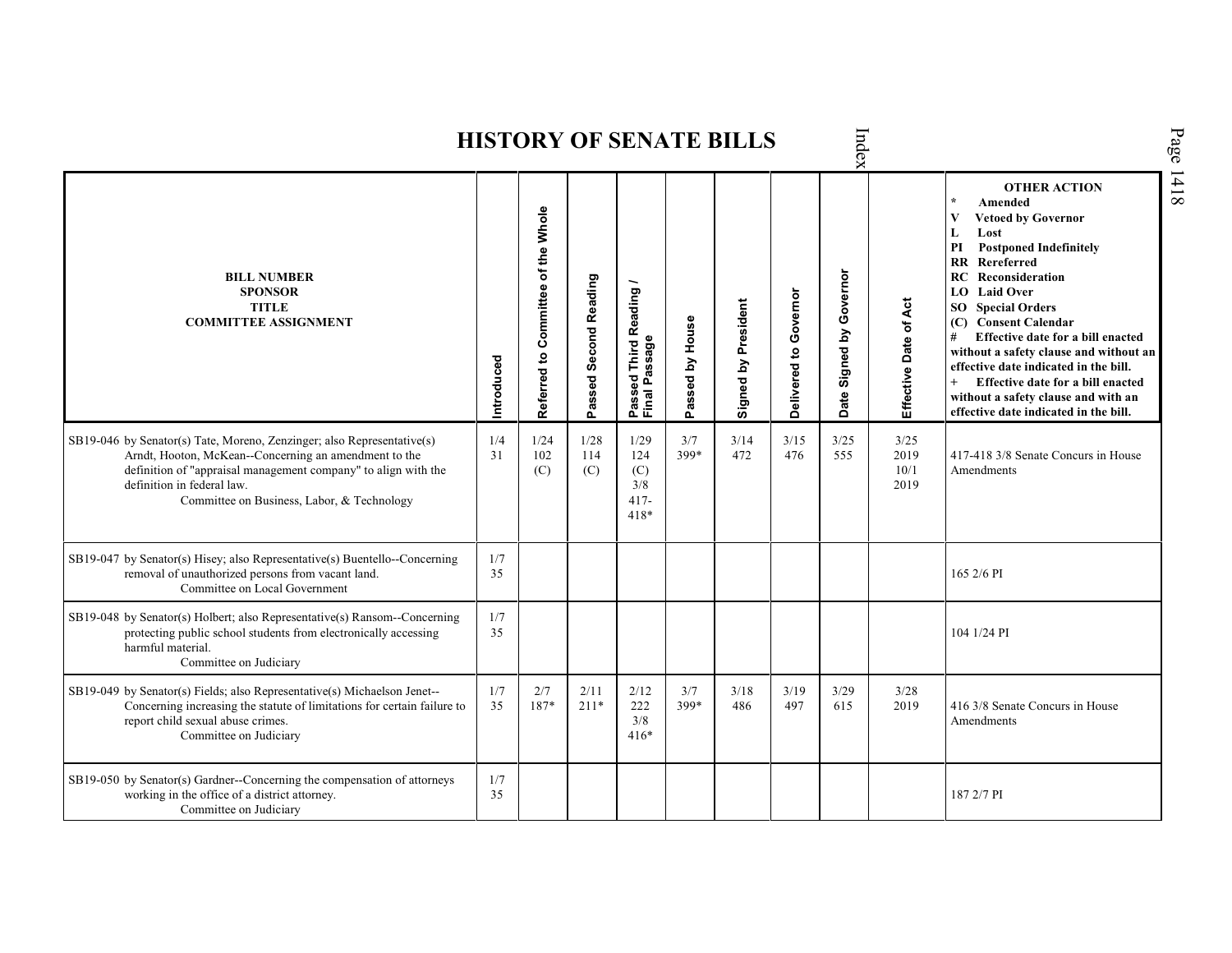# HISTORY OF SENATE BILLS

| BILL NUMBER<br>SPONSOR<br>TITLE<br>COMMITTEE ASSIGNMENT | Introduced | Referred to Committee of the Whole | Passed Second Reading | Passed Third Reading / Final Passage | Passed by House | Signed by President | Delivered to Governor | Date Signed by Governor | Effective Date of Act | OTHER ACTION<br>* Amended<br>V Vetoed by Governor<br>L Lost<br>PI Postponed Indefinitely<br>RR Rereferred<br>RC Reconsideration<br>LO Laid Over<br>SO Special Orders<br>(C) Consent Calendar<br># Effective date for a bill enacted without a safety clause and without an effective date indicated in the bill.<br>+ Effective date for a bill enacted without a safety clause and with an effective date indicated in the bill. |
|---|---|---|---|---|---|---|---|---|---|---|
| SB19-046 by Senator(s) Tate, Moreno, Zenzinger; also Representative(s) Arndt, Hooton, McKean--Concerning an amendment to the definition of "appraisal management company" to align with the definition in federal law.<br>Committee on Business, Labor, & Technology | 1/4<br>31 | 1/24<br>102<br>(C) | 1/28<br>114<br>(C) | 1/29<br>124<br>(C)<br>3/8<br>417-418* | 3/7<br>399* | 3/14<br>472 | 3/15<br>476 | 3/25<br>555 | 3/25<br>2019<br>10/1<br>2019 | 417-418 3/8 Senate Concurs in House Amendments |
| SB19-047 by Senator(s) Hisey; also Representative(s) Buentello--Concerning removal of unauthorized persons from vacant land.<br>Committee on Local Government | 1/7<br>35 | | | | | | | | | 165 2/6 PI |
| SB19-048 by Senator(s) Holbert; also Representative(s) Ransom--Concerning protecting public school students from electronically accessing harmful material.<br>Committee on Judiciary | 1/7<br>35 | | | | | | | | | 104 1/24 PI |
| SB19-049 by Senator(s) Fields; also Representative(s) Michaelson Jenet--Concerning increasing the statute of limitations for certain failure to report child sexual abuse crimes.<br>Committee on Judiciary | 1/7<br>35 | 2/7<br>187* | 2/11<br>211* | 2/12<br>222<br>3/8<br>416* | 3/7<br>399* | 3/18<br>486 | 3/19<br>497 | 3/29<br>615 | 3/28<br>2019 | 416 3/8 Senate Concurs in House Amendments |
| SB19-050 by Senator(s) Gardner--Concerning the compensation of attorneys working in the office of a district attorney.<br>Committee on Judiciary | 1/7<br>35 | | | | | | | | | 187 2/7 PI |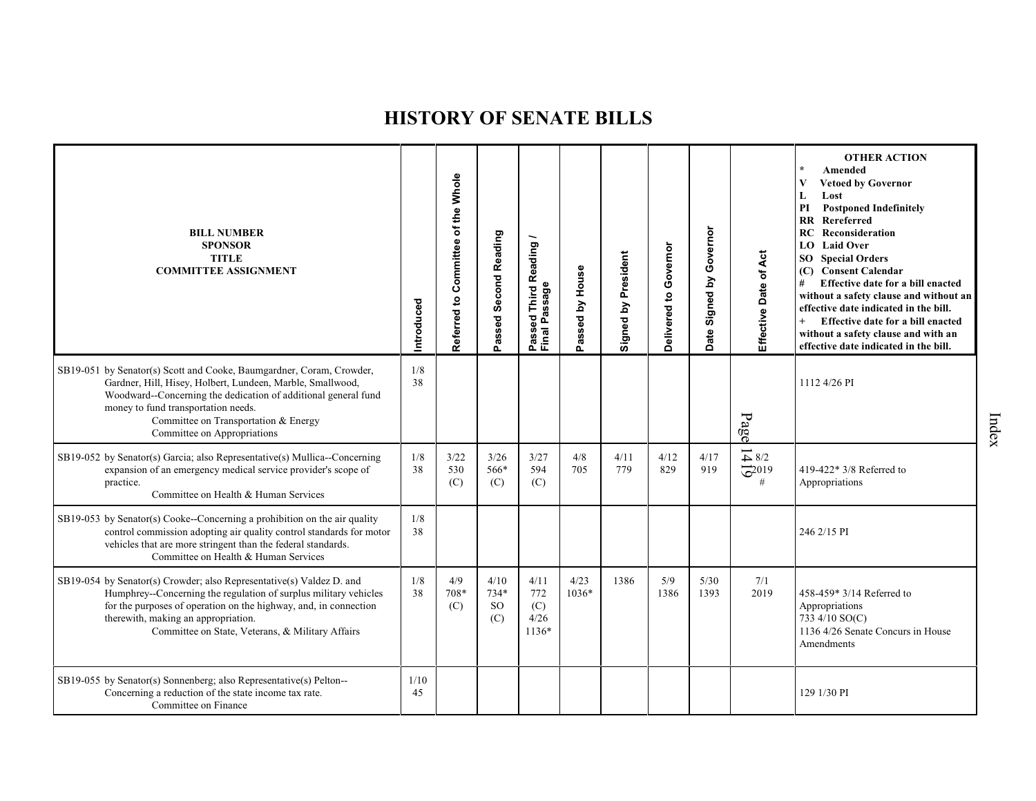# HISTORY OF SENATE BILLS

| BILL NUMBER SPONSOR TITLE COMMITTEE ASSIGNMENT | Introduced | Referred to Committee of the Whole | Passed Second Reading | Passed Third Reading / Final Passage | Passed by House | Signed by President | Delivered to Governor | Date Signed by Governor | Effective Date of Act | OTHER ACTION * Amended V Vetoed by Governor L Lost PI Postponed Indefinitely RR Rereferred RC Reconsideration LO Laid Over SO Special Orders (C) Consent Calendar # Effective date for a bill enacted without a safety clause and without an effective date indicated in the bill. + Effective date for a bill enacted without a safety clause and with an effective date indicated in the bill. |
|---|---|---|---|---|---|---|---|---|---|---|
| SB19-051 by Senator(s) Scott and Cooke, Baumgardner, Coram, Crowder, Gardner, Hill, Hisey, Holbert, Lundeen, Marble, Smallwood, Woodward--Concerning the dedication of additional general fund money to fund transportation needs. Committee on Transportation & Energy Committee on Appropriations | 1/8 38 | | | | | | | | | 1112 4/26 PI |
| SB19-052 by Senator(s) Garcia; also Representative(s) Mullica--Concerning expansion of an emergency medical service provider's scope of practice. Committee on Health & Human Services | 1/8 38 | 3/22 530 (C) | 3/26 566* (C) | 3/27 594 (C) | 4/8 705 | 4/11 779 | 4/12 829 | 4/17 919 | 8/2 2019 # | 419-422* 3/8 Referred to Appropriations |
| SB19-053 by Senator(s) Cooke--Concerning a prohibition on the air quality control commission adopting air quality control standards for motor vehicles that are more stringent than the federal standards. Committee on Health & Human Services | 1/8 38 | | | | | | | | | 246 2/15 PI |
| SB19-054 by Senator(s) Crowder; also Representative(s) Valdez D. and Humphrey--Concerning the regulation of surplus military vehicles for the purposes of operation on the highway, and, in connection therewith, making an appropriation. Committee on State, Veterans, & Military Affairs | 1/8 38 | 4/9 708* (C) | 4/10 734* SO (C) | 4/11 772 (C) 4/26 1136* | 4/23 1036* | 1386 | 5/9 1386 | 5/30 1393 | 7/1 2019 | 458-459* 3/14 Referred to Appropriations 733 4/10 SO(C) 1136 4/26 Senate Concurs in House Amendments |
| SB19-055 by Senator(s) Sonnenberg; also Representative(s) Pelton--Concerning a reduction of the state income tax rate. Committee on Finance | 1/10 45 | | | | | | | | | 129 1/30 PI |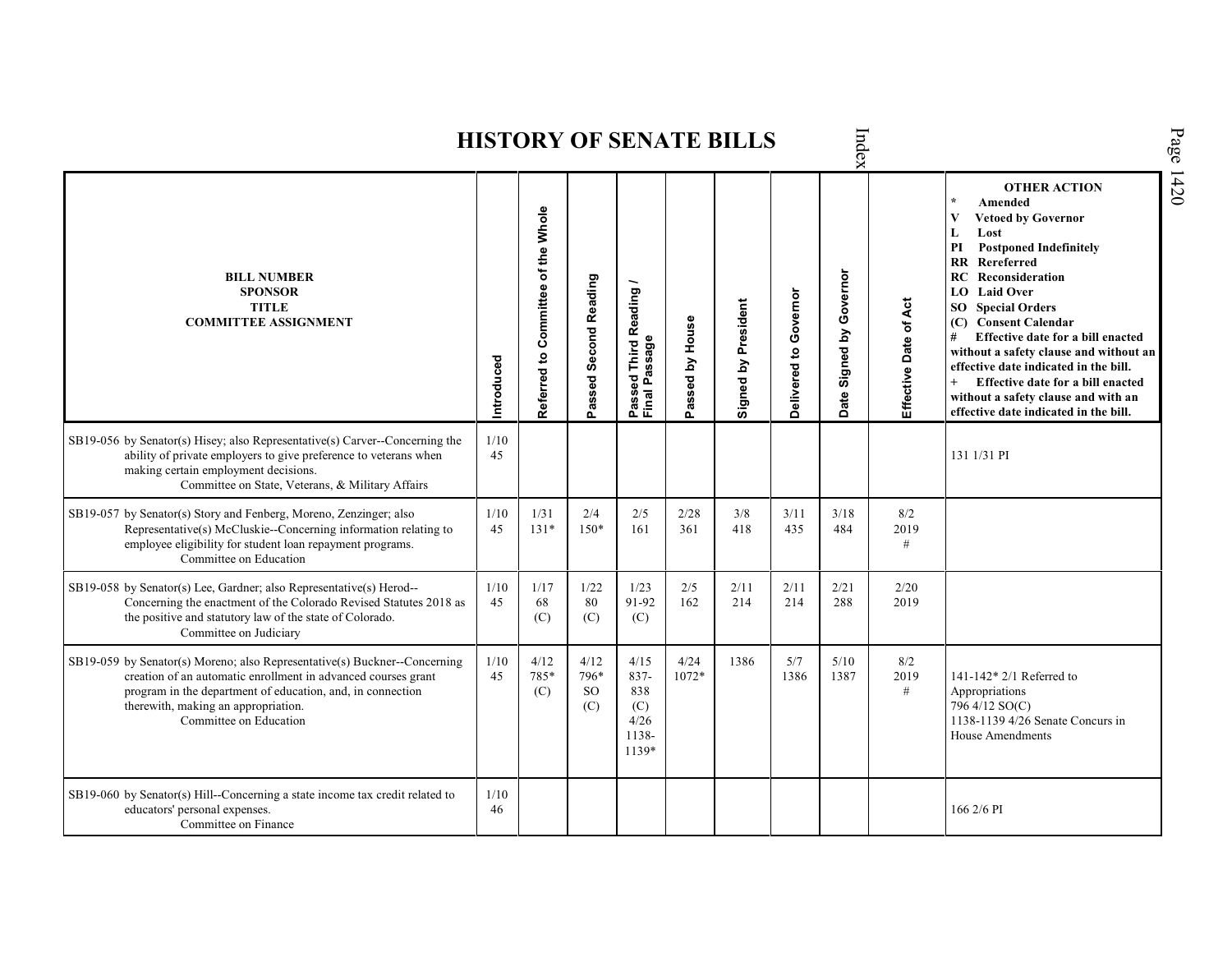# HISTORY OF SENATE BILLS

| BILL NUMBER SPONSOR TITLE COMMITTEE ASSIGNMENT | Introduced | Referred to Committee of the Whole | Passed Second Reading | Passed Third Reading / Final Passage | Passed by House | Signed by President | Delivered to Governor | Date Signed by Governor | Effective Date of Act | OTHER ACTION * Amended V Vetoed by Governor L Lost PI Postponed Indefinitely RR Rereferred RC Reconsideration LO Laid Over SO Special Orders (C) Consent Calendar # Effective date for a bill enacted without a safety clause and without an effective date indicated in the bill. + Effective date for a bill enacted without a safety clause and with an effective date indicated in the bill. |
|---|---|---|---|---|---|---|---|---|---|---|
| SB19-056 by Senator(s) Hisey; also Representative(s) Carver--Concerning the ability of private employers to give preference to veterans when making certain employment decisions. Committee on State, Veterans, & Military Affairs | 1/10 45 | | | | | | | | | 131 1/31 PI |
| SB19-057 by Senator(s) Story and Fenberg, Moreno, Zenzinger; also Representative(s) McCluskie--Concerning information relating to employee eligibility for student loan repayment programs. Committee on Education | 1/10 45 | 1/31 131* | 2/4 150* | 2/5 161 | 2/28 361 | 3/8 418 | 3/11 435 | 3/18 484 | 8/2 2019 # | |
| SB19-058 by Senator(s) Lee, Gardner; also Representative(s) Herod--Concerning the enactment of the Colorado Revised Statutes 2018 as the positive and statutory law of the state of Colorado. Committee on Judiciary | 1/10 45 | 1/17 68 (C) | 1/22 80 (C) | 1/23 91-92 (C) | 2/5 162 | 2/11 214 | 2/11 214 | 2/21 288 | 2/20 2019 | |
| SB19-059 by Senator(s) Moreno; also Representative(s) Buckner--Concerning creation of an automatic enrollment in advanced courses grant program in the department of education, and, in connection therewith, making an appropriation. Committee on Education | 1/10 45 | 4/12 785* (C) | 4/12 796* SO (C) | 4/15 837-838 (C) 4/26 1138-1139* | 4/24 1072* | 1386 | 5/7 1386 | 5/10 1387 | 8/2 2019 # | 141-142* 2/1 Referred to Appropriations 796 4/12 SO(C) 1138-1139 4/26 Senate Concurs in House Amendments |
| SB19-060 by Senator(s) Hill--Concerning a state income tax credit related to educators' personal expenses. Committee on Finance | 1/10 46 | | | | | | | | | 166 2/6 PI |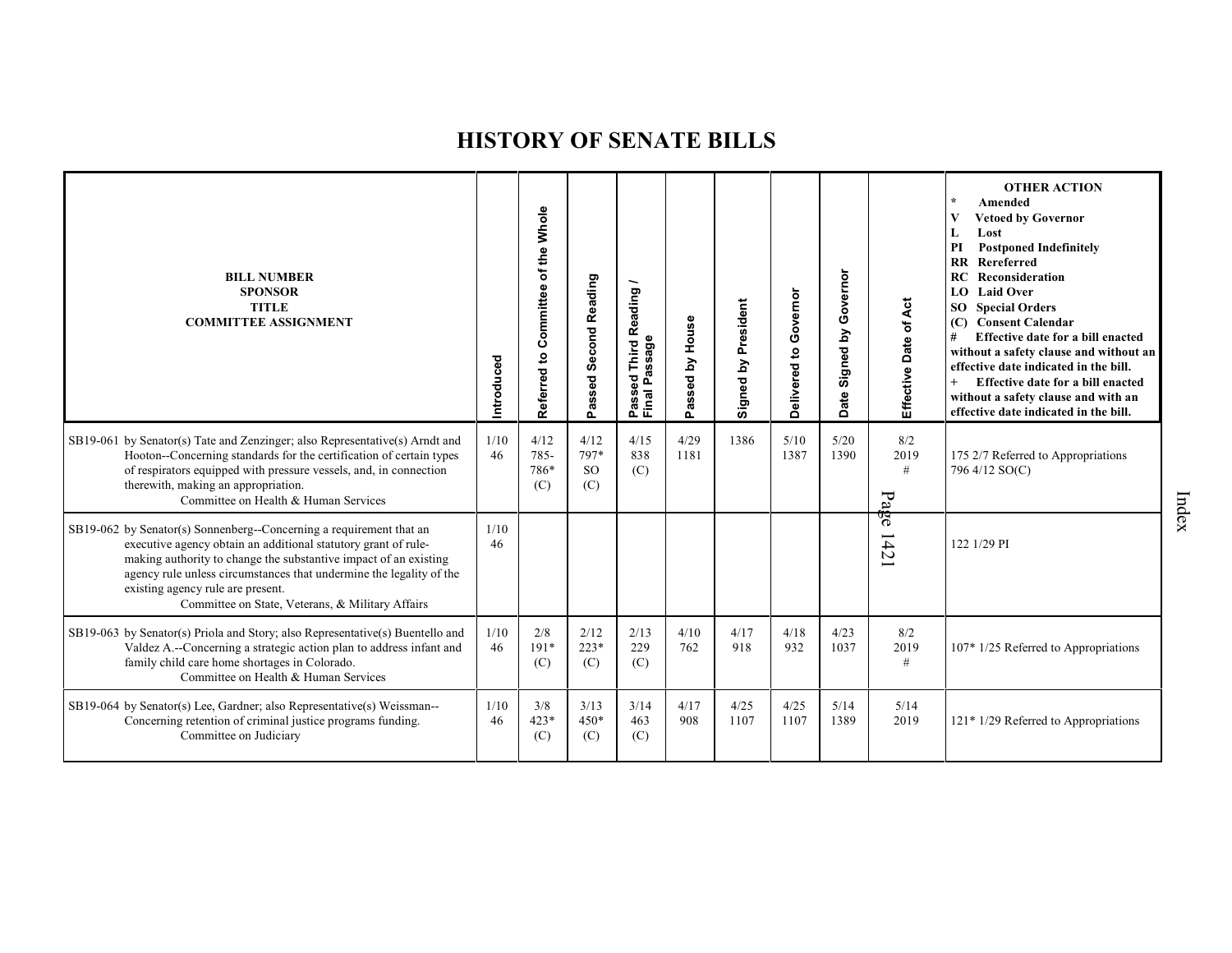# HISTORY OF SENATE BILLS

| BILL NUMBER<br>SPONSOR<br>TITLE<br>COMMITTEE ASSIGNMENT | Introduced | Referred to Committee of the Whole | Passed Second Reading | Passed Third Reading / Final Passage | Passed by House | Signed by President | Delivered to Governor | Date Signed by Governor | Effective Date of Act | OTHER ACTION<br>* Amended<br>V Vetoed by Governor<br>L Lost<br>PI Postponed Indefinitely<br>RR Rereferred<br>RC Reconsideration<br>LO Laid Over<br>SO Special Orders<br>(C) Consent Calendar<br># Effective date for a bill enacted without a safety clause and without an effective date indicated in the bill.<br>+ Effective date for a bill enacted without a safety clause and with an effective date indicated in the bill. |
|---|---|---|---|---|---|---|---|---|---|---|
| SB19-061 by Senator(s) Tate and Zenzinger; also Representative(s) Arndt and Hooton--Concerning standards for the certification of certain types of respirators equipped with pressure vessels, and, in connection therewith, making an appropriation.<br>Committee on Health & Human Services | 1/10<br>46 | 4/12<br>785-<br>786*<br>(C) | 4/12<br>797*<br>SO<br>(C) | 4/15<br>838<br>(C) | 4/29<br>1181 | 1386 | 5/10<br>1387 | 5/20<br>1390 | 8/2<br>2019<br># | 175 2/7 Referred to Appropriations<br>796 4/12 SO(C) |
| SB19-062 by Senator(s) Sonnenberg--Concerning a requirement that an executive agency obtain an additional statutory grant of rule-making authority to change the substantive impact of an existing agency rule unless circumstances that undermine the legality of the existing agency rule are present.<br>Committee on State, Veterans, & Military Affairs | 1/10<br>46 | | | | | | | | | 122 1/29 PI |
| SB19-063 by Senator(s) Priola and Story; also Representative(s) Buentello and Valdez A.--Concerning a strategic action plan to address infant and family child care home shortages in Colorado.<br>Committee on Health & Human Services | 1/10<br>46 | 2/8<br>191*<br>(C) | 2/12<br>223*<br>(C) | 2/13<br>229<br>(C) | 4/10<br>762 | 4/17<br>918 | 4/18<br>932 | 4/23<br>1037 | 8/2<br>2019<br># | 107* 1/25 Referred to Appropriations |
| SB19-064 by Senator(s) Lee, Gardner; also Representative(s) Weissman--Concerning retention of criminal justice programs funding.<br>Committee on Judiciary | 1/10<br>46 | 3/8<br>423*<br>(C) | 3/13<br>450*<br>(C) | 3/14<br>463<br>(C) | 4/17<br>908 | 4/25<br>1107 | 4/25<br>1107 | 5/14<br>1389 | 5/14<br>2019 | 121* 1/29 Referred to Appropriations |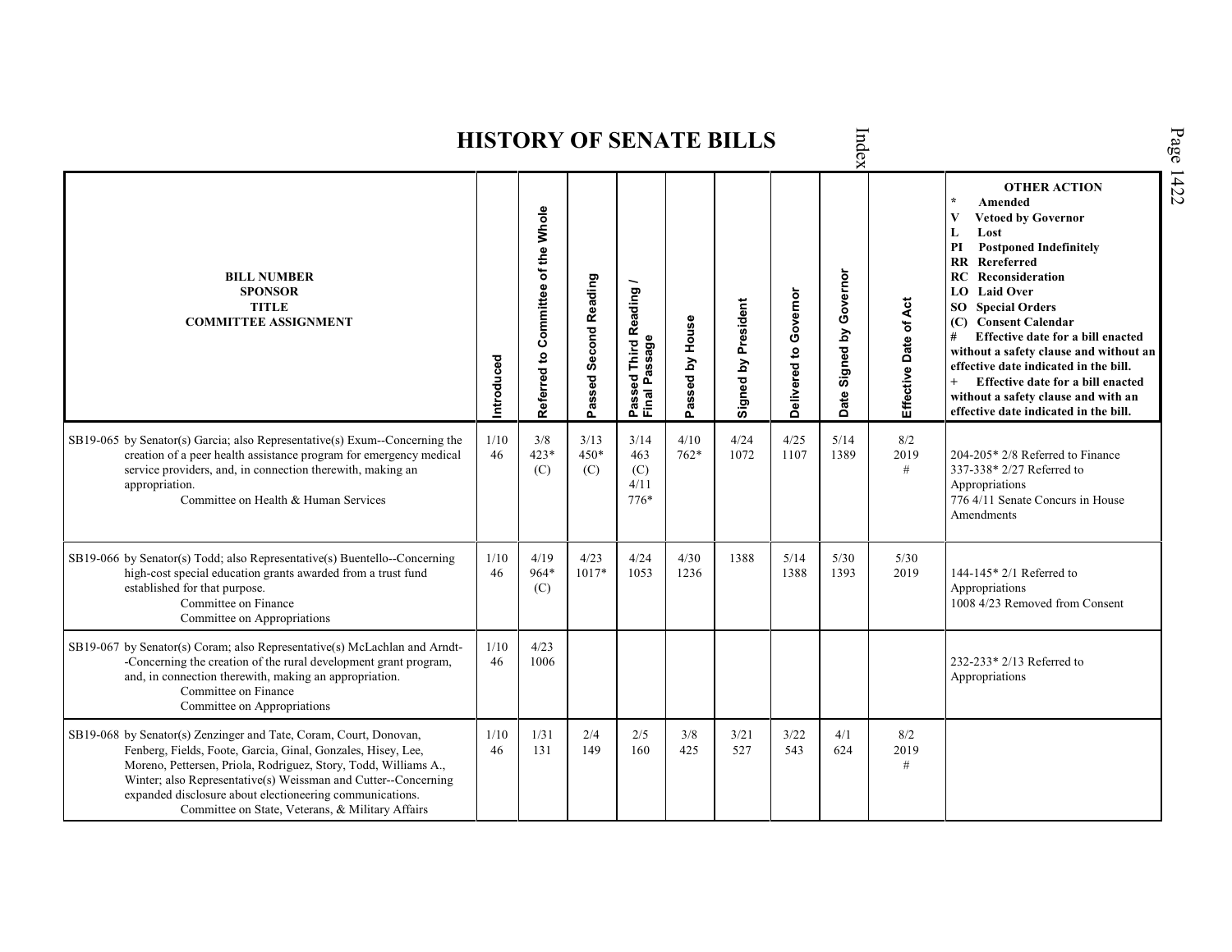# HISTORY OF SENATE BILLS

| BILL NUMBER<br>SPONSOR<br>TITLE<br>COMMITTEE ASSIGNMENT | Introduced | Referred to Committee of the Whole | Passed Second Reading | Passed Third Reading / Final Passage | Passed by House | Signed by President | Delivered to Governor | Date Signed by Governor | Effective Date of Act | OTHER ACTION<br>* Amended<br>V Vetoed by Governor<br>L Lost<br>PI Postponed Indefinitely<br>RR Rereferred<br>RC Reconsideration<br>LO Laid Over<br>SO Special Orders<br>(C) Consent Calendar<br># Effective date for a bill enacted without a safety clause and without an effective date indicated in the bill.<br>+ Effective date for a bill enacted without a safety clause and with an effective date indicated in the bill. |
|---|---|---|---|---|---|---|---|---|---|---|
| SB19-065 by Senator(s) Garcia; also Representative(s) Exum--Concerning the creation of a peer health assistance program for emergency medical service providers, and, in connection therewith, making an appropriation.<br>Committee on Health & Human Services | 1/10<br>46 | 3/8<br>423*<br>(C) | 3/13<br>450*<br>(C) | 3/14<br>463<br>(C)<br>4/11<br>776* | 4/10<br>762* | 4/24<br>1072 | 4/25<br>1107 | 5/14<br>1389 | 8/2<br>2019<br># | 204-205* 2/8 Referred to Finance<br>337-338* 2/27 Referred to Appropriations<br>776 4/11 Senate Concurs in House Amendments |
| SB19-066 by Senator(s) Todd; also Representative(s) Buentello--Concerning high-cost special education grants awarded from a trust fund established for that purpose.<br>Committee on Finance<br>Committee on Appropriations | 1/10<br>46 | 4/19<br>964*<br>(C) | 4/23<br>1017* | 4/24<br>1053 | 4/30<br>1236 | 1388 | 5/14<br>1388 | 5/30<br>1393 | 5/30<br>2019 | 144-145* 2/1 Referred to Appropriations<br>1008 4/23 Removed from Consent |
| SB19-067 by Senator(s) Coram; also Representative(s) McLachlan and Arndt--Concerning the creation of the rural development grant program, and, in connection therewith, making an appropriation.<br>Committee on Finance<br>Committee on Appropriations | 1/10<br>46 | 4/23<br>1006 | | | | | | | | 232-233* 2/13 Referred to Appropriations |
| SB19-068 by Senator(s) Zenzinger and Tate, Coram, Court, Donovan, Fenberg, Fields, Foote, Garcia, Ginal, Gonzales, Hisey, Lee, Moreno, Pettersen, Priola, Rodriguez, Story, Todd, Williams A., Winter; also Representative(s) Weissman and Cutter--Concerning expanded disclosure about electioneering communications.<br>Committee on State, Veterans, & Military Affairs | 1/10<br>46 | 1/31<br>131 | 2/4<br>149 | 2/5<br>160 | 3/8<br>425 | 3/21<br>527 | 3/22<br>543 | 4/1<br>624 | 8/2<br>2019<br># | |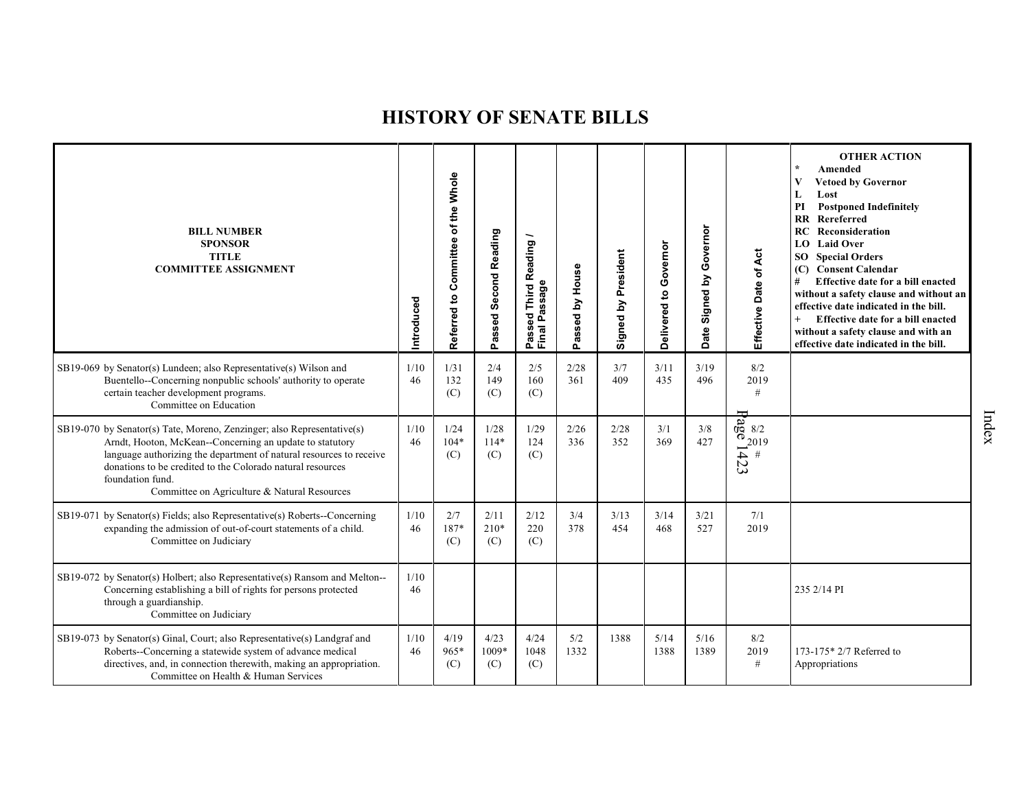# HISTORY OF SENATE BILLS

| BILL NUMBER<br>SPONSOR<br>TITLE<br>COMMITTEE ASSIGNMENT | Introduced | Referred to Committee of the Whole | Passed Second Reading | Passed Third Reading / Final Passage | Passed by House | Signed by President | Delivered to Governor | Date Signed by Governor | Effective Date of Act | OTHER ACTION<br>* Amended<br>V Vetoed by Governor<br>L Lost<br>PI Postponed Indefinitely<br>RR Rereferred<br>RC Reconsideration<br>LO Laid Over<br>SO Special Orders<br>(C) Consent Calendar<br># Effective date for a bill enacted without a safety clause and without an effective date indicated in the bill.<br>+ Effective date for a bill enacted without a safety clause and with an effective date indicated in the bill. |
|---|---|---|---|---|---|---|---|---|---|---|
| SB19-069 by Senator(s) Lundeen; also Representative(s) Wilson and Buentello--Concerning nonpublic schools' authority to operate certain teacher development programs.<br>Committee on Education | 1/10<br>46 | 1/31<br>132<br>(C) | 2/4<br>149<br>(C) | 2/5<br>160<br>(C) | 2/28<br>361 | 3/7<br>409 | 3/11<br>435 | 3/19<br>496 | 8/2<br>2019<br># | |
| SB19-070 by Senator(s) Tate, Moreno, Zenzinger; also Representative(s) Arndt, Hooton, McKean--Concerning an update to statutory language authorizing the department of natural resources to receive donations to be credited to the Colorado natural resources foundation fund.<br>Committee on Agriculture & Natural Resources | 1/10<br>46 | 1/24<br>104*<br>(C) | 1/28<br>114*<br>(C) | 1/29<br>124<br>(C) | 2/26<br>336 | 2/28<br>352 | 3/1<br>369 | 3/8<br>427 | 8/2<br>2019<br># | |
| SB19-071 by Senator(s) Fields; also Representative(s) Roberts--Concerning expanding the admission of out-of-court statements of a child.<br>Committee on Judiciary | 1/10<br>46 | 2/7<br>187*<br>(C) | 2/11<br>210*<br>(C) | 2/12<br>220<br>(C) | 3/4<br>378 | 3/13<br>454 | 3/14<br>468 | 3/21<br>527 | 7/1<br>2019 | |
| SB19-072 by Senator(s) Holbert; also Representative(s) Ransom and Melton--Concerning establishing a bill of rights for persons protected through a guardianship.<br>Committee on Judiciary | 1/10<br>46 | | | | | | | | | 235 2/14 PI |
| SB19-073 by Senator(s) Ginal, Court; also Representative(s) Landgraf and Roberts--Concerning a statewide system of advance medical directives, and, in connection therewith, making an appropriation.<br>Committee on Health & Human Services | 1/10<br>46 | 4/19<br>965*<br>(C) | 4/23<br>1009*<br>(C) | 4/24<br>1048<br>(C) | 5/2<br>1332 | 1388 | 5/14<br>1388 | 5/16<br>1389 | 8/2<br>2019<br># | 173-175* 2/7 Referred to Appropriations |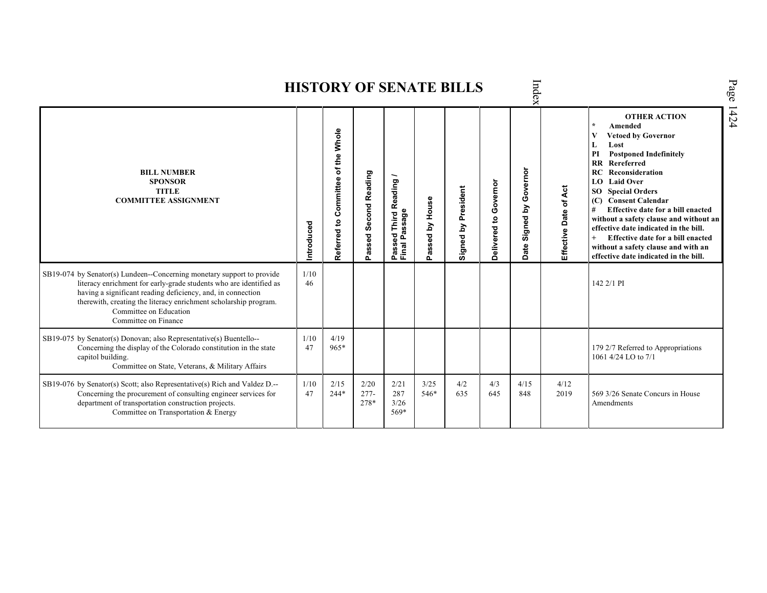# HISTORY OF SENATE BILLS

| BILL NUMBER<br>SPONSOR<br>TITLE<br>COMMITTEE ASSIGNMENT | Introduced | Referred to Committee of the Whole | Passed Second Reading | Passed Third Reading / Final Passage | Passed by House | Signed by President | Delivered to Governor | Date Signed by Governor | Effective Date of Act | OTHER ACTION<br>* Amended<br>V Vetoed by Governor<br>L Lost<br>PI Postponed Indefinitely<br>RR Rereferred<br>RC Reconsideration<br>LO Laid Over<br>SO Special Orders<br>(C) Consent Calendar<br># Effective date for a bill enacted without a safety clause and without an effective date indicated in the bill.<br>+ Effective date for a bill enacted without a safety clause and with an effective date indicated in the bill. |
|---|---|---|---|---|---|---|---|---|---|---|
| SB19-074 by Senator(s) Lundeen--Concerning monetary support to provide literacy enrichment for early-grade students who are identified as having a significant reading deficiency, and, in connection therewith, creating the literacy enrichment scholarship program.<br>Committee on Education<br>Committee on Finance | 1/10<br>46 | | | | | | | | | 142 2/1 PI |
| SB19-075 by Senator(s) Donovan; also Representative(s) Buentello--Concerning the display of the Colorado constitution in the state capitol building.<br>Committee on State, Veterans, & Military Affairs | 1/10<br>47 | 4/19<br>965* | | | | | | | | 179 2/7 Referred to Appropriations<br>1061 4/24 LO to 7/1 |
| SB19-076 by Senator(s) Scott; also Representative(s) Rich and Valdez D.--Concerning the procurement of consulting engineer services for department of transportation construction projects.<br>Committee on Transportation & Energy | 1/10<br>47 | 2/15<br>244* | 2/20<br>277-278* | 2/21<br>287<br>3/26<br>569* | 3/25<br>546* | 4/2<br>635 | 4/3<br>645 | 4/15<br>848 | 4/12<br>2019 | 569 3/26 Senate Concurs in House Amendments |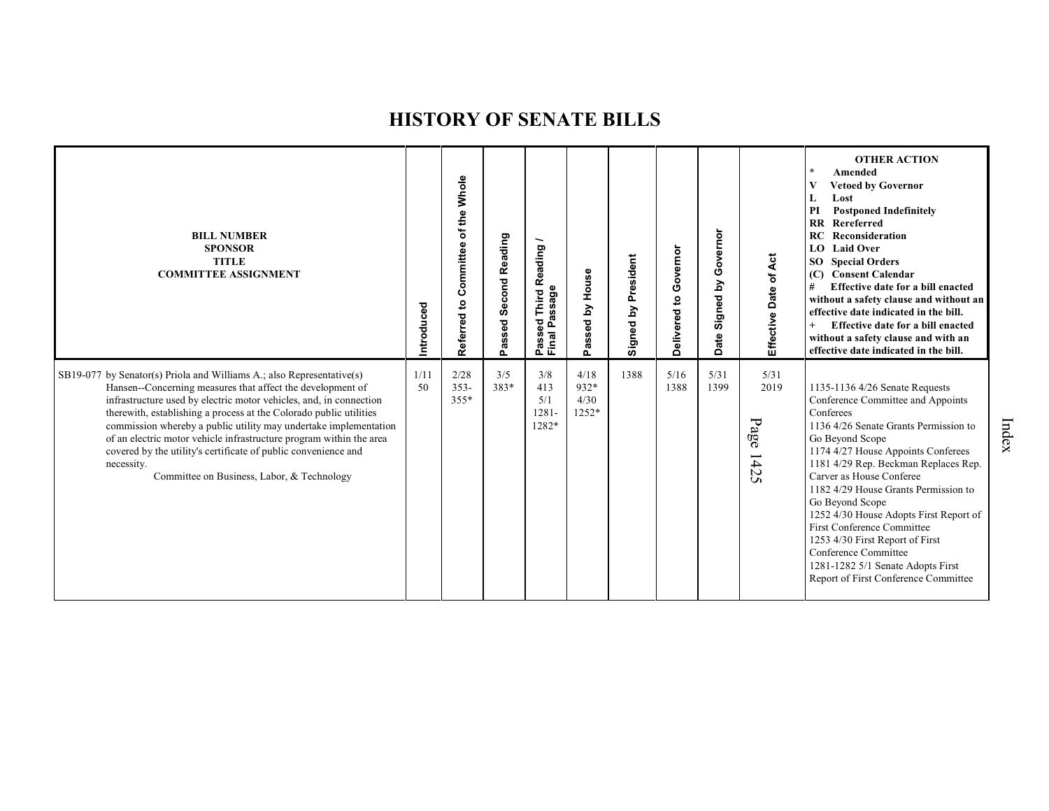# HISTORY OF SENATE BILLS

| BILL NUMBER<br>SPONSOR<br>TITLE<br>COMMITTEE ASSIGNMENT | Introduced | Referred to Committee of the Whole | Passed Second Reading | Passed Third Reading / Final Passage | Passed by House | Signed by President | Delivered to Governor | Date Signed by Governor | Effective Date of Act | OTHER ACTION<br>* Amended<br>V Vetoed by Governor<br>L Lost<br>PI Postponed Indefinitely<br>RR Rereferred<br>RC Reconsideration<br>LO Laid Over<br>SO Special Orders<br>(C) Consent Calendar<br># Effective date for a bill enacted without a safety clause and without an effective date indicated in the bill.<br>+ Effective date for a bill enacted without a safety clause and with an effective date indicated in the bill. |
|---|---|---|---|---|---|---|---|---|---|---|
| SB19-077 by Senator(s) Priola and Williams A.; also Representative(s) Hansen--Concerning measures that affect the development of infrastructure used by electric motor vehicles, and, in connection therewith, establishing a process at the Colorado public utilities commission whereby a public utility may undertake implementation of an electric motor vehicle infrastructure program within the area covered by the utility's certificate of public convenience and necessity.<br>Committee on Business, Labor, & Technology | 1/11<br>50 | 2/28<br>353-<br>355* | 3/5<br>383* | 3/8<br>413<br>5/1<br>1281-<br>1282* | 4/18<br>932*<br>4/30<br>1252* | 1388 | 5/16<br>1388 | 5/31<br>1399 | 5/31<br>2019 | 1135-1136 4/26 Senate Requests Conference Committee and Appoints Conferees<br>1136 4/26 Senate Grants Permission to Go Beyond Scope<br>1174 4/27 House Appoints Conferees<br>1181 4/29 Rep. Beckman Replaces Rep. Carver as House Conferee<br>1182 4/29 House Grants Permission to Go Beyond Scope<br>1252 4/30 House Adopts First Report of First Conference Committee<br>1253 4/30 First Report of First Conference Committee<br>1281-1282 5/1 Senate Adopts First Report of First Conference Committee |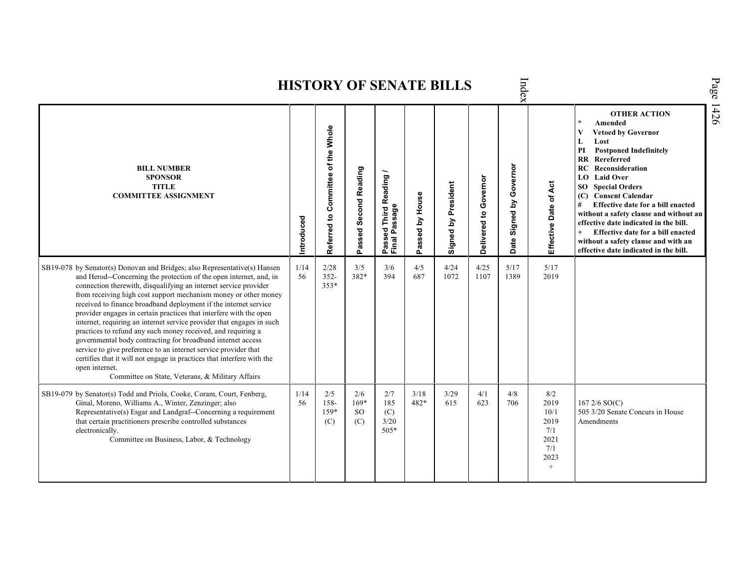# HISTORY OF SENATE BILLS

| BILL NUMBER<br>SPONSOR<br>TITLE<br>COMMITTEE ASSIGNMENT | Introduced | Referred to Committee of the Whole | Passed Second Reading | Passed Third Reading / Final Passage | Passed by House | Signed by President | Delivered to Governor | Date Signed by Governor | Effective Date of Act | OTHER ACTION<br>* Amended<br>V Vetoed by Governor<br>L Lost<br>PI Postponed Indefinitely<br>RR Rereferred<br>RC Reconsideration<br>LO Laid Over<br>SO Special Orders<br>(C) Consent Calendar<br># Effective date for a bill enacted without a safety clause and without an effective date indicated in the bill.<br>+ Effective date for a bill enacted without a safety clause and with an effective date indicated in the bill. |
|---|---|---|---|---|---|---|---|---|---|---|
| SB19-078 by Senator(s) Donovan and Bridges; also Representative(s) Hansen and Herod--Concerning the protection of the open internet, and, in connection therewith, disqualifying an internet service provider from receiving high cost support mechanism money or other money received to finance broadband deployment if the internet service provider engages in certain practices that interfere with the open internet, requiring an internet service provider that engages in such practices to refund any such money received, and requiring a governmental body contracting for broadband internet access service to give preference to an internet service provider that certifies that it will not engage in practices that interfere with the open internet.<br>Committee on State, Veterans, & Military Affairs | 1/14<br>56 | 2/28<br>352-<br>353* | 3/5<br>382* | 3/6<br>394 | 4/5<br>687 | 4/24<br>1072 | 4/25<br>1107 | 5/17<br>1389 | 5/17<br>2019 | |
| SB19-079 by Senator(s) Todd and Priola, Cooke, Coram, Court, Fenberg, Ginal, Moreno, Williams A., Winter, Zenzinger; also Representative(s) Esgar and Landgraf--Concerning a requirement that certain practitioners prescribe controlled substances electronically.<br>Committee on Business, Labor, & Technology | 1/14<br>56 | 2/5<br>158-<br>159*<br>(C) | 2/6<br>169*<br>SO<br>(C) | 2/7<br>185<br>(C)<br>3/20<br>505* | 3/18<br>482* | 3/29<br>615 | 4/1<br>623 | 4/8<br>706 | 8/2<br>2019<br>10/1<br>2019<br>7/1<br>2021<br>7/1<br>2023<br>+ | 167 2/6 SO(C)<br>505 3/20 Senate Concurs in House Amendments |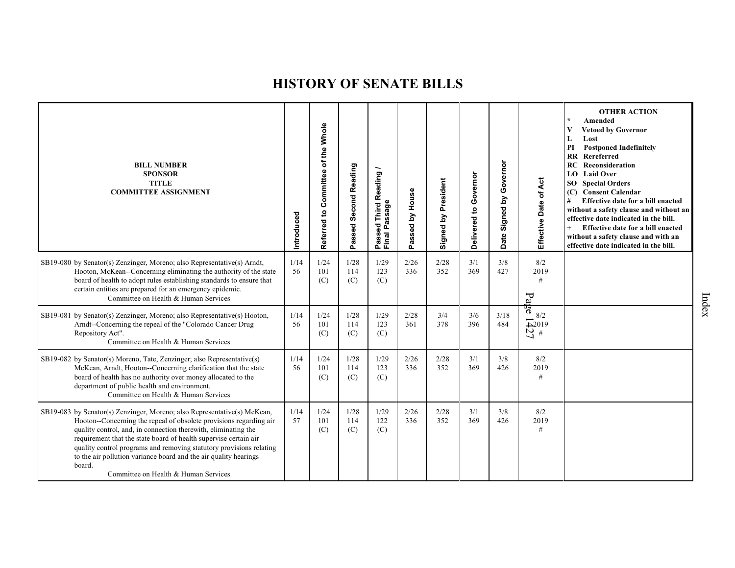# HISTORY OF SENATE BILLS

| BILL NUMBER<br>SPONSOR<br>TITLE<br>COMMITTEE ASSIGNMENT | Introduced | Referred to Committee of the Whole | Passed Second Reading | Passed Third Reading / Final Passage | Passed by House | Signed by President | Delivered to Governor | Date Signed by Governor | Effective Date of Act | OTHER ACTION<br>* Amended<br>V Vetoed by Governor<br>L Lost<br>PI Postponed Indefinitely<br>RR Rereferred<br>RC Reconsideration<br>LO Laid Over<br>SO Special Orders<br>(C) Consent Calendar<br># Effective date for a bill enacted without a safety clause and without an effective date indicated in the bill.<br>+ Effective date for a bill enacted without a safety clause and with an effective date indicated in the bill. |
|---|---|---|---|---|---|---|---|---|---|---|
| SB19-080 by Senator(s) Zenzinger, Moreno; also Representative(s) Arndt, Hooton, McKean--Concerning eliminating the authority of the state board of health to adopt rules establishing standards to ensure that certain entities are prepared for an emergency epidemic.<br>Committee on Health & Human Services | 1/14<br>56 | 1/24<br>101<br>(C) | 1/28<br>114<br>(C) | 1/29<br>123<br>(C) | 2/26<br>336 | 2/28<br>352 | 3/1<br>369 | 3/8<br>427 | 8/2<br>2019<br># | |
| SB19-081 by Senator(s) Zenzinger, Moreno; also Representative(s) Hooton, Arndt--Concerning the repeal of the "Colorado Cancer Drug Repository Act".<br>Committee on Health & Human Services | 1/14<br>56 | 1/24<br>101<br>(C) | 1/28<br>114<br>(C) | 1/29<br>123<br>(C) | 2/28<br>361 | 3/4<br>378 | 3/6<br>396 | 3/18<br>484 | 8/2<br>2019<br># | |
| SB19-082 by Senator(s) Moreno, Tate, Zenzinger; also Representative(s) McKean, Arndt, Hooton--Concerning clarification that the state board of health has no authority over money allocated to the department of public health and environment.<br>Committee on Health & Human Services | 1/14<br>56 | 1/24<br>101<br>(C) | 1/28<br>114<br>(C) | 1/29<br>123<br>(C) | 2/26<br>336 | 2/28<br>352 | 3/1<br>369 | 3/8<br>426 | 8/2<br>2019<br># | |
| SB19-083 by Senator(s) Zenzinger, Moreno; also Representative(s) McKean, Hooton--Concerning the repeal of obsolete provisions regarding air quality control, and, in connection therewith, eliminating the requirement that the state board of health supervise certain air quality control programs and removing statutory provisions relating to the air pollution variance board and the air quality hearings board.<br>Committee on Health & Human Services | 1/14<br>57 | 1/24<br>101<br>(C) | 1/28<br>114<br>(C) | 1/29<br>122<br>(C) | 2/26<br>336 | 2/28<br>352 | 3/1<br>369 | 3/8<br>426 | 8/2<br>2019<br># | |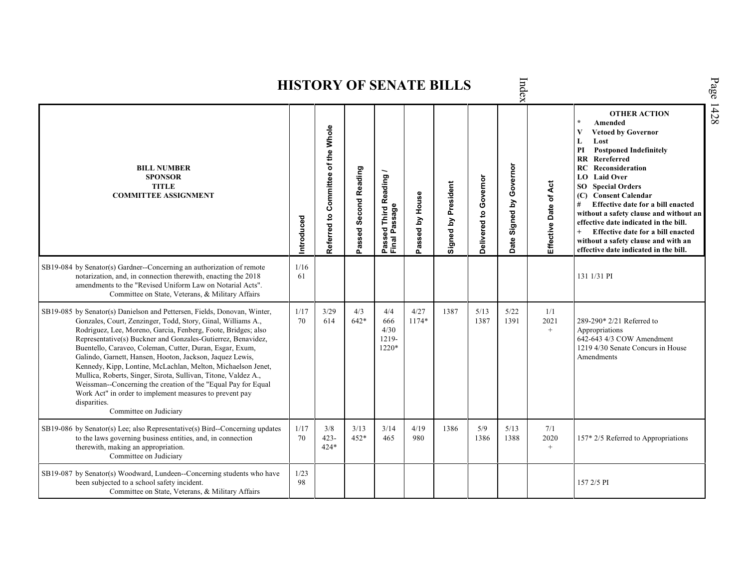# HISTORY OF SENATE BILLS

| BILL NUMBER<br>SPONSOR<br>TITLE<br>COMMITTEE ASSIGNMENT | Introduced | Referred to Committee of the Whole | Passed Second Reading | Passed Third Reading / Final Passage | Passed by House | Signed by President | Delivered to Governor | Date Signed by Governor | Effective Date of Act | OTHER ACTION<br>* Amended<br>V Vetoed by Governor<br>L Lost<br>PI Postponed Indefinitely<br>RR Rereferred<br>RC Reconsideration<br>LO Laid Over<br>SO Special Orders<br>(C) Consent Calendar<br># Effective date for a bill enacted without a safety clause and without an effective date indicated in the bill.<br>+ Effective date for a bill enacted without a safety clause and with an effective date indicated in the bill. |
|---|---|---|---|---|---|---|---|---|---|---|
| SB19-084 by Senator(s) Gardner--Concerning an authorization of remote notarization, and, in connection therewith, enacting the 2018 amendments to the "Revised Uniform Law on Notarial Acts".<br>Committee on State, Veterans, & Military Affairs | 1/16<br>61 | | | | | | | | | 131 1/31 PI |
| SB19-085 by Senator(s) Danielson and Pettersen, Fields, Donovan, Winter, Gonzales, Court, Zenzinger, Todd, Story, Ginal, Williams A., Rodriguez, Lee, Moreno, Garcia, Fenberg, Foote, Bridges; also Representative(s) Buckner and Gonzales-Gutierrez, Benavidez, Buentello, Caraveo, Coleman, Cutter, Duran, Esgar, Exum, Galindo, Garnett, Hansen, Hooton, Jackson, Jaquez Lewis, Kennedy, Kipp, Lontine, McLachlan, Melton, Michaelson Jenet, Mullica, Roberts, Singer, Sirota, Sullivan, Titone, Valdez A., Weissman--Concerning the creation of the "Equal Pay for Equal Work Act" in order to implement measures to prevent pay disparities.<br>Committee on Judiciary | 1/17<br>70 | 3/29<br>614 | 4/3<br>642* | 4/4<br>666<br>4/30<br>1219-<br>1220* | 4/27<br>1174* | 1387 | 5/13<br>1387 | 5/22<br>1391 | 1/1<br>2021<br>+ | 289-290* 2/21 Referred to Appropriations<br>642-643 4/3 COW Amendment<br>1219 4/30 Senate Concurs in House Amendments |
| SB19-086 by Senator(s) Lee; also Representative(s) Bird--Concerning updates to the laws governing business entities, and, in connection therewith, making an appropriation.<br>Committee on Judiciary | 1/17<br>70 | 3/8<br>423-<br>424* | 3/13<br>452* | 3/14<br>465 | 4/19<br>980 | 1386 | 5/9<br>1386 | 5/13<br>1388 | 7/1<br>2020<br>+ | 157* 2/5 Referred to Appropriations |
| SB19-087 by Senator(s) Woodward, Lundeen--Concerning students who have been subjected to a school safety incident.<br>Committee on State, Veterans, & Military Affairs | 1/23<br>98 | | | | | | | | | 157 2/5 PI |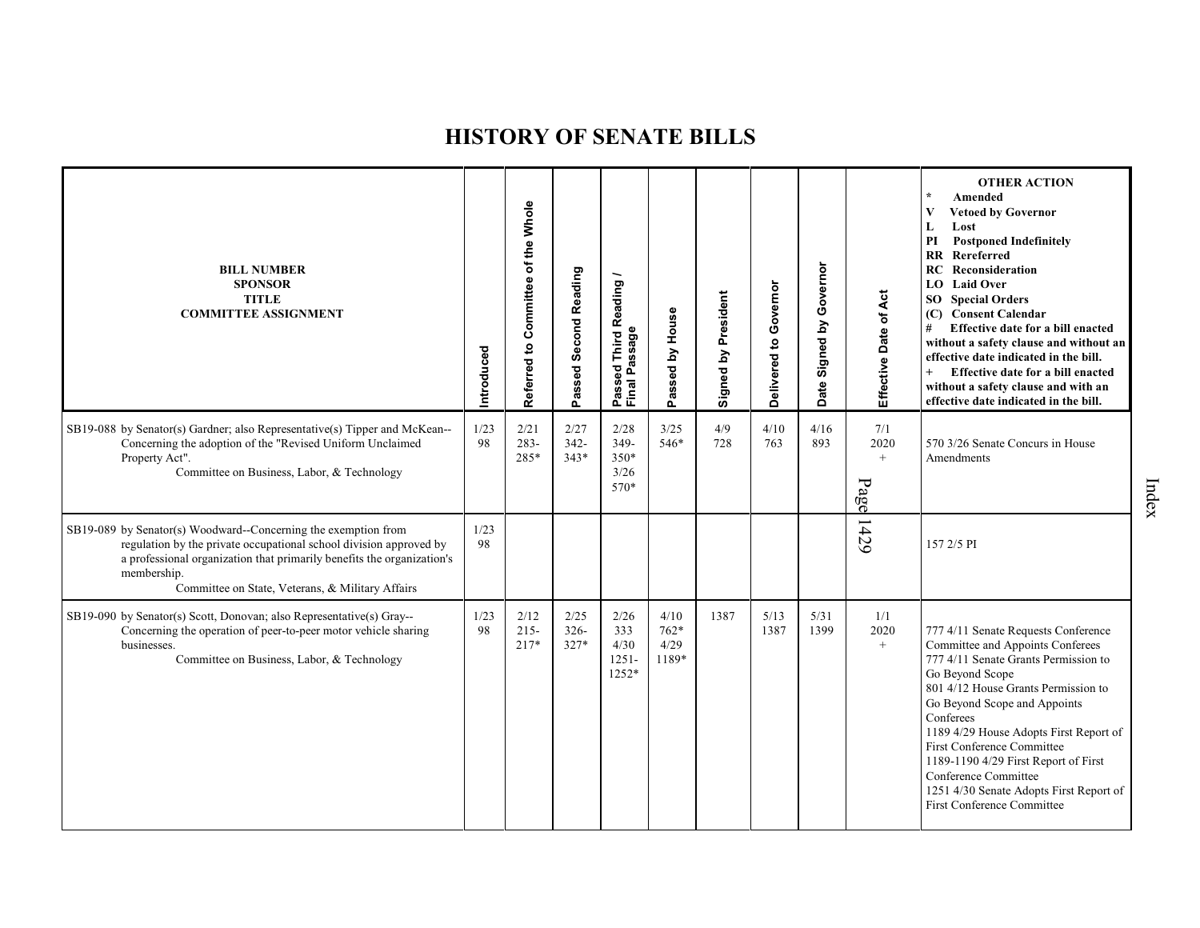# HISTORY OF SENATE BILLS

| BILL NUMBER<br>SPONSOR<br>TITLE<br>COMMITTEE ASSIGNMENT | Introduced | Referred to Committee of the Whole | Passed Second Reading | Passed Third Reading / Final Passage | Passed by House | Signed by President | Delivered to Governor | Date Signed by Governor | Effective Date of Act | OTHER ACTION<br>* Amended<br>V Vetoed by Governor<br>L Lost<br>PI Postponed Indefinitely<br>RR Rereferred<br>RC Reconsideration<br>LO Laid Over<br>SO Special Orders<br>(C) Consent Calendar<br># Effective date for a bill enacted without a safety clause and without an effective date indicated in the bill.<br>+ Effective date for a bill enacted without a safety clause and with an effective date indicated in the bill. |
|---|---|---|---|---|---|---|---|---|---|---|
| SB19-088 by Senator(s) Gardner; also Representative(s) Tipper and McKean--Concerning the adoption of the "Revised Uniform Unclaimed Property Act".<br>Committee on Business, Labor, & Technology | 1/23<br>98 | 2/21<br>283-<br>285* | 2/27<br>342-<br>343* | 2/28<br>349-<br>350*<br>3/26<br>570* | 3/25<br>546* | 4/9<br>728 | 4/10<br>763 | 4/16<br>893 | 7/1<br>2020<br>+ | 570 3/26 Senate Concurs in House Amendments |
| SB19-089 by Senator(s) Woodward--Concerning the exemption from regulation by the private occupational school division approved by a professional organization that primarily benefits the organization's membership.<br>Committee on State, Veterans, & Military Affairs | 1/23<br>98 | | | | | | | | | 157 2/5 PI |
| SB19-090 by Senator(s) Scott, Donovan; also Representative(s) Gray--Concerning the operation of peer-to-peer motor vehicle sharing businesses.<br>Committee on Business, Labor, & Technology | 1/23<br>98 | 2/12<br>215-<br>217* | 2/25<br>326-<br>327* | 2/26<br>333<br>4/30<br>1251-<br>1252* | 4/10<br>762*<br>4/29<br>1189* | 1387 | 5/13<br>1387 | 5/31<br>1399 | 1/1<br>2020<br>+ | 777 4/11 Senate Requests Conference Committee and Appoints Conferees<br>777 4/11 Senate Grants Permission to Go Beyond Scope<br>801 4/12 House Grants Permission to Go Beyond Scope and Appoints Conferees<br>1189 4/29 House Adopts First Report of First Conference Committee<br>1189-1190 4/29 First Report of First Conference Committee<br>1251 4/30 Senate Adopts First Report of First Conference Committee |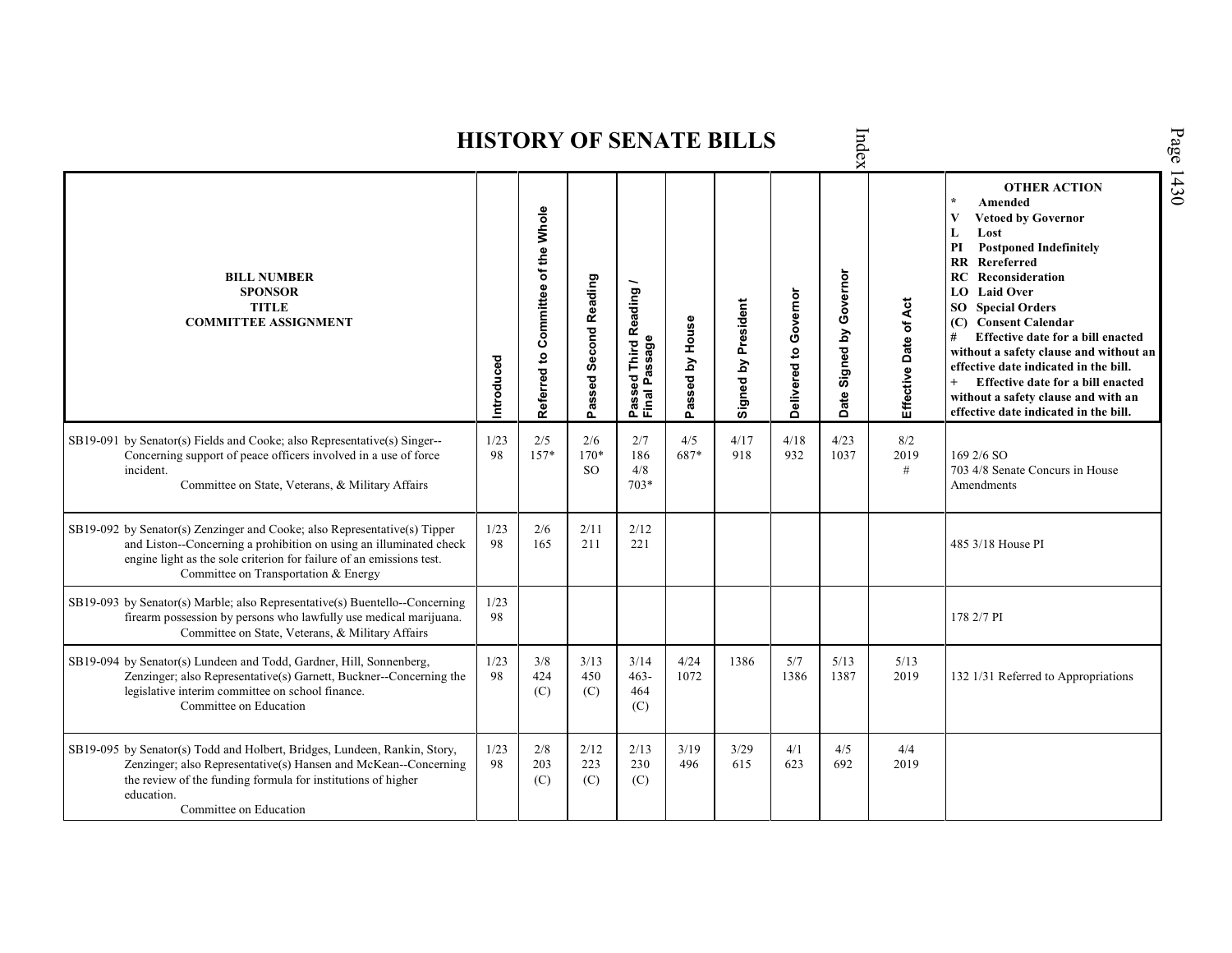# HISTORY OF SENATE BILLS

| BILL NUMBER SPONSOR TITLE COMMITTEE ASSIGNMENT | Introduced | Referred to Committee of the Whole | Passed Second Reading | Passed Third Reading / Final Passage | Passed by House | Signed by President | Delivered to Governor | Date Signed by Governor | Effective Date of Act | OTHER ACTION * Amended V Vetoed by Governor L Lost PI Postponed Indefinitely RR Rereferred RC Reconsideration LO Laid Over SO Special Orders (C) Consent Calendar # Effective date for a bill enacted without a safety clause and without an effective date indicated in the bill. + Effective date for a bill enacted without a safety clause and with an effective date indicated in the bill. |
|---|---|---|---|---|---|---|---|---|---|---|
| SB19-091 by Senator(s) Fields and Cooke; also Representative(s) Singer--Concerning support of peace officers involved in a use of force incident. Committee on State, Veterans, & Military Affairs | 1/23 98 | 2/5 157* | 2/6 170* SO | 2/7 186 4/8 703* | 4/5 687* | 4/17 918 | 4/18 932 | 4/23 1037 | 8/2 2019 # | 169 2/6 SO 703 4/8 Senate Concurs in House Amendments |
| SB19-092 by Senator(s) Zenzinger and Cooke; also Representative(s) Tipper and Liston--Concerning a prohibition on using an illuminated check engine light as the sole criterion for failure of an emissions test. Committee on Transportation & Energy | 1/23 98 | 2/6 165 | 2/11 211 | 2/12 221 | | | | | | 485 3/18 House PI |
| SB19-093 by Senator(s) Marble; also Representative(s) Buentello--Concerning firearm possession by persons who lawfully use medical marijuana. Committee on State, Veterans, & Military Affairs | 1/23 98 | | | | | | | | | 178 2/7 PI |
| SB19-094 by Senator(s) Lundeen and Todd, Gardner, Hill, Sonnenberg, Zenzinger; also Representative(s) Garnett, Buckner--Concerning the legislative interim committee on school finance. Committee on Education | 1/23 98 | 3/8 424 (C) | 3/13 450 (C) | 3/14 463-464 (C) | 4/24 1072 | 1386 | 5/7 1386 | 5/13 1387 | 5/13 2019 | 132 1/31 Referred to Appropriations |
| SB19-095 by Senator(s) Todd and Holbert, Bridges, Lundeen, Rankin, Story, Zenzinger; also Representative(s) Hansen and McKean--Concerning the review of the funding formula for institutions of higher education. Committee on Education | 1/23 98 | 2/8 203 (C) | 2/12 223 (C) | 2/13 230 (C) | 3/19 496 | 3/29 615 | 4/1 623 | 4/5 692 | 4/4 2019 | |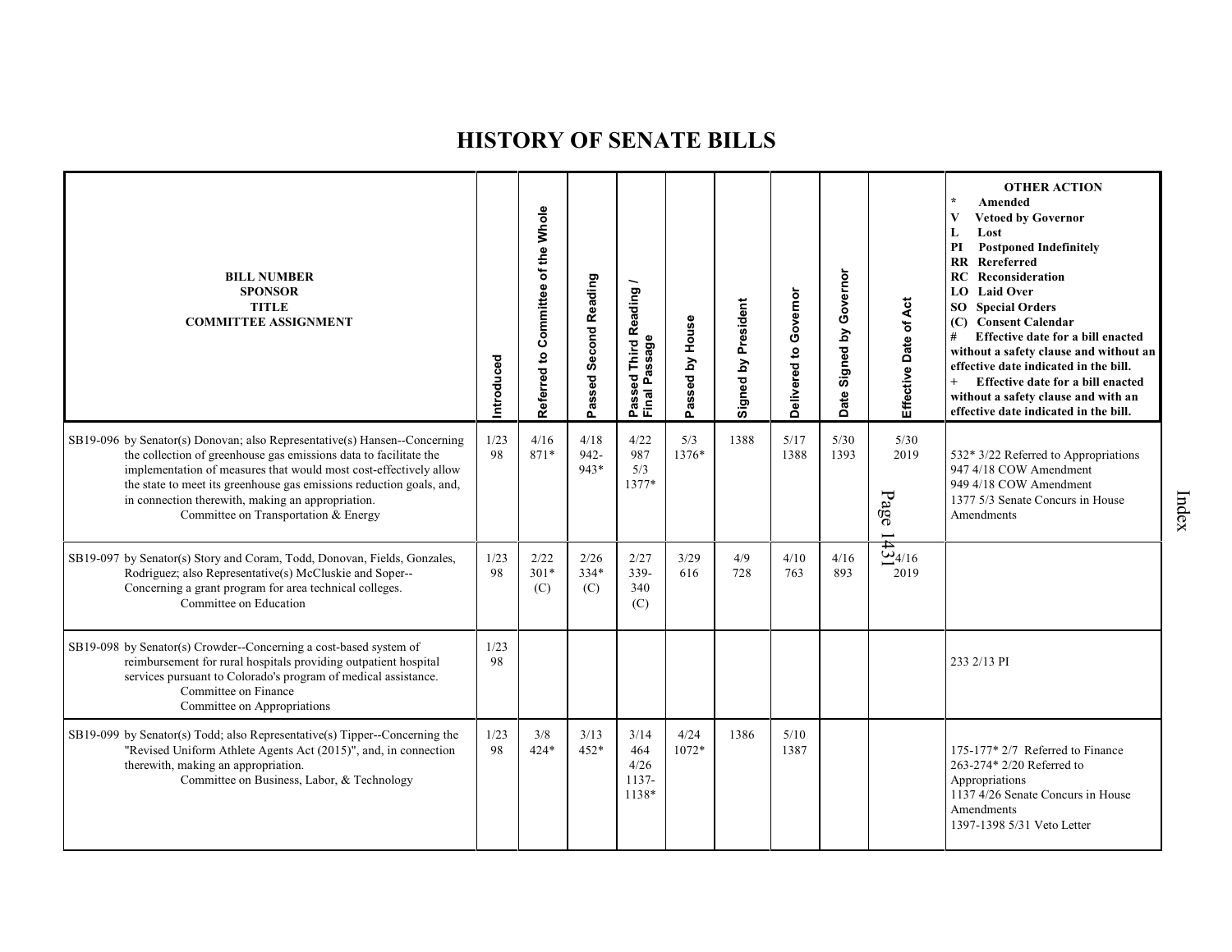# HISTORY OF SENATE BILLS

| BILL NUMBER<br>SPONSOR<br>TITLE<br>COMMITTEE ASSIGNMENT | Introduced | Referred to Committee of the Whole | Passed Second Reading | Passed Third Reading / Final Passage | Passed by House | Signed by President | Delivered to Governor | Date Signed by Governor | Effective Date of Act | OTHER ACTION<br>* Amended<br>V Vetoed by Governor<br>L Lost<br>PI Postponed Indefinitely<br>RR Rereferred<br>RC Reconsideration<br>LO Laid Over<br>SO Special Orders<br>(C) Consent Calendar<br># Effective date for a bill enacted without a safety clause and without an effective date indicated in the bill.<br>+ Effective date for a bill enacted without a safety clause and with an effective date indicated in the bill. |
|---|---|---|---|---|---|---|---|---|---|---|
| SB19-096 by Senator(s) Donovan; also Representative(s) Hansen--Concerning the collection of greenhouse gas emissions data to facilitate the implementation of measures that would most cost-effectively allow the state to meet its greenhouse gas emissions reduction goals, and, in connection therewith, making an appropriation.<br>Committee on Transportation & Energy | 1/23<br>98 | 4/16<br>871* | 4/18<br>942-<br>943* | 4/22<br>987<br>5/3<br>1377* | 5/3<br>1376* | 1388 | 5/17<br>1388 | 5/30<br>1393 | 5/30<br>2019 | 532* 3/22 Referred to Appropriations<br>947 4/18 COW Amendment<br>949 4/18 COW Amendment<br>1377 5/3 Senate Concurs in House Amendments |
| SB19-097 by Senator(s) Story and Coram, Todd, Donovan, Fields, Gonzales, Rodriguez; also Representative(s) McCluskie and Soper--Concerning a grant program for area technical colleges.<br>Committee on Education | 1/23<br>98 | 2/22<br>301*<br>(C) | 2/26<br>334*<br>(C) | 2/27<br>339-<br>340<br>(C) | 3/29<br>616 | 4/9<br>728 | 4/10<br>763 | 4/16<br>893 | 4/16<br>2019 | |
| SB19-098 by Senator(s) Crowder--Concerning a cost-based system of reimbursement for rural hospitals providing outpatient hospital services pursuant to Colorado's program of medical assistance.<br>Committee on Finance<br>Committee on Appropriations | 1/23<br>98 | | | | | | | | | 233 2/13 PI |
| SB19-099 by Senator(s) Todd; also Representative(s) Tipper--Concerning the "Revised Uniform Athlete Agents Act (2015)", and, in connection therewith, making an appropriation.<br>Committee on Business, Labor, & Technology | 1/23<br>98 | 3/8<br>424* | 3/13<br>452* | 3/14<br>464<br>4/26<br>1137-<br>1138* | 4/24<br>1072* | 1386 | 5/10<br>1387 | | | 175-177* 2/7 Referred to Finance<br>263-274* 2/20 Referred to Appropriations<br>1137 4/26 Senate Concurs in House Amendments<br>1397-1398 5/31 Veto Letter |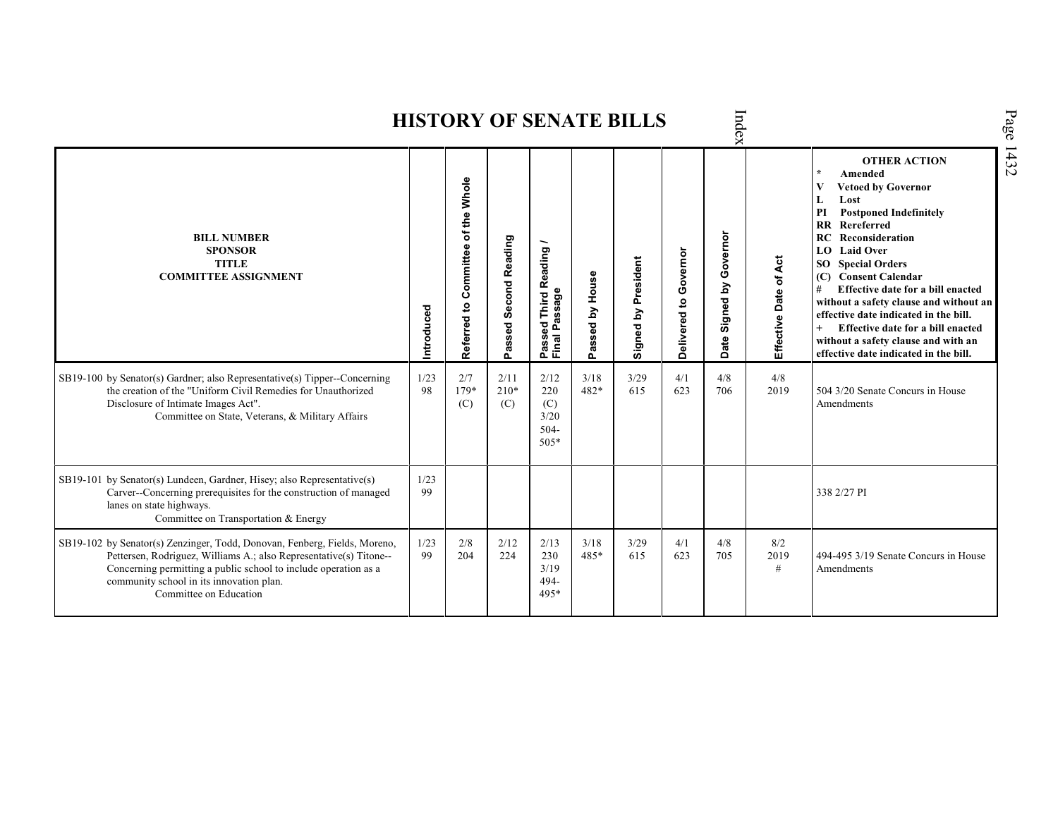# HISTORY OF SENATE BILLS

| BILL NUMBER<br>SPONSOR<br>TITLE<br>COMMITTEE ASSIGNMENT | Introduced | Referred to Committee of the Whole | Passed Second Reading | Passed Third Reading / Final Passage | Passed by House | Signed by President | Delivered to Governor | Date Signed by Governor | Effective Date of Act | OTHER ACTION<br>* Amended<br>V Vetoed by Governor<br>L Lost<br>PI Postponed Indefinitely<br>RR Rereferred<br>RC Reconsideration<br>LO Laid Over<br>SO Special Orders<br>(C) Consent Calendar<br># Effective date for a bill enacted without a safety clause and without an effective date indicated in the bill.<br>+ Effective date for a bill enacted without a safety clause and with an effective date indicated in the bill. |
|---|---|---|---|---|---|---|---|---|---|---|
| SB19-100 by Senator(s) Gardner; also Representative(s) Tipper--Concerning the creation of the "Uniform Civil Remedies for Unauthorized Disclosure of Intimate Images Act".<br>Committee on State, Veterans, & Military Affairs | 1/23<br>98 | 2/7<br>179*<br>(C) | 2/11<br>210*<br>(C) | 2/12<br>220<br>(C)<br>3/20<br>504-<br>505* | 3/18<br>482* | 3/29<br>615 | 4/1<br>623 | 4/8<br>706 | 4/8<br>2019 | 504 3/20 Senate Concurs in House Amendments |
| SB19-101 by Senator(s) Lundeen, Gardner, Hisey; also Representative(s) Carver--Concerning prerequisites for the construction of managed lanes on state highways.<br>Committee on Transportation & Energy | 1/23<br>99 | | | | | | | | | 338 2/27 PI |
| SB19-102 by Senator(s) Zenzinger, Todd, Donovan, Fenberg, Fields, Moreno, Pettersen, Rodriguez, Williams A.; also Representative(s) Titone--Concerning permitting a public school to include operation as a community school in its innovation plan.<br>Committee on Education | 1/23<br>99 | 2/8<br>204 | 2/12<br>224 | 2/13<br>230<br>3/19<br>494-<br>495* | 3/18<br>485* | 3/29<br>615 | 4/1<br>623 | 4/8<br>705 | 8/2<br>2019<br># | 494-495 3/19 Senate Concurs in House Amendments |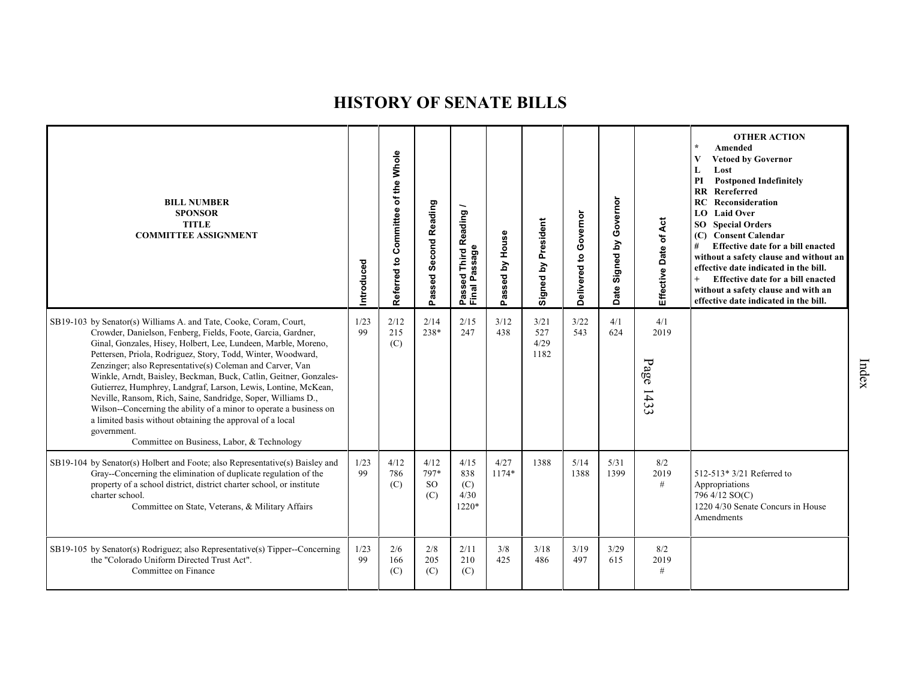# HISTORY OF SENATE BILLS

| BILL NUMBER<br>SPONSOR<br>TITLE<br>COMMITTEE ASSIGNMENT | Introduced | Referred to Committee of the Whole | Passed Second Reading | Passed Third Reading / Final Passage | Passed by House | Signed by President | Delivered to Governor | Date Signed by Governor | Effective Date of Act | OTHER ACTION<br>* Amended<br>V Vetoed by Governor<br>L Lost<br>PI Postponed Indefinitely<br>RR Rereferred<br>RC Reconsideration<br>LO Laid Over<br>SO Special Orders<br>(C) Consent Calendar<br># Effective date for a bill enacted without a safety clause and without an effective date indicated in the bill.<br>+ Effective date for a bill enacted without a safety clause and with an effective date indicated in the bill. |
|---|---|---|---|---|---|---|---|---|---|---|
| SB19-103 by Senator(s) Williams A. and Tate, Cooke, Coram, Court, Crowder, Danielson, Fenberg, Fields, Foote, Garcia, Gardner, Ginal, Gonzales, Hisey, Holbert, Lee, Lundeen, Marble, Moreno, Pettersen, Priola, Rodriguez, Story, Todd, Winter, Woodward, Zenzinger; also Representative(s) Coleman and Carver, Van Winkle, Arndt, Baisley, Beckman, Buck, Catlin, Geitner, Gonzales-Gutierrez, Humphrey, Landgraf, Larson, Lewis, Lontine, McKean, Neville, Ransom, Rich, Saine, Sandridge, Soper, Williams D., Wilson--Concerning the ability of a minor to operate a business on a limited basis without obtaining the approval of a local government.<br>Committee on Business, Labor, & Technology | 1/23<br>99 | 2/12<br>215<br>(C) | 2/14<br>238* | 2/15<br>247 | 3/12<br>438 | 3/21<br>527<br>4/29<br>1182 | 3/22<br>543 | 4/1<br>624 | 4/1<br>2019<br>Page 1433 | |
| SB19-104 by Senator(s) Holbert and Foote; also Representative(s) Baisley and Gray--Concerning the elimination of duplicate regulation of the property of a school district, district charter school, or institute charter school.<br>Committee on State, Veterans, & Military Affairs | 1/23<br>99 | 4/12<br>786<br>(C) | 4/12<br>797*<br>SO<br>(C) | 4/15<br>838<br>(C)<br>4/30<br>1220* | 4/27<br>1174* | 1388 | 5/14<br>1388 | 5/31<br>1399 | 8/2<br>2019<br># | 512-513* 3/21 Referred to Appropriations<br>796 4/12 SO(C)<br>1220 4/30 Senate Concurs in House Amendments |
| SB19-105 by Senator(s) Rodriguez; also Representative(s) Tipper--Concerning the "Colorado Uniform Directed Trust Act".<br>Committee on Finance | 1/23<br>99 | 2/6<br>166<br>(C) | 2/8<br>205<br>(C) | 2/11<br>210<br>(C) | 3/8<br>425 | 3/18<br>486 | 3/19<br>497 | 3/29<br>615 | 8/2<br>2019<br># | |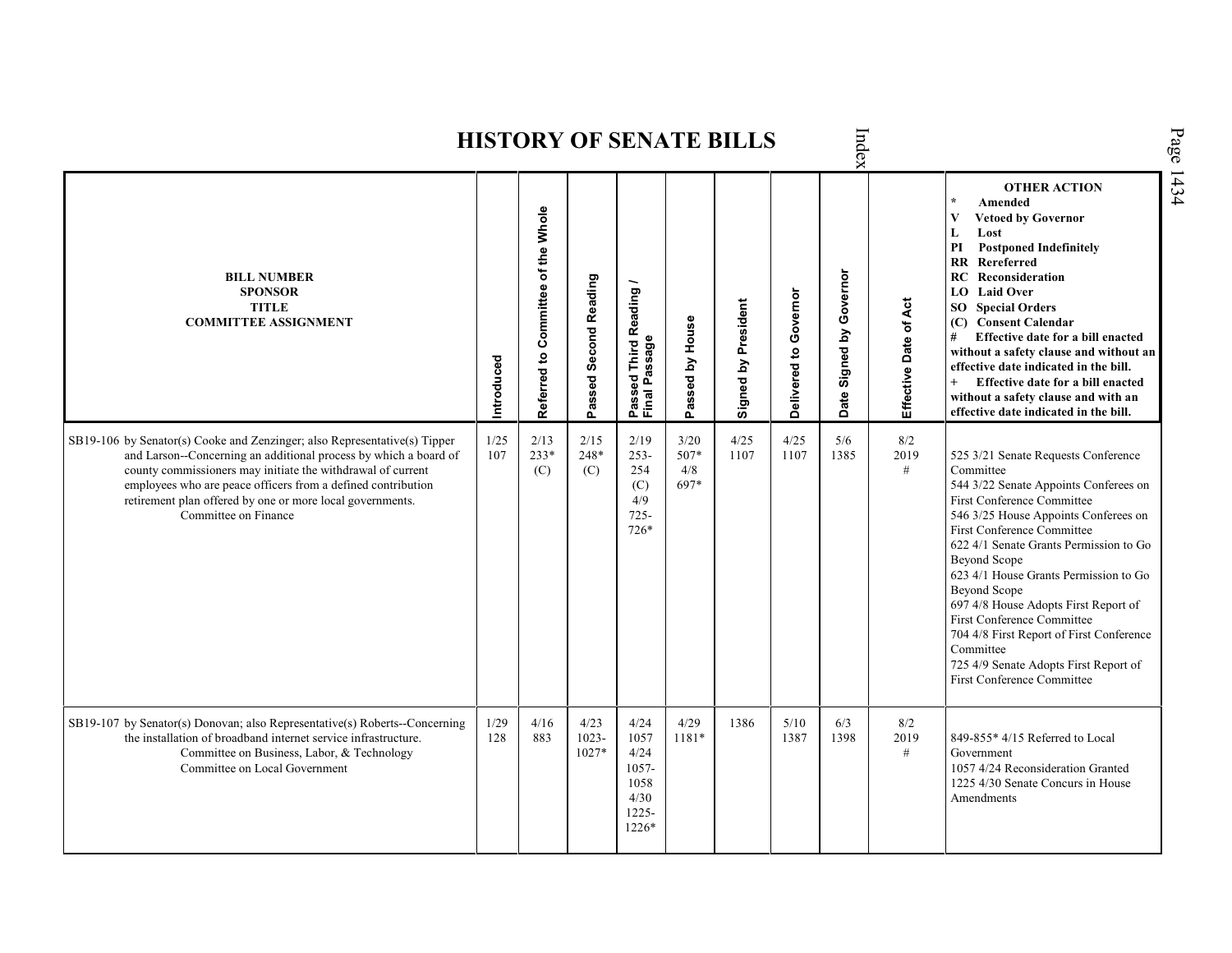# HISTORY OF SENATE BILLS

| BILL NUMBER<br>SPONSOR<br>TITLE<br>COMMITTEE ASSIGNMENT | Introduced | Referred to Committee of the Whole | Passed Second Reading | Passed Third Reading / Final Passage | Passed by House | Signed by President | Delivered to Governor | Date Signed by Governor | Effective Date of Act | OTHER ACTION<br>* Amended<br>V Vetoed by Governor<br>L Lost<br>PI Postponed Indefinitely<br>RR Rereferred<br>RC Reconsideration<br>LO Laid Over<br>SO Special Orders<br>(C) Consent Calendar<br># Effective date for a bill enacted without a safety clause and without an effective date indicated in the bill.<br>+ Effective date for a bill enacted without a safety clause and with an effective date indicated in the bill. |
|---|---|---|---|---|---|---|---|---|---|---|
| SB19-106 by Senator(s) Cooke and Zenzinger; also Representative(s) Tipper and Larson--Concerning an additional process by which a board of county commissioners may initiate the withdrawal of current employees who are peace officers from a defined contribution retirement plan offered by one or more local governments.<br>Committee on Finance | 1/25<br>107 | 2/13<br>233*<br>(C) | 2/15<br>248*<br>(C) | 2/19<br>253-<br>254<br>(C)<br>4/9<br>725-<br>726* | 3/20<br>507*<br>4/8<br>697* | 4/25<br>1107 | 4/25<br>1107 | 5/6<br>1385 | 8/2<br>2019<br># | 525 3/21 Senate Requests Conference Committee<br>544 3/22 Senate Appoints Conferees on First Conference Committee<br>546 3/25 House Appoints Conferees on First Conference Committee<br>622 4/1 Senate Grants Permission to Go Beyond Scope<br>623 4/1 House Grants Permission to Go Beyond Scope<br>697 4/8 House Adopts First Report of First Conference Committee<br>704 4/8 First Report of First Conference Committee<br>725 4/9 Senate Adopts First Report of First Conference Committee |
| SB19-107 by Senator(s) Donovan; also Representative(s) Roberts--Concerning the installation of broadband internet service infrastructure.<br>Committee on Business, Labor, & Technology<br>Committee on Local Government | 1/29<br>128 | 4/16<br>883 | 4/23<br>1023-<br>1027* | 4/24<br>1057<br>4/24<br>1057-<br>1058<br>4/30<br>1225-<br>1226* | 4/29<br>1181* | 1386 | 5/10<br>1387 | 6/3<br>1398 | 8/2<br>2019<br># | 849-855* 4/15 Referred to Local Government<br>1057 4/24 Reconsideration Granted<br>1225 4/30 Senate Concurs in House Amendments |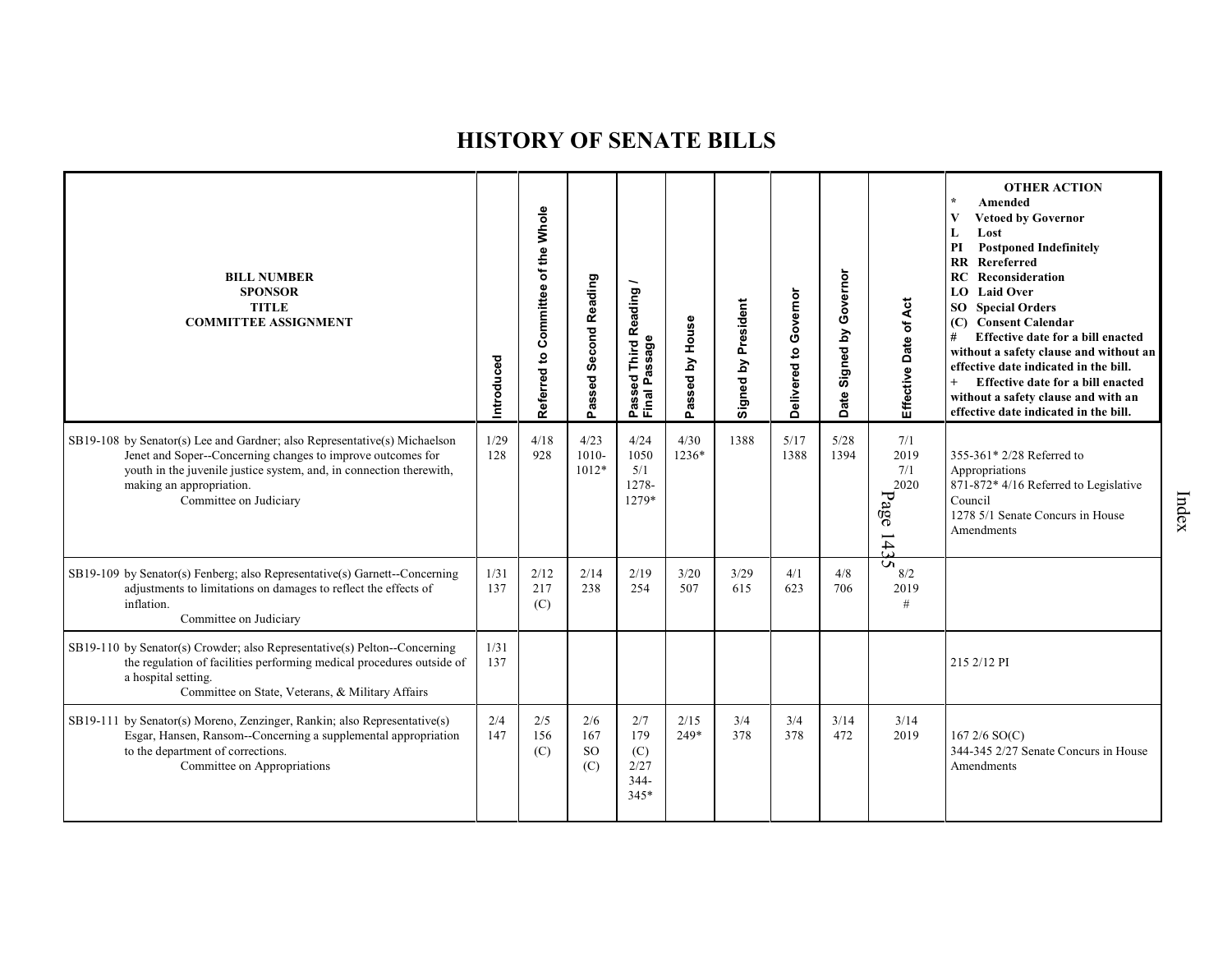# HISTORY OF SENATE BILLS

| BILL NUMBER SPONSOR TITLE COMMITTEE ASSIGNMENT | Introduced | Referred to Committee of the Whole | Passed Second Reading | Passed Third Reading / Final Passage | Passed by House | Signed by President | Delivered to Governor | Date Signed by Governor | Effective Date of Act | OTHER ACTION * Amended V Vetoed by Governor L Lost PI Postponed Indefinitely RR Rereferred RC Reconsideration LO Laid Over SO Special Orders (C) Consent Calendar # Effective date for a bill enacted without a safety clause and without an effective date indicated in the bill. + Effective date for a bill enacted without a safety clause and with an effective date indicated in the bill. |
|---|---|---|---|---|---|---|---|---|---|---|
| SB19-108 by Senator(s) Lee and Gardner; also Representative(s) Michaelson Jenet and Soper--Concerning changes to improve outcomes for youth in the juvenile justice system, and, in connection therewith, making an appropriation. Committee on Judiciary | 1/29 128 | 4/18 928 | 4/23 1010-1012* | 4/24 1050 5/1 1278-1279* | 4/30 1236* | 1388 | 5/17 1388 | 5/28 1394 | 7/1 2019 7/1 2020 | 355-361* 2/28 Referred to Appropriations 871-872* 4/16 Referred to Legislative Council 1278 5/1 Senate Concurs in House Amendments |
| SB19-109 by Senator(s) Fenberg; also Representative(s) Garnett--Concerning adjustments to limitations on damages to reflect the effects of inflation. Committee on Judiciary | 1/31 137 | 2/12 217 (C) | 2/14 238 | 2/19 254 | 3/20 507 | 3/29 615 | 4/1 623 | 4/8 706 | 8/2 2019 # | |
| SB19-110 by Senator(s) Crowder; also Representative(s) Pelton--Concerning the regulation of facilities performing medical procedures outside of a hospital setting. Committee on State, Veterans, & Military Affairs | 1/31 137 | | | | | | | | | 215 2/12 PI |
| SB19-111 by Senator(s) Moreno, Zenzinger, Rankin; also Representative(s) Esgar, Hansen, Ransom--Concerning a supplemental appropriation to the department of corrections. Committee on Appropriations | 2/4 147 | 2/5 156 (C) | 2/6 167 SO (C) | 2/7 179 (C) 2/27 344-345* | 2/15 249* | 3/4 378 | 3/4 378 | 3/14 472 | 3/14 2019 | 167 2/6 SO(C) 344-345 2/27 Senate Concurs in House Amendments |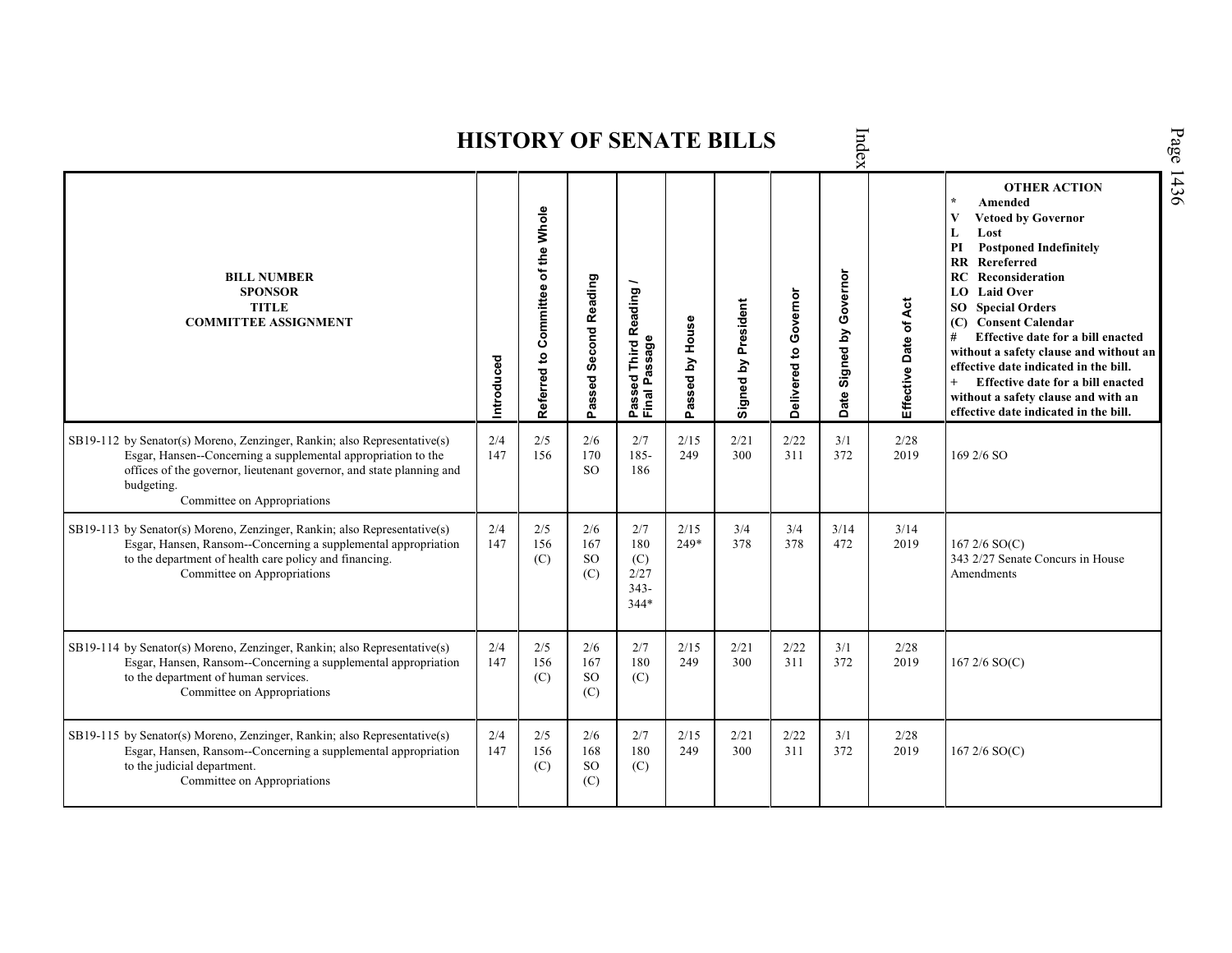# HISTORY OF SENATE BILLS

| BILL NUMBER<br>SPONSOR<br>TITLE<br>COMMITTEE ASSIGNMENT | Introduced | Referred to Committee of the Whole | Passed Second Reading | Passed Third Reading / Final Passage | Passed by House | Signed by President | Delivered to Governor | Date Signed by Governor | Effective Date of Act | OTHER ACTION<br>* Amended<br>V Vetoed by Governor<br>L Lost<br>PI Postponed Indefinitely<br>RR Rereferred<br>RC Reconsideration<br>LO Laid Over<br>SO Special Orders<br>(C) Consent Calendar<br># Effective date for a bill enacted without a safety clause and without an effective date indicated in the bill.<br>+ Effective date for a bill enacted without a safety clause and with an effective date indicated in the bill. |
|---|---|---|---|---|---|---|---|---|---|---|
| SB19-112 by Senator(s) Moreno, Zenzinger, Rankin; also Representative(s) Esgar, Hansen--Concerning a supplemental appropriation to the offices of the governor, lieutenant governor, and state planning and budgeting.<br>Committee on Appropriations | 2/4<br>147 | 2/5<br>156 | 2/6<br>170<br>SO | 2/7<br>185-<br>186 | 2/15<br>249 | 2/21<br>300 | 2/22<br>311 | 3/1<br>372 | 2/28<br>2019 | 169 2/6 SO |
| SB19-113 by Senator(s) Moreno, Zenzinger, Rankin; also Representative(s) Esgar, Hansen, Ransom--Concerning a supplemental appropriation to the department of health care policy and financing.<br>Committee on Appropriations | 2/4<br>147 | 2/5<br>156<br>(C) | 2/6<br>167<br>SO<br>(C) | 2/7<br>180<br>(C)<br>2/27<br>343-<br>344* | 2/15<br>249* | 3/4<br>378 | 3/4<br>378 | 3/14<br>472 | 3/14<br>2019 | 167 2/6 SO(C)<br>343 2/27 Senate Concurs in House Amendments |
| SB19-114 by Senator(s) Moreno, Zenzinger, Rankin; also Representative(s) Esgar, Hansen, Ransom--Concerning a supplemental appropriation to the department of human services.<br>Committee on Appropriations | 2/4<br>147 | 2/5<br>156<br>(C) | 2/6<br>167<br>SO<br>(C) | 2/7<br>180<br>(C) | 2/15<br>249 | 2/21<br>300 | 2/22<br>311 | 3/1<br>372 | 2/28<br>2019 | 167 2/6 SO(C) |
| SB19-115 by Senator(s) Moreno, Zenzinger, Rankin; also Representative(s) Esgar, Hansen, Ransom--Concerning a supplemental appropriation to the judicial department.<br>Committee on Appropriations | 2/4<br>147 | 2/5<br>156<br>(C) | 2/6<br>168<br>SO<br>(C) | 2/7<br>180<br>(C) | 2/15<br>249 | 2/21<br>300 | 2/22<br>311 | 3/1<br>372 | 2/28<br>2019 | 167 2/6 SO(C) |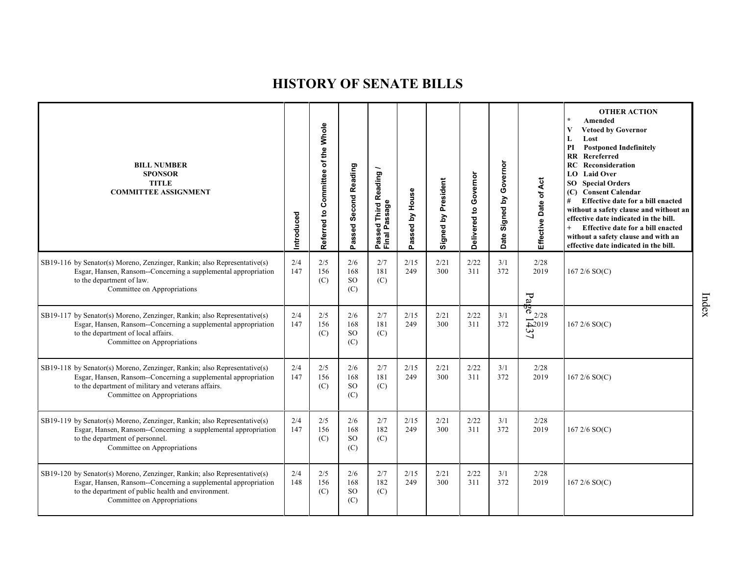# HISTORY OF SENATE BILLS

| BILL NUMBER<br>SPONSOR<br>TITLE<br>COMMITTEE ASSIGNMENT | Introduced | Referred to Committee of the Whole | Passed Second Reading | Passed Third Reading / Final Passage | Passed by House | Signed by President | Delivered to Governor | Date Signed by Governor | Effective Date of Act | OTHER ACTION<br>* Amended<br>V Vetoed by Governor<br>L Lost<br>PI Postponed Indefinitely<br>RR Rereferred<br>RC Reconsideration<br>LO Laid Over<br>SO Special Orders<br>(C) Consent Calendar<br># Effective date for a bill enacted without a safety clause and without an effective date indicated in the bill.<br>+ Effective date for a bill enacted without a safety clause and with an effective date indicated in the bill. |
|---|---|---|---|---|---|---|---|---|---|---|
| SB19-116 by Senator(s) Moreno, Zenzinger, Rankin; also Representative(s) Esgar, Hansen, Ransom--Concerning a supplemental appropriation to the department of law.<br>Committee on Appropriations | 2/4<br>147 | 2/5<br>156<br>(C) | 2/6<br>168<br>SO<br>(C) | 2/7<br>181<br>(C) | 2/15<br>249 | 2/21<br>300 | 2/22<br>311 | 3/1<br>372 | 2/28<br>2019 | 167 2/6 SO(C) |
| SB19-117 by Senator(s) Moreno, Zenzinger, Rankin; also Representative(s) Esgar, Hansen, Ransom--Concerning a supplemental appropriation to the department of local affairs.<br>Committee on Appropriations | 2/4<br>147 | 2/5<br>156<br>(C) | 2/6<br>168<br>SO<br>(C) | 2/7<br>181<br>(C) | 2/15<br>249 | 2/21<br>300 | 2/22<br>311 | 3/1<br>372 | 2/28<br>2019 | 167 2/6 SO(C) |
| SB19-118 by Senator(s) Moreno, Zenzinger, Rankin; also Representative(s) Esgar, Hansen, Ransom--Concerning a supplemental appropriation to the department of military and veterans affairs.<br>Committee on Appropriations | 2/4<br>147 | 2/5<br>156<br>(C) | 2/6<br>168<br>SO<br>(C) | 2/7<br>181<br>(C) | 2/15<br>249 | 2/21<br>300 | 2/22<br>311 | 3/1<br>372 | 2/28<br>2019 | 167 2/6 SO(C) |
| SB19-119 by Senator(s) Moreno, Zenzinger, Rankin; also Representative(s) Esgar, Hansen, Ransom--Concerning a supplemental appropriation to the department of personnel.<br>Committee on Appropriations | 2/4<br>147 | 2/5<br>156<br>(C) | 2/6<br>168<br>SO<br>(C) | 2/7<br>182<br>(C) | 2/15<br>249 | 2/21<br>300 | 2/22<br>311 | 3/1<br>372 | 2/28<br>2019 | 167 2/6 SO(C) |
| SB19-120 by Senator(s) Moreno, Zenzinger, Rankin; also Representative(s) Esgar, Hansen, Ransom--Concerning a supplemental appropriation to the department of public health and environment.<br>Committee on Appropriations | 2/4<br>148 | 2/5<br>156<br>(C) | 2/6<br>168<br>SO<br>(C) | 2/7<br>182<br>(C) | 2/15<br>249 | 2/21<br>300 | 2/22<br>311 | 3/1<br>372 | 2/28<br>2019 | 167 2/6 SO(C) |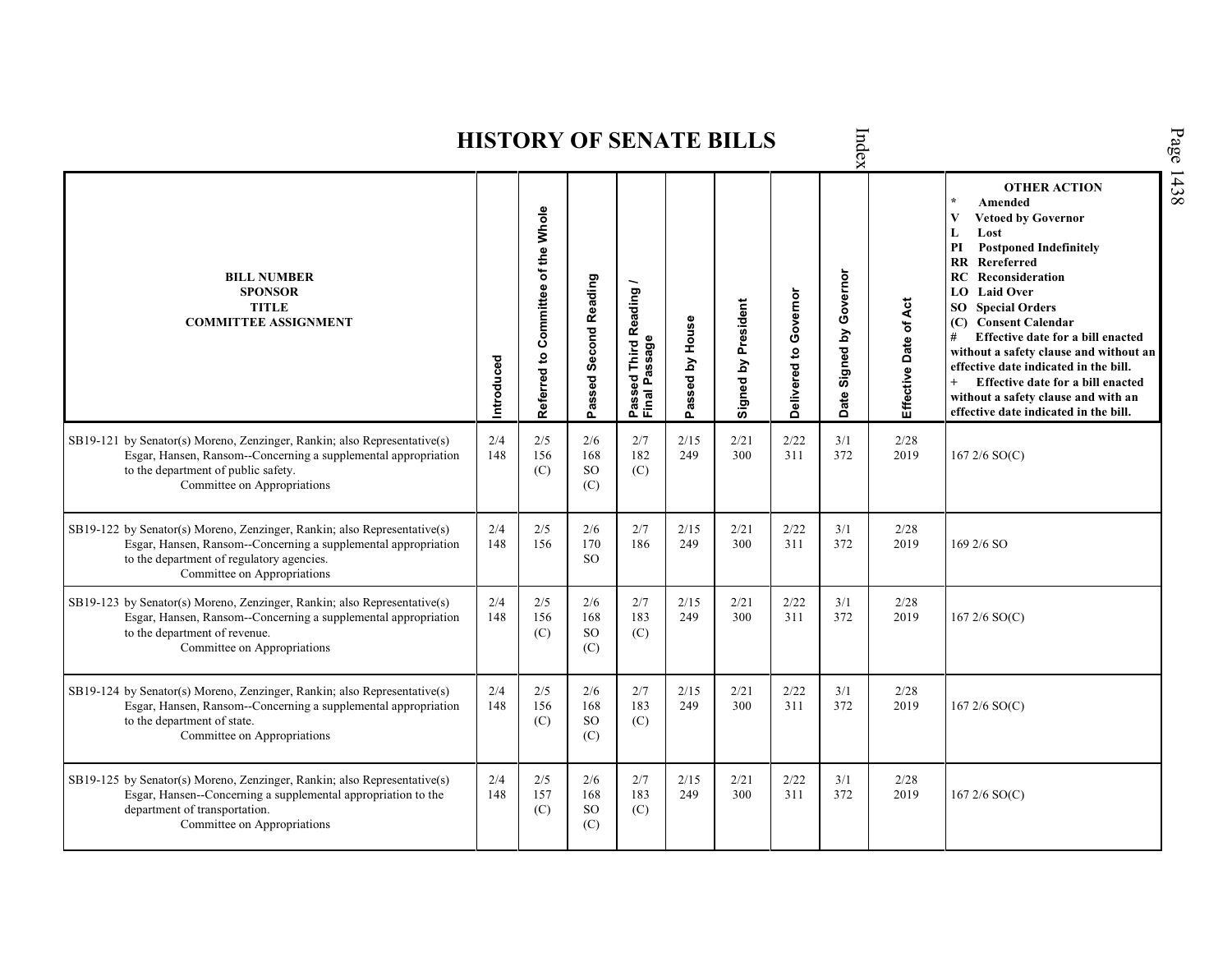# HISTORY OF SENATE BILLS

| BILL NUMBER<br>SPONSOR<br>TITLE<br>COMMITTEE ASSIGNMENT | Introduced | Referred to Committee of the Whole | Passed Second Reading | Passed Third Reading / Final Passage | Passed by House | Signed by President | Delivered to Governor | Date Signed by Governor | Effective Date of Act | OTHER ACTION<br>* Amended<br>V Vetoed by Governor<br>L Lost<br>PI Postponed Indefinitely<br>RR Rereferred<br>RC Reconsideration<br>LO Laid Over<br>SO Special Orders<br>(C) Consent Calendar<br># Effective date for a bill enacted without a safety clause and without an effective date indicated in the bill.<br>+ Effective date for a bill enacted without a safety clause and with an effective date indicated in the bill. |
|---|---|---|---|---|---|---|---|---|---|---|
| SB19-121 by Senator(s) Moreno, Zenzinger, Rankin; also Representative(s) Esgar, Hansen, Ransom--Concerning a supplemental appropriation to the department of public safety.<br>Committee on Appropriations | 2/4<br>148 | 2/5<br>156<br>(C) | 2/6<br>168<br>SO<br>(C) | 2/7<br>182<br>(C) | 2/15<br>249 | 2/21<br>300 | 2/22<br>311 | 3/1<br>372 | 2/28<br>2019 | 167 2/6 SO(C) |
| SB19-122 by Senator(s) Moreno, Zenzinger, Rankin; also Representative(s) Esgar, Hansen, Ransom--Concerning a supplemental appropriation to the department of regulatory agencies.<br>Committee on Appropriations | 2/4<br>148 | 2/5<br>156 | 2/6<br>170<br>SO | 2/7<br>186 | 2/15<br>249 | 2/21<br>300 | 2/22<br>311 | 3/1<br>372 | 2/28<br>2019 | 169 2/6 SO |
| SB19-123 by Senator(s) Moreno, Zenzinger, Rankin; also Representative(s) Esgar, Hansen, Ransom--Concerning a supplemental appropriation to the department of revenue.<br>Committee on Appropriations | 2/4<br>148 | 2/5<br>156<br>(C) | 2/6<br>168<br>SO<br>(C) | 2/7<br>183<br>(C) | 2/15<br>249 | 2/21<br>300 | 2/22<br>311 | 3/1<br>372 | 2/28<br>2019 | 167 2/6 SO(C) |
| SB19-124 by Senator(s) Moreno, Zenzinger, Rankin; also Representative(s) Esgar, Hansen, Ransom--Concerning a supplemental appropriation to the department of state.<br>Committee on Appropriations | 2/4<br>148 | 2/5<br>156<br>(C) | 2/6<br>168<br>SO<br>(C) | 2/7<br>183<br>(C) | 2/15<br>249 | 2/21<br>300 | 2/22<br>311 | 3/1<br>372 | 2/28<br>2019 | 167 2/6 SO(C) |
| SB19-125 by Senator(s) Moreno, Zenzinger, Rankin; also Representative(s) Esgar, Hansen--Concerning a supplemental appropriation to the department of transportation.<br>Committee on Appropriations | 2/4<br>148 | 2/5<br>157<br>(C) | 2/6<br>168<br>SO<br>(C) | 2/7<br>183<br>(C) | 2/15<br>249 | 2/21<br>300 | 2/22<br>311 | 3/1<br>372 | 2/28<br>2019 | 167 2/6 SO(C) |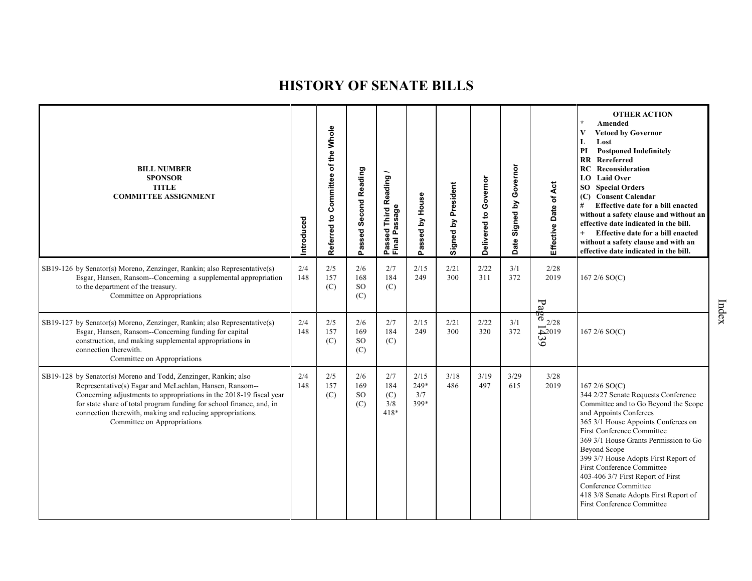# HISTORY OF SENATE BILLS

| BILL NUMBER<br>SPONSOR<br>TITLE<br>COMMITTEE ASSIGNMENT | Introduced | Referred to Committee of the Whole | Passed Second Reading | Passed Third Reading / Final Passage | Passed by House | Signed by President | Delivered to Governor | Date Signed by Governor | Effective Date of Act | OTHER ACTION<br>* Amended<br>V Vetoed by Governor<br>L Lost<br>PI Postponed Indefinitely<br>RR Rereferred<br>RC Reconsideration<br>LO Laid Over<br>SO Special Orders<br>(C) Consent Calendar<br># Effective date for a bill enacted without a safety clause and without an effective date indicated in the bill.<br>+ Effective date for a bill enacted without a safety clause and with an effective date indicated in the bill. |
|---|---|---|---|---|---|---|---|---|---|---|
| SB19-126 by Senator(s) Moreno, Zenzinger, Rankin; also Representative(s) Esgar, Hansen, Ransom--Concerning a supplemental appropriation to the department of the treasury.<br>Committee on Appropriations | 2/4<br>148 | 2/5<br>157<br>(C) | 2/6<br>168<br>SO<br>(C) | 2/7<br>184<br>(C) | 2/15<br>249 | 2/21<br>300 | 2/22<br>311 | 3/1<br>372 | 2/28<br>2019 | 167 2/6 SO(C) |
| SB19-127 by Senator(s) Moreno, Zenzinger, Rankin; also Representative(s) Esgar, Hansen, Ransom--Concerning funding for capital construction, and making supplemental appropriations in connection therewith.<br>Committee on Appropriations | 2/4<br>148 | 2/5<br>157<br>(C) | 2/6<br>169<br>SO<br>(C) | 2/7<br>184<br>(C) | 2/15<br>249 | 2/21<br>300 | 2/22<br>320 | 3/1<br>372 | 2/28<br>2019 | 167 2/6 SO(C) |
| SB19-128 by Senator(s) Moreno and Todd, Zenzinger, Rankin; also Representative(s) Esgar and McLachlan, Hansen, Ransom--Concerning adjustments to appropriations in the 2018-19 fiscal year for state share of total program funding for school finance, and, in connection therewith, making and reducing appropriations.<br>Committee on Appropriations | 2/4<br>148 | 2/5<br>157<br>(C) | 2/6<br>169<br>SO<br>(C) | 2/7<br>184<br>(C)<br>3/8<br>418* | 2/15<br>249*<br>3/7<br>399* | 3/18<br>486 | 3/19<br>497 | 3/29<br>615 | 3/28<br>2019 | 167 2/6 SO(C)<br>344 2/27 Senate Requests Conference Committee and to Go Beyond the Scope and Appoints Conferees<br>365 3/1 House Appoints Conferees on First Conference Committee<br>369 3/1 House Grants Permission to Go Beyond Scope<br>399 3/7 House Adopts First Report of First Conference Committee<br>403-406 3/7 First Report of First Conference Committee<br>418 3/8 Senate Adopts First Report of First Conference Committee |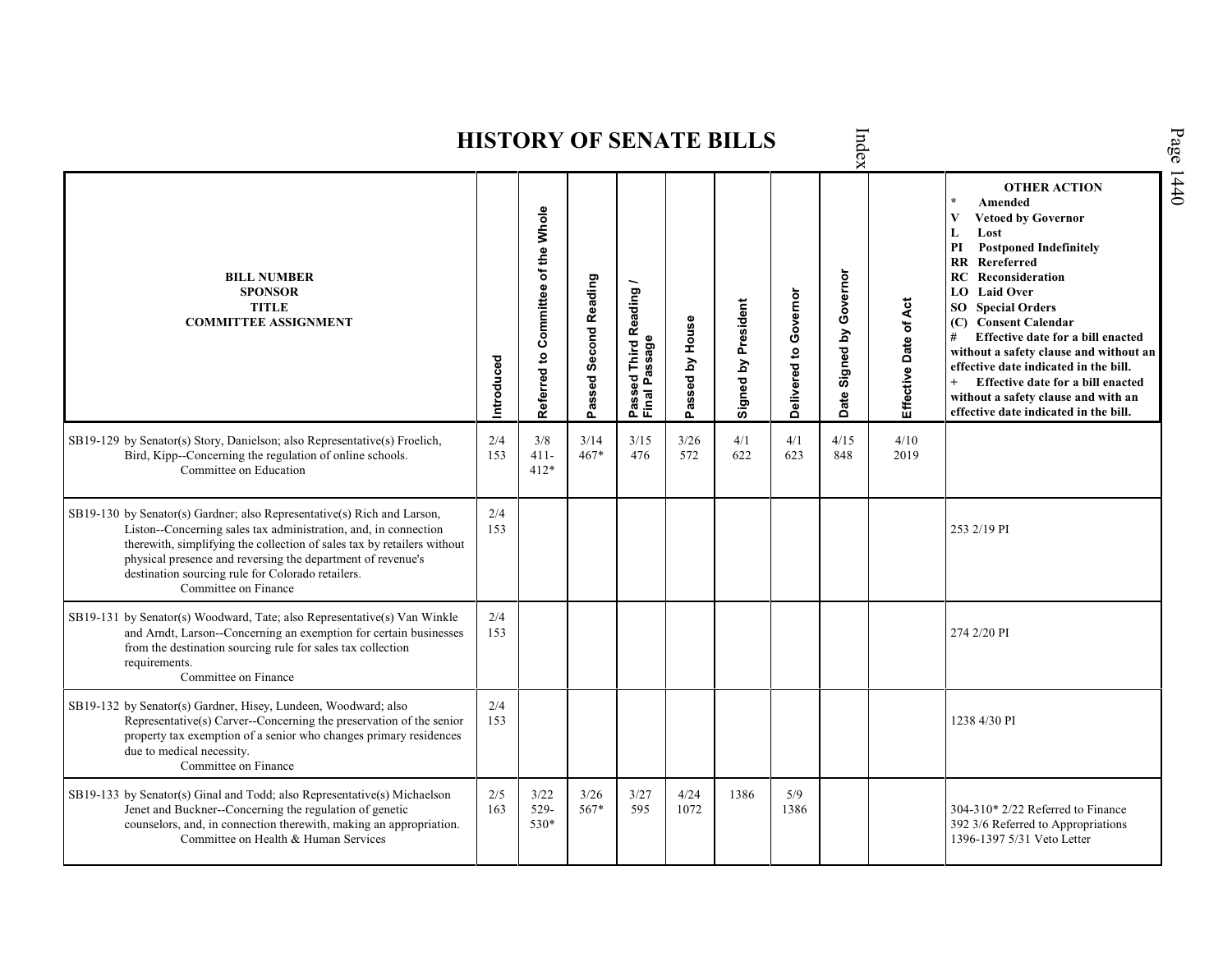# HISTORY OF SENATE BILLS

| BILL NUMBER<br>SPONSOR<br>TITLE<br>COMMITTEE ASSIGNMENT | Introduced | Referred to Committee of the Whole | Passed Second Reading | Passed Third Reading / Final Passage | Passed by House | Signed by President | Delivered to Governor | Date Signed by Governor | Effective Date of Act | OTHER ACTION<br>* Amended<br>V Vetoed by Governor<br>L Lost<br>PI Postponed Indefinitely<br>RR Rereferred<br>RC Reconsideration<br>LO Laid Over<br>SO Special Orders<br>(C) Consent Calendar<br># Effective date for a bill enacted without a safety clause and without an effective date indicated in the bill.<br>+ Effective date for a bill enacted without a safety clause and with an effective date indicated in the bill. |
|---|---|---|---|---|---|---|---|---|---|---|
| SB19-129 by Senator(s) Story, Danielson; also Representative(s) Froelich, Bird, Kipp--Concerning the regulation of online schools.<br>Committee on Education | 2/4<br>153 | 3/8<br>411-<br>412* | 3/14<br>467* | 3/15<br>476 | 3/26<br>572 | 4/1<br>622 | 4/1<br>623 | 4/15<br>848 | 4/10<br>2019 | |
| SB19-130 by Senator(s) Gardner; also Representative(s) Rich and Larson, Liston--Concerning sales tax administration, and, in connection therewith, simplifying the collection of sales tax by retailers without physical presence and reversing the department of revenue's destination sourcing rule for Colorado retailers.<br>Committee on Finance | 2/4<br>153 | | | | | | | | | 253 2/19 PI |
| SB19-131 by Senator(s) Woodward, Tate; also Representative(s) Van Winkle and Arndt, Larson--Concerning an exemption for certain businesses from the destination sourcing rule for sales tax collection requirements.<br>Committee on Finance | 2/4<br>153 | | | | | | | | | 274 2/20 PI |
| SB19-132 by Senator(s) Gardner, Hisey, Lundeen, Woodward; also Representative(s) Carver--Concerning the preservation of the senior property tax exemption of a senior who changes primary residences due to medical necessity.<br>Committee on Finance | 2/4<br>153 | | | | | | | | | 1238 4/30 PI |
| SB19-133 by Senator(s) Ginal and Todd; also Representative(s) Michaelson Jenet and Buckner--Concerning the regulation of genetic counselors, and, in connection therewith, making an appropriation.<br>Committee on Health & Human Services | 2/5<br>163 | 3/22<br>529-<br>530* | 3/26<br>567* | 3/27<br>595 | 4/24<br>1072 | 1386 | 5/9<br>1386 | | | 304-310* 2/22 Referred to Finance<br>392 3/6 Referred to Appropriations<br>1396-1397 5/31 Veto Letter |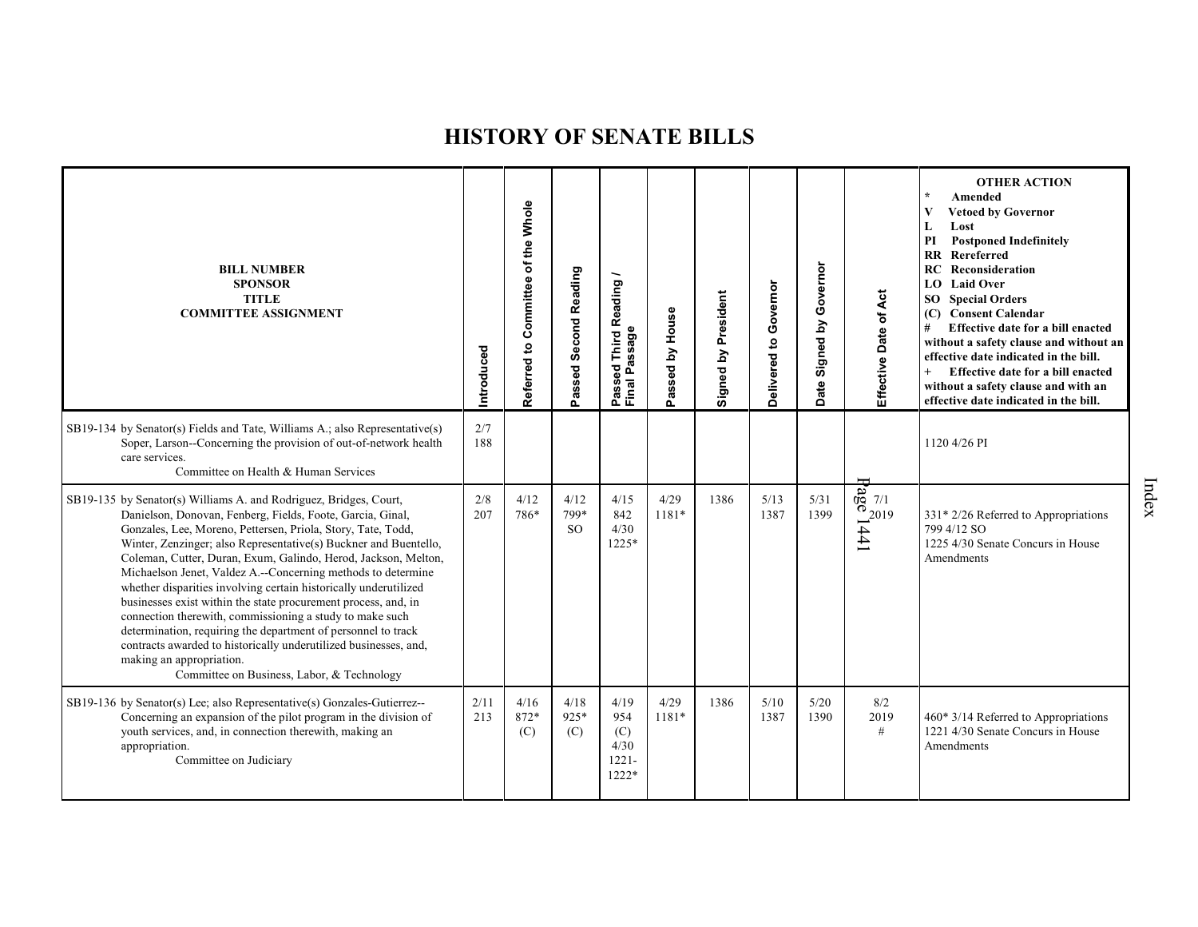# HISTORY OF SENATE BILLS

| BILL NUMBER<br>SPONSOR<br>TITLE<br>COMMITTEE ASSIGNMENT | Introduced | Referred to Committee of the Whole | Passed Second Reading | Passed Third Reading / Final Passage | Passed by House | Signed by President | Delivered to Governor | Date Signed by Governor | Effective Date of Act | OTHER ACTION<br>* Amended<br>V Vetoed by Governor<br>L Lost<br>PI Postponed Indefinitely<br>RR Rereferred<br>RC Reconsideration<br>LO Laid Over<br>SO Special Orders<br>(C) Consent Calendar<br># Effective date for a bill enacted without a safety clause and without an effective date indicated in the bill.<br>+ Effective date for a bill enacted without a safety clause and with an effective date indicated in the bill. |
|---|---|---|---|---|---|---|---|---|---|---|
| SB19-134 by Senator(s) Fields and Tate, Williams A.; also Representative(s) Soper, Larson--Concerning the provision of out-of-network health care services.<br>Committee on Health & Human Services | 2/7<br>188 | | | | | | | | | 1120 4/26 PI |
| SB19-135 by Senator(s) Williams A. and Rodriguez, Bridges, Court, Danielson, Donovan, Fenberg, Fields, Foote, Garcia, Ginal, Gonzales, Lee, Moreno, Pettersen, Priola, Story, Tate, Todd, Winter, Zenzinger; also Representative(s) Buckner and Buentello, Coleman, Cutter, Duran, Exum, Galindo, Herod, Jackson, Melton, Michaelson Jenet, Valdez A.--Concerning methods to determine whether disparities involving certain historically underutilized businesses exist within the state procurement process, and, in connection therewith, commissioning a study to make such determination, requiring the department of personnel to track contracts awarded to historically underutilized businesses, and, making an appropriation.<br>Committee on Business, Labor, & Technology | 2/8<br>207 | 4/12<br>786* | 4/12<br>799*<br>SO | 4/15<br>842<br>4/30<br>1225* | 4/29<br>1181* | 1386 | 5/13<br>1387 | 5/31<br>1399 | 7/1<br>2019 | 331* 2/26 Referred to Appropriations<br>799 4/12 SO<br>1225 4/30 Senate Concurs in House Amendments |
| SB19-136 by Senator(s) Lee; also Representative(s) Gonzales-Gutierrez--Concerning an expansion of the pilot program in the division of youth services, and, in connection therewith, making an appropriation.<br>Committee on Judiciary | 2/11<br>213 | 4/16<br>872*<br>(C) | 4/18<br>925*<br>(C) | 4/19<br>954<br>(C)<br>4/30<br>1221-<br>1222* | 4/29<br>1181* | 1386 | 5/10<br>1387 | 5/20<br>1390 | 8/2<br>2019<br># | 460* 3/14 Referred to Appropriations<br>1221 4/30 Senate Concurs in House Amendments |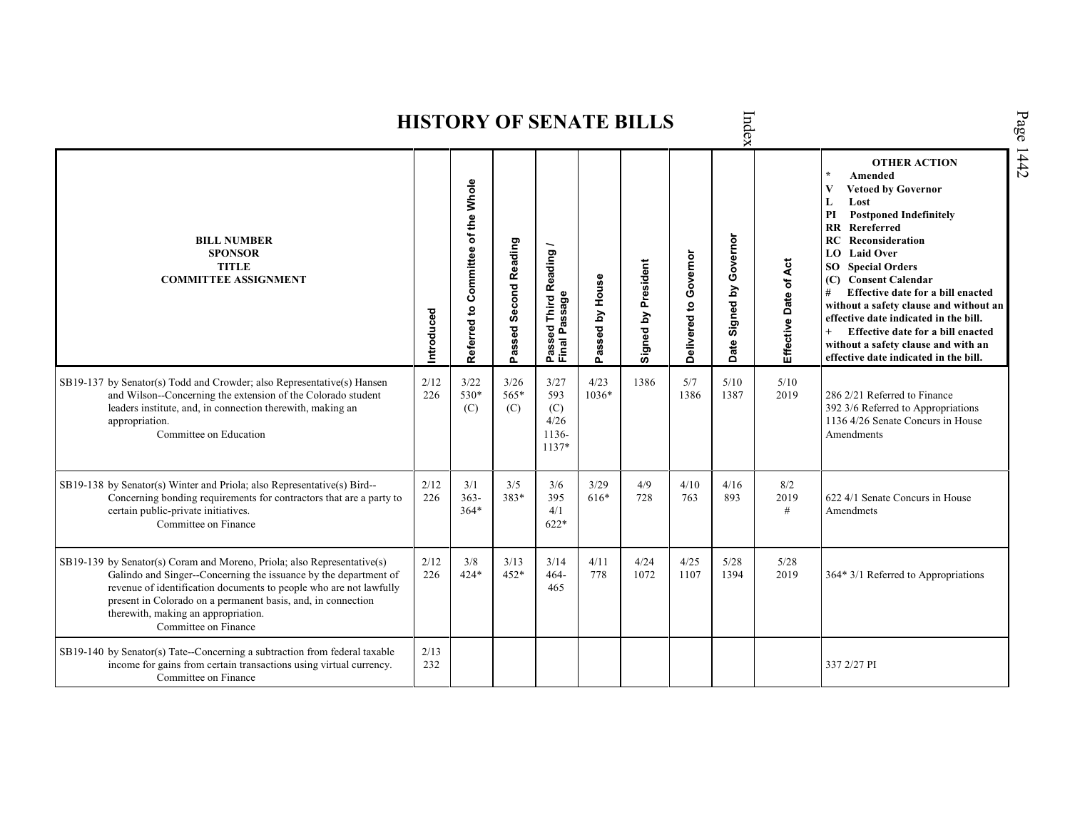# HISTORY OF SENATE BILLS

| BILL NUMBER<br>SPONSOR<br>TITLE<br>COMMITTEE ASSIGNMENT | Introduced | Referred to Committee of the Whole | Passed Second Reading | Passed Third Reading / Final Passage | Passed by House | Signed by President | Delivered to Governor | Date Signed by Governor | Effective Date of Act | OTHER ACTION<br>* Amended<br>V Vetoed by Governor<br>L Lost<br>PI Postponed Indefinitely<br>RR Rereferred<br>RC Reconsideration<br>LO Laid Over<br>SO Special Orders<br>(C) Consent Calendar<br># Effective date for a bill enacted without a safety clause and without an effective date indicated in the bill.<br>+ Effective date for a bill enacted without a safety clause and with an effective date indicated in the bill. |
|---|---|---|---|---|---|---|---|---|---|---|
| SB19-137 by Senator(s) Todd and Crowder; also Representative(s) Hansen and Wilson--Concerning the extension of the Colorado student leaders institute, and, in connection therewith, making an appropriation.<br>Committee on Education | 2/12<br>226 | 3/22<br>530*<br>(C) | 3/26<br>565*<br>(C) | 3/27<br>593<br>(C)<br>4/26<br>1136-1137* | 4/23<br>1036* | 1386 | 5/7<br>1386 | 5/10<br>1387 | 5/10<br>2019 | 286 2/21 Referred to Finance<br>392 3/6 Referred to Appropriations<br>1136 4/26 Senate Concurs in House Amendments |
| SB19-138 by Senator(s) Winter and Priola; also Representative(s) Bird--Concerning bonding requirements for contractors that are a party to certain public-private initiatives.<br>Committee on Finance | 2/12<br>226 | 3/1<br>363-364* | 3/5<br>383* | 3/6<br>395<br>4/1<br>622* | 3/29<br>616* | 4/9<br>728 | 4/10<br>763 | 4/16<br>893 | 8/2<br>2019<br># | 622 4/1 Senate Concurs in House Amendmets |
| SB19-139 by Senator(s) Coram and Moreno, Priola; also Representative(s) Galindo and Singer--Concerning the issuance by the department of revenue of identification documents to people who are not lawfully present in Colorado on a permanent basis, and, in connection therewith, making an appropriation.<br>Committee on Finance | 2/12<br>226 | 3/8<br>424* | 3/13<br>452* | 3/14<br>464-465 | 4/11<br>778 | 4/24<br>1072 | 4/25<br>1107 | 5/28<br>1394 | 5/28<br>2019 | 364* 3/1 Referred to Appropriations |
| SB19-140 by Senator(s) Tate--Concerning a subtraction from federal taxable income for gains from certain transactions using virtual currency.<br>Committee on Finance | 2/13<br>232 | | | | | | | | | 337 2/27 PI |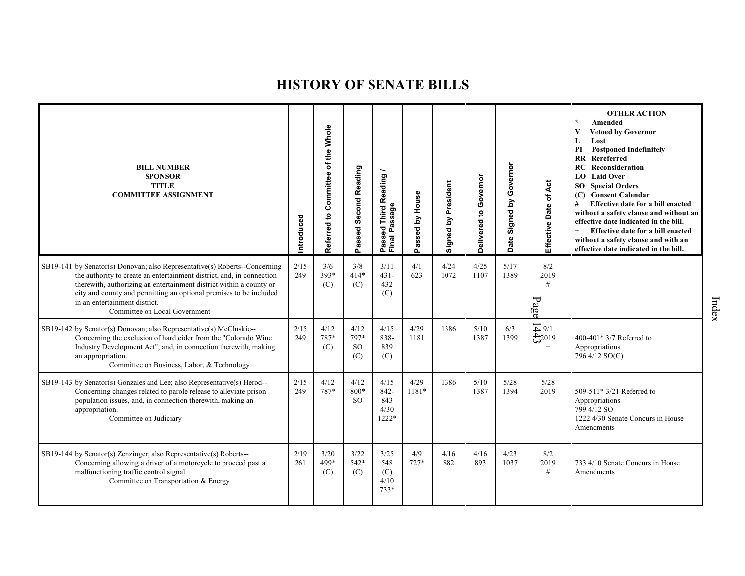# HISTORY OF SENATE BILLS

| BILL NUMBER SPONSOR TITLE COMMITTEE ASSIGNMENT | Introduced | Referred to Committee of the Whole | Passed Second Reading | Passed Third Reading / Final Passage | Passed by House | Signed by President | Delivered to Governor | Date Signed by Governor | Effective Date of Act | OTHER ACTION * Amended V Vetoed by Governor L Lost PI Postponed Indefinitely RR Rereferred RC Reconsideration LO Laid Over SO Special Orders (C) Consent Calendar # Effective date for a bill enacted without a safety clause and without an effective date indicated in the bill. + Effective date for a bill enacted without a safety clause and with an effective date indicated in the bill. |
|---|---|---|---|---|---|---|---|---|---|---|
| SB19-141 by Senator(s) Donovan; also Representative(s) Roberts--Concerning the authority to create an entertainment district, and, in connection therewith, authorizing an entertainment district within a county or city and county and permitting an optional premises to be included in an entertainment district. Committee on Local Government | 2/15 249 | 3/6 393* (C) | 3/8 414* (C) | 3/11 431-432 (C) | 4/1 623 | 4/24 1072 | 4/25 1107 | 5/17 1389 | 8/2 2019 # | |
| SB19-142 by Senator(s) Donovan; also Representative(s) McCluskie--Concerning the exclusion of hard cider from the "Colorado Wine Industry Development Act", and, in connection therewith, making an appropriation. Committee on Business, Labor, & Technology | 2/15 249 | 4/12 787* (C) | 4/12 797* SO (C) | 4/15 838-839 (C) | 4/29 1181 | 1386 | 5/10 1387 | 6/3 1399 | 9/1 2019 + | 400-401* 3/7 Referred to Appropriations 796 4/12 SO(C) |
| SB19-143 by Senator(s) Gonzales and Lee; also Representative(s) Herod--Concerning changes related to parole release to alleviate prison population issues, and, in connection therewith, making an appropriation. Committee on Judiciary | 2/15 249 | 4/12 787* | 4/12 800* SO | 4/15 842-843 4/30 1222* | 4/29 1181* | 1386 | 5/10 1387 | 5/28 1394 | 5/28 2019 | 509-511* 3/21 Referred to Appropriations 799 4/12 SO 1222 4/30 Senate Concurs in House Amendments |
| SB19-144 by Senator(s) Zenzinger; also Representative(s) Roberts--Concerning allowing a driver of a motorcycle to proceed past a malfunctioning traffic control signal. Committee on Transportation & Energy | 2/19 261 | 3/20 499* (C) | 3/22 542* (C) | 3/25 548 (C) 4/10 733* | 4/9 727* | 4/16 882 | 4/16 893 | 4/23 1037 | 8/2 2019 # | 733 4/10 Senate Concurs in House Amendments |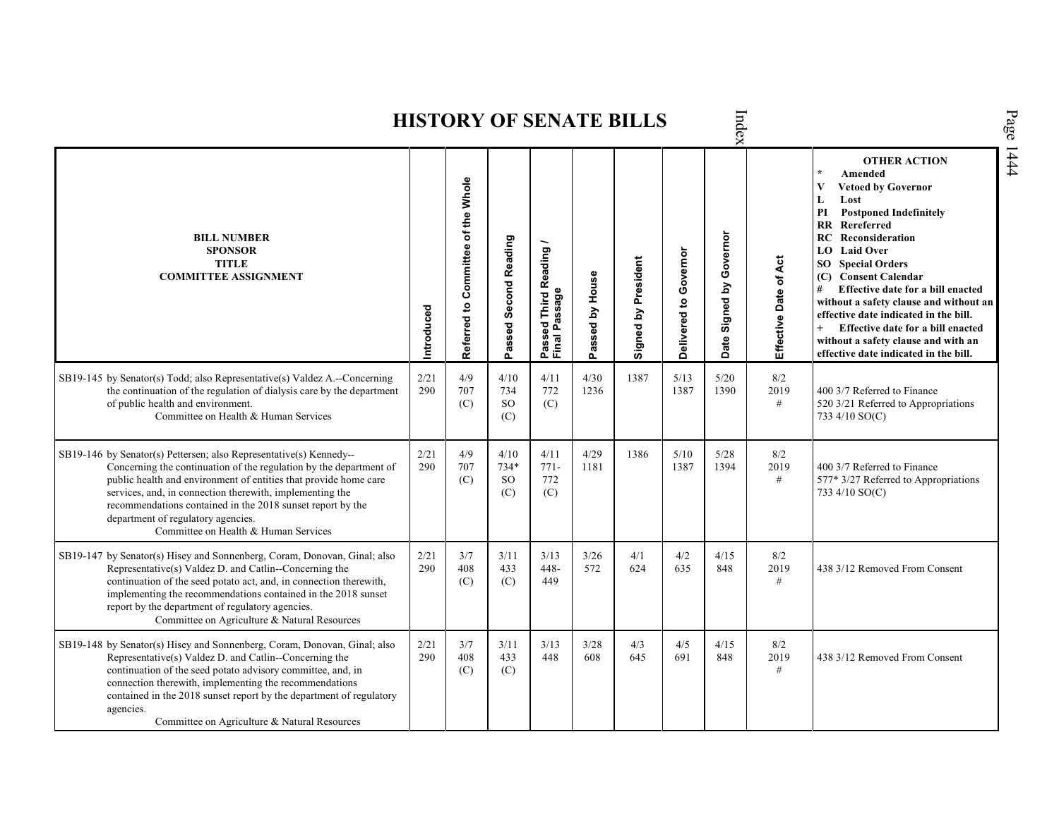# HISTORY OF SENATE BILLS

| BILL NUMBER<br>SPONSOR<br>TITLE<br>COMMITTEE ASSIGNMENT | Introduced | Referred to Committee of the Whole | Passed Second Reading | Passed Third Reading / Final Passage | Passed by House | Signed by President | Delivered to Governor | Date Signed by Governor | Effective Date of Act | OTHER ACTION<br>* Amended<br>V Vetoed by Governor<br>L Lost<br>PI Postponed Indefinitely<br>RR Rereferred<br>RC Reconsideration<br>LO Laid Over<br>SO Special Orders<br>(C) Consent Calendar<br># Effective date for a bill enacted without a safety clause and without an effective date indicated in the bill.<br>+ Effective date for a bill enacted without a safety clause and with an effective date indicated in the bill. |
|---|---|---|---|---|---|---|---|---|---|---|
| SB19-145 by Senator(s) Todd; also Representative(s) Valdez A.--Concerning the continuation of the regulation of dialysis care by the department of public health and environment.<br>Committee on Health & Human Services | 2/21<br>290 | 4/9<br>707<br>(C) | 4/10<br>734<br>SO<br>(C) | 4/11<br>772<br>(C) | 4/30<br>1236 | 1387 | 5/13<br>1387 | 5/20<br>1390 | 8/2<br>2019<br># | 400 3/7 Referred to Finance<br>520 3/21 Referred to Appropriations<br>733 4/10 SO(C) |
| SB19-146 by Senator(s) Pettersen; also Representative(s) Kennedy--Concerning the continuation of the regulation by the department of public health and environment of entities that provide home care services, and, in connection therewith, implementing the recommendations contained in the 2018 sunset report by the department of regulatory agencies.<br>Committee on Health & Human Services | 2/21<br>290 | 4/9<br>707<br>(C) | 4/10<br>734*<br>SO<br>(C) | 4/11<br>771-<br>772<br>(C) | 4/29<br>1181 | 1386 | 5/10<br>1387 | 5/28<br>1394 | 8/2<br>2019<br># | 400 3/7 Referred to Finance<br>577* 3/27 Referred to Appropriations<br>733 4/10 SO(C) |
| SB19-147 by Senator(s) Hisey and Sonnenberg, Coram, Donovan, Ginal; also Representative(s) Valdez D. and Catlin--Concerning the continuation of the seed potato act, and, in connection therewith, implementing the recommendations contained in the 2018 sunset report by the department of regulatory agencies.<br>Committee on Agriculture & Natural Resources | 2/21<br>290 | 3/7<br>408<br>(C) | 3/11<br>433<br>(C) | 3/13<br>448-<br>449 | 3/26<br>572 | 4/1<br>624 | 4/2<br>635 | 4/15<br>848 | 8/2<br>2019<br># | 438 3/12 Removed From Consent |
| SB19-148 by Senator(s) Hisey and Sonnenberg, Coram, Donovan, Ginal; also Representative(s) Valdez D. and Catlin--Concerning the continuation of the seed potato advisory committee, and, in connection therewith, implementing the recommendations contained in the 2018 sunset report by the department of regulatory agencies.<br>Committee on Agriculture & Natural Resources | 2/21<br>290 | 3/7<br>408<br>(C) | 3/11<br>433<br>(C) | 3/13<br>448 | 3/28<br>608 | 4/3<br>645 | 4/5<br>691 | 4/15<br>848 | 8/2<br>2019<br># | 438 3/12 Removed From Consent |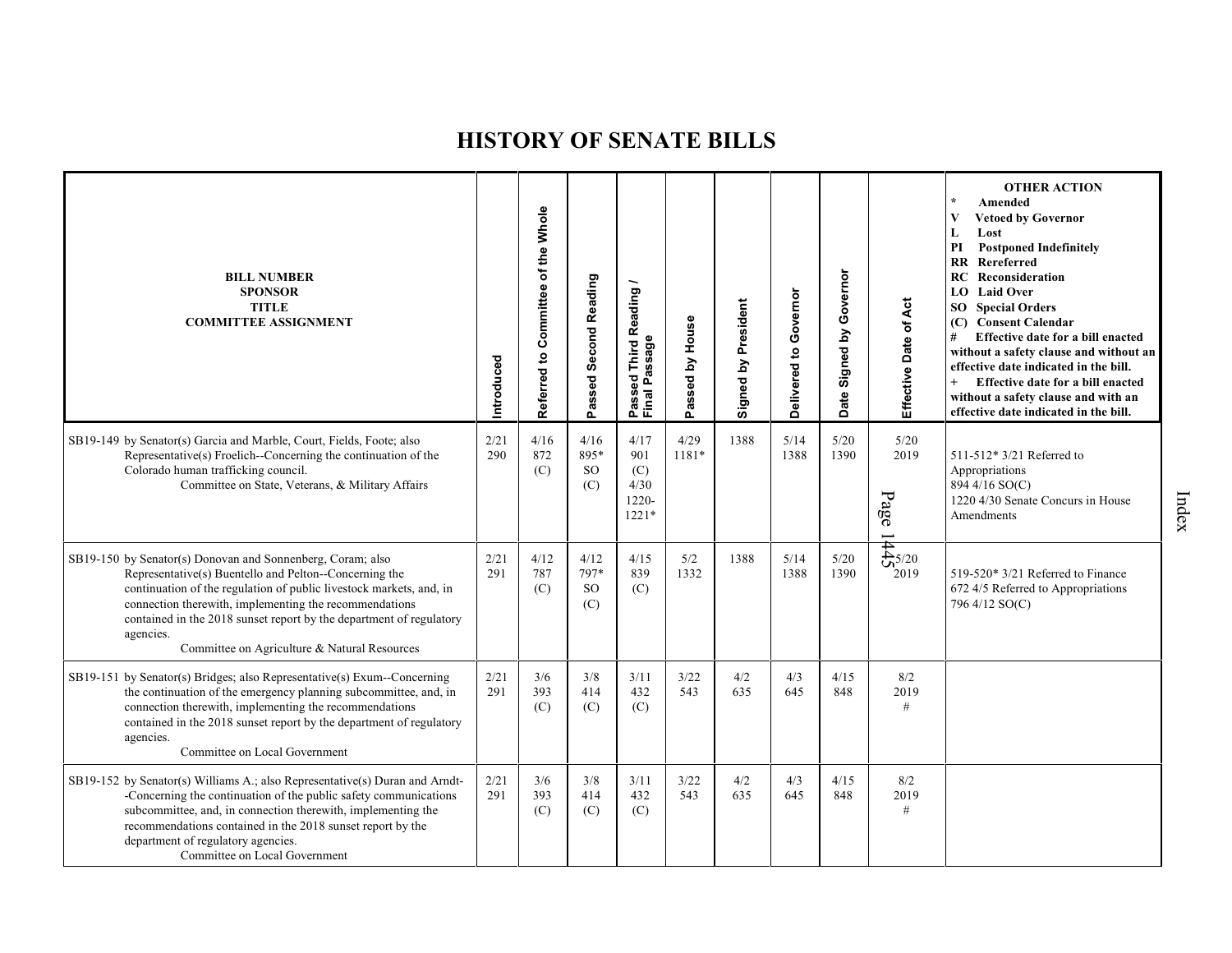# HISTORY OF SENATE BILLS

| BILL NUMBER SPONSOR TITLE COMMITTEE ASSIGNMENT | Introduced | Referred to Committee of the Whole | Passed Second Reading | Passed Third Reading / Final Passage | Passed by House | Signed by President | Delivered to Governor | Date Signed by Governor | Effective Date of Act | OTHER ACTION * Amended V Vetoed by Governor L Lost PI Postponed Indefinitely RR Rereferred RC Reconsideration LO Laid Over SO Special Orders (C) Consent Calendar # Effective date for a bill enacted without a safety clause and without an effective date indicated in the bill. + Effective date for a bill enacted without a safety clause and with an effective date indicated in the bill. |
|---|---|---|---|---|---|---|---|---|---|---|
| SB19-149 by Senator(s) Garcia and Marble, Court, Fields, Foote; also Representative(s) Froelich--Concerning the continuation of the Colorado human trafficking council. Committee on State, Veterans, & Military Affairs | 2/21 290 | 4/16 872 (C) | 4/16 895* SO (C) | 4/17 901 (C) 4/30 1220-1221* | 4/29 1181* | 1388 | 5/14 1388 | 5/20 1390 | 5/20 2019 | 511-512* 3/21 Referred to Appropriations 894 4/16 SO(C) 1220 4/30 Senate Concurs in House Amendments |
| SB19-150 by Senator(s) Donovan and Sonnenberg, Coram; also Representative(s) Buentello and Pelton--Concerning the continuation of the regulation of public livestock markets, and, in connection therewith, implementing the recommendations contained in the 2018 sunset report by the department of regulatory agencies. Committee on Agriculture & Natural Resources | 2/21 291 | 4/12 787 (C) | 4/12 797* SO (C) | 4/15 839 (C) | 5/2 1332 | 1388 | 5/14 1388 | 5/20 1390 | 5/20 2019 | 519-520* 3/21 Referred to Finance 672 4/5 Referred to Appropriations 796 4/12 SO(C) |
| SB19-151 by Senator(s) Bridges; also Representative(s) Exum--Concerning the continuation of the emergency planning subcommittee, and, in connection therewith, implementing the recommendations contained in the 2018 sunset report by the department of regulatory agencies. Committee on Local Government | 2/21 291 | 3/6 393 (C) | 3/8 414 (C) | 3/11 432 (C) | 3/22 543 | 4/2 635 | 4/3 645 | 4/15 848 | 8/2 2019 # | |
| SB19-152 by Senator(s) Williams A.; also Representative(s) Duran and Arndt--Concerning the continuation of the public safety communications subcommittee, and, in connection therewith, implementing the recommendations contained in the 2018 sunset report by the department of regulatory agencies. Committee on Local Government | 2/21 291 | 3/6 393 (C) | 3/8 414 (C) | 3/11 432 (C) | 3/22 543 | 4/2 635 | 4/3 645 | 4/15 848 | 8/2 2019 # | |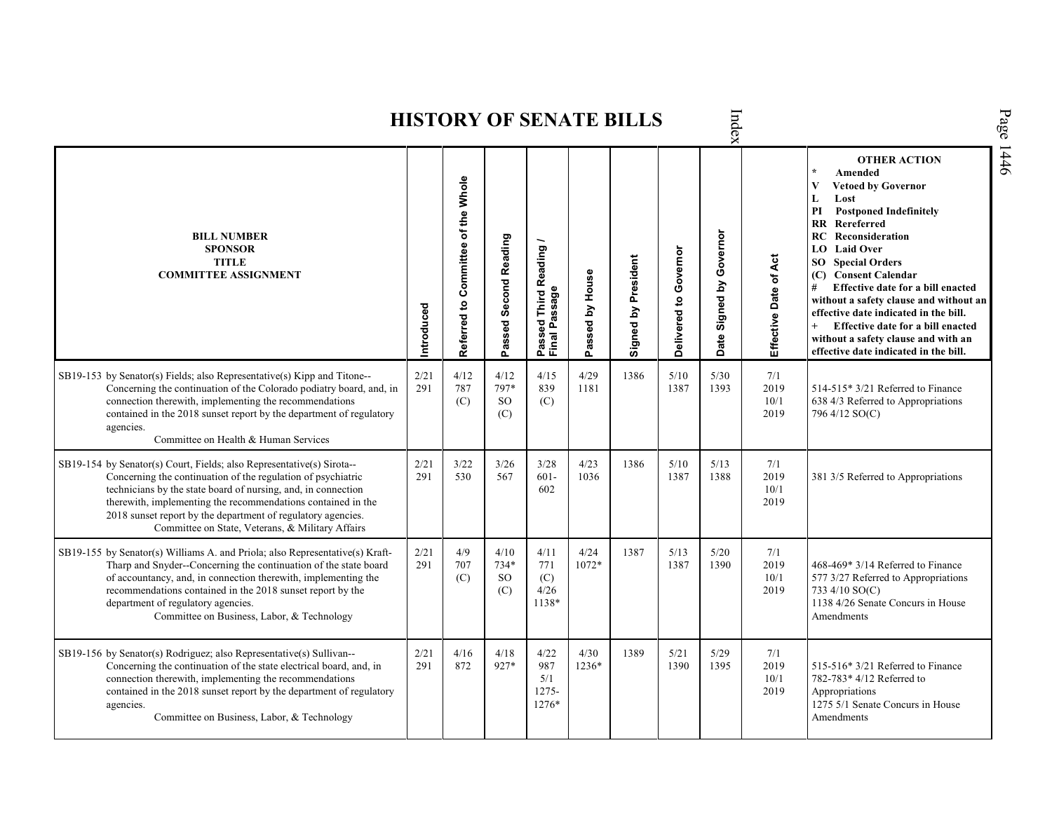# HISTORY OF SENATE BILLS

| BILL NUMBER<br>SPONSOR<br>TITLE<br>COMMITTEE ASSIGNMENT | Introduced | Referred to Committee of the Whole | Passed Second Reading | Passed Third Reading / Final Passage | Passed by House | Signed by President | Delivered to Governor | Date Signed by Governor | Effective Date of Act | OTHER ACTION<br>* Amended<br>V Vetoed by Governor<br>L Lost<br>PI Postponed Indefinitely<br>RR Rereferred<br>RC Reconsideration<br>LO Laid Over<br>SO Special Orders<br>(C) Consent Calendar<br># Effective date for a bill enacted without a safety clause and without an effective date indicated in the bill.<br>+ Effective date for a bill enacted without a safety clause and with an effective date indicated in the bill. |
|---|---|---|---|---|---|---|---|---|---|---|
| SB19-153 by Senator(s) Fields; also Representative(s) Kipp and Titone--Concerning the continuation of the Colorado podiatry board, and, in connection therewith, implementing the recommendations contained in the 2018 sunset report by the department of regulatory agencies.<br>Committee on Health & Human Services | 2/21<br>291 | 4/12<br>787<br>(C) | 4/12<br>797*<br>SO<br>(C) | 4/15<br>839<br>(C) | 4/29<br>1181 | 1386 | 5/10<br>1387 | 5/30<br>1393 | 7/1<br>2019<br>10/1<br>2019 | 514-515* 3/21 Referred to Finance<br>638 4/3 Referred to Appropriations<br>796 4/12 SO(C) |
| SB19-154 by Senator(s) Court, Fields; also Representative(s) Sirota--Concerning the continuation of the regulation of psychiatric technicians by the state board of nursing, and, in connection therewith, implementing the recommendations contained in the 2018 sunset report by the department of regulatory agencies.<br>Committee on State, Veterans, & Military Affairs | 2/21<br>291 | 3/22<br>530 | 3/26<br>567 | 3/28<br>601-<br>602 | 4/23<br>1036 | 1386 | 5/10<br>1387 | 5/13<br>1388 | 7/1<br>2019<br>10/1<br>2019 | 381 3/5 Referred to Appropriations |
| SB19-155 by Senator(s) Williams A. and Priola; also Representative(s) Kraft-Tharp and Snyder--Concerning the continuation of the state board of accountancy, and, in connection therewith, implementing the recommendations contained in the 2018 sunset report by the department of regulatory agencies.<br>Committee on Business, Labor, & Technology | 2/21<br>291 | 4/9<br>707<br>(C) | 4/10<br>734*<br>SO<br>(C) | 4/11<br>771<br>(C)<br>4/26<br>1138* | 4/24<br>1072* | 1387 | 5/13<br>1387 | 5/20<br>1390 | 7/1<br>2019<br>10/1<br>2019 | 468-469* 3/14 Referred to Finance<br>577 3/27 Referred to Appropriations<br>733 4/10 SO(C)<br>1138 4/26 Senate Concurs in House Amendments |
| SB19-156 by Senator(s) Rodriguez; also Representative(s) Sullivan--Concerning the continuation of the state electrical board, and, in connection therewith, implementing the recommendations contained in the 2018 sunset report by the department of regulatory agencies.<br>Committee on Business, Labor, & Technology | 2/21<br>291 | 4/16<br>872 | 4/18<br>927* | 4/22<br>987<br>5/1<br>1275-<br>1276* | 4/30<br>1236* | 1389 | 5/21<br>1390 | 5/29<br>1395 | 7/1<br>2019<br>10/1<br>2019 | 515-516* 3/21 Referred to Finance<br>782-783* 4/12 Referred to Appropriations<br>1275 5/1 Senate Concurs in House Amendments |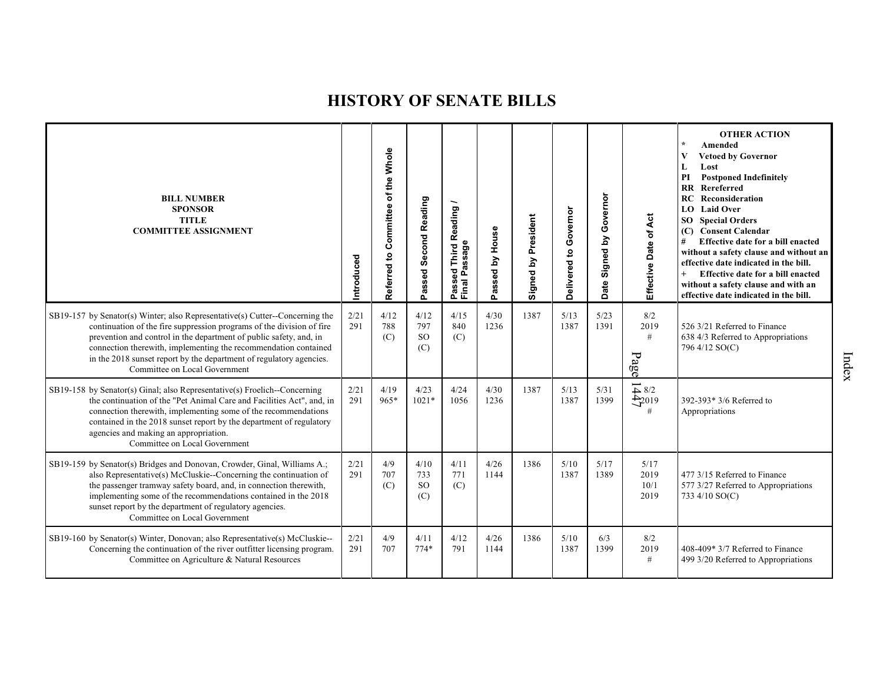# HISTORY OF SENATE BILLS

| BILL NUMBER SPONSOR TITLE COMMITTEE ASSIGNMENT | Introduced | Referred to Committee of the Whole | Passed Second Reading | Passed Third Reading / Final Passage | Passed by House | Signed by President | Delivered to Governor | Date Signed by Governor | Effective Date of Act | OTHER ACTION * Amended V Vetoed by Governor L Lost PI Postponed Indefinitely RR Rereferred RC Reconsideration LO Laid Over SO Special Orders (C) Consent Calendar # Effective date for a bill enacted without a safety clause and without an effective date indicated in the bill. + Effective date for a bill enacted without a safety clause and with an effective date indicated in the bill. |
|---|---|---|---|---|---|---|---|---|---|---|
| SB19-157 by Senator(s) Winter; also Representative(s) Cutter--Concerning the continuation of the fire suppression programs of the division of fire prevention and control in the department of public safety, and, in connection therewith, implementing the recommendation contained in the 2018 sunset report by the department of regulatory agencies. Committee on Local Government | 2/21 291 | 4/12 788 (C) | 4/12 797 SO (C) | 4/15 840 (C) | 4/30 1236 | 1387 | 5/13 1387 | 5/23 1391 | 8/2 2019 # | 526 3/21 Referred to Finance 638 4/3 Referred to Appropriations 796 4/12 SO(C) |
| SB19-158 by Senator(s) Ginal; also Representative(s) Froelich--Concerning the continuation of the "Pet Animal Care and Facilities Act", and, in connection therewith, implementing some of the recommendations contained in the 2018 sunset report by the department of regulatory agencies and making an appropriation. Committee on Local Government | 2/21 291 | 4/19 965* | 4/23 1021* | 4/24 1056 | 4/30 1236 | 1387 | 5/13 1387 | 5/31 1399 | 8/2 2019 # | 392-393* 3/6 Referred to Appropriations |
| SB19-159 by Senator(s) Bridges and Donovan, Crowder, Ginal, Williams A.; also Representative(s) McCluskie--Concerning the continuation of the passenger tramway safety board, and, in connection therewith, implementing some of the recommendations contained in the 2018 sunset report by the department of regulatory agencies. Committee on Local Government | 2/21 291 | 4/9 707 (C) | 4/10 733 SO (C) | 4/11 771 (C) | 4/26 1144 | 1386 | 5/10 1387 | 5/17 1389 | 5/17 2019 10/1 2019 | 477 3/15 Referred to Finance 577 3/27 Referred to Appropriations 733 4/10 SO(C) |
| SB19-160 by Senator(s) Winter, Donovan; also Representative(s) McCluskie--Concerning the continuation of the river outfitter licensing program. Committee on Agriculture & Natural Resources | 2/21 291 | 4/9 707 | 4/11 774* | 4/12 791 | 4/26 1144 | 1386 | 5/10 1387 | 6/3 1399 | 8/2 2019 # | 408-409* 3/7 Referred to Finance 499 3/20 Referred to Appropriations |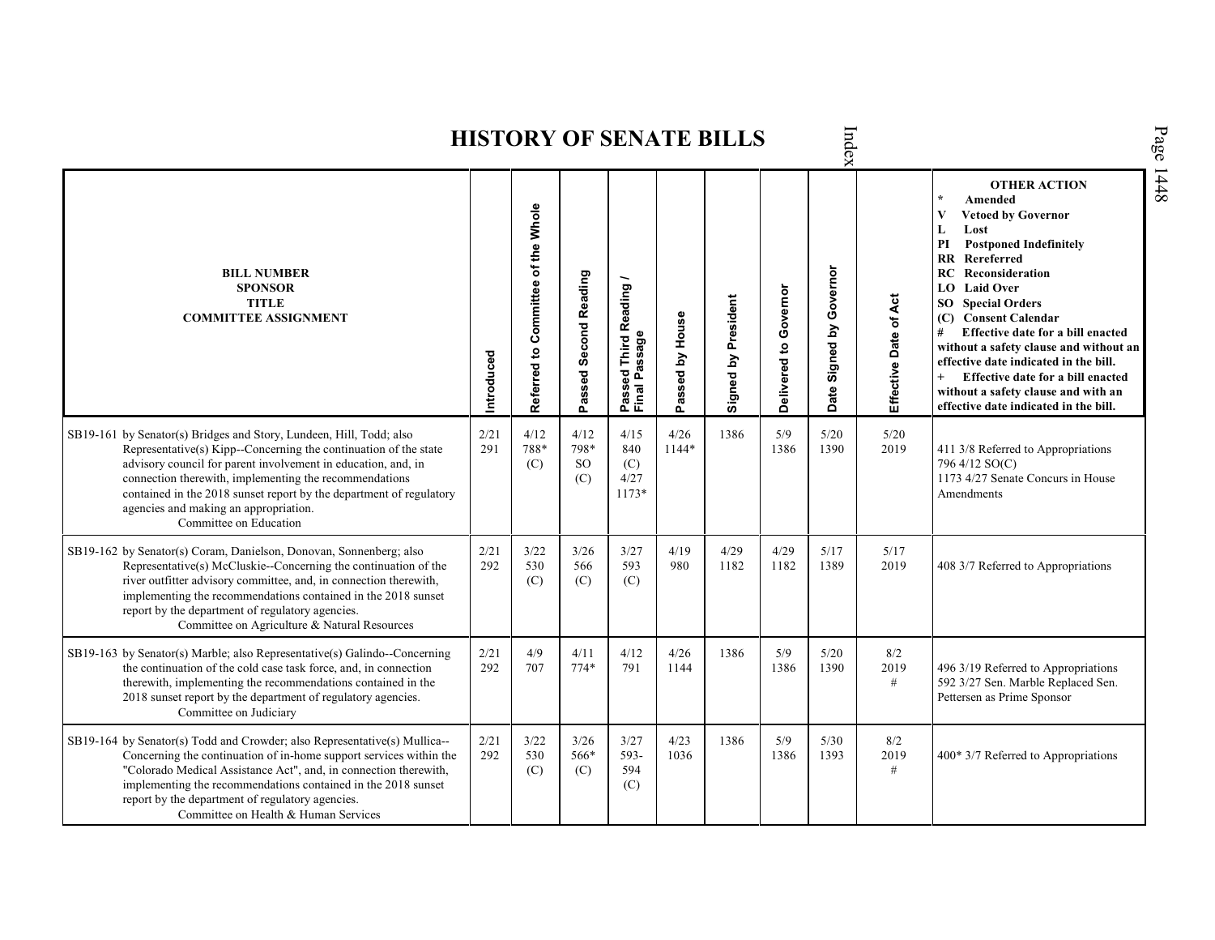# HISTORY OF SENATE BILLS

| BILL NUMBER SPONSOR TITLE COMMITTEE ASSIGNMENT | Introduced | Referred to Committee of the Whole | Passed Second Reading | Passed Third Reading / Final Passage | Passed by House | Signed by President | Delivered to Governor | Date Signed by Governor | Effective Date of Act | OTHER ACTION * Amended V Vetoed by Governor L Lost PI Postponed Indefinitely RR Rereferred RC Reconsideration LO Laid Over SO Special Orders (C) Consent Calendar # Effective date for a bill enacted without a safety clause and without an effective date indicated in the bill. + Effective date for a bill enacted without a safety clause and with an effective date indicated in the bill. |
|---|---|---|---|---|---|---|---|---|---|---|
| SB19-161 by Senator(s) Bridges and Story, Lundeen, Hill, Todd; also Representative(s) Kipp--Concerning the continuation of the state advisory council for parent involvement in education, and, in connection therewith, implementing the recommendations contained in the 2018 sunset report by the department of regulatory agencies and making an appropriation. Committee on Education | 2/21 291 | 4/12 788* (C) | 4/12 798* SO (C) | 4/15 840 (C) 4/27 1173* | 4/26 1144* | 1386 | 5/9 1386 | 5/20 1390 | 5/20 2019 | 411 3/8 Referred to Appropriations 796 4/12 SO(C) 1173 4/27 Senate Concurs in House Amendments |
| SB19-162 by Senator(s) Coram, Danielson, Donovan, Sonnenberg; also Representative(s) McCluskie--Concerning the continuation of the river outfitter advisory committee, and, in connection therewith, implementing the recommendations contained in the 2018 sunset report by the department of regulatory agencies. Committee on Agriculture & Natural Resources | 2/21 292 | 3/22 530 (C) | 3/26 566 (C) | 3/27 593 (C) | 4/19 980 | 4/29 1182 | 4/29 1182 | 5/17 1389 | 5/17 2019 | 408 3/7 Referred to Appropriations |
| SB19-163 by Senator(s) Marble; also Representative(s) Galindo--Concerning the continuation of the cold case task force, and, in connection therewith, implementing the recommendations contained in the 2018 sunset report by the department of regulatory agencies. Committee on Judiciary | 2/21 292 | 4/9 707 | 4/11 774* | 4/12 791 | 4/26 1144 | 1386 | 5/9 1386 | 5/20 1390 | 8/2 2019 # | 496 3/19 Referred to Appropriations 592 3/27 Sen. Marble Replaced Sen. Pettersen as Prime Sponsor |
| SB19-164 by Senator(s) Todd and Crowder; also Representative(s) Mullica--Concerning the continuation of in-home support services within the "Colorado Medical Assistance Act", and, in connection therewith, implementing the recommendations contained in the 2018 sunset report by the department of regulatory agencies. Committee on Health & Human Services | 2/21 292 | 3/22 530 (C) | 3/26 566* (C) | 3/27 593-594 (C) | 4/23 1036 | 1386 | 5/9 1386 | 5/30 1393 | 8/2 2019 # | 400* 3/7 Referred to Appropriations |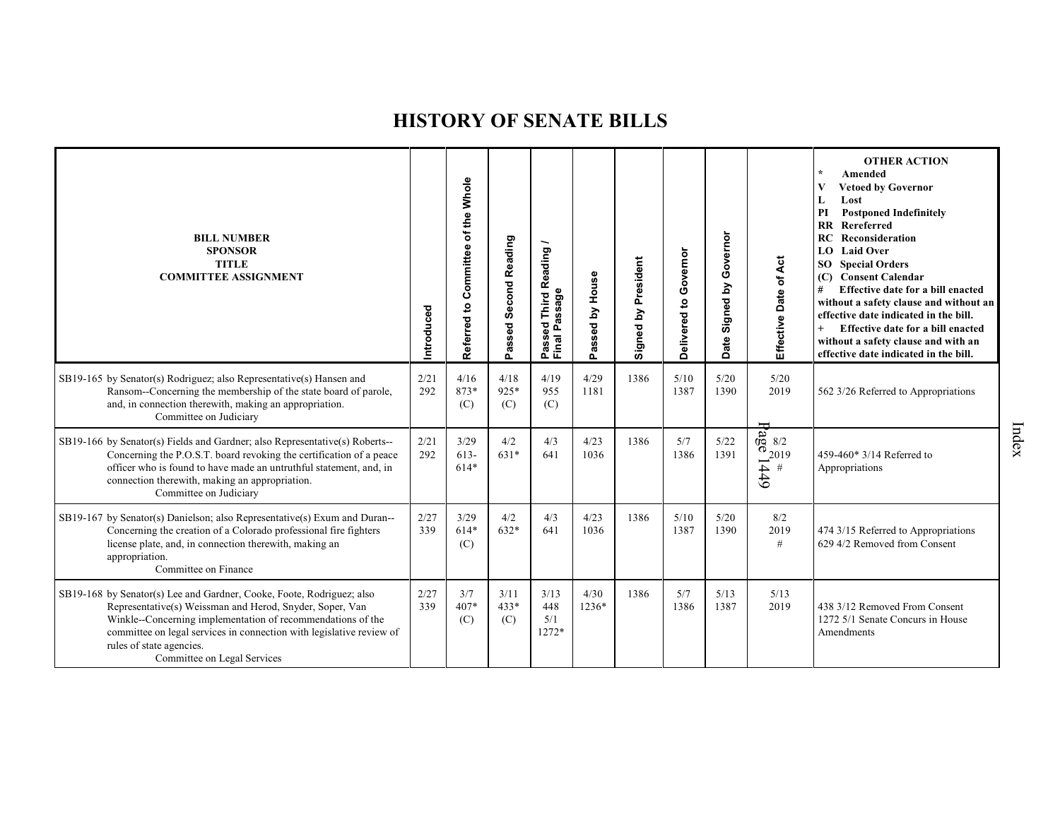# HISTORY OF SENATE BILLS

| BILL NUMBER<br>SPONSOR<br>TITLE<br>COMMITTEE ASSIGNMENT | Introduced | Referred to Committee of the Whole | Passed Second Reading | Passed Third Reading / Final Passage | Passed by House | Signed by President | Delivered to Governor | Date Signed by Governor | Effective Date of Act | OTHER ACTION<br>* Amended<br>V Vetoed by Governor<br>L Lost<br>PI Postponed Indefinitely<br>RR Rereferred<br>RC Reconsideration<br>LO Laid Over<br>SO Special Orders<br>(C) Consent Calendar<br># Effective date for a bill enacted without a safety clause and without an effective date indicated in the bill.<br>+ Effective date for a bill enacted without a safety clause and with an effective date indicated in the bill. |
|---|---|---|---|---|---|---|---|---|---|---|
| SB19-165 by Senator(s) Rodriguez; also Representative(s) Hansen and Ransom--Concerning the membership of the state board of parole, and, in connection therewith, making an appropriation.<br>Committee on Judiciary | 2/21<br>292 | 4/16<br>873*<br>(C) | 4/18<br>925*<br>(C) | 4/19<br>955<br>(C) | 4/29<br>1181 | 1386 | 5/10<br>1387 | 5/20<br>1390 | 5/20<br>2019 | 562 3/26 Referred to Appropriations |
| SB19-166 by Senator(s) Fields and Gardner; also Representative(s) Roberts--Concerning the P.O.S.T. board revoking the certification of a peace officer who is found to have made an untruthful statement, and, in connection therewith, making an appropriation.<br>Committee on Judiciary | 2/21<br>292 | 3/29<br>613-<br>614* | 4/2<br>631* | 4/3<br>641 | 4/23<br>1036 | 1386 | 5/7<br>1386 | 5/22<br>1391 | 8/2<br>2019<br># | 459-460* 3/14 Referred to Appropriations |
| SB19-167 by Senator(s) Danielson; also Representative(s) Exum and Duran--Concerning the creation of a Colorado professional fire fighters license plate, and, in connection therewith, making an appropriation.<br>Committee on Finance | 2/27<br>339 | 3/29<br>614*<br>(C) | 4/2<br>632* | 4/3<br>641 | 4/23<br>1036 | 1386 | 5/10<br>1387 | 5/20<br>1390 | 8/2<br>2019<br># | 474 3/15 Referred to Appropriations<br>629 4/2 Removed from Consent |
| SB19-168 by Senator(s) Lee and Gardner, Cooke, Foote, Rodriguez; also Representative(s) Weissman and Herod, Snyder, Soper, Van Winkle--Concerning implementation of recommendations of the committee on legal services in connection with legislative review of rules of state agencies.<br>Committee on Legal Services | 2/27<br>339 | 3/7<br>407*<br>(C) | 3/11<br>433*<br>(C) | 3/13<br>448<br>5/1<br>1272* | 4/30<br>1236* | 1386 | 5/7<br>1386 | 5/13<br>1387 | 5/13<br>2019 | 438 3/12 Removed From Consent<br>1272 5/1 Senate Concurs in House Amendments |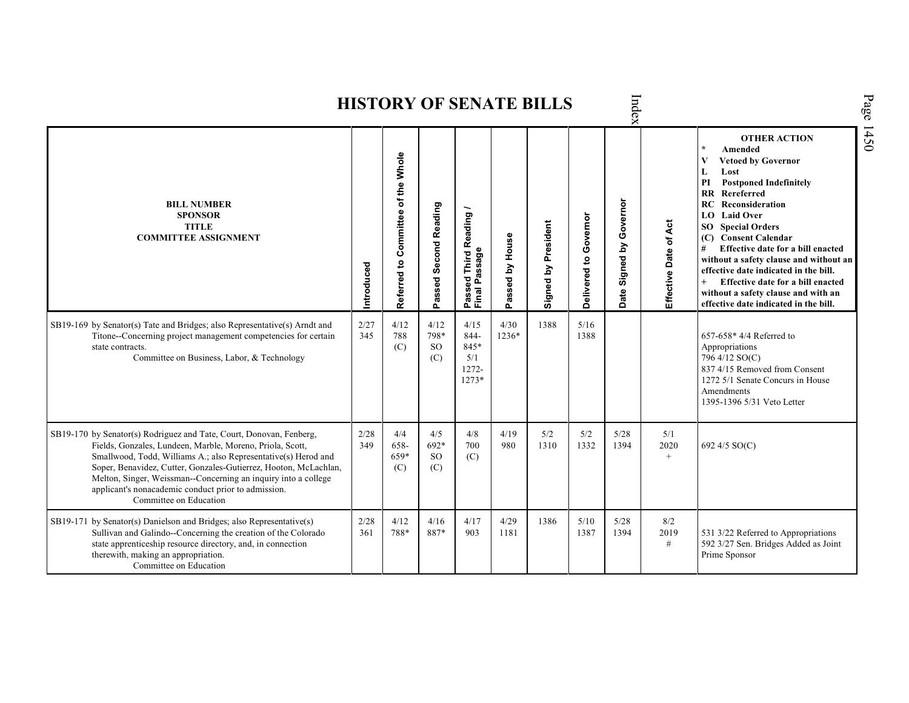# HISTORY OF SENATE BILLS

| BILL NUMBER SPONSOR TITLE COMMITTEE ASSIGNMENT | Introduced | Referred to Committee of the Whole | Passed Second Reading | Passed Third Reading / Final Passage | Passed by House | Signed by President | Delivered to Governor | Date Signed by Governor | Effective Date of Act | OTHER ACTION * Amended V Vetoed by Governor L Lost PI Postponed Indefinitely RR Rereferred RC Reconsideration LO Laid Over SO Special Orders (C) Consent Calendar # Effective date for a bill enacted without a safety clause and without an effective date indicated in the bill. + Effective date for a bill enacted without a safety clause and with an effective date indicated in the bill. |
|---|---|---|---|---|---|---|---|---|---|---|
| SB19-169 by Senator(s) Tate and Bridges; also Representative(s) Arndt and Titone--Concerning project management competencies for certain state contracts. Committee on Business, Labor, & Technology | 2/27 345 | 4/12 788 (C) | 4/12 798* SO (C) | 4/15 844-845* 5/1 1272-1273* | 4/30 1236* | 1388 | 5/16 1388 | | | 657-658* 4/4 Referred to Appropriations 796 4/12 SO(C) 837 4/15 Removed from Consent 1272 5/1 Senate Concurs in House Amendments 1395-1396 5/31 Veto Letter |
| SB19-170 by Senator(s) Rodriguez and Tate, Court, Donovan, Fenberg, Fields, Gonzales, Lundeen, Marble, Moreno, Priola, Scott, Smallwood, Todd, Williams A.; also Representative(s) Herod and Soper, Benavidez, Cutter, Gonzales-Gutierrez, Hooton, McLachlan, Melton, Singer, Weissman--Concerning an inquiry into a college applicant's nonacademic conduct prior to admission. Committee on Education | 2/28 349 | 4/4 658-659* (C) | 4/5 692* SO (C) | 4/8 700 (C) | 4/19 980 | 5/2 1310 | 5/2 1332 | 5/28 1394 | 5/1 2020 + | 692 4/5 SO(C) |
| SB19-171 by Senator(s) Danielson and Bridges; also Representative(s) Sullivan and Galindo--Concerning the creation of the Colorado state apprenticeship resource directory, and, in connection therewith, making an appropriation. Committee on Education | 2/28 361 | 4/12 788* | 4/16 887* | 4/17 903 | 4/29 1181 | 1386 | 5/10 1387 | 5/28 1394 | 8/2 2019 # | 531 3/22 Referred to Appropriations 592 3/27 Sen. Bridges Added as Joint Prime Sponsor |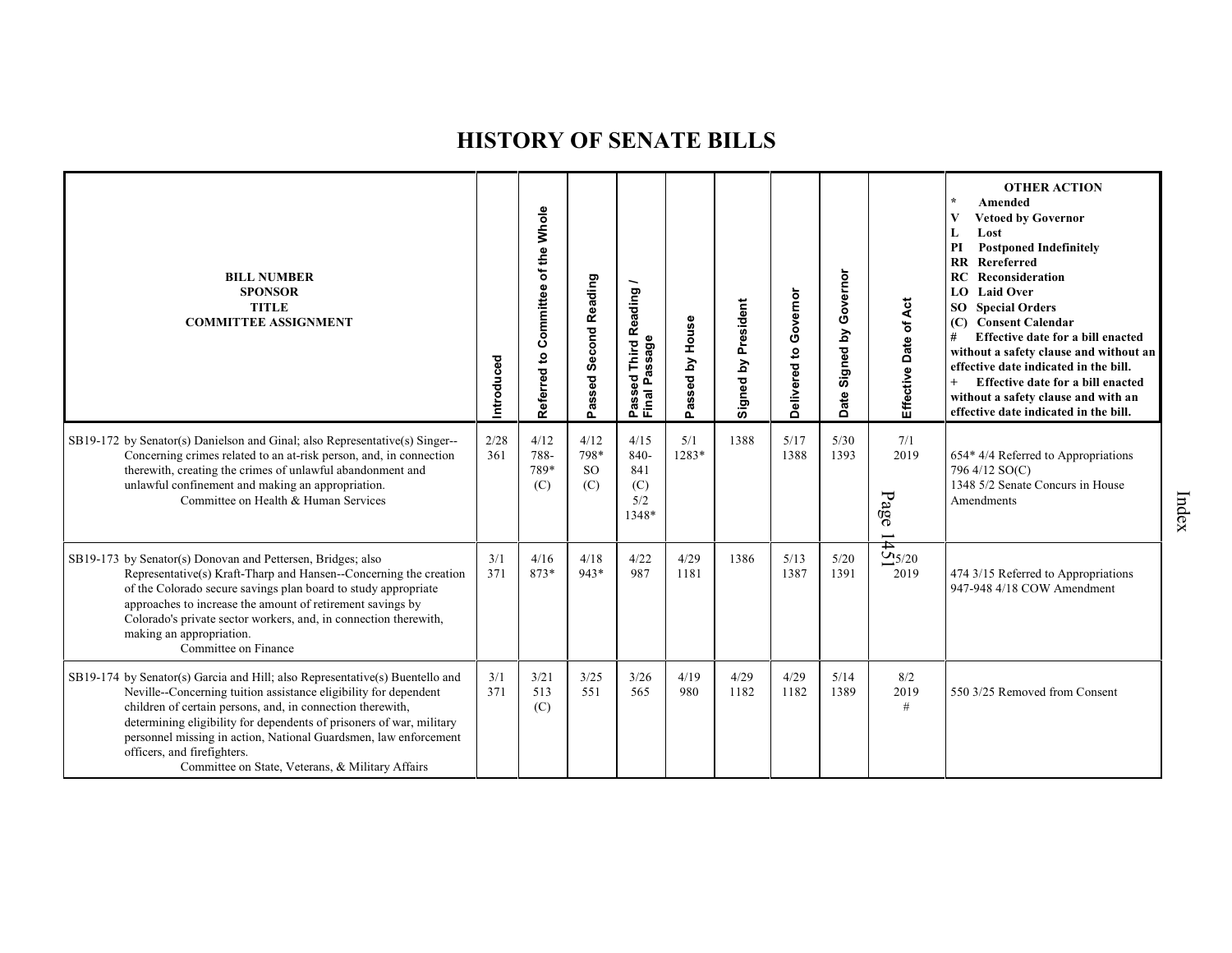# HISTORY OF SENATE BILLS

| BILL NUMBER<br>SPONSOR<br>TITLE<br>COMMITTEE ASSIGNMENT | Introduced | Referred to Committee of the Whole | Passed Second Reading | Passed Third Reading / Final Passage | Passed by House | Signed by President | Delivered to Governor | Date Signed by Governor | Effective Date of Act | OTHER ACTION<br>* Amended<br>V Vetoed by Governor<br>L Lost<br>PI Postponed Indefinitely<br>RR Rereferred<br>RC Reconsideration<br>LO Laid Over<br>SO Special Orders<br>(C) Consent Calendar<br># Effective date for a bill enacted without a safety clause and without an effective date indicated in the bill.<br>+ Effective date for a bill enacted without a safety clause and with an effective date indicated in the bill. |
|---|---|---|---|---|---|---|---|---|---|---|
| SB19-172 by Senator(s) Danielson and Ginal; also Representative(s) Singer--Concerning crimes related to an at-risk person, and, in connection therewith, creating the crimes of unlawful abandonment and unlawful confinement and making an appropriation.<br>Committee on Health & Human Services | 2/28<br>361 | 4/12<br>788-789*<br>(C) | 4/12<br>798*<br>SO<br>(C) | 4/15<br>840-841<br>(C)<br>5/2<br>1348* | 5/1<br>1283* | 1388 | 5/17<br>1388 | 5/30<br>1393 | 7/1<br>2019 | 654* 4/4 Referred to Appropriations<br>796 4/12 SO(C)<br>1348 5/2 Senate Concurs in House Amendments |
| SB19-173 by Senator(s) Donovan and Pettersen, Bridges; also Representative(s) Kraft-Tharp and Hansen--Concerning the creation of the Colorado secure savings plan board to study appropriate approaches to increase the amount of retirement savings by Colorado's private sector workers, and, in connection therewith, making an appropriation.<br>Committee on Finance | 3/1<br>371 | 4/16<br>873* | 4/18<br>943* | 4/22<br>987 | 4/29<br>1181 | 1386 | 5/13<br>1387 | 5/20<br>1391 | 5/20<br>2019 | 474 3/15 Referred to Appropriations<br>947-948 4/18 COW Amendment |
| SB19-174 by Senator(s) Garcia and Hill; also Representative(s) Buentello and Neville--Concerning tuition assistance eligibility for dependent children of certain persons, and, in connection therewith, determining eligibility for dependents of prisoners of war, military personnel missing in action, National Guardsmen, law enforcement officers, and firefighters.<br>Committee on State, Veterans, & Military Affairs | 3/1<br>371 | 3/21<br>513<br>(C) | 3/25<br>551 | 3/26<br>565 | 4/19<br>980 | 4/29<br>1182 | 4/29<br>1182 | 5/14<br>1389 | 8/2<br>2019<br># | 550 3/25 Removed from Consent |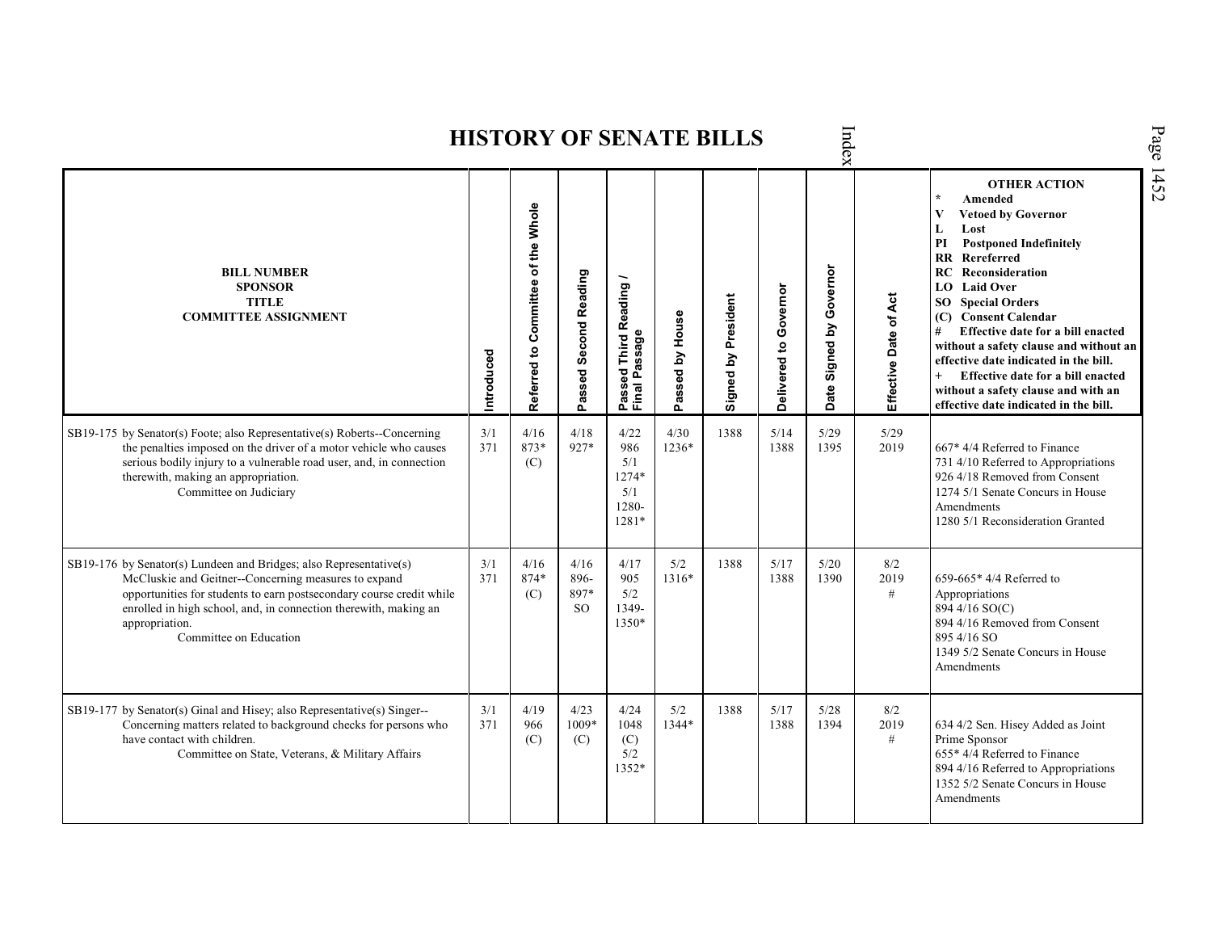# HISTORY OF SENATE BILLS

| BILL NUMBER SPONSOR TITLE COMMITTEE ASSIGNMENT | Introduced | Referred to Committee of the Whole | Passed Second Reading | Passed Third Reading / Final Passage | Passed by House | Signed by President | Delivered to Governor | Date Signed by Governor | Effective Date of Act | OTHER ACTION * Amended V Vetoed by Governor L Lost PI Postponed Indefinitely RR Rereferred RC Reconsideration LO Laid Over SO Special Orders (C) Consent Calendar # Effective date for a bill enacted without a safety clause and without an effective date indicated in the bill. + Effective date for a bill enacted without a safety clause and with an effective date indicated in the bill. |
|---|---|---|---|---|---|---|---|---|---|---|
| SB19-175 by Senator(s) Foote; also Representative(s) Roberts--Concerning the penalties imposed on the driver of a motor vehicle who causes serious bodily injury to a vulnerable road user, and, in connection therewith, making an appropriation. Committee on Judiciary | 3/1 371 | 4/16 873* (C) | 4/18 927* | 4/22 986 5/1 1274* 5/1 1280-1281* | 4/30 1236* | 1388 | 5/14 1388 | 5/29 1395 | 5/29 2019 | 667* 4/4 Referred to Finance 731 4/10 Referred to Appropriations 926 4/18 Removed from Consent 1274 5/1 Senate Concurs in House Amendments 1280 5/1 Reconsideration Granted |
| SB19-176 by Senator(s) Lundeen and Bridges; also Representative(s) McCluskie and Geitner--Concerning measures to expand opportunities for students to earn postsecondary course credit while enrolled in high school, and, in connection therewith, making an appropriation. Committee on Education | 3/1 371 | 4/16 874* (C) | 4/16 896-897* SO | 4/17 905 5/2 1349-1350* | 5/2 1316* | 1388 | 5/17 1388 | 5/20 1390 | 8/2 2019 # | 659-665* 4/4 Referred to Appropriations 894 4/16 SO(C) 894 4/16 Removed from Consent 895 4/16 SO 1349 5/2 Senate Concurs in House Amendments |
| SB19-177 by Senator(s) Ginal and Hisey; also Representative(s) Singer--Concerning matters related to background checks for persons who have contact with children. Committee on State, Veterans, & Military Affairs | 3/1 371 | 4/19 966 (C) | 4/23 1009* (C) | 4/24 1048 (C) 5/2 1352* | 5/2 1344* | 1388 | 5/17 1388 | 5/28 1394 | 8/2 2019 # | 634 4/2 Sen. Hisey Added as Joint Prime Sponsor 655* 4/4 Referred to Finance 894 4/16 Referred to Appropriations 1352 5/2 Senate Concurs in House Amendments |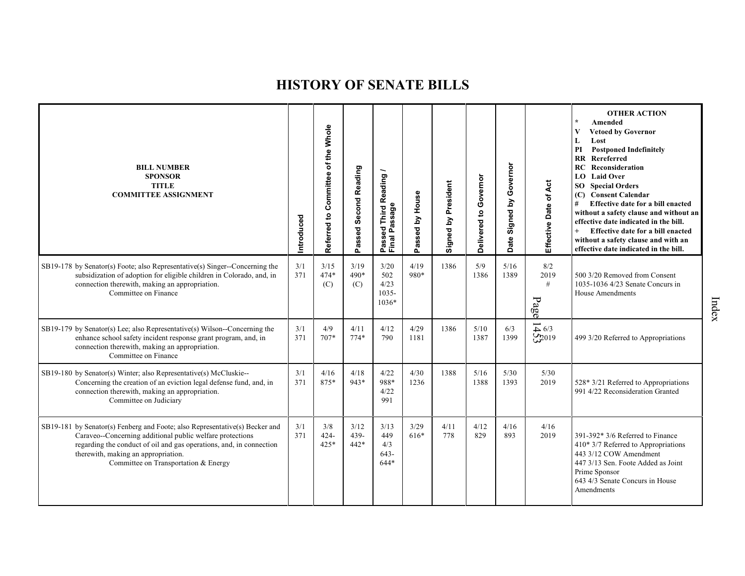# HISTORY OF SENATE BILLS

| BILL NUMBER<br>SPONSOR<br>TITLE<br>COMMITTEE ASSIGNMENT | Introduced | Referred to Committee of the Whole | Passed Second Reading | Passed Third Reading / Final Passage | Passed by House | Signed by President | Delivered to Governor | Date Signed by Governor | Effective Date of Act | OTHER ACTION<br>* Amended<br>V Vetoed by Governor<br>L Lost<br>PI Postponed Indefinitely<br>RR Rereferred<br>RC Reconsideration<br>LO Laid Over<br>SO Special Orders<br>(C) Consent Calendar<br># Effective date for a bill enacted without a safety clause and without an effective date indicated in the bill.<br>+ Effective date for a bill enacted without a safety clause and with an effective date indicated in the bill. |
|---|---|---|---|---|---|---|---|---|---|---|
| SB19-178 by Senator(s) Foote; also Representative(s) Singer--Concerning the subsidization of adoption for eligible children in Colorado, and, in connection therewith, making an appropriation.<br>Committee on Finance | 3/1<br>371 | 3/15<br>474*<br>(C) | 3/19<br>490*<br>(C) | 3/20<br>502<br>4/23<br>1035-<br>1036* | 4/19<br>980* | 1386 | 5/9<br>1386 | 5/16<br>1389 | 8/2<br>2019<br># | 500 3/20 Removed from Consent<br>1035-1036 4/23 Senate Concurs in House Amendments |
| SB19-179 by Senator(s) Lee; also Representative(s) Wilson--Concerning the enhance school safety incident response grant program, and, in connection therewith, making an appropriation.<br>Committee on Finance | 3/1<br>371 | 4/9<br>707* | 4/11<br>774* | 4/12<br>790 | 4/29<br>1181 | 1386 | 5/10<br>1387 | 6/3<br>1399 | 6/3<br>2019 | 499 3/20 Referred to Appropriations |
| SB19-180 by Senator(s) Winter; also Representative(s) McCluskie--Concerning the creation of an eviction legal defense fund, and, in connection therewith, making an appropriation.<br>Committee on Judiciary | 3/1<br>371 | 4/16<br>875* | 4/18<br>943* | 4/22<br>988*<br>4/22<br>991 | 4/30<br>1236 | 1388 | 5/16<br>1388 | 5/30<br>1393 | 5/30<br>2019 | 528* 3/21 Referred to Appropriations<br>991 4/22 Reconsideration Granted |
| SB19-181 by Senator(s) Fenberg and Foote; also Representative(s) Becker and Caraveo--Concerning additional public welfare protections regarding the conduct of oil and gas operations, and, in connection therewith, making an appropriation.<br>Committee on Transportation & Energy | 3/1<br>371 | 3/8<br>424-<br>425* | 3/12<br>439-<br>442* | 3/13<br>449<br>4/3<br>643-<br>644* | 3/29<br>616* | 4/11<br>778 | 4/12<br>829 | 4/16<br>893 | 4/16<br>2019 | 391-392* 3/6 Referred to Finance<br>410* 3/7 Referred to Appropriations<br>443 3/12 COW Amendment<br>447 3/13 Sen. Foote Added as Joint Prime Sponsor<br>643 4/3 Senate Concurs in House Amendments |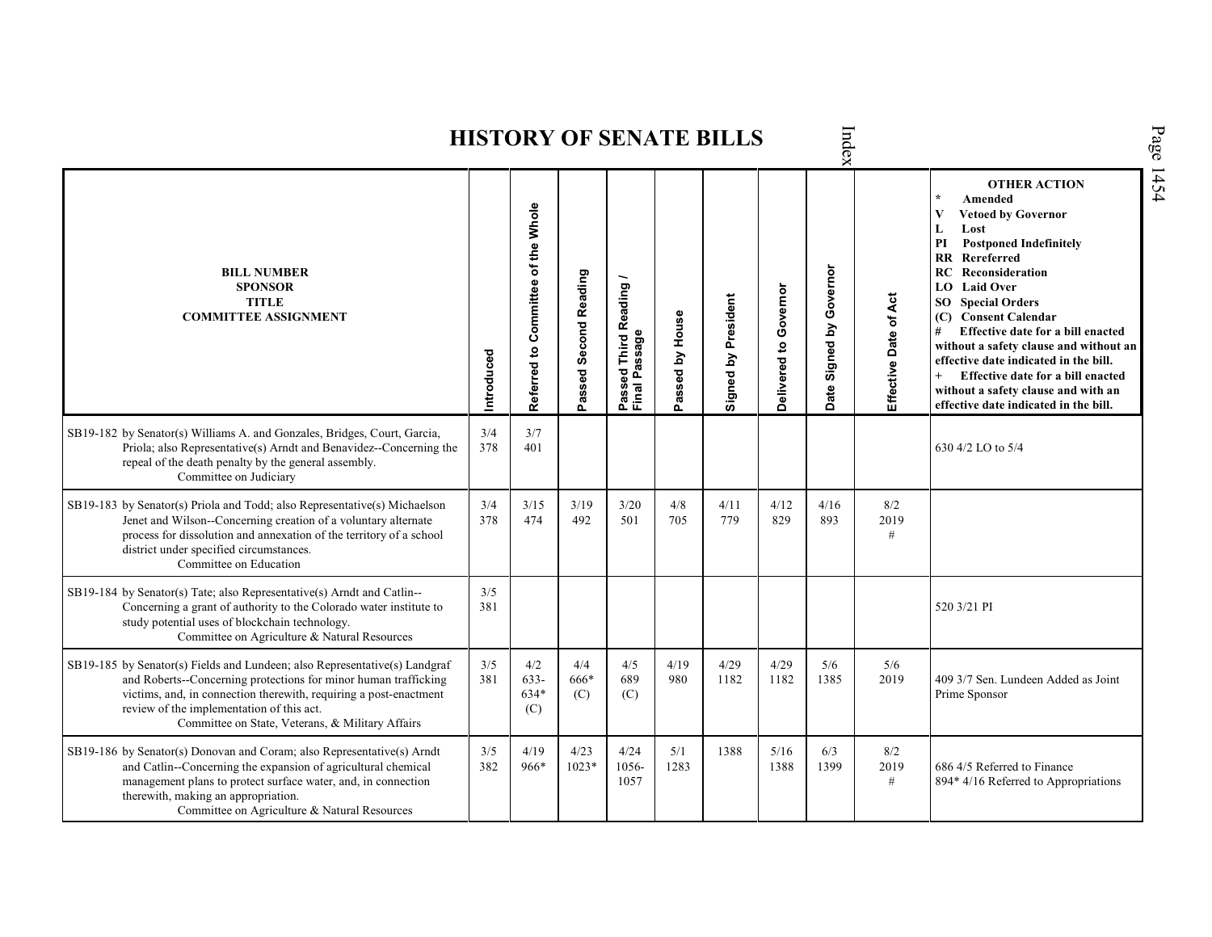# HISTORY OF SENATE BILLS

| BILL NUMBER<br>SPONSOR<br>TITLE<br>COMMITTEE ASSIGNMENT | Introduced | Referred to Committee of the Whole | Passed Second Reading | Passed Third Reading / Final Passage | Passed by House | Signed by President | Delivered to Governor | Date Signed by Governor | Effective Date of Act | OTHER ACTION<br>* Amended<br>V Vetoed by Governor<br>L Lost<br>PI Postponed Indefinitely<br>RR Rereferred<br>RC Reconsideration<br>LO Laid Over<br>SO Special Orders<br>(C) Consent Calendar<br># Effective date for a bill enacted without a safety clause and without an effective date indicated in the bill.<br>+ Effective date for a bill enacted without a safety clause and with an effective date indicated in the bill. |
|---|---|---|---|---|---|---|---|---|---|---|
| SB19-182 by Senator(s) Williams A. and Gonzales, Bridges, Court, Garcia, Priola; also Representative(s) Arndt and Benavidez--Concerning the repeal of the death penalty by the general assembly.<br>Committee on Judiciary | 3/4<br>378 | 3/7<br>401 | | | | | | | | 630 4/2 LO to 5/4 |
| SB19-183 by Senator(s) Priola and Todd; also Representative(s) Michaelson Jenet and Wilson--Concerning creation of a voluntary alternate process for dissolution and annexation of the territory of a school district under specified circumstances.<br>Committee on Education | 3/4<br>378 | 3/15<br>474 | 3/19<br>492 | 3/20<br>501 | 4/8<br>705 | 4/11<br>779 | 4/12<br>829 | 4/16<br>893 | 8/2<br>2019<br># | |
| SB19-184 by Senator(s) Tate; also Representative(s) Arndt and Catlin--Concerning a grant of authority to the Colorado water institute to study potential uses of blockchain technology.<br>Committee on Agriculture & Natural Resources | 3/5<br>381 | | | | | | | | | 520 3/21 PI |
| SB19-185 by Senator(s) Fields and Lundeen; also Representative(s) Landgraf and Roberts--Concerning protections for minor human trafficking victims, and, in connection therewith, requiring a post-enactment review of the implementation of this act.<br>Committee on State, Veterans, & Military Affairs | 3/5<br>381 | 4/2<br>633-<br>634*<br>(C) | 4/4<br>666*<br>(C) | 4/5<br>689<br>(C) | 4/19<br>980 | 4/29<br>1182 | 4/29<br>1182 | 5/6<br>1385 | 5/6<br>2019 | 409 3/7 Sen. Lundeen Added as Joint Prime Sponsor |
| SB19-186 by Senator(s) Donovan and Coram; also Representative(s) Arndt and Catlin--Concerning the expansion of agricultural chemical management plans to protect surface water, and, in connection therewith, making an appropriation.<br>Committee on Agriculture & Natural Resources | 3/5<br>382 | 4/19<br>966* | 4/23<br>1023* | 4/24<br>1056-<br>1057 | 5/1<br>1283 | 1388 | 5/16<br>1388 | 6/3<br>1399 | 8/2<br>2019<br># | 686 4/5 Referred to Finance<br>894* 4/16 Referred to Appropriations |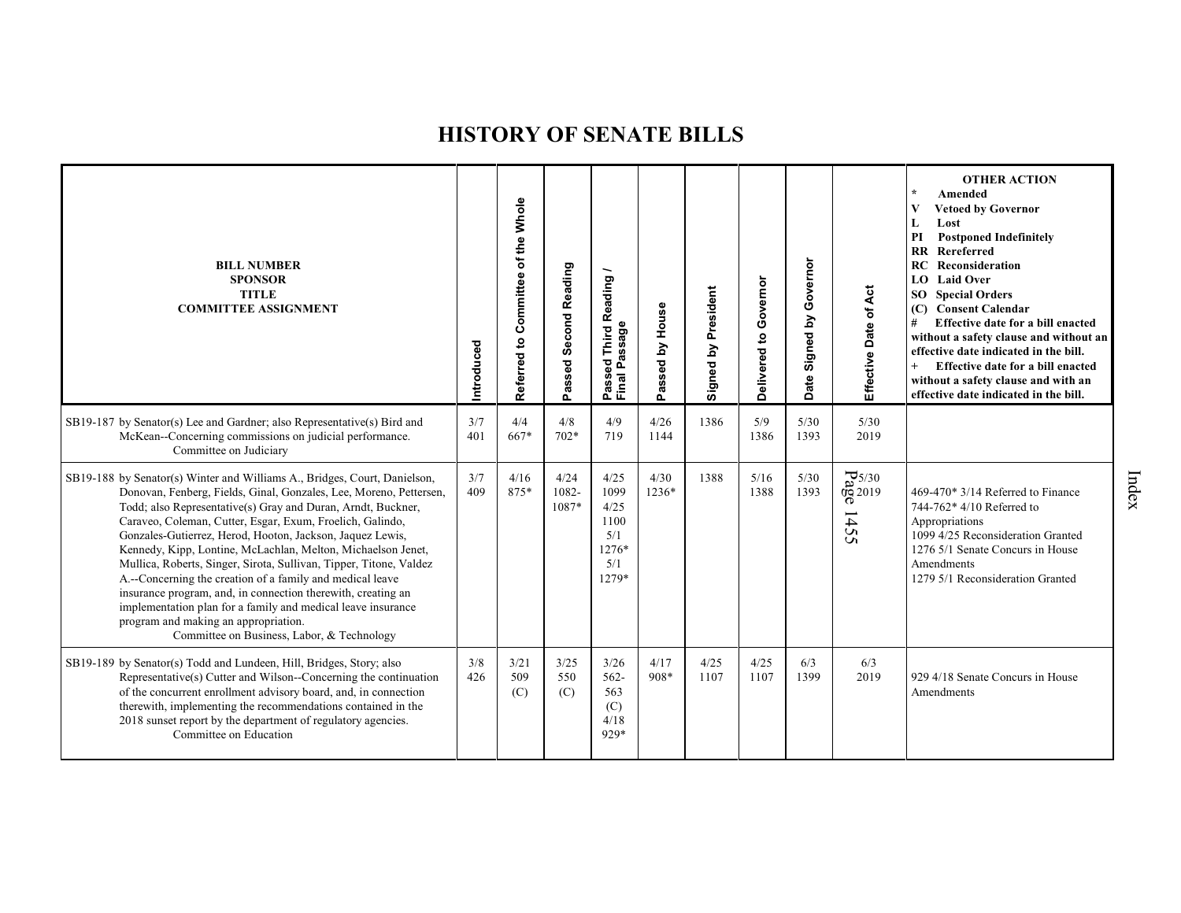# HISTORY OF SENATE BILLS

| BILL NUMBER<br>SPONSOR<br>TITLE<br>COMMITTEE ASSIGNMENT | Introduced | Referred to Committee of the Whole | Passed Second Reading | Passed Third Reading / Final Passage | Passed by House | Signed by President | Delivered to Governor | Date Signed by Governor | Effective Date of Act | OTHER ACTION<br>* Amended<br>V Vetoed by Governor<br>L Lost<br>PI Postponed Indefinitely<br>RR Rereferred<br>RC Reconsideration<br>LO Laid Over<br>SO Special Orders<br>(C) Consent Calendar<br># Effective date for a bill enacted without a safety clause and without an effective date indicated in the bill.<br>+ Effective date for a bill enacted without a safety clause and with an effective date indicated in the bill. |
|---|---|---|---|---|---|---|---|---|---|---|
| SB19-187 by Senator(s) Lee and Gardner; also Representative(s) Bird and McKean--Concerning commissions on judicial performance.<br>Committee on Judiciary | 3/7<br>401 | 4/4<br>667* | 4/8<br>702* | 4/9<br>719 | 4/26<br>1144 | 1386 | 5/9<br>1386 | 5/30<br>1393 | 5/30<br>2019 | |
| SB19-188 by Senator(s) Winter and Williams A., Bridges, Court, Danielson, Donovan, Fenberg, Fields, Ginal, Gonzales, Lee, Moreno, Pettersen, Todd; also Representative(s) Gray and Duran, Arndt, Buckner, Caraveo, Coleman, Cutter, Esgar, Exum, Froelich, Galindo, Gonzales-Gutierrez, Herod, Hooton, Jackson, Jaquez Lewis, Kennedy, Kipp, Lontine, McLachlan, Melton, Michaelson Jenet, Mullica, Roberts, Singer, Sirota, Sullivan, Tipper, Titone, Valdez A.--Concerning the creation of a family and medical leave insurance program, and, in connection therewith, creating an implementation plan for a family and medical leave insurance program and making an appropriation.<br>Committee on Business, Labor, & Technology | 3/7<br>409 | 4/16<br>875* | 4/24<br>1082-<br>1087* | 4/25<br>1099<br>4/25<br>1100<br>5/1<br>1276*<br>5/1<br>1279* | 4/30<br>1236* | 1388 | 5/16<br>1388 | 5/30<br>1393 | 5/30<br>2019 | 469-470* 3/14 Referred to Finance<br>744-762* 4/10 Referred to Appropriations<br>1099 4/25 Reconsideration Granted<br>1276 5/1 Senate Concurs in House Amendments<br>1279 5/1 Reconsideration Granted |
| SB19-189 by Senator(s) Todd and Lundeen, Hill, Bridges, Story; also Representative(s) Cutter and Wilson--Concerning the continuation of the concurrent enrollment advisory board, and, in connection therewith, implementing the recommendations contained in the 2018 sunset report by the department of regulatory agencies.<br>Committee on Education | 3/8<br>426 | 3/21<br>509<br>(C) | 3/25<br>550<br>(C) | 3/26<br>562-<br>563<br>(C)<br>4/18<br>929* | 4/17<br>908* | 4/25<br>1107 | 4/25<br>1107 | 6/3<br>1399 | 6/3<br>2019 | 929 4/18 Senate Concurs in House Amendments |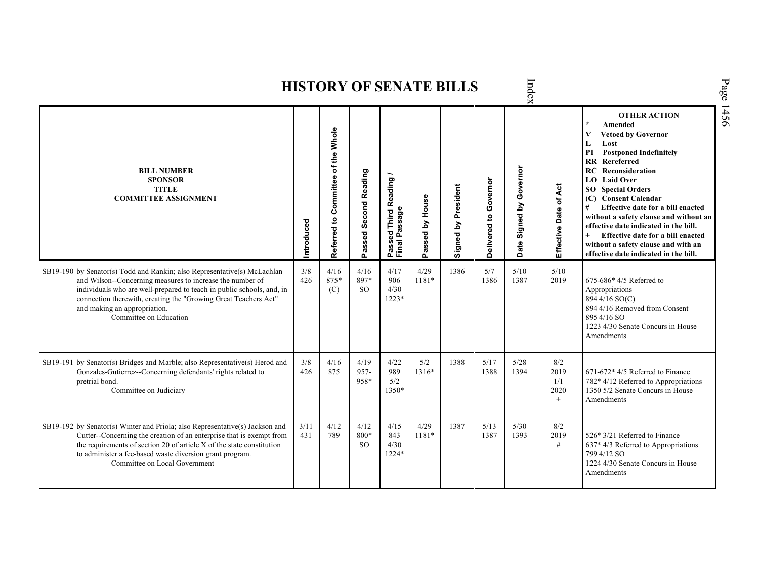# HISTORY OF SENATE BILLS

| BILL NUMBER<br>SPONSOR<br>TITLE<br>COMMITTEE ASSIGNMENT | Introduced | Referred to Committee of the Whole | Passed Second Reading | Passed Third Reading / Final Passage | Passed by House | Signed by President | Delivered to Governor | Date Signed by Governor | Effective Date of Act | OTHER ACTION<br>* Amended<br>V Vetoed by Governor<br>L Lost<br>PI Postponed Indefinitely<br>RR Rereferred<br>RC Reconsideration<br>LO Laid Over<br>SO Special Orders<br>(C) Consent Calendar<br># Effective date for a bill enacted without a safety clause and without an effective date indicated in the bill.<br>+ Effective date for a bill enacted without a safety clause and with an effective date indicated in the bill. |
|---|---|---|---|---|---|---|---|---|---|---|
| SB19-190 by Senator(s) Todd and Rankin; also Representative(s) McLachlan and Wilson--Concerning measures to increase the number of individuals who are well-prepared to teach in public schools, and, in connection therewith, creating the "Growing Great Teachers Act" and making an appropriation.<br>Committee on Education | 3/8<br>426 | 4/16<br>875*<br>(C) | 4/16<br>897*<br>SO | 4/17<br>906<br>4/30<br>1223* | 4/29<br>1181* | 1386 | 5/7<br>1386 | 5/10<br>1387 | 5/10<br>2019 | 675-686* 4/5 Referred to Appropriations<br>894 4/16 SO(C)<br>894 4/16 Removed from Consent<br>895 4/16 SO<br>1223 4/30 Senate Concurs in House Amendments |
| SB19-191 by Senator(s) Bridges and Marble; also Representative(s) Herod and Gonzales-Gutierrez--Concerning defendants' rights related to pretrial bond.<br>Committee on Judiciary | 3/8<br>426 | 4/16<br>875 | 4/19<br>957-<br>958* | 4/22<br>989<br>5/2<br>1350* | 5/2<br>1316* | 1388 | 5/17<br>1388 | 5/28<br>1394 | 8/2<br>2019<br>1/1<br>2020<br>+ | 671-672* 4/5 Referred to Finance<br>782* 4/12 Referred to Appropriations<br>1350 5/2 Senate Concurs in House Amendments |
| SB19-192 by Senator(s) Winter and Priola; also Representative(s) Jackson and Cutter--Concerning the creation of an enterprise that is exempt from the requirements of section 20 of article X of the state constitution to administer a fee-based waste diversion grant program.<br>Committee on Local Government | 3/11<br>431 | 4/12<br>789 | 4/12<br>800*<br>SO | 4/15<br>843<br>4/30<br>1224* | 4/29<br>1181* | 1387 | 5/13<br>1387 | 5/30<br>1393 | 8/2<br>2019<br># | 526* 3/21 Referred to Finance<br>637* 4/3 Referred to Appropriations<br>799 4/12 SO<br>1224 4/30 Senate Concurs in House Amendments |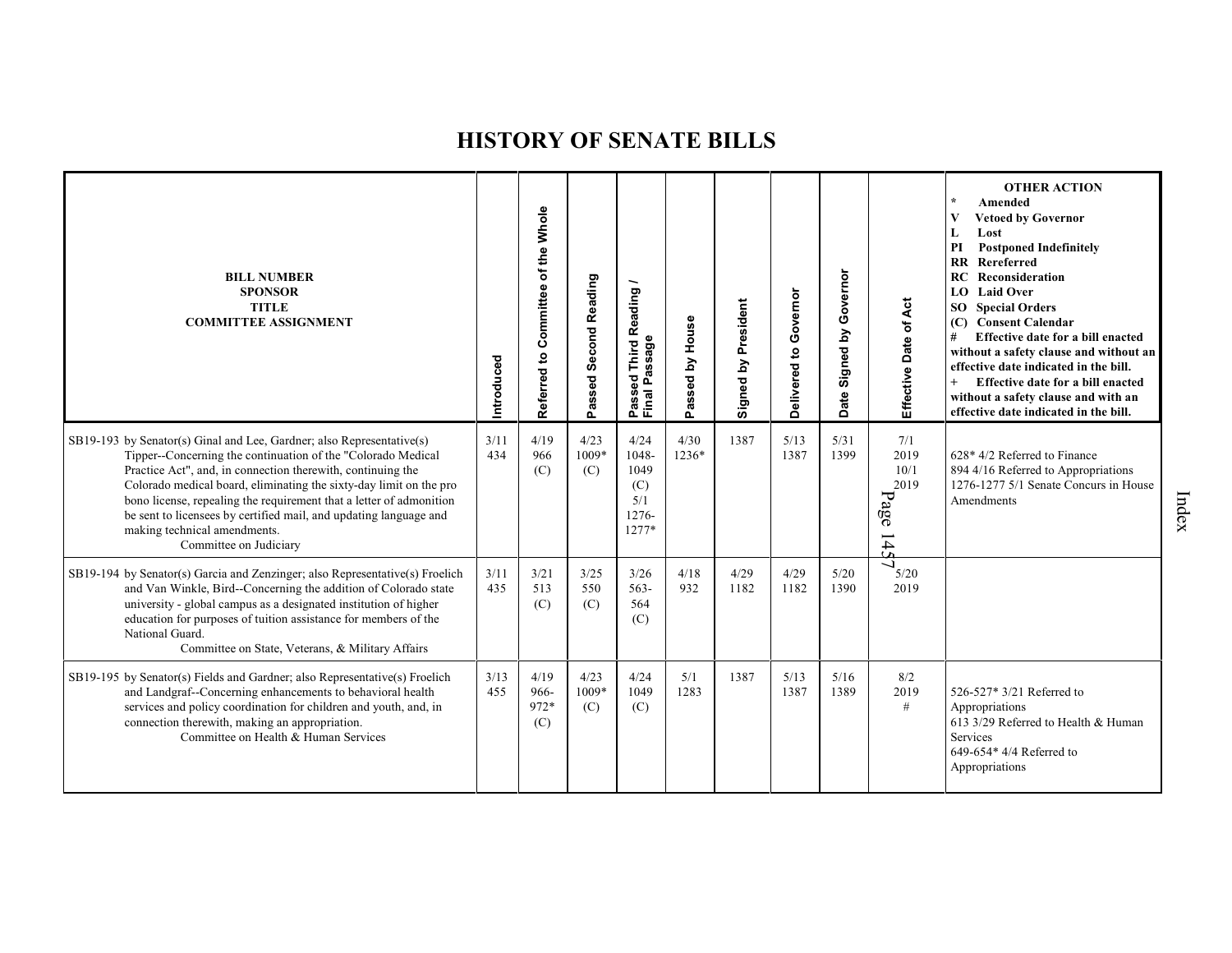# HISTORY OF SENATE BILLS

| BILL NUMBER SPONSOR TITLE COMMITTEE ASSIGNMENT | Introduced | Referred to Committee of the Whole | Passed Second Reading | Passed Third Reading / Final Passage | Passed by House | Signed by President | Delivered to Governor | Date Signed by Governor | Effective Date of Act | OTHER ACTION * Amended V Vetoed by Governor L Lost PI Postponed Indefinitely RR Rereferred RC Reconsideration LO Laid Over SO Special Orders (C) Consent Calendar # Effective date for a bill enacted without a safety clause and without an effective date indicated in the bill. + Effective date for a bill enacted without a safety clause and with an effective date indicated in the bill. |
|---|---|---|---|---|---|---|---|---|---|---|
| SB19-193 by Senator(s) Ginal and Lee, Gardner; also Representative(s) Tipper--Concerning the continuation of the "Colorado Medical Practice Act", and, in connection therewith, continuing the Colorado medical board, eliminating the sixty-day limit on the pro bono license, repealing the requirement that a letter of admonition be sent to licensees by certified mail, and updating language and making technical amendments. Committee on Judiciary | 3/11 434 | 4/19 966 (C) | 4/23 1009* (C) | 4/24 1048-1049 (C) 5/1 1276-1277* | 4/30 1236* | 1387 | 5/13 1387 | 5/31 1399 | 7/1 2019 10/1 2019 | 628* 4/2 Referred to Finance 894 4/16 Referred to Appropriations 1276-1277 5/1 Senate Concurs in House Amendments |
| SB19-194 by Senator(s) Garcia and Zenzinger; also Representative(s) Froelich and Van Winkle, Bird--Concerning the addition of Colorado state university - global campus as a designated institution of higher education for purposes of tuition assistance for members of the National Guard. Committee on State, Veterans, & Military Affairs | 3/11 435 | 3/21 513 (C) | 3/25 550 (C) | 3/26 563-564 (C) | 4/18 932 | 4/29 1182 | 4/29 1182 | 5/20 1390 | 5/20 2019 | |
| SB19-195 by Senator(s) Fields and Gardner; also Representative(s) Froelich and Landgraf--Concerning enhancements to behavioral health services and policy coordination for children and youth, and, in connection therewith, making an appropriation. Committee on Health & Human Services | 3/13 455 | 4/19 966-972* (C) | 4/23 1009* (C) | 4/24 1049 (C) | 5/1 1283 | 1387 | 5/13 1387 | 5/16 1389 | 8/2 2019 # | 526-527* 3/21 Referred to Appropriations 613 3/29 Referred to Health & Human Services 649-654* 4/4 Referred to Appropriations |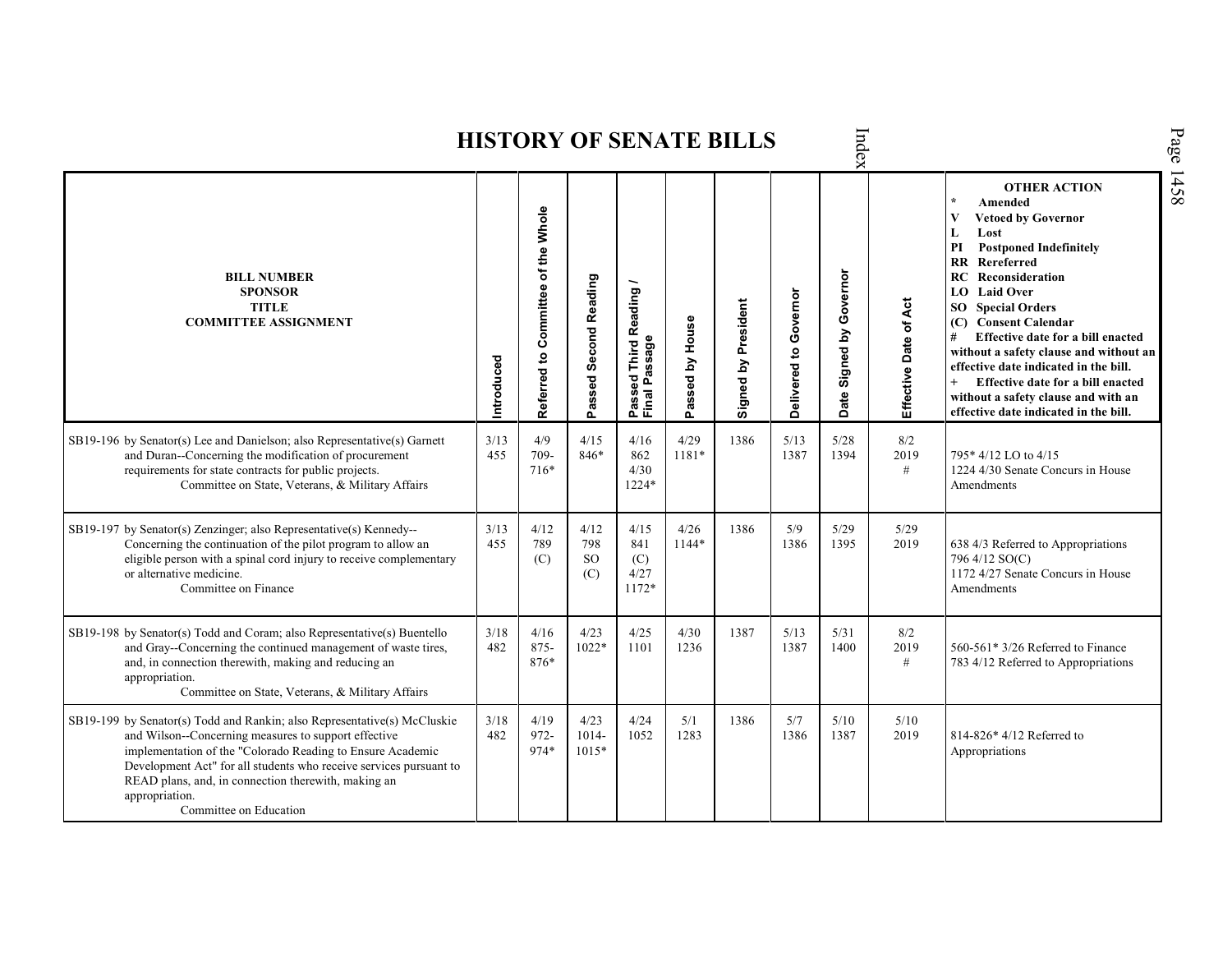# HISTORY OF SENATE BILLS

| BILL NUMBER<br>SPONSOR<br>TITLE<br>COMMITTEE ASSIGNMENT | Introduced | Referred to Committee of the Whole | Passed Second Reading | Passed Third Reading / Final Passage | Passed by House | Signed by President | Delivered to Governor | Date Signed by Governor | Effective Date of Act | OTHER ACTION<br>* Amended<br>V Vetoed by Governor<br>L Lost<br>PI Postponed Indefinitely<br>RR Rereferred<br>RC Reconsideration<br>LO Laid Over<br>SO Special Orders<br>(C) Consent Calendar<br># Effective date for a bill enacted without a safety clause and without an effective date indicated in the bill.<br>+ Effective date for a bill enacted without a safety clause and with an effective date indicated in the bill. |
|---|---|---|---|---|---|---|---|---|---|---|
| SB19-196 by Senator(s) Lee and Danielson; also Representative(s) Garnett and Duran--Concerning the modification of procurement requirements for state contracts for public projects.<br>Committee on State, Veterans, & Military Affairs | 3/13<br>455 | 4/9<br>709-<br>716* | 4/15<br>846* | 4/16<br>862<br>4/30<br>1224* | 4/29<br>1181* | 1386 | 5/13<br>1387 | 5/28<br>1394 | 8/2<br>2019<br># | 795* 4/12 LO to 4/15<br>1224 4/30 Senate Concurs in House Amendments |
| SB19-197 by Senator(s) Zenzinger; also Representative(s) Kennedy--Concerning the continuation of the pilot program to allow an eligible person with a spinal cord injury to receive complementary or alternative medicine.<br>Committee on Finance | 3/13<br>455 | 4/12<br>789<br>(C) | 4/12<br>798<br>SO<br>(C) | 4/15<br>841<br>(C)<br>4/27<br>1172* | 4/26<br>1144* | 1386 | 5/9<br>1386 | 5/29<br>1395 | 5/29<br>2019 | 638 4/3 Referred to Appropriations<br>796 4/12 SO(C)<br>1172 4/27 Senate Concurs in House Amendments |
| SB19-198 by Senator(s) Todd and Coram; also Representative(s) Buentello and Gray--Concerning the continued management of waste tires, and, in connection therewith, making and reducing an appropriation.<br>Committee on State, Veterans, & Military Affairs | 3/18<br>482 | 4/16<br>875-<br>876* | 4/23<br>1022* | 4/25<br>1101 | 4/30<br>1236 | 1387 | 5/13<br>1387 | 5/31<br>1400 | 8/2<br>2019<br># | 560-561* 3/26 Referred to Finance<br>783 4/12 Referred to Appropriations |
| SB19-199 by Senator(s) Todd and Rankin; also Representative(s) McCluskie and Wilson--Concerning measures to support effective implementation of the "Colorado Reading to Ensure Academic Development Act" for all students who receive services pursuant to READ plans, and, in connection therewith, making an appropriation.<br>Committee on Education | 3/18<br>482 | 4/19<br>972-<br>974* | 4/23<br>1014-<br>1015* | 4/24<br>1052 | 5/1<br>1283 | 1386 | 5/7<br>1386 | 5/10<br>1387 | 5/10<br>2019 | 814-826* 4/12 Referred to Appropriations |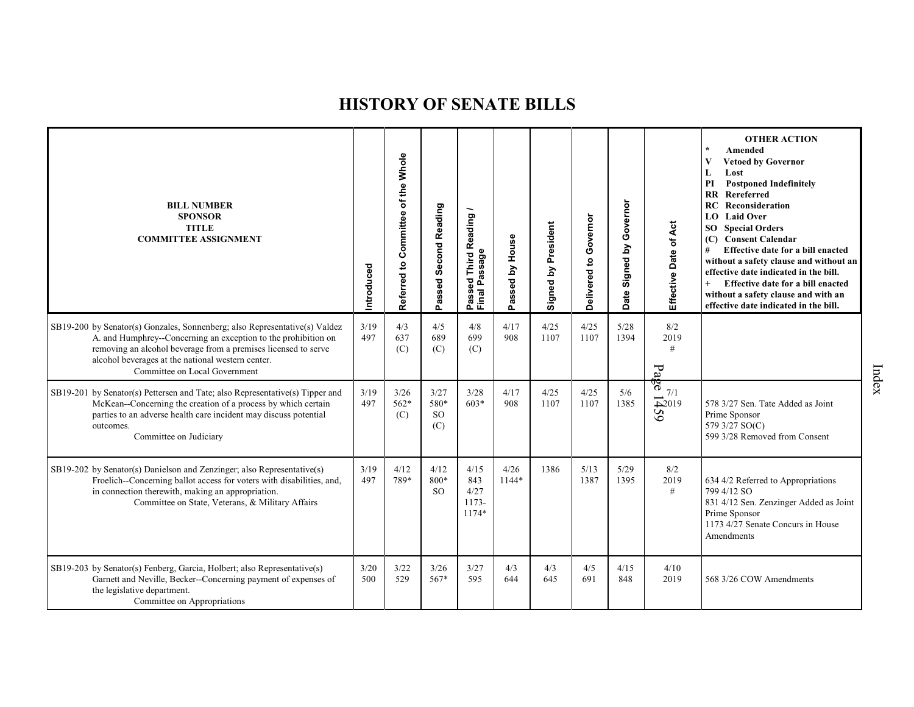# HISTORY OF SENATE BILLS

| BILL NUMBER SPONSOR TITLE COMMITTEE ASSIGNMENT | Introduced | Referred to Committee of the Whole | Passed Second Reading | Passed Third Reading / Final Passage | Passed by House | Signed by President | Delivered to Governor | Date Signed by Governor | Effective Date of Act | OTHER ACTION * Amended V Vetoed by Governor L Lost PI Postponed Indefinitely RR Rereferred RC Reconsideration LO Laid Over SO Special Orders (C) Consent Calendar # Effective date for a bill enacted without a safety clause and without an effective date indicated in the bill. + Effective date for a bill enacted without a safety clause and with an effective date indicated in the bill. |
|---|---|---|---|---|---|---|---|---|---|---|
| SB19-200 by Senator(s) Gonzales, Sonnenberg; also Representative(s) Valdez A. and Humphrey--Concerning an exception to the prohibition on removing an alcohol beverage from a premises licensed to serve alcohol beverages at the national western center. Committee on Local Government | 3/19 497 | 4/3 637 (C) | 4/5 689 (C) | 4/8 699 (C) | 4/17 908 | 4/25 1107 | 4/25 1107 | 5/28 1394 | 8/2 2019 # | |
| SB19-201 by Senator(s) Pettersen and Tate; also Representative(s) Tipper and McKean--Concerning the creation of a process by which certain parties to an adverse health care incident may discuss potential outcomes. Committee on Judiciary | 3/19 497 | 3/26 562* (C) | 3/27 580* SO (C) | 3/28 603* | 4/17 908 | 4/25 1107 | 4/25 1107 | 5/6 1385 | 7/1 2019 | 578 3/27 Sen. Tate Added as Joint Prime Sponsor 579 3/27 SO(C) 599 3/28 Removed from Consent |
| SB19-202 by Senator(s) Danielson and Zenzinger; also Representative(s) Froelich--Concerning ballot access for voters with disabilities, and, in connection therewith, making an appropriation. Committee on State, Veterans, & Military Affairs | 3/19 497 | 4/12 789* | 4/12 800* SO | 4/15 843 4/27 1173-1174* | 4/26 1144* | 1386 | 5/13 1387 | 5/29 1395 | 8/2 2019 # | 634 4/2 Referred to Appropriations 799 4/12 SO 831 4/12 Sen. Zenzinger Added as Joint Prime Sponsor 1173 4/27 Senate Concurs in House Amendments |
| SB19-203 by Senator(s) Fenberg, Garcia, Holbert; also Representative(s) Garnett and Neville, Becker--Concerning payment of expenses of the legislative department. Committee on Appropriations | 3/20 500 | 3/22 529 | 3/26 567* | 3/27 595 | 4/3 644 | 4/3 645 | 4/5 691 | 4/15 848 | 4/10 2019 | 568 3/26 COW Amendments |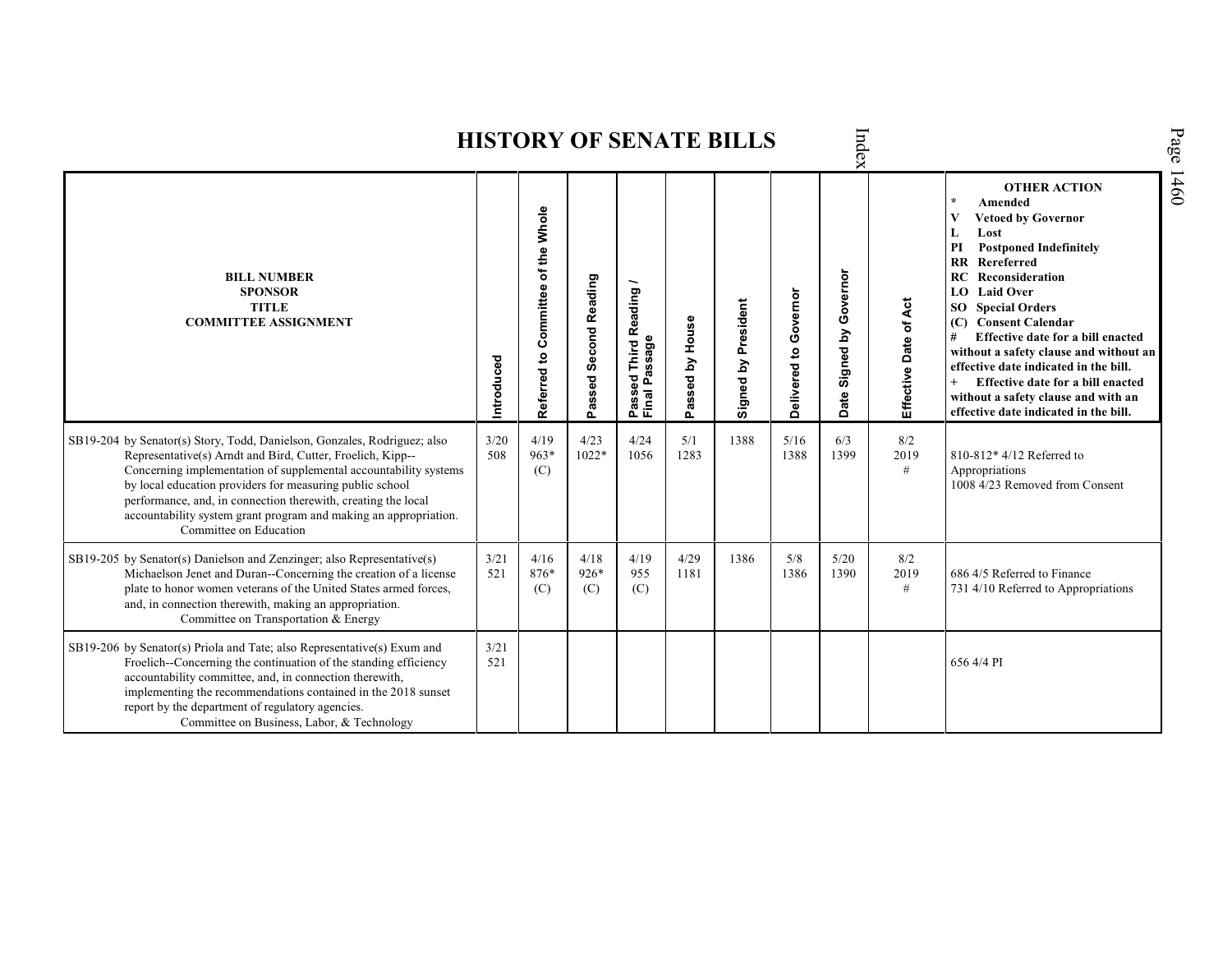# HISTORY OF SENATE BILLS

| BILL NUMBER<br>SPONSOR<br>TITLE<br>COMMITTEE ASSIGNMENT | Introduced | Referred to Committee of the Whole | Passed Second Reading | Passed Third Reading / Final Passage | Passed by House | Signed by President | Delivered to Governor | Date Signed by Governor | Effective Date of Act | OTHER ACTION<br>* Amended<br>V Vetoed by Governor<br>L Lost<br>PI Postponed Indefinitely<br>RR Rereferred<br>RC Reconsideration<br>LO Laid Over<br>SO Special Orders<br>(C) Consent Calendar<br># Effective date for a bill enacted without a safety clause and without an effective date indicated in the bill.<br>+ Effective date for a bill enacted without a safety clause and with an effective date indicated in the bill. |
|---|---|---|---|---|---|---|---|---|---|---|
| SB19-204 by Senator(s) Story, Todd, Danielson, Gonzales, Rodriguez; also Representative(s) Arndt and Bird, Cutter, Froelich, Kipp--Concerning implementation of supplemental accountability systems by local education providers for measuring public school performance, and, in connection therewith, creating the local accountability system grant program and making an appropriation.<br>Committee on Education | 3/20<br>508 | 4/19<br>963*<br>(C) | 4/23<br>1022* | 4/24<br>1056 | 5/1<br>1283 | 1388 | 5/16<br>1388 | 6/3<br>1399 | 8/2<br>2019<br># | 810-812* 4/12 Referred to Appropriations<br>1008 4/23 Removed from Consent |
| SB19-205 by Senator(s) Danielson and Zenzinger; also Representative(s) Michaelson Jenet and Duran--Concerning the creation of a license plate to honor women veterans of the United States armed forces, and, in connection therewith, making an appropriation.<br>Committee on Transportation & Energy | 3/21<br>521 | 4/16<br>876*<br>(C) | 4/18<br>926*<br>(C) | 4/19<br>955<br>(C) | 4/29<br>1181 | 1386 | 5/8<br>1386 | 5/20<br>1390 | 8/2<br>2019<br># | 686 4/5 Referred to Finance<br>731 4/10 Referred to Appropriations |
| SB19-206 by Senator(s) Priola and Tate; also Representative(s) Exum and Froelich--Concerning the continuation of the standing efficiency accountability committee, and, in connection therewith, implementing the recommendations contained in the 2018 sunset report by the department of regulatory agencies.<br>Committee on Business, Labor, & Technology | 3/21<br>521 | | | | | | | | | 656 4/4 PI |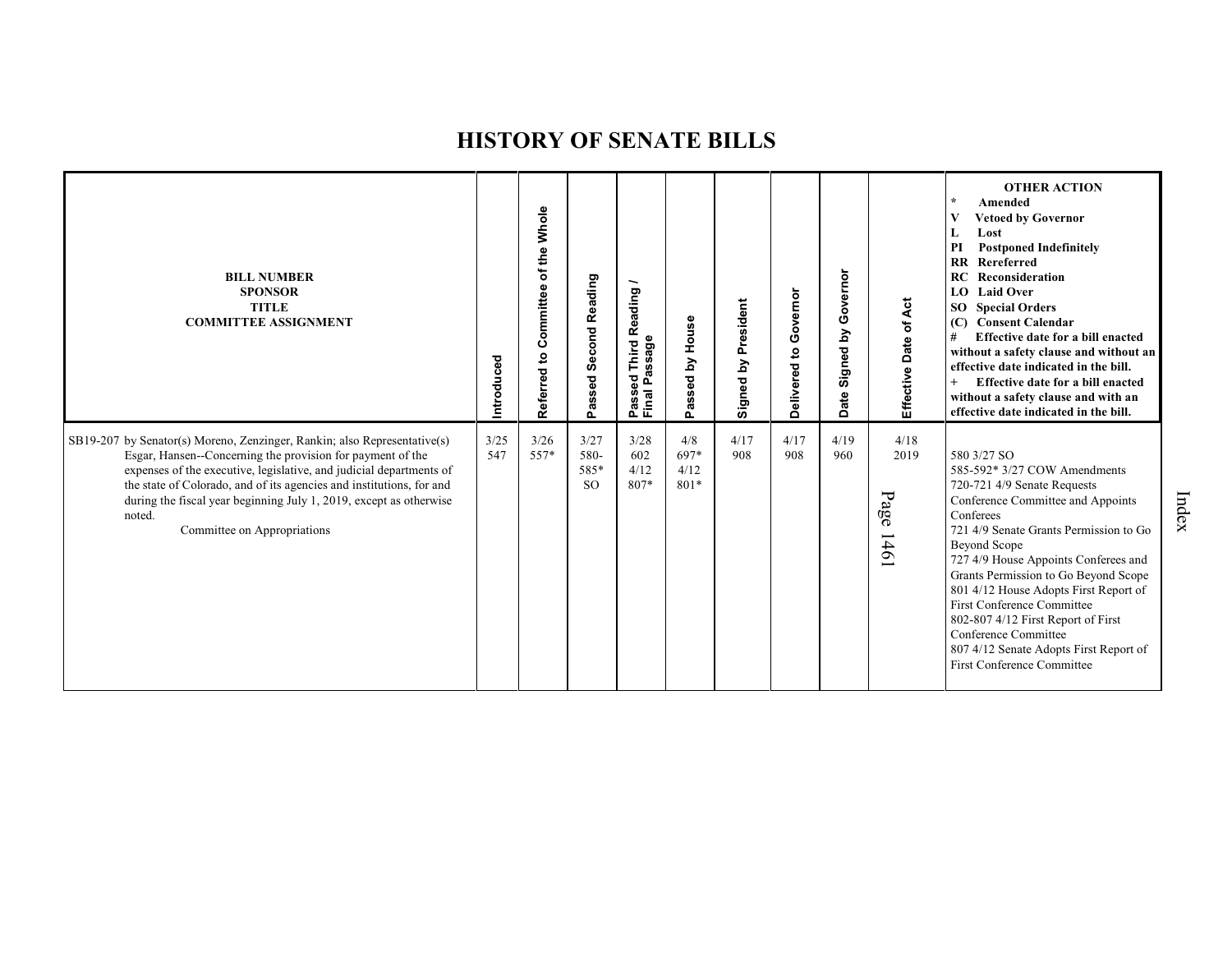# HISTORY OF SENATE BILLS

| BILL NUMBER<br>SPONSOR<br>TITLE<br>COMMITTEE ASSIGNMENT | Introduced | Referred to Committee of the Whole | Passed Second Reading | Passed Third Reading / Final Passage | Passed by House | Signed by President | Delivered to Governor | Date Signed by Governor | Effective Date of Act | OTHER ACTION<br>* Amended<br>V Vetoed by Governor<br>L Lost<br>PI Postponed Indefinitely<br>RR Rereferred<br>RC Reconsideration<br>LO Laid Over<br>SO Special Orders<br>(C) Consent Calendar<br># Effective date for a bill enacted without a safety clause and without an effective date indicated in the bill.<br>+ Effective date for a bill enacted without a safety clause and with an effective date indicated in the bill. |
|---|---|---|---|---|---|---|---|---|---|---|
| SB19-207 by Senator(s) Moreno, Zenzinger, Rankin; also Representative(s) Esgar, Hansen--Concerning the provision for payment of the expenses of the executive, legislative, and judicial departments of the state of Colorado, and of its agencies and institutions, for and during the fiscal year beginning July 1, 2019, except as otherwise noted.<br>Committee on Appropriations | 3/25<br>547 | 3/26<br>557* | 3/27<br>580-<br>585*<br>SO | 3/28<br>602<br>4/12<br>807* | 4/8<br>697*<br>4/12<br>801* | 4/17<br>908 | 4/17<br>908 | 4/19<br>960 | 4/18<br>2019 | 580 3/27 SO<br>585-592* 3/27 COW Amendments<br>720-721 4/9 Senate Requests Conference Committee and Appoints Conferees<br>721 4/9 Senate Grants Permission to Go Beyond Scope<br>727 4/9 House Appoints Conferees and Grants Permission to Go Beyond Scope<br>801 4/12 House Adopts First Report of First Conference Committee<br>802-807 4/12 First Report of First Conference Committee<br>807 4/12 Senate Adopts First Report of First Conference Committee |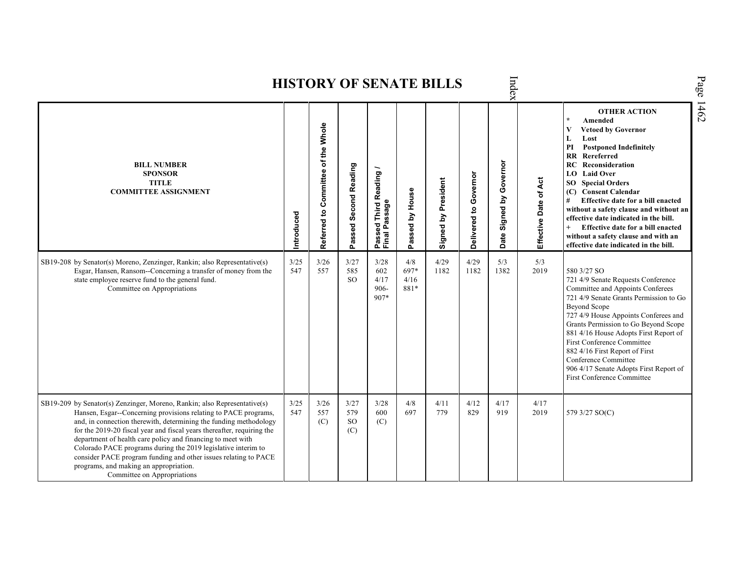# HISTORY OF SENATE BILLS

| BILL NUMBER<br>SPONSOR<br>TITLE<br>COMMITTEE ASSIGNMENT | Introduced | Referred to Committee of the Whole | Passed Second Reading | Passed Third Reading / Final Passage | Passed by House | Signed by President | Delivered to Governor | Date Signed by Governor | Effective Date of Act | OTHER ACTION<br>* Amended<br>V Vetoed by Governor<br>L Lost<br>PI Postponed Indefinitely<br>RR Rereferred<br>RC Reconsideration<br>LO Laid Over<br>SO Special Orders<br>(C) Consent Calendar<br># Effective date for a bill enacted without a safety clause and without an effective date indicated in the bill.<br>+ Effective date for a bill enacted without a safety clause and with an effective date indicated in the bill. |
|---|---|---|---|---|---|---|---|---|---|---|
| SB19-208 by Senator(s) Moreno, Zenzinger, Rankin; also Representative(s) Esgar, Hansen, Ransom--Concerning a transfer of money from the state employee reserve fund to the general fund.<br>Committee on Appropriations | 3/25<br>547 | 3/26<br>557 | 3/27<br>585<br>SO | 3/28<br>602<br>4/17<br>906-907* | 4/8<br>697*<br>4/16<br>881* | 4/29<br>1182 | 4/29<br>1182 | 5/3<br>1382 | 5/3<br>2019 | 580 3/27 SO<br>721 4/9 Senate Requests Conference Committee and Appoints Conferees<br>721 4/9 Senate Grants Permission to Go Beyond Scope<br>727 4/9 House Appoints Conferees and Grants Permission to Go Beyond Scope<br>881 4/16 House Adopts First Report of First Conference Committee<br>882 4/16 First Report of First Conference Committee<br>906 4/17 Senate Adopts First Report of First Conference Committee |
| SB19-209 by Senator(s) Zenzinger, Moreno, Rankin; also Representative(s) Hansen, Esgar--Concerning provisions relating to PACE programs, and, in connection therewith, determining the funding methodology for the 2019-20 fiscal year and fiscal years thereafter, requiring the department of health care policy and financing to meet with Colorado PACE programs during the 2019 legislative interim to consider PACE program funding and other issues relating to PACE programs, and making an appropriation.<br>Committee on Appropriations | 3/25<br>547 | 3/26<br>557<br>(C) | 3/27<br>579<br>SO<br>(C) | 3/28<br>600<br>(C) | 4/8<br>697 | 4/11<br>779 | 4/12<br>829 | 4/17<br>919 | 4/17<br>2019 | 579 3/27 SO(C) |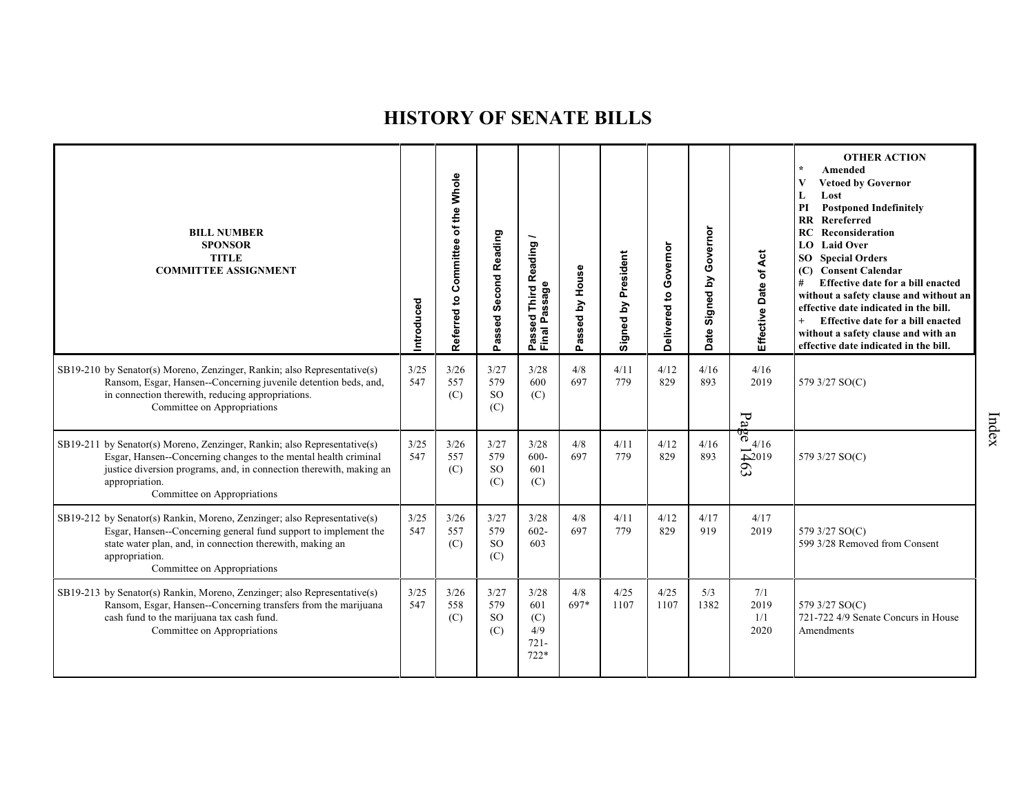# HISTORY OF SENATE BILLS

| BILL NUMBER SPONSOR TITLE COMMITTEE ASSIGNMENT | Introduced | Referred to Committee of the Whole | Passed Second Reading | Passed Third Reading / Final Passage | Passed by House | Signed by President | Delivered to Governor | Date Signed by Governor | Effective Date of Act | OTHER ACTION<br>* Amended<br>V Vetoed by Governor<br>L Lost<br>PI Postponed Indefinitely<br>RR Rereferred<br>RC Reconsideration<br>LO Laid Over<br>SO Special Orders<br>(C) Consent Calendar<br># Effective date for a bill enacted without a safety clause and without an effective date indicated in the bill.<br>+ Effective date for a bill enacted without a safety clause and with an effective date indicated in the bill. |
|---|---|---|---|---|---|---|---|---|---|---|
| SB19-210 by Senator(s) Moreno, Zenzinger, Rankin; also Representative(s) Ransom, Esgar, Hansen--Concerning juvenile detention beds, and, in connection therewith, reducing appropriations.<br>Committee on Appropriations | 3/25<br>547 | 3/26<br>557<br>(C) | 3/27<br>579<br>SO<br>(C) | 3/28<br>600<br>(C) | 4/8<br>697 | 4/11<br>779 | 4/12<br>829 | 4/16<br>893 | 4/16<br>2019 | 579 3/27 SO(C) |
| SB19-211 by Senator(s) Moreno, Zenzinger, Rankin; also Representative(s) Esgar, Hansen--Concerning changes to the mental health criminal justice diversion programs, and, in connection therewith, making an appropriation.<br>Committee on Appropriations | 3/25<br>547 | 3/26<br>557<br>(C) | 3/27<br>579<br>SO<br>(C) | 3/28<br>600-<br>601<br>(C) | 4/8<br>697 | 4/11<br>779 | 4/12<br>829 | 4/16<br>893 | 4/16<br>2019 | 579 3/27 SO(C) |
| SB19-212 by Senator(s) Rankin, Moreno, Zenzinger; also Representative(s) Esgar, Hansen--Concerning general fund support to implement the state water plan, and, in connection therewith, making an appropriation.<br>Committee on Appropriations | 3/25<br>547 | 3/26<br>557<br>(C) | 3/27<br>579<br>SO<br>(C) | 3/28<br>602-<br>603 | 4/8<br>697 | 4/11<br>779 | 4/12<br>829 | 4/17<br>919 | 4/17<br>2019 | 579 3/27 SO(C)<br>599 3/28 Removed from Consent |
| SB19-213 by Senator(s) Rankin, Moreno, Zenzinger; also Representative(s) Ransom, Esgar, Hansen--Concerning transfers from the marijuana cash fund to the marijuana tax cash fund.<br>Committee on Appropriations | 3/25<br>547 | 3/26<br>558<br>(C) | 3/27<br>579<br>SO<br>(C) | 3/28<br>601<br>(C)<br>4/9<br>721-<br>722* | 4/8<br>697* | 4/25<br>1107 | 4/25<br>1107 | 5/3<br>1382 | 7/1<br>2019<br>1/1<br>2020 | 579 3/27 SO(C)<br>721-722 4/9 Senate Concurs in House Amendments |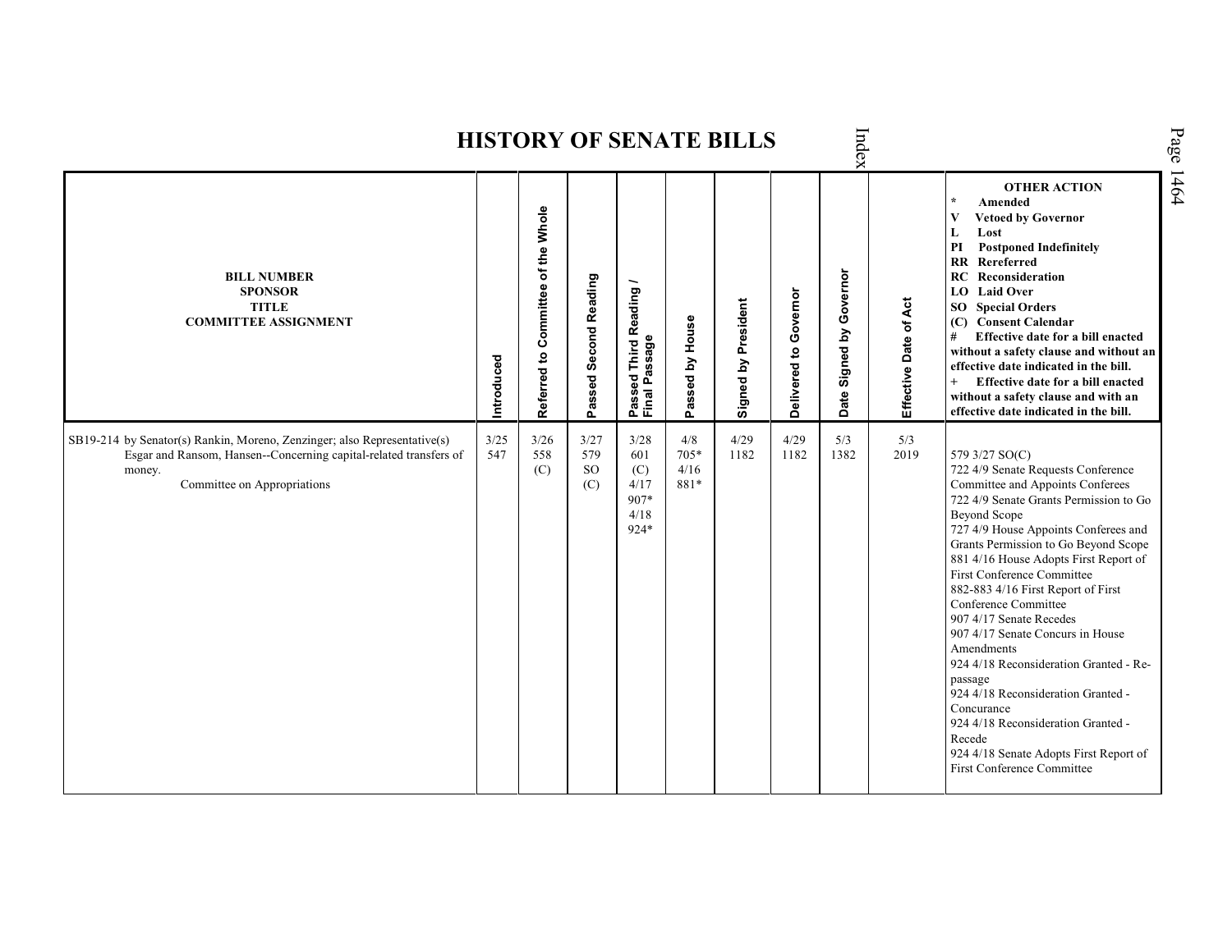# HISTORY OF SENATE BILLS

| BILL NUMBER<br>SPONSOR<br>TITLE<br>COMMITTEE ASSIGNMENT | Introduced | Referred to Committee of the Whole | Passed Second Reading | Passed Third Reading / Final Passage | Passed by House | Signed by President | Delivered to Governor | Date Signed by Governor | Effective Date of Act | OTHER ACTION<br>* Amended<br>V Vetoed by Governor<br>L Lost<br>PI Postponed Indefinitely<br>RR Rereferred<br>RC Reconsideration<br>LO Laid Over<br>SO Special Orders<br>(C) Consent Calendar<br># Effective date for a bill enacted without a safety clause and without an effective date indicated in the bill.<br>+ Effective date for a bill enacted without a safety clause and with an effective date indicated in the bill. |
|---|---|---|---|---|---|---|---|---|---|---|
| SB19-214 by Senator(s) Rankin, Moreno, Zenzinger; also Representative(s) Esgar and Ransom, Hansen--Concerning capital-related transfers of money.<br>Committee on Appropriations | 3/25<br>547 | 3/26<br>558<br>(C) | 3/27<br>579<br>SO<br>(C) | 3/28<br>601<br>(C)<br>4/17<br>907*<br>4/18<br>924* | 4/8<br>705*<br>4/16<br>881* | 4/29<br>1182 | 4/29<br>1182 | 5/3<br>1382 | 5/3<br>2019 | 579 3/27 SO(C)<br>722 4/9 Senate Requests Conference Committee and Appoints Conferees<br>722 4/9 Senate Grants Permission to Go Beyond Scope<br>727 4/9 House Appoints Conferees and Grants Permission to Go Beyond Scope<br>881 4/16 House Adopts First Report of First Conference Committee<br>882-883 4/16 First Report of First Conference Committee<br>907 4/17 Senate Recedes<br>907 4/17 Senate Concurs in House Amendments<br>924 4/18 Reconsideration Granted - Re-passage<br>924 4/18 Reconsideration Granted - Concurance<br>924 4/18 Reconsideration Granted - Recede<br>924 4/18 Senate Adopts First Report of First Conference Committee |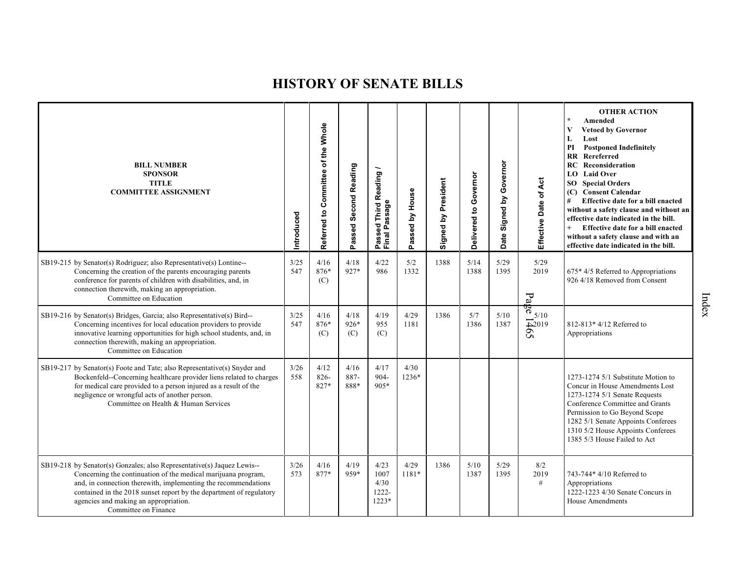# HISTORY OF SENATE BILLS

| BILL NUMBER SPONSOR TITLE COMMITTEE ASSIGNMENT | Introduced | Referred to Committee of the Whole | Passed Second Reading | Passed Third Reading / Final Passage | Passed by House | Signed by President | Delivered to Governor | Date Signed by Governor | Effective Date of Act | OTHER ACTION * Amended V Vetoed by Governor L Lost PI Postponed Indefinitely RR Rereferred RC Reconsideration LO Laid Over SO Special Orders (C) Consent Calendar # Effective date for a bill enacted without a safety clause and without an effective date indicated in the bill. + Effective date for a bill enacted without a safety clause and with an effective date indicated in the bill. |
|---|---|---|---|---|---|---|---|---|---|---|
| SB19-215 by Senator(s) Rodriguez; also Representative(s) Lontine--Concerning the creation of the parents encouraging parents conference for parents of children with disabilities, and, in connection therewith, making an appropriation. Committee on Education | 3/25 547 | 4/16 876* (C) | 4/18 927* | 4/22 986 | 5/2 1332 | 1388 | 5/14 1388 | 5/29 1395 | 5/29 2019 | 675* 4/5 Referred to Appropriations 926 4/18 Removed from Consent |
| SB19-216 by Senator(s) Bridges, Garcia; also Representative(s) Bird--Concerning incentives for local education providers to provide innovative learning opportunities for high school students, and, in connection therewith, making an appropriation. Committee on Education | 3/25 547 | 4/16 876* (C) | 4/18 926* (C) | 4/19 955 (C) | 4/29 1181 | 1386 | 5/7 1386 | 5/10 1387 | 5/10 2019 | 812-813* 4/12 Referred to Appropriations |
| SB19-217 by Senator(s) Foote and Tate; also Representative(s) Snyder and Bockenfeld--Concerning healthcare provider liens related to charges for medical care provided to a person injured as a result of the negligence or wrongful acts of another person. Committee on Health & Human Services | 3/26 558 | 4/12 826-827* | 4/16 887-888* | 4/17 904-905* | 4/30 1236* | | | | | 1273-1274 5/1 Substitute Motion to Concur in House Amendments Lost 1273-1274 5/1 Senate Requests Conference Committee and Grants Permission to Go Beyond Scope 1282 5/1 Senate Appoints Conferees 1310 5/2 House Appoints Conferees 1385 5/3 House Failed to Act |
| SB19-218 by Senator(s) Gonzales; also Representative(s) Jaquez Lewis--Concerning the continuation of the medical marijuana program, and, in connection therewith, implementing the recommendations contained in the 2018 sunset report by the department of regulatory agencies and making an appropriation. Committee on Finance | 3/26 573 | 4/16 877* | 4/19 959* | 4/23 1007 4/30 1222-1223* | 4/29 1181* | 1386 | 5/10 1387 | 5/29 1395 | 8/2 2019 # | 743-744* 4/10 Referred to Appropriations 1222-1223 4/30 Senate Concurs in House Amendments |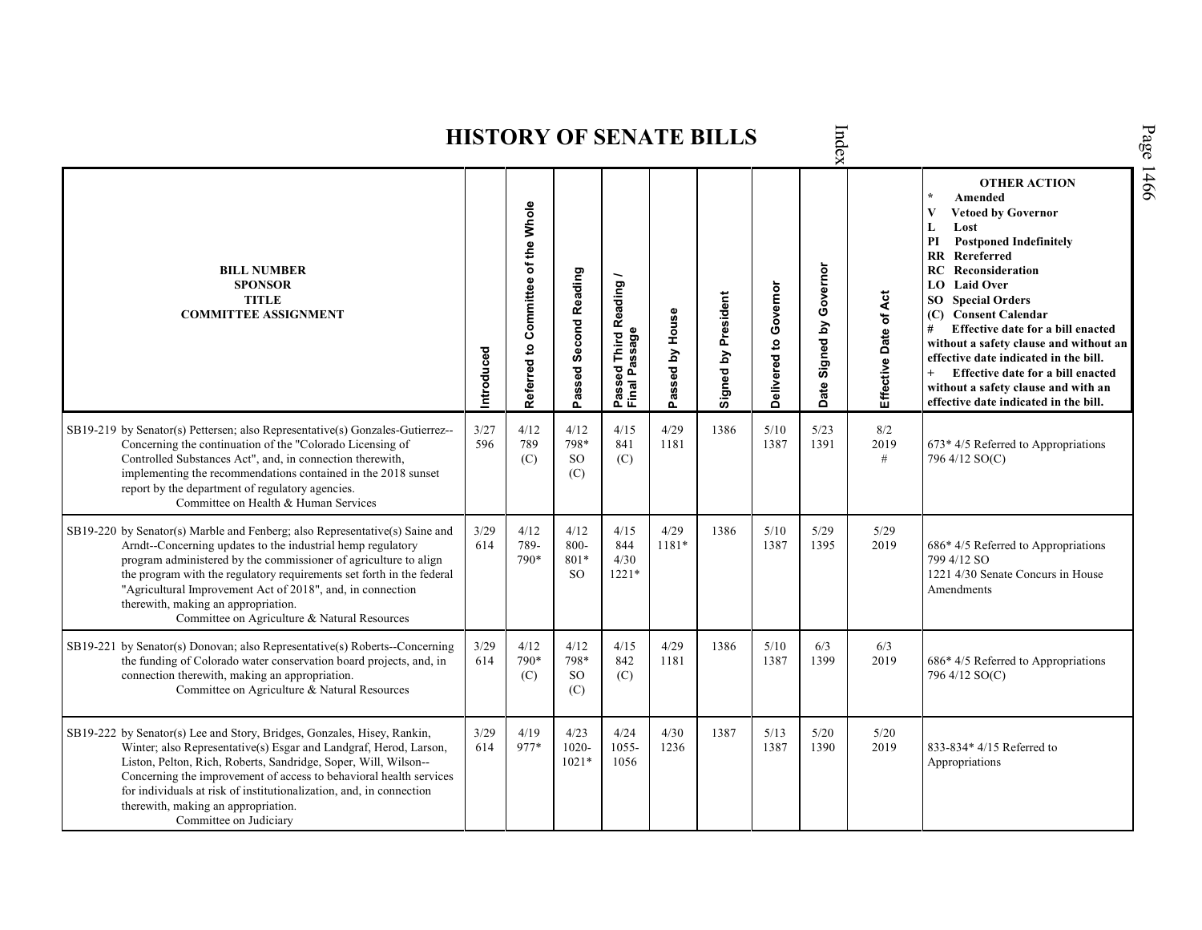# HISTORY OF SENATE BILLS

| BILL NUMBER SPONSOR TITLE COMMITTEE ASSIGNMENT | Introduced | Referred to Committee of the Whole | Passed Second Reading | Passed Third Reading / Final Passage | Passed by House | Signed by President | Delivered to Governor | Date Signed by Governor | Effective Date of Act | OTHER ACTION * Amended V Vetoed by Governor L Lost PI Postponed Indefinitely RR Rereferred RC Reconsideration LO Laid Over SO Special Orders (C) Consent Calendar # Effective date for a bill enacted without a safety clause and without an effective date indicated in the bill. + Effective date for a bill enacted without a safety clause and with an effective date indicated in the bill. |
|---|---|---|---|---|---|---|---|---|---|---|
| SB19-219 by Senator(s) Pettersen; also Representative(s) Gonzales-Gutierrez--Concerning the continuation of the "Colorado Licensing of Controlled Substances Act", and, in connection therewith, implementing the recommendations contained in the 2018 sunset report by the department of regulatory agencies. Committee on Health & Human Services | 3/27 596 | 4/12 789 (C) | 4/12 798* SO (C) | 4/15 841 (C) | 4/29 1181 | 1386 | 5/10 1387 | 5/23 1391 | 8/2 2019 # | 673* 4/5 Referred to Appropriations 796 4/12 SO(C) |
| SB19-220 by Senator(s) Marble and Fenberg; also Representative(s) Saine and Arndt--Concerning updates to the industrial hemp regulatory program administered by the commissioner of agriculture to align the program with the regulatory requirements set forth in the federal "Agricultural Improvement Act of 2018", and, in connection therewith, making an appropriation. Committee on Agriculture & Natural Resources | 3/29 614 | 4/12 789-790* | 4/12 800-801* SO | 4/15 844 4/30 1221* | 4/29 1181* | 1386 | 5/10 1387 | 5/29 1395 | 5/29 2019 | 686* 4/5 Referred to Appropriations 799 4/12 SO 1221 4/30 Senate Concurs in House Amendments |
| SB19-221 by Senator(s) Donovan; also Representative(s) Roberts--Concerning the funding of Colorado water conservation board projects, and, in connection therewith, making an appropriation. Committee on Agriculture & Natural Resources | 3/29 614 | 4/12 790* (C) | 4/12 798* SO (C) | 4/15 842 (C) | 4/29 1181 | 1386 | 5/10 1387 | 6/3 1399 | 6/3 2019 | 686* 4/5 Referred to Appropriations 796 4/12 SO(C) |
| SB19-222 by Senator(s) Lee and Story, Bridges, Gonzales, Hisey, Rankin, Winter; also Representative(s) Esgar and Landgraf, Herod, Larson, Liston, Pelton, Rich, Roberts, Sandridge, Soper, Will, Wilson--Concerning the improvement of access to behavioral health services for individuals at risk of institutionalization, and, in connection therewith, making an appropriation. Committee on Judiciary | 3/29 614 | 4/19 977* | 4/23 1020-1021* | 4/24 1055-1056 | 4/30 1236 | 1387 | 5/13 1387 | 5/20 1390 | 5/20 2019 | 833-834* 4/15 Referred to Appropriations |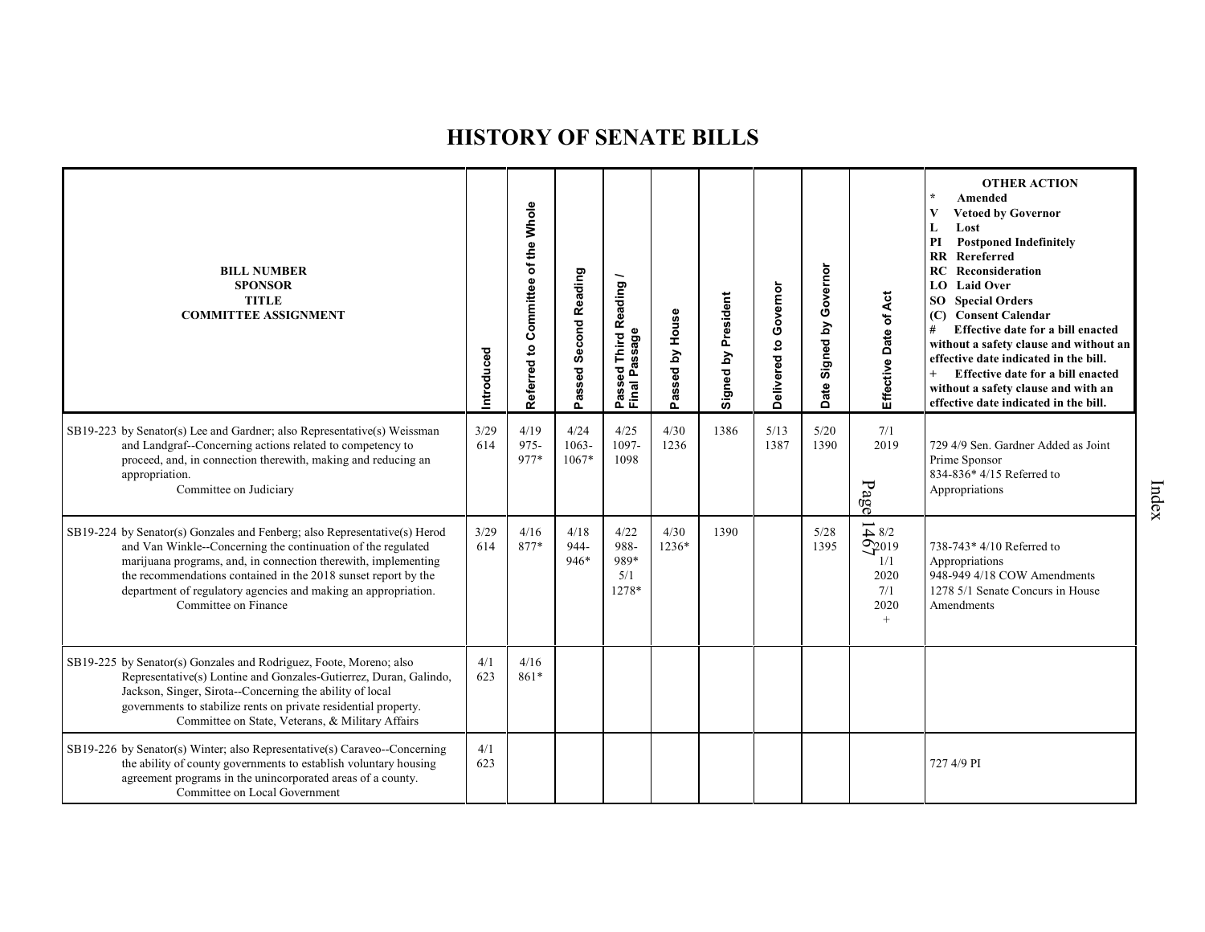# HISTORY OF SENATE BILLS

| BILL NUMBER<br>SPONSOR<br>TITLE<br>COMMITTEE ASSIGNMENT | Introduced | Referred to Committee of the Whole | Passed Second Reading | Passed Third Reading / Final Passage | Passed by House | Signed by President | Delivered to Governor | Date Signed by Governor | Effective Date of Act | OTHER ACTION<br>* Amended<br>V Vetoed by Governor<br>L Lost<br>PI Postponed Indefinitely<br>RR Rereferred<br>RC Reconsideration<br>LO Laid Over<br>SO Special Orders<br>(C) Consent Calendar<br># Effective date for a bill enacted without a safety clause and without an effective date indicated in the bill.<br>+ Effective date for a bill enacted without a safety clause and with an effective date indicated in the bill. |
|---|---|---|---|---|---|---|---|---|---|---|
| SB19-223 by Senator(s) Lee and Gardner; also Representative(s) Weissman and Landgraf--Concerning actions related to competency to proceed, and, in connection therewith, making and reducing an appropriation.<br>Committee on Judiciary | 3/29<br>614 | 4/19<br>975-<br>977* | 4/24<br>1063-<br>1067* | 4/25<br>1097-<br>1098 | 4/30<br>1236 | 1386 | 5/13<br>1387 | 5/20<br>1390 | 7/1<br>2019 | 729 4/9 Sen. Gardner Added as Joint Prime Sponsor<br>834-836* 4/15 Referred to Appropriations |
| SB19-224 by Senator(s) Gonzales and Fenberg; also Representative(s) Herod and Van Winkle--Concerning the continuation of the regulated marijuana programs, and, in connection therewith, implementing the recommendations contained in the 2018 sunset report by the department of regulatory agencies and making an appropriation.<br>Committee on Finance | 3/29<br>614 | 4/16<br>877* | 4/18<br>944-<br>946* | 4/22<br>988-<br>989*<br>5/1<br>1278* | 4/30<br>1236* | 1390 | | 5/28<br>1395 | 8/2<br>2019<br>1/1<br>2020<br>7/1<br>2020<br>+ | 738-743* 4/10 Referred to Appropriations<br>948-949 4/18 COW Amendments<br>1278 5/1 Senate Concurs in House Amendments |
| SB19-225 by Senator(s) Gonzales and Rodriguez, Foote, Moreno; also Representative(s) Lontine and Gonzales-Gutierrez, Duran, Galindo, Jackson, Singer, Sirota--Concerning the ability of local governments to stabilize rents on private residential property.<br>Committee on State, Veterans, & Military Affairs | 4/1<br>623 | 4/16<br>861* | | | | | | | | |
| SB19-226 by Senator(s) Winter; also Representative(s) Caraveo--Concerning the ability of county governments to establish voluntary housing agreement programs in the unincorporated areas of a county.<br>Committee on Local Government | 4/1<br>623 | | | | | | | | | 727 4/9 PI |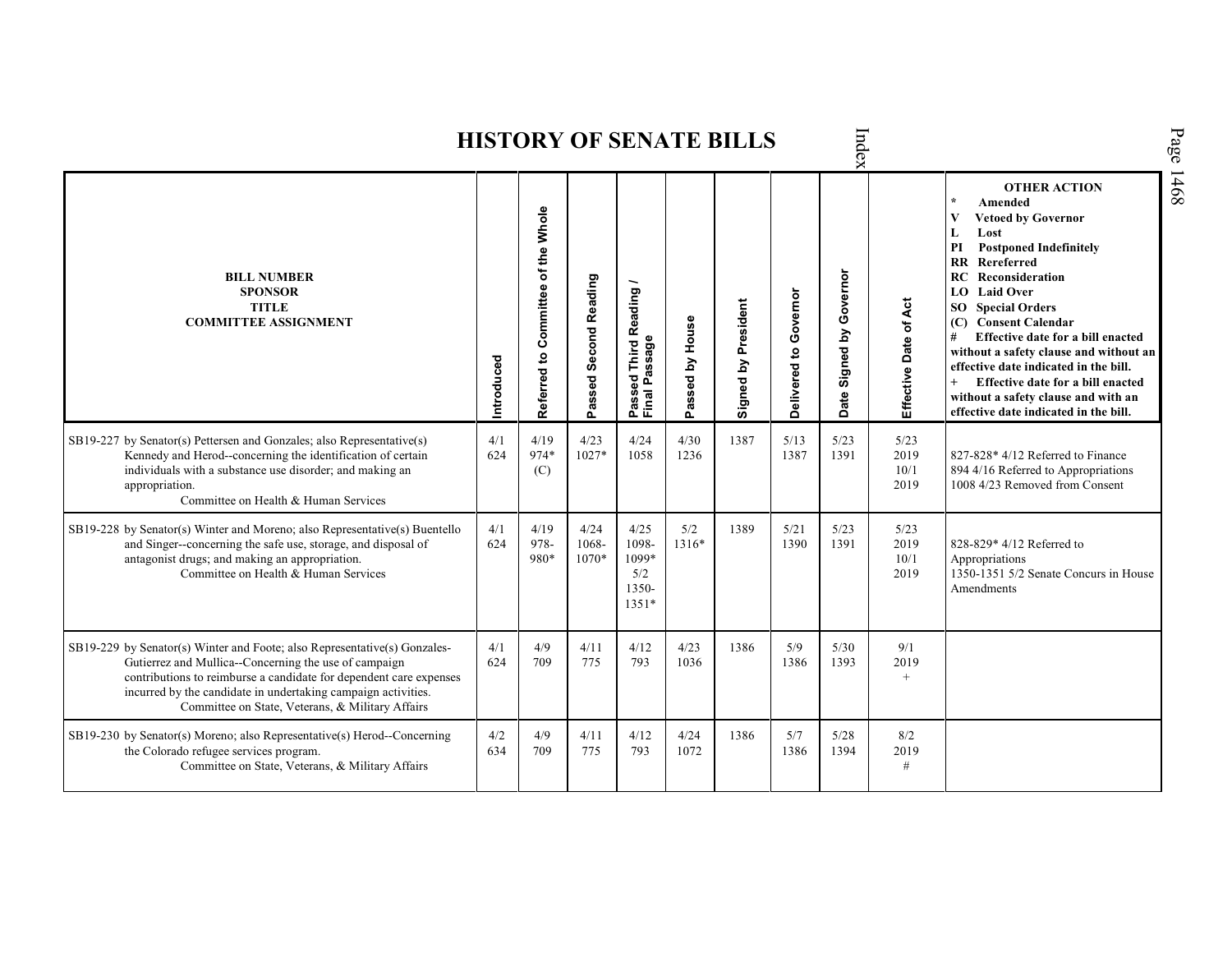# HISTORY OF SENATE BILLS

| BILL NUMBER<br>SPONSOR<br>TITLE<br>COMMITTEE ASSIGNMENT | Introduced | Referred to Committee of the Whole | Passed Second Reading | Passed Third Reading / Final Passage | Passed by House | Signed by President | Delivered to Governor | Date Signed by Governor | Effective Date of Act | OTHER ACTION<br>* Amended<br>V Vetoed by Governor<br>L Lost<br>PI Postponed Indefinitely<br>RR Rereferred<br>RC Reconsideration<br>LO Laid Over<br>SO Special Orders<br>(C) Consent Calendar<br># Effective date for a bill enacted without a safety clause and without an effective date indicated in the bill.<br>+ Effective date for a bill enacted without a safety clause and with an effective date indicated in the bill. |
|---|---|---|---|---|---|---|---|---|---|---|
| SB19-227 by Senator(s) Pettersen and Gonzales; also Representative(s) Kennedy and Herod--concerning the identification of certain individuals with a substance use disorder; and making an appropriation.<br>Committee on Health & Human Services | 4/1<br>624 | 4/19<br>974*<br>(C) | 4/23<br>1027* | 4/24<br>1058 | 4/30<br>1236 | 1387 | 5/13<br>1387 | 5/23<br>1391 | 5/23<br>2019<br>10/1<br>2019 | 827-828* 4/12 Referred to Finance<br>894 4/16 Referred to Appropriations<br>1008 4/23 Removed from Consent |
| SB19-228 by Senator(s) Winter and Moreno; also Representative(s) Buentello and Singer--concerning the safe use, storage, and disposal of antagonist drugs; and making an appropriation.<br>Committee on Health & Human Services | 4/1<br>624 | 4/19<br>978-<br>980* | 4/24<br>1068-<br>1070* | 4/25<br>1098-<br>1099*<br>5/2<br>1350-<br>1351* | 5/2<br>1316* | 1389 | 5/21<br>1390 | 5/23<br>1391 | 5/23<br>2019<br>10/1<br>2019 | 828-829* 4/12 Referred to Appropriations<br>1350-1351 5/2 Senate Concurs in House Amendments |
| SB19-229 by Senator(s) Winter and Foote; also Representative(s) Gonzales-Gutierrez and Mullica--Concerning the use of campaign contributions to reimburse a candidate for dependent care expenses incurred by the candidate in undertaking campaign activities.<br>Committee on State, Veterans, & Military Affairs | 4/1<br>624 | 4/9<br>709 | 4/11<br>775 | 4/12<br>793 | 4/23<br>1036 | 1386 | 5/9<br>1386 | 5/30<br>1393 | 9/1<br>2019<br>+ | |
| SB19-230 by Senator(s) Moreno; also Representative(s) Herod--Concerning the Colorado refugee services program.<br>Committee on State, Veterans, & Military Affairs | 4/2<br>634 | 4/9<br>709 | 4/11<br>775 | 4/12<br>793 | 4/24<br>1072 | 1386 | 5/7<br>1386 | 5/28<br>1394 | 8/2<br>2019<br># | |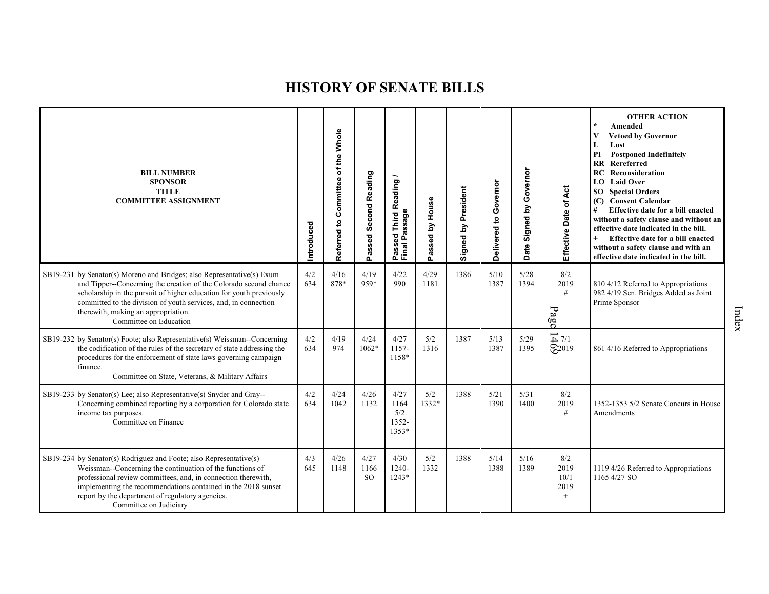# HISTORY OF SENATE BILLS

| BILL NUMBER<br>SPONSOR<br>TITLE<br>COMMITTEE ASSIGNMENT | Introduced | Referred to Committee of the Whole | Passed Second Reading | Passed Third Reading / Final Passage | Passed by House | Signed by President | Delivered to Governor | Date Signed by Governor | Effective Date of Act | OTHER ACTION<br>* Amended<br>V Vetoed by Governor<br>L Lost<br>PI Postponed Indefinitely<br>RR Rereferred<br>RC Reconsideration<br>LO Laid Over<br>SO Special Orders<br>(C) Consent Calendar<br># Effective date for a bill enacted without a safety clause and without an effective date indicated in the bill.<br>+ Effective date for a bill enacted without a safety clause and with an effective date indicated in the bill. |
|---|---|---|---|---|---|---|---|---|---|---|
| SB19-231 by Senator(s) Moreno and Bridges; also Representative(s) Exum and Tipper--Concerning the creation of the Colorado second chance scholarship in the pursuit of higher education for youth previously committed to the division of youth services, and, in connection therewith, making an appropriation.<br>Committee on Education | 4/2<br>634 | 4/16<br>878* | 4/19<br>959* | 4/22<br>990 | 4/29<br>1181 | 1386 | 5/10<br>1387 | 5/28<br>1394 | 8/2<br>2019<br># | 810 4/12 Referred to Appropriations<br>982 4/19 Sen. Bridges Added as Joint Prime Sponsor |
| SB19-232 by Senator(s) Foote; also Representative(s) Weissman--Concerning the codification of the rules of the secretary of state addressing the procedures for the enforcement of state laws governing campaign finance.<br>Committee on State, Veterans, & Military Affairs | 4/2<br>634 | 4/19<br>974 | 4/24<br>1062* | 4/27<br>1157-<br>1158* | 5/2<br>1316 | 1387 | 5/13<br>1387 | 5/29<br>1395 | 7/1<br>2019 | 861 4/16 Referred to Appropriations |
| SB19-233 by Senator(s) Lee; also Representative(s) Snyder and Gray--Concerning combined reporting by a corporation for Colorado state income tax purposes.<br>Committee on Finance | 4/2<br>634 | 4/24<br>1042 | 4/26<br>1132 | 4/27<br>1164<br>5/2<br>1352-<br>1353* | 5/2<br>1332* | 1388 | 5/21<br>1390 | 5/31<br>1400 | 8/2<br>2019<br># | 1352-1353 5/2 Senate Concurs in House Amendments |
| SB19-234 by Senator(s) Rodriguez and Foote; also Representative(s) Weissman--Concerning the continuation of the functions of professional review committees, and, in connection therewith, implementing the recommendations contained in the 2018 sunset report by the department of regulatory agencies.<br>Committee on Judiciary | 4/3<br>645 | 4/26<br>1148 | 4/27<br>1166<br>SO | 4/30<br>1240-<br>1243* | 5/2<br>1332 | 1388 | 5/14<br>1388 | 5/16<br>1389 | 8/2<br>2019<br>10/1<br>2019<br>+ | 1119 4/26 Referred to Appropriations<br>1165 4/27 SO |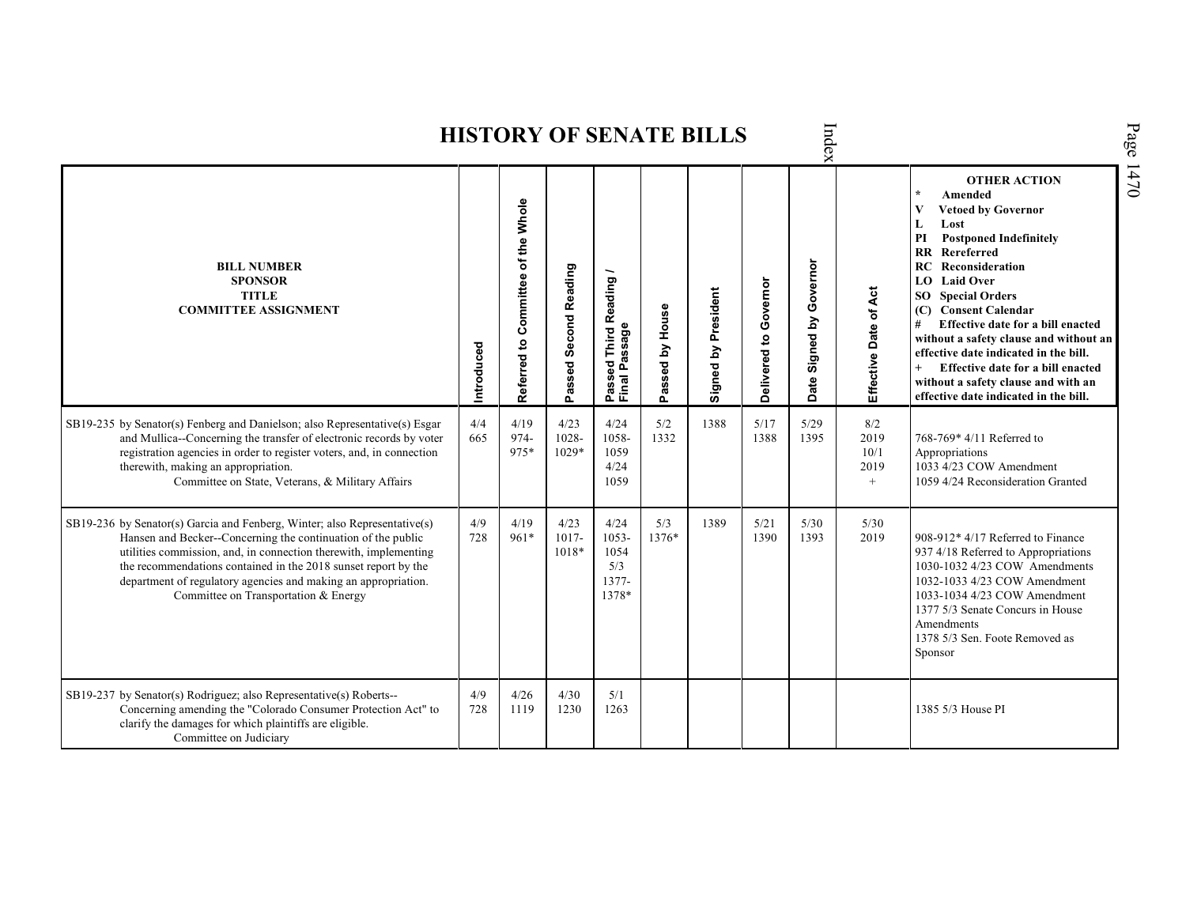# HISTORY OF SENATE BILLS

| BILL NUMBER<br>SPONSOR<br>TITLE<br>COMMITTEE ASSIGNMENT | Introduced | Referred to Committee of the Whole | Passed Second Reading | Passed Third Reading / Final Passage | Passed by House | Signed by President | Delivered to Governor | Date Signed by Governor | Effective Date of Act | OTHER ACTION<br>* Amended<br>V Vetoed by Governor<br>L Lost<br>PI Postponed Indefinitely<br>RR Rereferred<br>RC Reconsideration<br>LO Laid Over<br>SO Special Orders<br>(C) Consent Calendar<br># Effective date for a bill enacted without a safety clause and without an effective date indicated in the bill.<br>+ Effective date for a bill enacted without a safety clause and with an effective date indicated in the bill. |
|---|---|---|---|---|---|---|---|---|---|---|
| SB19-235 by Senator(s) Fenberg and Danielson; also Representative(s) Esgar and Mullica--Concerning the transfer of electronic records by voter registration agencies in order to register voters, and, in connection therewith, making an appropriation.<br>Committee on State, Veterans, & Military Affairs | 4/4<br>665 | 4/19<br>974-975* | 4/23<br>1028-1029* | 4/24<br>1058-1059<br>4/24<br>1059 | 5/2<br>1332 | 1388 | 5/17<br>1388 | 5/29<br>1395 | 8/2<br>2019<br>10/1<br>2019<br>+ | 768-769* 4/11 Referred to Appropriations<br>1033 4/23 COW Amendment<br>1059 4/24 Reconsideration Granted |
| SB19-236 by Senator(s) Garcia and Fenberg, Winter; also Representative(s) Hansen and Becker--Concerning the continuation of the public utilities commission, and, in connection therewith, implementing the recommendations contained in the 2018 sunset report by the department of regulatory agencies and making an appropriation.<br>Committee on Transportation & Energy | 4/9<br>728 | 4/19<br>961* | 4/23<br>1017-1018* | 4/24<br>1053-1054<br>5/3<br>1377-1378* | 5/3<br>1376* | 1389 | 5/21<br>1390 | 5/30<br>1393 | 5/30<br>2019 | 908-912* 4/17 Referred to Finance<br>937 4/18 Referred to Appropriations<br>1030-1032 4/23 COW Amendments<br>1032-1033 4/23 COW Amendment<br>1033-1034 4/23 COW Amendment<br>1377 5/3 Senate Concurs in House Amendments<br>1378 5/3 Sen. Foote Removed as Sponsor |
| SB19-237 by Senator(s) Rodriguez; also Representative(s) Roberts--Concerning amending the "Colorado Consumer Protection Act" to clarify the damages for which plaintiffs are eligible.<br>Committee on Judiciary | 4/9<br>728 | 4/26<br>1119 | 4/30<br>1230 | 5/1<br>1263 | | | | | | 1385 5/3 House PI |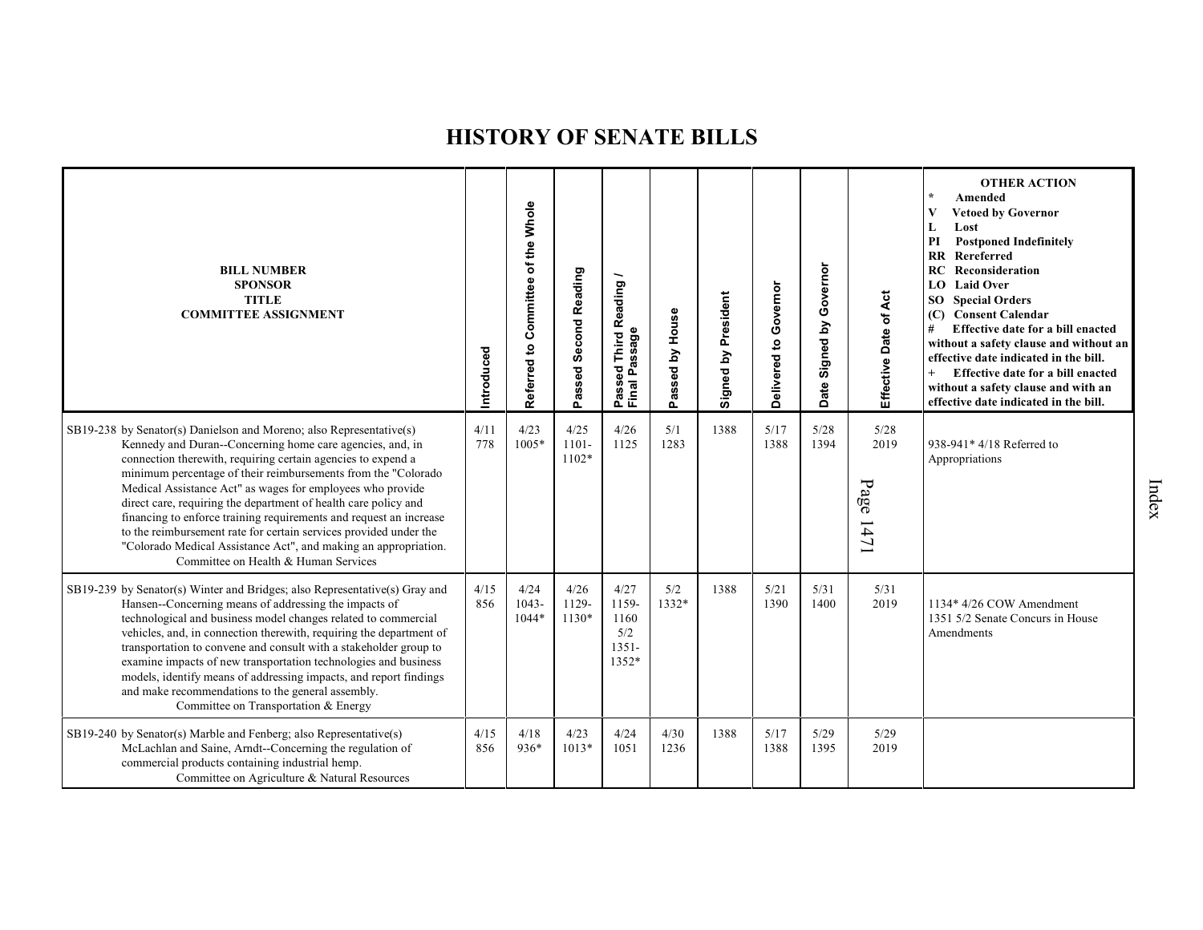# HISTORY OF SENATE BILLS

| BILL NUMBER SPONSOR TITLE COMMITTEE ASSIGNMENT | Introduced | Referred to Committee of the Whole | Passed Second Reading | Passed Third Reading / Final Passage | Passed by House | Signed by President | Delivered to Governor | Date Signed by Governor | Effective Date of Act | OTHER ACTION * Amended V Vetoed by Governor L Lost PI Postponed Indefinitely RR Rereferred RC Reconsideration LO Laid Over SO Special Orders (C) Consent Calendar # Effective date for a bill enacted without a safety clause and without an effective date indicated in the bill. + Effective date for a bill enacted without a safety clause and with an effective date indicated in the bill. |
|---|---|---|---|---|---|---|---|---|---|---|
| SB19-238 by Senator(s) Danielson and Moreno; also Representative(s) Kennedy and Duran--Concerning home care agencies, and, in connection therewith, requiring certain agencies to expend a minimum percentage of their reimbursements from the "Colorado Medical Assistance Act" as wages for employees who provide direct care, requiring the department of health care policy and financing to enforce training requirements and request an increase to the reimbursement rate for certain services provided under the "Colorado Medical Assistance Act", and making an appropriation. Committee on Health & Human Services | 4/11 778 | 4/23 1005* | 4/25 1101-1102* | 4/26 1125 | 5/1 1283 | 1388 | 5/17 1388 | 5/28 1394 | 5/28 2019 | 938-941* 4/18 Referred to Appropriations |
| SB19-239 by Senator(s) Winter and Bridges; also Representative(s) Gray and Hansen--Concerning means of addressing the impacts of technological and business model changes related to commercial vehicles, and, in connection therewith, requiring the department of transportation to convene and consult with a stakeholder group to examine impacts of new transportation technologies and business models, identify means of addressing impacts, and report findings and make recommendations to the general assembly. Committee on Transportation & Energy | 4/15 856 | 4/24 1043-1044* | 4/26 1129-1130* | 4/27 1159-1160 5/2 1351-1352* | 5/2 1332* | 1388 | 5/21 1390 | 5/31 1400 | 5/31 2019 | 1134* 4/26 COW Amendment 1351 5/2 Senate Concurs in House Amendments |
| SB19-240 by Senator(s) Marble and Fenberg; also Representative(s) McLachlan and Saine, Arndt--Concerning the regulation of commercial products containing industrial hemp. Committee on Agriculture & Natural Resources | 4/15 856 | 4/18 936* | 4/23 1013* | 4/24 1051 | 4/30 1236 | 1388 | 5/17 1388 | 5/29 1395 | 5/29 2019 | |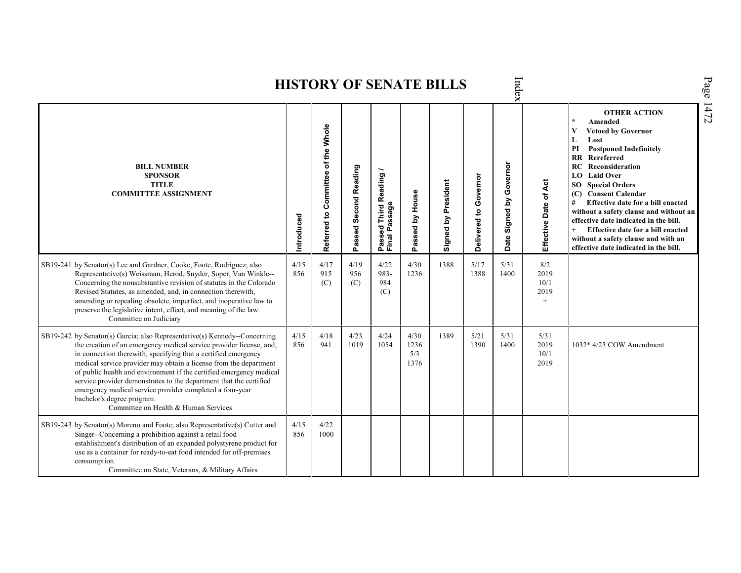# HISTORY OF SENATE BILLS

| BILL NUMBER SPONSOR TITLE COMMITTEE ASSIGNMENT | Introduced | Referred to Committee of the Whole | Passed Second Reading | Passed Third Reading / Final Passage | Passed by House | Signed by President | Delivered to Governor | Date Signed by Governor | Effective Date of Act | OTHER ACTION * Amended V Vetoed by Governor L Lost PI Postponed Indefinitely RR Rereferred RC Reconsideration LO Laid Over SO Special Orders (C) Consent Calendar # Effective date for a bill enacted without a safety clause and without an effective date indicated in the bill. + Effective date for a bill enacted without a safety clause and with an effective date indicated in the bill. |
|---|---|---|---|---|---|---|---|---|---|---|
| SB19-241 by Senator(s) Lee and Gardner, Cooke, Foote, Rodriguez; also Representative(s) Weissman, Herod, Snyder, Soper, Van Winkle--Concerning the nonsubstantive revision of statutes in the Colorado Revised Statutes, as amended, and, in connection therewith, amending or repealing obsolete, imperfect, and inoperative law to preserve the legislative intent, effect, and meaning of the law. Committee on Judiciary | 4/15 856 | 4/17 915 (C) | 4/19 956 (C) | 4/22 983-984 (C) | 4/30 1236 | 1388 | 5/17 1388 | 5/31 1400 | 8/2 2019 10/1 2019 + | |
| SB19-242 by Senator(s) Garcia; also Representative(s) Kennedy--Concerning the creation of an emergency medical service provider license, and, in connection therewith, specifying that a certified emergency medical service provider may obtain a license from the department of public health and environment if the certified emergency medical service provider demonstrates to the department that the certified emergency medical service provider completed a four-year bachelor's degree program. Committee on Health & Human Services | 4/15 856 | 4/18 941 | 4/23 1019 | 4/24 1054 | 4/30 1236 5/3 1376 | 1389 | 5/21 1390 | 5/31 1400 | 5/31 2019 10/1 2019 | 1032* 4/23 COW Amendment |
| SB19-243 by Senator(s) Moreno and Foote; also Representative(s) Cutter and Singer--Concerning a prohibition against a retail food establishment's distribution of an expanded polystyrene product for use as a container for ready-to-eat food intended for off-premises consumption. Committee on State, Veterans, & Military Affairs | 4/15 856 | 4/22 1000 | | | | | | | | |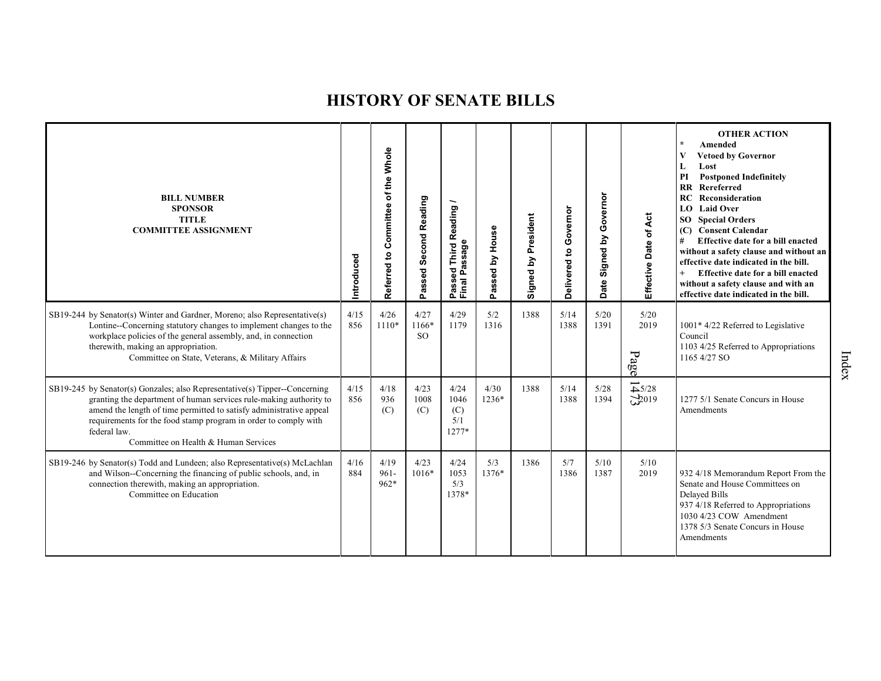# HISTORY OF SENATE BILLS

| BILL NUMBER SPONSOR TITLE COMMITTEE ASSIGNMENT | Introduced | Referred to Committee of the Whole | Passed Second Reading | Passed Third Reading / Final Passage | Passed by House | Signed by President | Delivered to Governor | Date Signed by Governor | Effective Date of Act | OTHER ACTION * Amended V Vetoed by Governor L Lost PI Postponed Indefinitely RR Rereferred RC Reconsideration LO Laid Over SO Special Orders (C) Consent Calendar # Effective date for a bill enacted without a safety clause and without an effective date indicated in the bill. + Effective date for a bill enacted without a safety clause and with an effective date indicated in the bill. |
|---|---|---|---|---|---|---|---|---|---|---|
| SB19-244 by Senator(s) Winter and Gardner, Moreno; also Representative(s) Lontine--Concerning statutory changes to implement changes to the workplace policies of the general assembly, and, in connection therewith, making an appropriation. Committee on State, Veterans, & Military Affairs | 4/15 856 | 4/26 1110* | 4/27 1166* SO | 4/29 1179 | 5/2 1316 | 1388 | 5/14 1388 | 5/20 1391 | 5/20 2019 | 1001* 4/22 Referred to Legislative Council 1103 4/25 Referred to Appropriations 1165 4/27 SO |
| SB19-245 by Senator(s) Gonzales; also Representative(s) Tipper--Concerning granting the department of human services rule-making authority to amend the length of time permitted to satisfy administrative appeal requirements for the food stamp program in order to comply with federal law. Committee on Health & Human Services | 4/15 856 | 4/18 936 (C) | 4/23 1008 (C) | 4/24 1046 (C) 5/1 1277* | 4/30 1236* | 1388 | 5/14 1388 | 5/28 1394 | 5/28 2019 | 1277 5/1 Senate Concurs in House Amendments |
| SB19-246 by Senator(s) Todd and Lundeen; also Representative(s) McLachlan and Wilson--Concerning the financing of public schools, and, in connection therewith, making an appropriation. Committee on Education | 4/16 884 | 4/19 961-962* | 4/23 1016* | 4/24 1053 5/3 1378* | 5/3 1376* | 1386 | 5/7 1386 | 5/10 1387 | 5/10 2019 | 932 4/18 Memorandum Report From the Senate and House Committees on Delayed Bills 937 4/18 Referred to Appropriations 1030 4/23 COW Amendment 1378 5/3 Senate Concurs in House Amendments |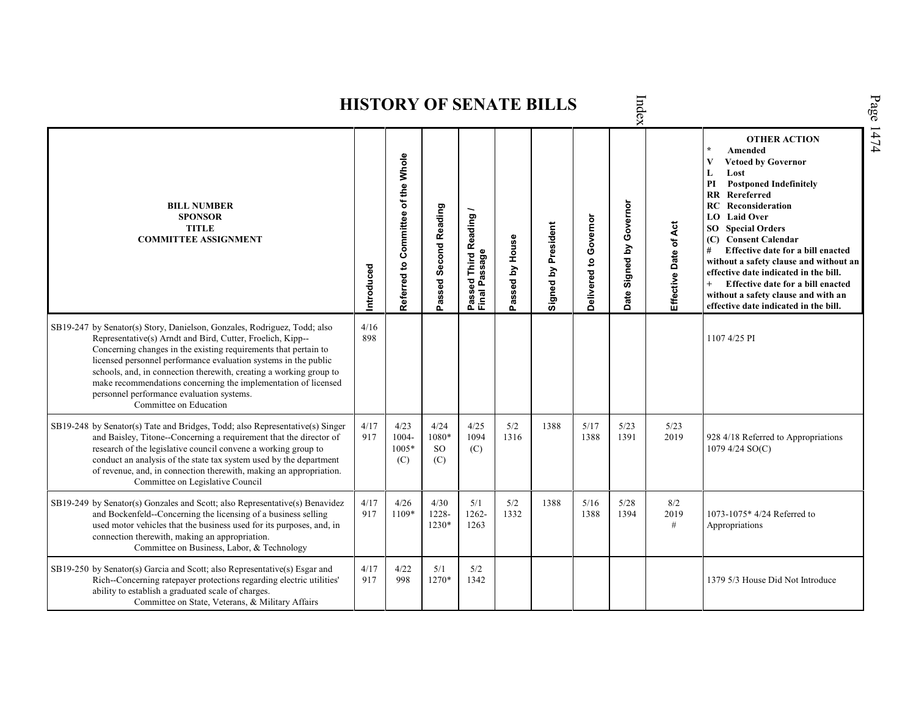# HISTORY OF SENATE BILLS

| BILL NUMBER<br>SPONSOR<br>TITLE<br>COMMITTEE ASSIGNMENT | Introduced | Referred to Committee of the Whole | Passed Second Reading | Passed Third Reading / Final Passage | Passed by House | Signed by President | Delivered to Governor | Date Signed by Governor | Effective Date of Act | OTHER ACTION<br>* Amended<br>V Vetoed by Governor<br>L Lost<br>PI Postponed Indefinitely<br>RR Rereferred<br>RC Reconsideration<br>LO Laid Over<br>SO Special Orders<br>(C) Consent Calendar<br># Effective date for a bill enacted without a safety clause and without an effective date indicated in the bill.<br>+ Effective date for a bill enacted without a safety clause and with an effective date indicated in the bill. |
|---|---|---|---|---|---|---|---|---|---|---|
| SB19-247 by Senator(s) Story, Danielson, Gonzales, Rodriguez, Todd; also Representative(s) Arndt and Bird, Cutter, Froelich, Kipp--Concerning changes in the existing requirements that pertain to licensed personnel performance evaluation systems in the public schools, and, in connection therewith, creating a working group to make recommendations concerning the implementation of licensed personnel performance evaluation systems.<br>Committee on Education | 4/16<br>898 | | | | | | | | | 1107 4/25 PI |
| SB19-248 by Senator(s) Tate and Bridges, Todd; also Representative(s) Singer and Baisley, Titone--Concerning a requirement that the director of research of the legislative council convene a working group to conduct an analysis of the state tax system used by the department of revenue, and, in connection therewith, making an appropriation.<br>Committee on Legislative Council | 4/17<br>917 | 4/23<br>1004-1005*<br>(C) | 4/24<br>1080*<br>SO<br>(C) | 4/25<br>1094<br>(C) | 5/2<br>1316 | 1388 | 5/17<br>1388 | 5/23<br>1391 | 5/23<br>2019 | 928 4/18 Referred to Appropriations<br>1079 4/24 SO(C) |
| SB19-249 by Senator(s) Gonzales and Scott; also Representative(s) Benavidez and Bockenfeld--Concerning the licensing of a business selling used motor vehicles that the business used for its purposes, and, in connection therewith, making an appropriation.<br>Committee on Business, Labor, & Technology | 4/17<br>917 | 4/26<br>1109* | 4/30<br>1228-1230* | 5/1<br>1262-1263 | 5/2<br>1332 | 1388 | 5/16<br>1388 | 5/28<br>1394 | 8/2<br>2019<br># | 1073-1075* 4/24 Referred to Appropriations |
| SB19-250 by Senator(s) Garcia and Scott; also Representative(s) Esgar and Rich--Concerning ratepayer protections regarding electric utilities' ability to establish a graduated scale of charges.<br>Committee on State, Veterans, & Military Affairs | 4/17<br>917 | 4/22<br>998 | 5/1<br>1270* | 5/2<br>1342 | | | | | | 1379 5/3 House Did Not Introduce |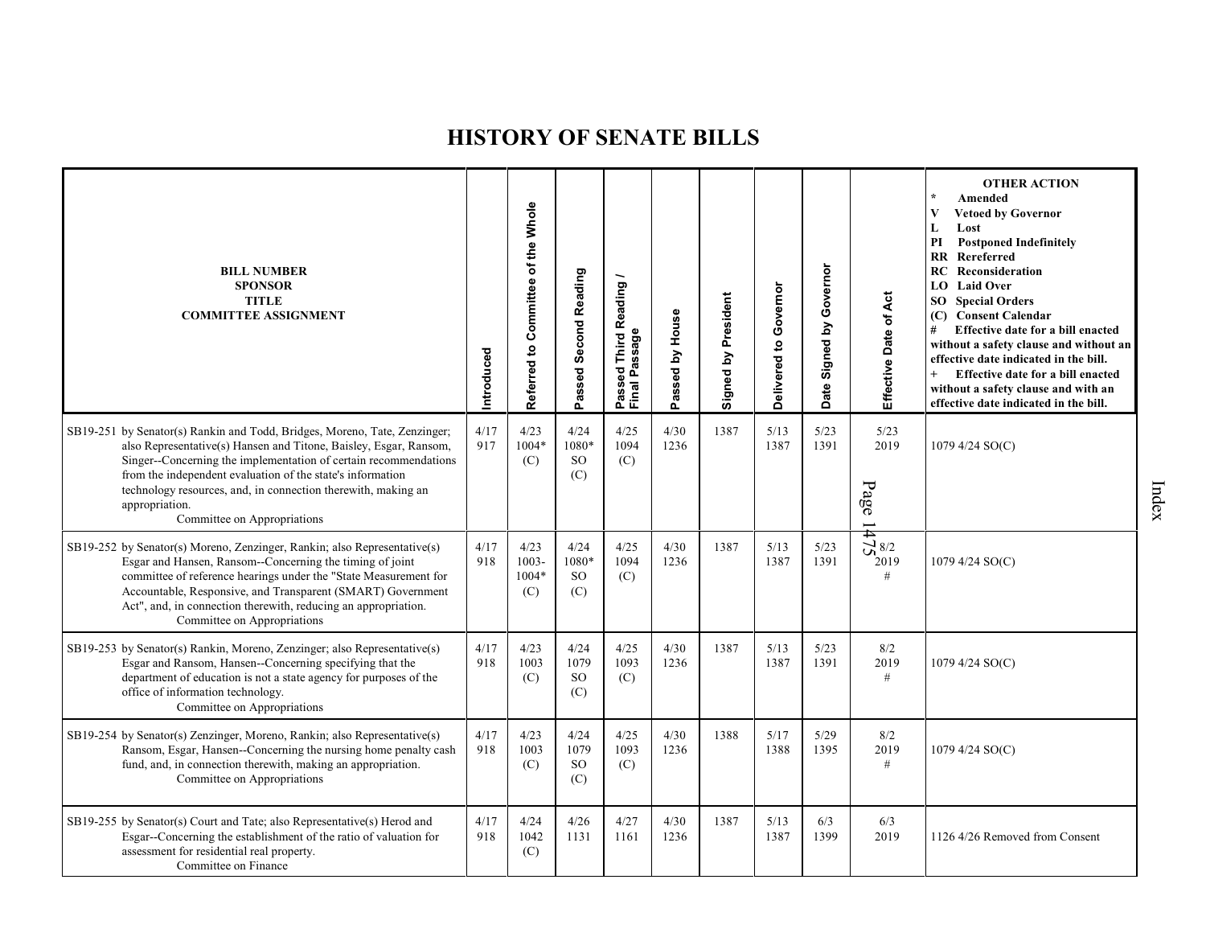# HISTORY OF SENATE BILLS

| BILL NUMBER<br>SPONSOR<br>TITLE<br>COMMITTEE ASSIGNMENT | Introduced | Referred to Committee of the Whole | Passed Second Reading | Passed Third Reading / Final Passage | Passed by House | Signed by President | Delivered to Governor | Date Signed by Governor | Effective Date of Act | OTHER ACTION<br>* Amended<br>V Vetoed by Governor<br>L Lost<br>PI Postponed Indefinitely<br>RR Rereferred<br>RC Reconsideration<br>LO Laid Over<br>SO Special Orders<br>(C) Consent Calendar<br># Effective date for a bill enacted without a safety clause and without an effective date indicated in the bill.<br>+ Effective date for a bill enacted without a safety clause and with an effective date indicated in the bill. |
|---|---|---|---|---|---|---|---|---|---|---|
| SB19-251 by Senator(s) Rankin and Todd, Bridges, Moreno, Tate, Zenzinger; also Representative(s) Hansen and Titone, Baisley, Esgar, Ransom, Singer--Concerning the implementation of certain recommendations from the independent evaluation of the state's information technology resources, and, in connection therewith, making an appropriation.<br>Committee on Appropriations | 4/17<br>917 | 4/23<br>1004*<br>(C) | 4/24<br>1080*<br>SO<br>(C) | 4/25<br>1094<br>(C) | 4/30<br>1236 | 1387 | 5/13<br>1387 | 5/23<br>1391 | 5/23<br>2019 | 1079 4/24 SO(C) |
| SB19-252 by Senator(s) Moreno, Zenzinger, Rankin; also Representative(s) Esgar and Hansen, Ransom--Concerning the timing of joint committee of reference hearings under the "State Measurement for Accountable, Responsive, and Transparent (SMART) Government Act", and, in connection therewith, reducing an appropriation.<br>Committee on Appropriations | 4/17<br>918 | 4/23<br>1003-<br>1004*<br>(C) | 4/24<br>1080*<br>SO<br>(C) | 4/25<br>1094<br>(C) | 4/30<br>1236 | 1387 | 5/13<br>1387 | 5/23<br>1391 | 8/2<br>2019<br># | 1079 4/24 SO(C) |
| SB19-253 by Senator(s) Rankin, Moreno, Zenzinger; also Representative(s) Esgar and Ransom, Hansen--Concerning specifying that the department of education is not a state agency for purposes of the office of information technology.<br>Committee on Appropriations | 4/17<br>918 | 4/23<br>1003<br>(C) | 4/24<br>1079<br>SO<br>(C) | 4/25<br>1093<br>(C) | 4/30<br>1236 | 1387 | 5/13<br>1387 | 5/23<br>1391 | 8/2<br>2019<br># | 1079 4/24 SO(C) |
| SB19-254 by Senator(s) Zenzinger, Moreno, Rankin; also Representative(s) Ransom, Esgar, Hansen--Concerning the nursing home penalty cash fund, and, in connection therewith, making an appropriation.<br>Committee on Appropriations | 4/17<br>918 | 4/23<br>1003<br>(C) | 4/24<br>1079<br>SO<br>(C) | 4/25<br>1093<br>(C) | 4/30<br>1236 | 1388 | 5/17<br>1388 | 5/29<br>1395 | 8/2<br>2019<br># | 1079 4/24 SO(C) |
| SB19-255 by Senator(s) Court and Tate; also Representative(s) Herod and Esgar--Concerning the establishment of the ratio of valuation for assessment for residential real property.<br>Committee on Finance | 4/17<br>918 | 4/24<br>1042<br>(C) | 4/26<br>1131 | 4/27<br>1161 | 4/30<br>1236 | 1387 | 5/13<br>1387 | 6/3<br>1399 | 6/3<br>2019 | 1126 4/26 Removed from Consent |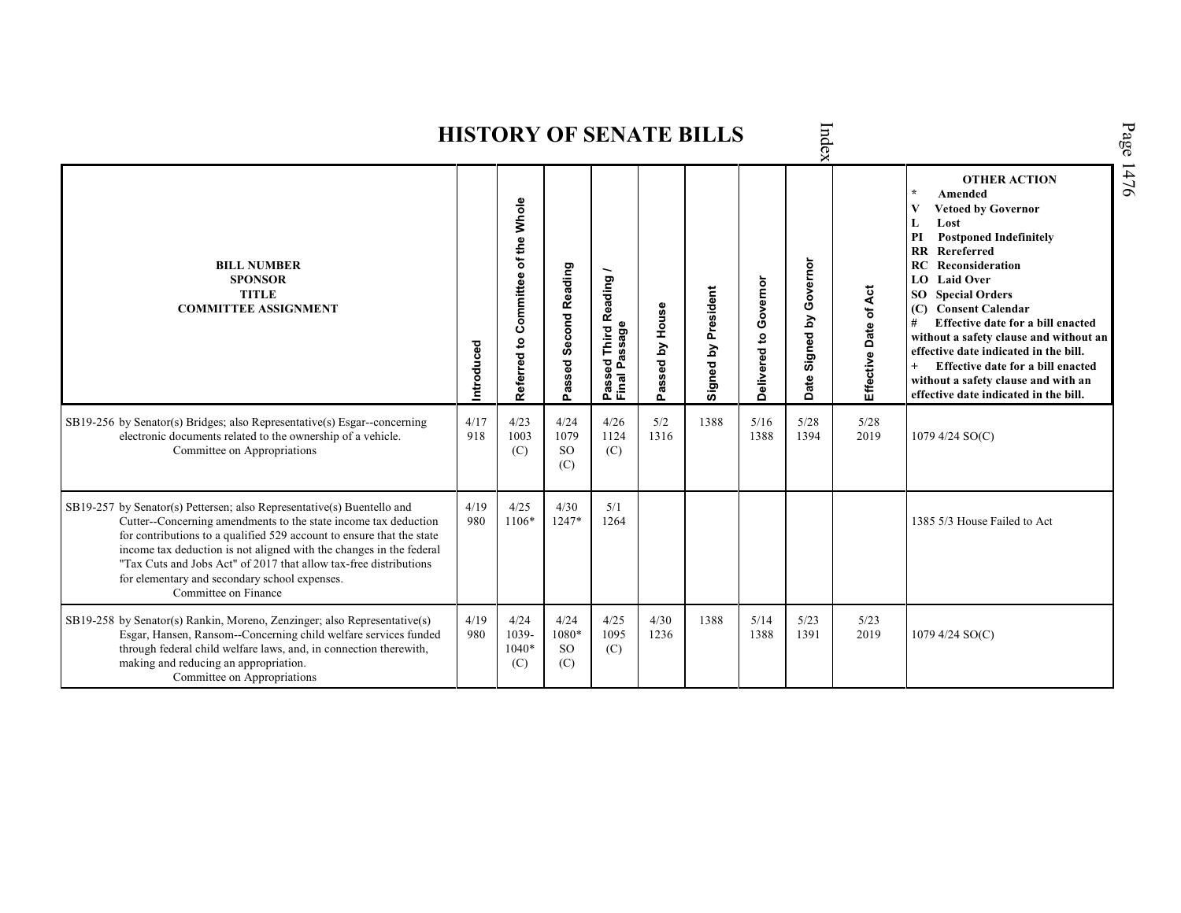# HISTORY OF SENATE BILLS

| BILL NUMBER<br>SPONSOR<br>TITLE<br>COMMITTEE ASSIGNMENT | Introduced | Referred to Committee of the Whole | Passed Second Reading | Passed Third Reading / Final Passage | Passed by House | Signed by President | Delivered to Governor | Date Signed by Governor | Effective Date of Act | OTHER ACTION<br>* Amended<br>V Vetoed by Governor<br>L Lost<br>PI Postponed Indefinitely<br>RR Rereferred<br>RC Reconsideration<br>LO Laid Over<br>SO Special Orders<br>(C) Consent Calendar<br># Effective date for a bill enacted without a safety clause and without an effective date indicated in the bill.<br>+ Effective date for a bill enacted without a safety clause and with an effective date indicated in the bill. |
|---|---|---|---|---|---|---|---|---|---|---|
| SB19-256 by Senator(s) Bridges; also Representative(s) Esgar--concerning electronic documents related to the ownership of a vehicle.<br>Committee on Appropriations | 4/17<br>918 | 4/23<br>1003<br>(C) | 4/24<br>1079<br>SO<br>(C) | 4/26<br>1124<br>(C) | 5/2<br>1316 | 1388 | 5/16<br>1388 | 5/28<br>1394 | 5/28<br>2019 | 1079 4/24 SO(C) |
| SB19-257 by Senator(s) Pettersen; also Representative(s) Buentello and Cutter--Concerning amendments to the state income tax deduction for contributions to a qualified 529 account to ensure that the state income tax deduction is not aligned with the changes in the federal "Tax Cuts and Jobs Act" of 2017 that allow tax-free distributions for elementary and secondary school expenses.<br>Committee on Finance | 4/19<br>980 | 4/25<br>1106* | 4/30<br>1247* | 5/1<br>1264 | | | | | | 1385 5/3 House Failed to Act |
| SB19-258 by Senator(s) Rankin, Moreno, Zenzinger; also Representative(s) Esgar, Hansen, Ransom--Concerning child welfare services funded through federal child welfare laws, and, in connection therewith, making and reducing an appropriation.<br>Committee on Appropriations | 4/19<br>980 | 4/24<br>1039-<br>1040*<br>(C) | 4/24<br>1080*<br>SO<br>(C) | 4/25<br>1095<br>(C) | 4/30<br>1236 | 1388 | 5/14<br>1388 | 5/23<br>1391 | 5/23<br>2019 | 1079 4/24 SO(C) |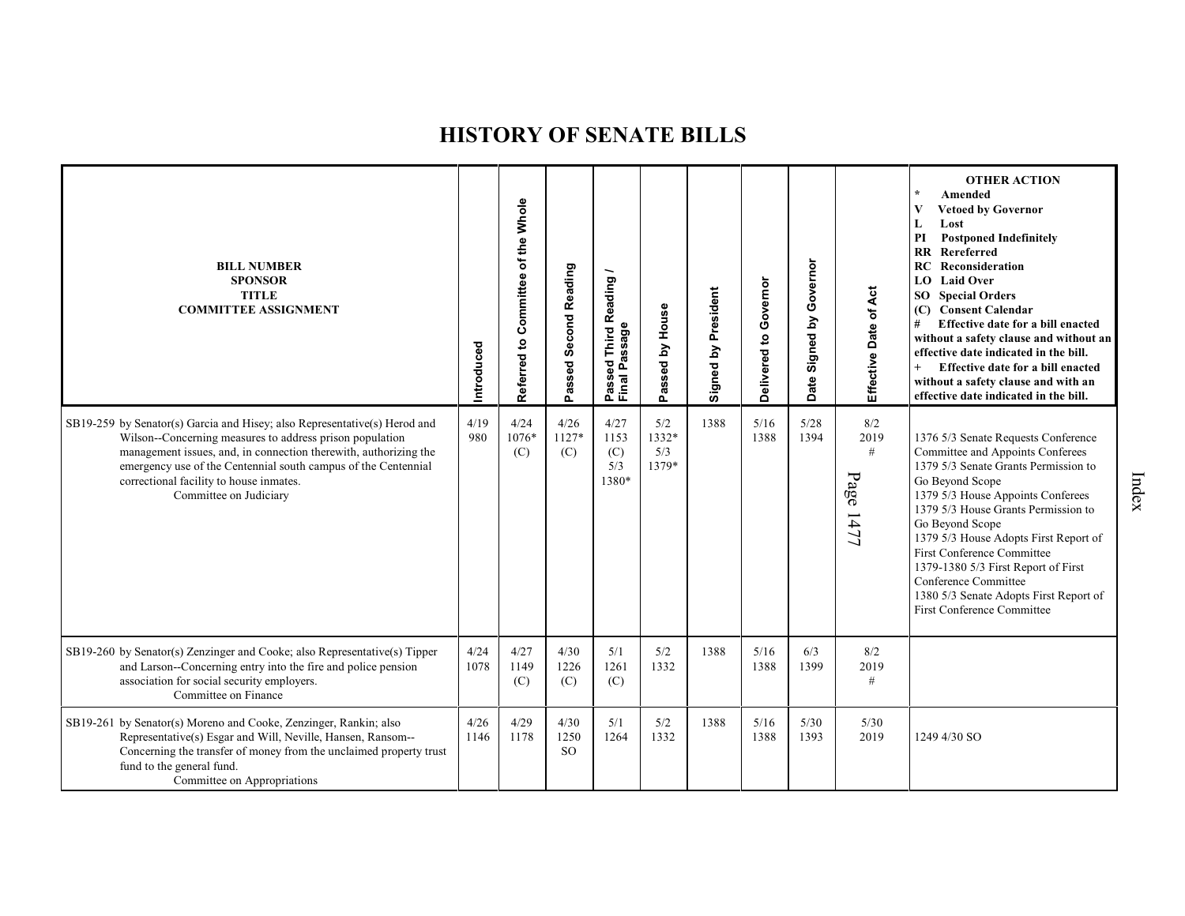# HISTORY OF SENATE BILLS

| BILL NUMBER<br>SPONSOR<br>TITLE<br>COMMITTEE ASSIGNMENT | Introduced | Referred to Committee of the Whole | Passed Second Reading | Passed Third Reading / Final Passage | Passed by House | Signed by President | Delivered to Governor | Date Signed by Governor | Effective Date of Act | OTHER ACTION<br>* Amended<br>V Vetoed by Governor<br>L Lost<br>PI Postponed Indefinitely<br>RR Rereferred<br>RC Reconsideration<br>LO Laid Over<br>SO Special Orders<br>(C) Consent Calendar<br># Effective date for a bill enacted without a safety clause and without an effective date indicated in the bill.<br>+ Effective date for a bill enacted without a safety clause and with an effective date indicated in the bill. |
|---|---|---|---|---|---|---|---|---|---|---|
| SB19-259 by Senator(s) Garcia and Hisey; also Representative(s) Herod and Wilson--Concerning measures to address prison population management issues, and, in connection therewith, authorizing the emergency use of the Centennial south campus of the Centennial correctional facility to house inmates.<br>Committee on Judiciary | 4/19<br>980 | 4/24<br>1076*<br>(C) | 4/26<br>1127*<br>(C) | 4/27<br>1153<br>(C)<br>5/3<br>1380* | 5/2<br>1332*<br>5/3<br>1379* | 1388 | 5/16<br>1388 | 5/28<br>1394 | 8/2<br>2019<br># | 1376 5/3 Senate Requests Conference Committee and Appoints Conferees<br>1379 5/3 Senate Grants Permission to Go Beyond Scope<br>1379 5/3 House Appoints Conferees<br>1379 5/3 House Grants Permission to Go Beyond Scope<br>1379 5/3 House Adopts First Report of First Conference Committee<br>1379-1380 5/3 First Report of First Conference Committee<br>1380 5/3 Senate Adopts First Report of First Conference Committee |
| SB19-260 by Senator(s) Zenzinger and Cooke; also Representative(s) Tipper and Larson--Concerning entry into the fire and police pension association for social security employers.<br>Committee on Finance | 4/24<br>1078 | 4/27<br>1149<br>(C) | 4/30<br>1226<br>(C) | 5/1<br>1261<br>(C) | 5/2<br>1332 | 1388 | 5/16<br>1388 | 6/3<br>1399 | 8/2<br>2019<br># | |
| SB19-261 by Senator(s) Moreno and Cooke, Zenzinger, Rankin; also Representative(s) Esgar and Will, Neville, Hansen, Ransom--Concerning the transfer of money from the unclaimed property trust fund to the general fund.<br>Committee on Appropriations | 4/26<br>1146 | 4/29<br>1178 | 4/30<br>1250<br>SO | 5/1<br>1264 | 5/2<br>1332 | 1388 | 5/16<br>1388 | 5/30<br>1393 | 5/30<br>2019 | 1249 4/30 SO |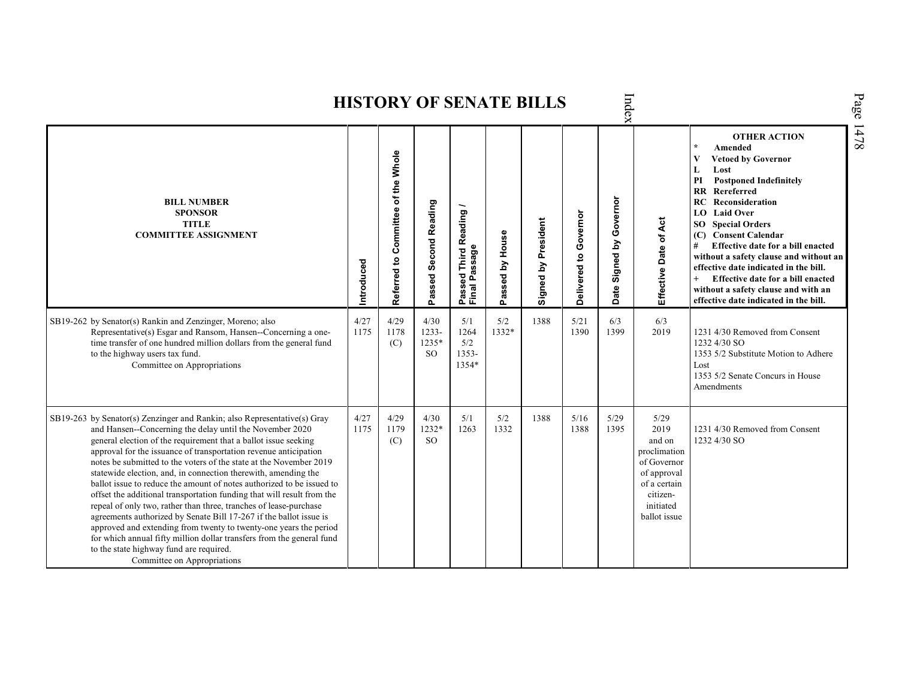# HISTORY OF SENATE BILLS

| BILL NUMBER SPONSOR TITLE COMMITTEE ASSIGNMENT | Introduced | Referred to Committee of the Whole | Passed Second Reading | Passed Third Reading / Final Passage | Passed by House | Signed by President | Delivered to Governor | Date Signed by Governor | Effective Date of Act | OTHER ACTION * Amended V Vetoed by Governor L Lost PI Postponed Indefinitely RR Rereferred RC Reconsideration LO Laid Over SO Special Orders (C) Consent Calendar # Effective date for a bill enacted without a safety clause and without an effective date indicated in the bill. + Effective date for a bill enacted without a safety clause and with an effective date indicated in the bill. |
|---|---|---|---|---|---|---|---|---|---|---|
| SB19-262 by Senator(s) Rankin and Zenzinger, Moreno; also Representative(s) Esgar and Ransom, Hansen--Concerning a one-time transfer of one hundred million dollars from the general fund to the highway users tax fund. Committee on Appropriations | 4/27 1175 | 4/29 1178 (C) | 4/30 1233-1235* SO | 5/1 1264 5/2 1353-1354* | 5/2 1332* | 1388 | 5/21 1390 | 6/3 1399 | 6/3 2019 | 1231 4/30 Removed from Consent 1232 4/30 SO 1353 5/2 Substitute Motion to Adhere Lost 1353 5/2 Senate Concurs in House Amendments |
| SB19-263 by Senator(s) Zenzinger and Rankin; also Representative(s) Gray and Hansen--Concerning the delay until the November 2020 general election of the requirement that a ballot issue seeking approval for the issuance of transportation revenue anticipation notes be submitted to the voters of the state at the November 2019 statewide election, and, in connection therewith, amending the ballot issue to reduce the amount of notes authorized to be issued to offset the additional transportation funding that will result from the repeal of only two, rather than three, tranches of lease-purchase agreements authorized by Senate Bill 17-267 if the ballot issue is approved and extending from twenty to twenty-one years the period for which annual fifty million dollar transfers from the general fund to the state highway fund are required. Committee on Appropriations | 4/27 1175 | 4/29 1179 (C) | 4/30 1232* SO | 5/1 1263 | 5/2 1332 | 1388 | 5/16 1388 | 5/29 1395 | 5/29 2019 and on proclimation of Governor of approval of a certain citizen-initiated ballot issue | 1231 4/30 Removed from Consent 1232 4/30 SO |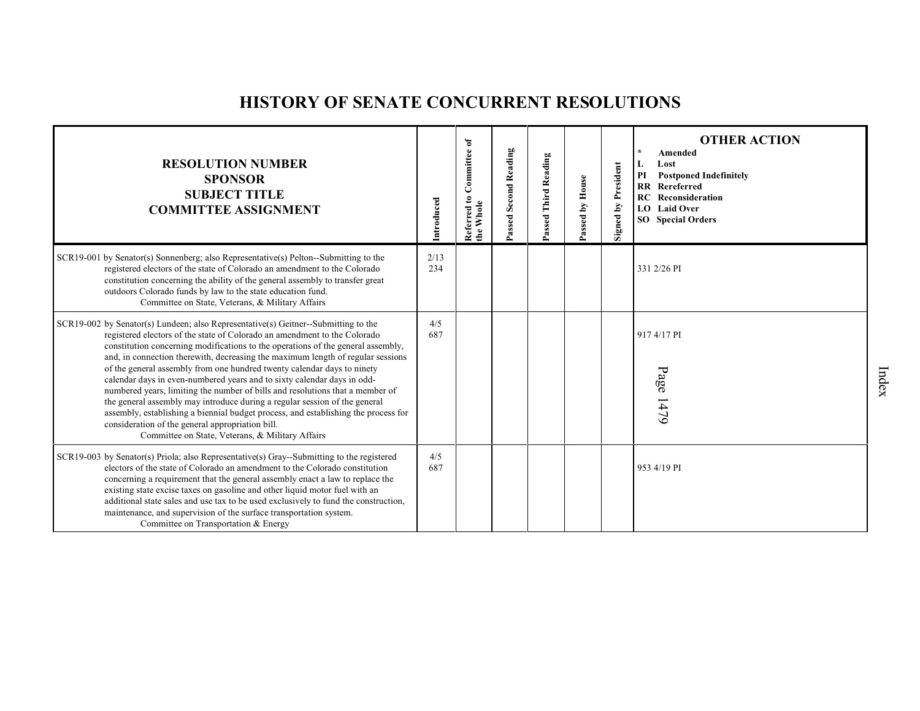# HISTORY OF SENATE CONCURRENT RESOLUTIONS

| RESOLUTION NUMBER<br>SPONSOR<br>SUBJECT TITLE<br>COMMITTEE ASSIGNMENT | Introduced | Referred to Committee of the Whole | Passed Second Reading | Passed Third Reading | Passed by House | Signed by President | OTHER ACTION<br>* Amended<br>L Lost<br>PI Postponed Indefinitely<br>RR Rereferred<br>RC Reconsideration<br>LO Laid Over<br>SO Special Orders |
|---|---|---|---|---|---|---|---|
| SCR19-001 by Senator(s) Sonnenberg; also Representative(s) Pelton--Submitting to the registered electors of the state of Colorado an amendment to the Colorado constitution concerning the ability of the general assembly to transfer great outdoors Colorado funds by law to the state education fund.<br>Committee on State, Veterans, & Military Affairs | 2/13<br>234 | | | | | | 331 2/26 PI |
| SCR19-002 by Senator(s) Lundeen; also Representative(s) Geitner--Submitting to the registered electors of the state of Colorado an amendment to the Colorado constitution concerning modifications to the operations of the general assembly, and, in connection therewith, decreasing the maximum length of regular sessions of the general assembly from one hundred twenty calendar days to ninety calendar days in even-numbered years and to sixty calendar days in odd-numbered years, limiting the number of bills and resolutions that a member of the general assembly may introduce during a regular session of the general assembly, establishing a biennial budget process, and establishing the process for consideration of the general appropriation bill.<br>Committee on State, Veterans, & Military Affairs | 4/5<br>687 | | | | | | 917 4/17 PI |
| SCR19-003 by Senator(s) Priola; also Representative(s) Gray--Submitting to the registered electors of the state of Colorado an amendment to the Colorado constitution concerning a requirement that the general assembly enact a law to replace the existing state excise taxes on gasoline and other liquid motor fuel with an additional state sales and use tax to be used exclusively to fund the construction, maintenance, and supervision of the surface transportation system.<br>Committee on Transportation & Energy | 4/5<br>687 | | | | | | 953 4/19 PI |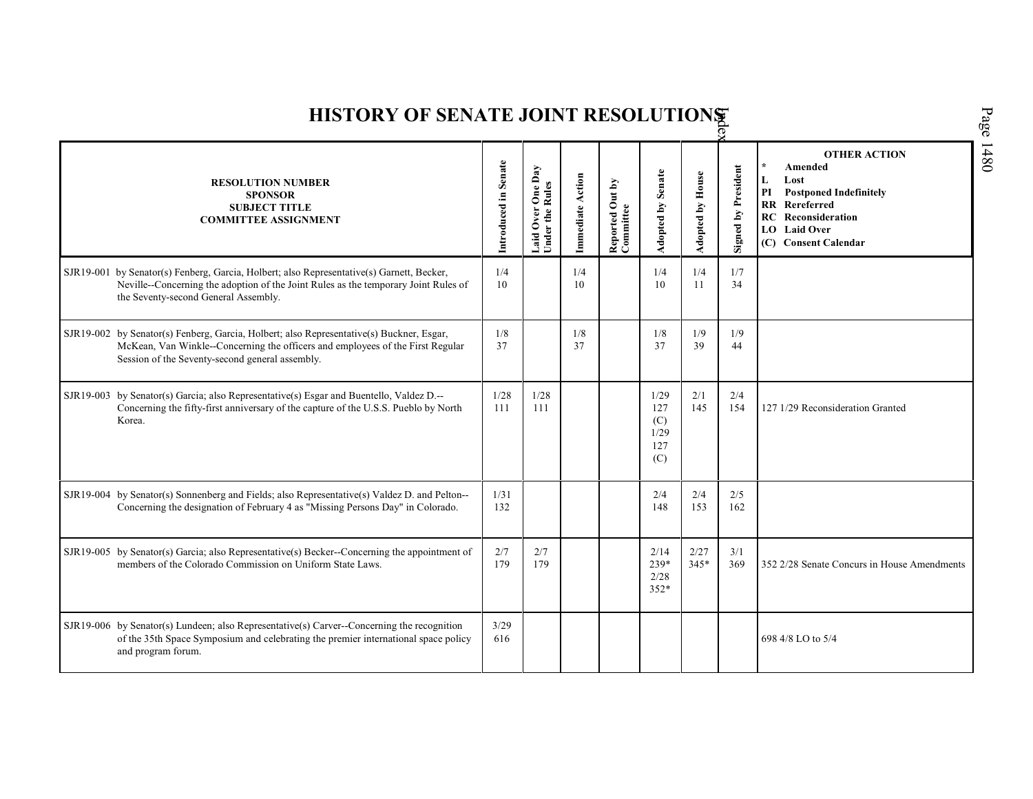# HISTORY OF SENATE JOINT RESOLUTIONS

| RESOLUTION NUMBER<br>SPONSOR<br>SUBJECT TITLE<br>COMMITTEE ASSIGNMENT | Introduced in Senate | Laid Over One Day Under the Rules | Immediate Action | Reported Out by Committee | Adopted by Senate | Adopted by House | Signed by President | OTHER ACTION<br>* Amended<br>L Lost<br>PI Postponed Indefinitely<br>RR Rereferred<br>RC Reconsideration<br>LO Laid Over<br>(C) Consent Calendar |
|---|---|---|---|---|---|---|---|---|
| SJR19-001 by Senator(s) Fenberg, Garcia, Holbert; also Representative(s) Garnett, Becker, Neville--Concerning the adoption of the Joint Rules as the temporary Joint Rules of the Seventy-second General Assembly. | 1/4<br>10 | | 1/4<br>10 | | 1/4<br>10 | 1/4<br>11 | 1/7<br>34 | |
| SJR19-002 by Senator(s) Fenberg, Garcia, Holbert; also Representative(s) Buckner, Esgar, McKean, Van Winkle--Concerning the officers and employees of the First Regular Session of the Seventy-second general assembly. | 1/8<br>37 | | 1/8<br>37 | | 1/8<br>37 | 1/9<br>39 | 1/9<br>44 | |
| SJR19-003 by Senator(s) Garcia; also Representative(s) Esgar and Buentello, Valdez D.--Concerning the fifty-first anniversary of the capture of the U.S.S. Pueblo by North Korea. | 1/28<br>111 | 1/28<br>111 | | | 1/29<br>127<br>(C)<br>1/29<br>127<br>(C) | 2/1<br>145 | 2/4<br>154 | 127 1/29 Reconsideration Granted |
| SJR19-004 by Senator(s) Sonnenberg and Fields; also Representative(s) Valdez D. and Pelton--Concerning the designation of February 4 as "Missing Persons Day" in Colorado. | 1/31<br>132 | | | | 2/4<br>148 | 2/4<br>153 | 2/5<br>162 | |
| SJR19-005 by Senator(s) Garcia; also Representative(s) Becker--Concerning the appointment of members of the Colorado Commission on Uniform State Laws. | 2/7<br>179 | 2/7<br>179 | | | 2/14<br>239*<br>2/28<br>352* | 2/27<br>345* | 3/1<br>369 | 352 2/28 Senate Concurs in House Amendments |
| SJR19-006 by Senator(s) Lundeen; also Representative(s) Carver--Concerning the recognition of the 35th Space Symposium and celebrating the premier international space policy and program forum. | 3/29<br>616 | | | | | | | 698 4/8 LO to 5/4 |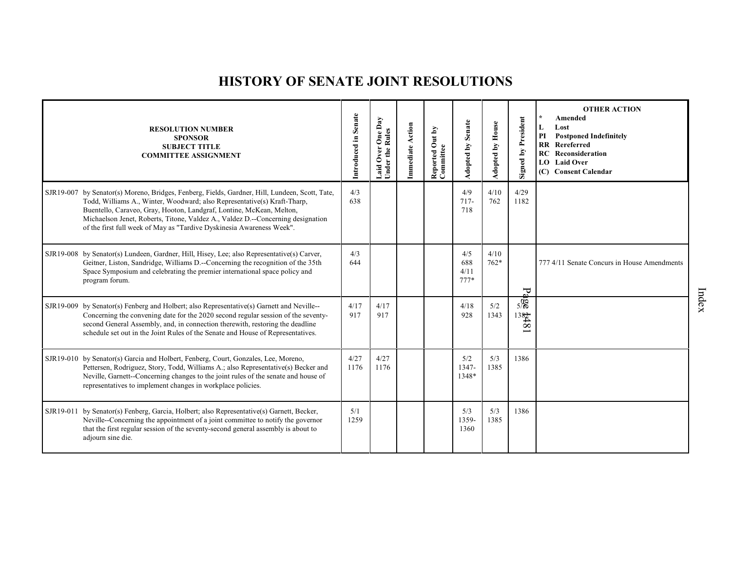# HISTORY OF SENATE JOINT RESOLUTIONS

| RESOLUTION NUMBER<br>SPONSOR<br>SUBJECT TITLE<br>COMMITTEE ASSIGNMENT | Introduced in Senate | Laid Over One Day Under the Rules | Immediate Action | Reported Out by Committee | Adopted by Senate | Adopted by House | Signed by President | OTHER ACTION<br>* Amended<br>L Lost<br>PI Postponed Indefinitely<br>RR Rereferred<br>RC Reconsideration<br>LO Laid Over<br>(C) Consent Calendar |
|---|---|---|---|---|---|---|---|---|
| SJR19-007 by Senator(s) Moreno, Bridges, Fenberg, Fields, Gardner, Hill, Lundeen, Scott, Tate, Todd, Williams A., Winter, Woodward; also Representative(s) Kraft-Tharp, Buentello, Caraveo, Gray, Hooton, Landgraf, Lontine, McKean, Melton, Michaelson Jenet, Roberts, Titone, Valdez A., Valdez D.--Concerning designation of the first full week of May as "Tardive Dyskinesia Awareness Week". | 4/3<br>638 | | | | 4/9<br>717-<br>718 | 4/10<br>762 | 4/29<br>1182 | |
| SJR19-008 by Senator(s) Lundeen, Gardner, Hill, Hisey, Lee; also Representative(s) Carver, Geitner, Liston, Sandridge, Williams D.--Concerning the recognition of the 35th Space Symposium and celebrating the premier international space policy and program forum. | 4/3<br>644 | | | | 4/5<br>688<br>4/11<br>777* | 4/10<br>762* | | 777 4/11 Senate Concurs in House Amendments |
| SJR19-009 by Senator(s) Fenberg and Holbert; also Representative(s) Garnett and Neville--Concerning the convening date for the 2020 second regular session of the seventy-second General Assembly, and, in connection therewith, restoring the deadline schedule set out in the Joint Rules of the Senate and House of Representatives. | 4/17<br>917 | 4/17<br>917 | | | 4/18<br>928 | 5/2<br>1343 | 5/3<br>1386 | |
| SJR19-010 by Senator(s) Garcia and Holbert, Fenberg, Court, Gonzales, Lee, Moreno, Pettersen, Rodriguez, Story, Todd, Williams A.; also Representative(s) Becker and Neville, Garnett--Concerning changes to the joint rules of the senate and house of representatives to implement changes in workplace policies. | 4/27<br>1176 | 4/27<br>1176 | | | 5/2<br>1347-<br>1348* | 5/3<br>1385 | 1386 | |
| SJR19-011 by Senator(s) Fenberg, Garcia, Holbert; also Representative(s) Garnett, Becker, Neville--Concerning the appointment of a joint committee to notify the governor that the first regular session of the seventy-second general assembly is about to adjourn sine die. | 5/1<br>1259 | | | | 5/3<br>1359-<br>1360 | 5/3<br>1385 | 1386 | |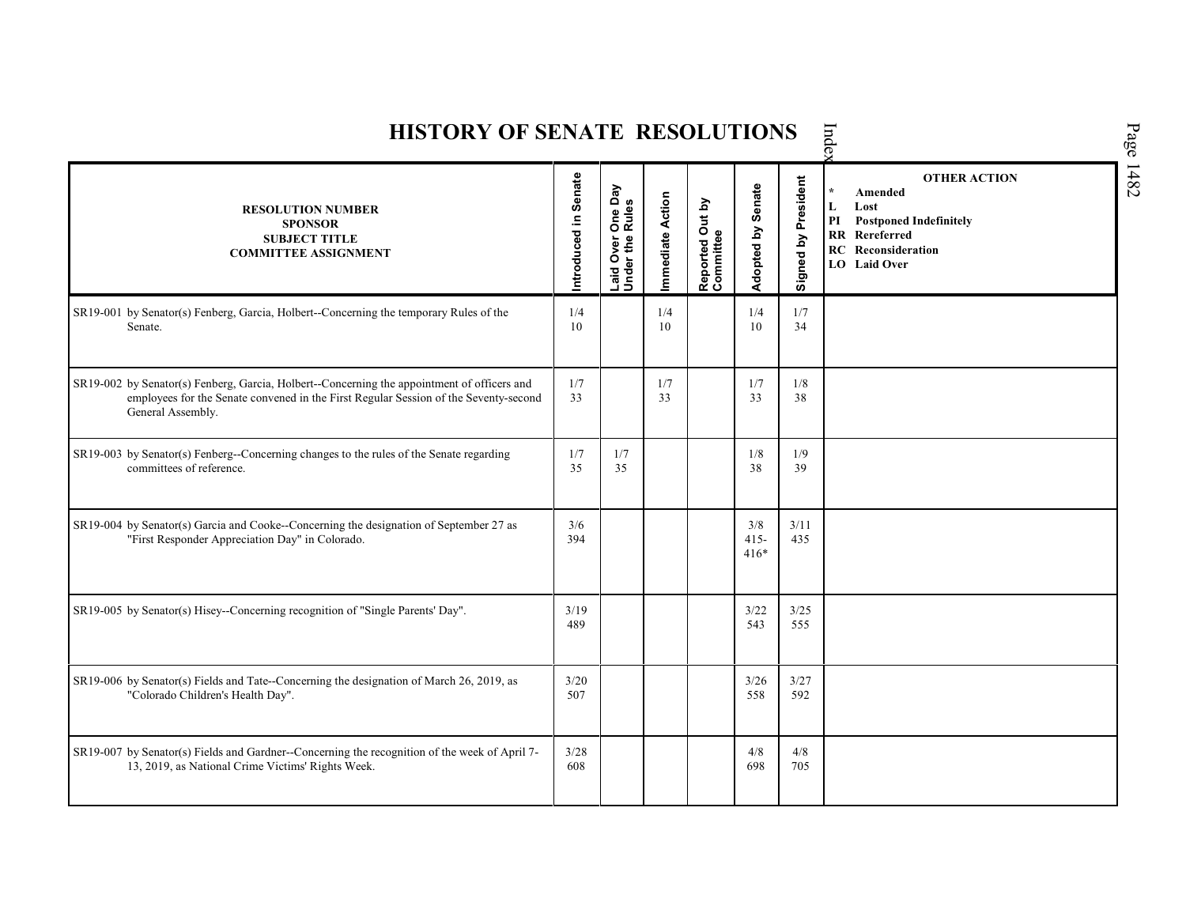# HISTORY OF SENATE RESOLUTIONS

| RESOLUTION NUMBER<br>SPONSOR<br>SUBJECT TITLE<br>COMMITTEE ASSIGNMENT | Introduced in Senate | Laid Over One Day Under the Rules | Immediate Action | Reported Out by Committee | Adopted by Senate | Signed by President | OTHER ACTION<br>* Amended<br>L Lost<br>PI Postponed Indefinitely<br>RR Rereferred<br>RC Reconsideration<br>LO Laid Over |
|---|---|---|---|---|---|---|---|
| SR19-001 by Senator(s) Fenberg, Garcia, Holbert--Concerning the temporary Rules of the Senate. | 1/4<br>10 | | 1/4<br>10 | | 1/4<br>10 | 1/7<br>34 | |
| SR19-002 by Senator(s) Fenberg, Garcia, Holbert--Concerning the appointment of officers and employees for the Senate convened in the First Regular Session of the Seventy-second General Assembly. | 1/7<br>33 | | 1/7<br>33 | | 1/7<br>33 | 1/8<br>38 | |
| SR19-003 by Senator(s) Fenberg--Concerning changes to the rules of the Senate regarding committees of reference. | 1/7<br>35 | 1/7<br>35 | | | 1/8<br>38 | 1/9<br>39 | |
| SR19-004 by Senator(s) Garcia and Cooke--Concerning the designation of September 27 as "First Responder Appreciation Day" in Colorado. | 3/6<br>394 | | | | 3/8<br>415-<br>416* | 3/11<br>435 | |
| SR19-005 by Senator(s) Hisey--Concerning recognition of "Single Parents' Day". | 3/19<br>489 | | | | 3/22<br>543 | 3/25<br>555 | |
| SR19-006 by Senator(s) Fields and Tate--Concerning the designation of March 26, 2019, as "Colorado Children's Health Day". | 3/20<br>507 | | | | 3/26<br>558 | 3/27<br>592 | |
| SR19-007 by Senator(s) Fields and Gardner--Concerning the recognition of the week of April 7-13, 2019, as National Crime Victims' Rights Week. | 3/28<br>608 | | | | 4/8<br>698 | 4/8<br>705 | |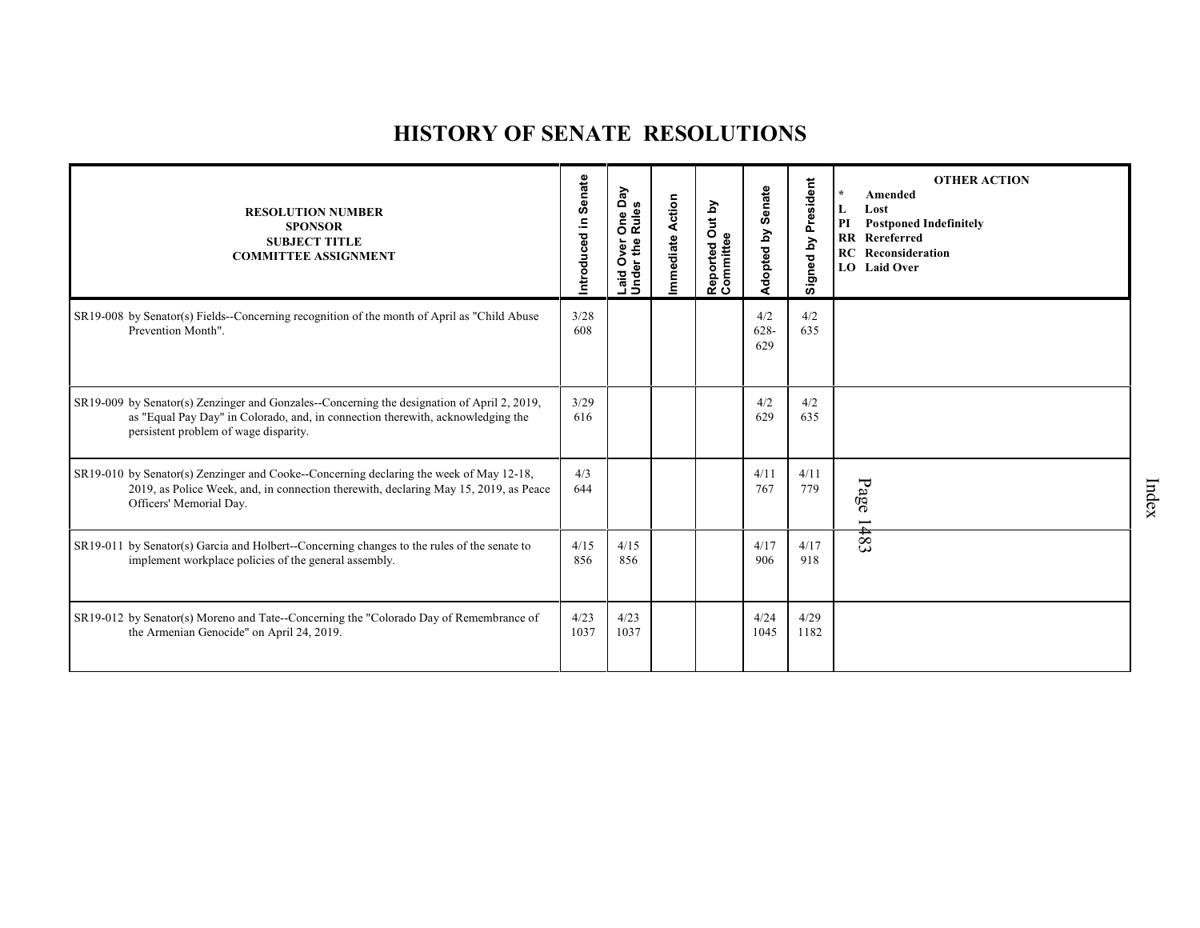# HISTORY OF SENATE RESOLUTIONS

| RESOLUTION NUMBER<br>SPONSOR<br>SUBJECT TITLE<br>COMMITTEE ASSIGNMENT | Introduced in Senate | Laid Over One Day Under the Rules | Immediate Action | Reported Out by Committee | Adopted by Senate | Signed by President | OTHER ACTION<br>* Amended<br>L Lost<br>PI Postponed Indefinitely<br>RR Rereferred<br>RC Reconsideration<br>LO Laid Over |
|---|---|---|---|---|---|---|---|
| SR19-008 by Senator(s) Fields--Concerning recognition of the month of April as "Child Abuse Prevention Month". | 3/28<br>608 | | | | 4/2<br>628-629 | 4/2<br>635 | |
| SR19-009 by Senator(s) Zenzinger and Gonzales--Concerning the designation of April 2, 2019, as "Equal Pay Day" in Colorado, and, in connection therewith, acknowledging the persistent problem of wage disparity. | 3/29<br>616 | | | | 4/2<br>629 | 4/2<br>635 | |
| SR19-010 by Senator(s) Zenzinger and Cooke--Concerning declaring the week of May 12-18, 2019, as Police Week, and, in connection therewith, declaring May 15, 2019, as Peace Officers' Memorial Day. | 4/3<br>644 | | | | 4/11<br>767 | 4/11<br>779 | |
| SR19-011 by Senator(s) Garcia and Holbert--Concerning changes to the rules of the senate to implement workplace policies of the general assembly. | 4/15<br>856 | 4/15<br>856 | | | 4/17<br>906 | 4/17<br>918 | |
| SR19-012 by Senator(s) Moreno and Tate--Concerning the "Colorado Day of Remembrance of the Armenian Genocide" on April 24, 2019. | 4/23<br>1037 | 4/23<br>1037 | | | 4/24<br>1045 | 4/29<br>1182 | |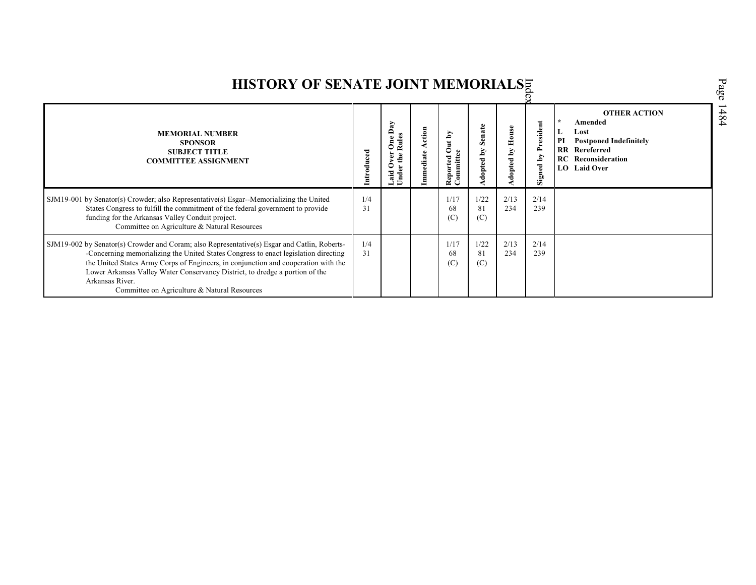# HISTORY OF SENATE JOINT MEMORIALS

| MEMORIAL NUMBER<br>SPONSOR<br>SUBJECT TITLE<br>COMMITTEE ASSIGNMENT | Introduced | Laid Over One Day Under the Rules | Immediate Action | Reported Out by Committee | Adopted by Senate | Adopted by House | Signed by President | OTHER ACTION<br>* Amended<br>L Lost<br>PI Postponed Indefinitely<br>RR Rereferred<br>RC Reconsideration<br>LO Laid Over |
|---|---|---|---|---|---|---|---|---|
| SJM19-001 by Senator(s) Crowder; also Representative(s) Esgar--Memorializing the United States Congress to fulfill the commitment of the federal government to provide funding for the Arkansas Valley Conduit project.<br>Committee on Agriculture & Natural Resources | 1/4<br>31 | | | 1/17<br>68<br>(C) | 1/22<br>81<br>(C) | 2/13<br>234 | 2/14<br>239 | |
| SJM19-002 by Senator(s) Crowder and Coram; also Representative(s) Esgar and Catlin, Roberts--Concerning memorializing the United States Congress to enact legislation directing the United States Army Corps of Engineers, in conjunction and cooperation with the Lower Arkansas Valley Water Conservancy District, to dredge a portion of the Arkansas River.<br>Committee on Agriculture & Natural Resources | 1/4<br>31 | | | 1/17<br>68<br>(C) | 1/22<br>81<br>(C) | 2/13<br>234 | 2/14<br>239 | |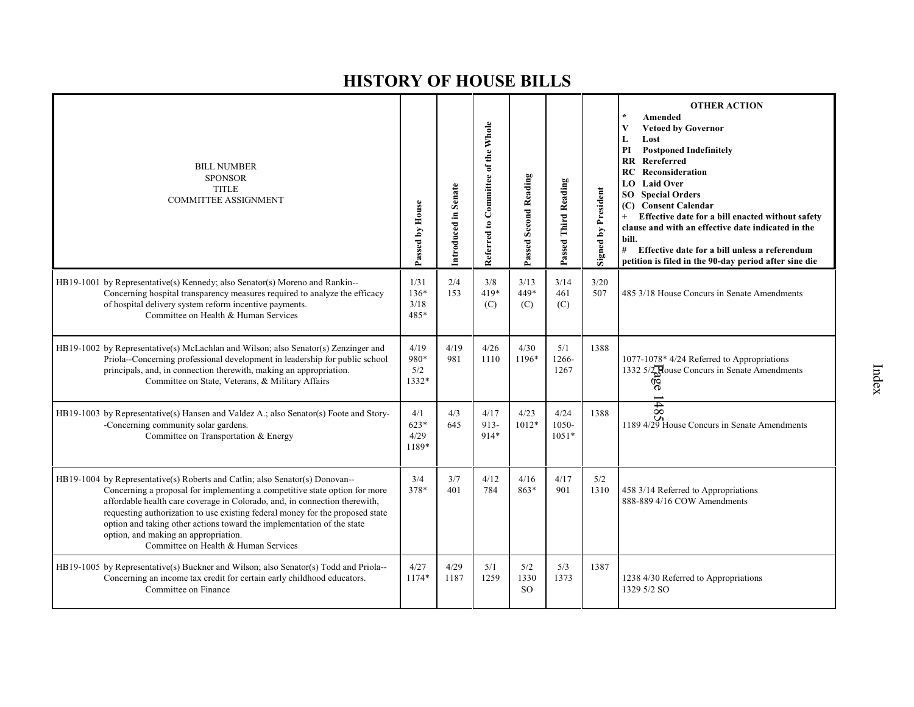# HISTORY OF HOUSE BILLS

| BILL NUMBER SPONSOR TITLE COMMITTEE ASSIGNMENT | Passed by House | Introduced in Senate | Referred to Committee of the Whole | Passed Second Reading | Passed Third Reading | Signed by President | OTHER ACTION<br>* Amended<br>V Vetoed by Governor<br>L Lost<br>PI Postponed Indefinitely<br>RR Rereferred<br>RC Reconsideration<br>LO Laid Over<br>SO Special Orders<br>(C) Consent Calendar<br>+ Effective date for a bill enacted without safety clause and with an effective date indicated in the bill.<br># Effective date for a bill unless a referendum petition is filed in the 90-day period after sine die |
|---|---|---|---|---|---|---|---|
| HB19-1001 by Representative(s) Kennedy; also Senator(s) Moreno and Rankin--Concerning hospital transparency measures required to analyze the efficacy of hospital delivery system reform incentive payments.<br>Committee on Health & Human Services | 1/31<br>136*<br>3/18<br>485* | 2/4<br>153 | 3/8<br>419*<br>(C) | 3/13<br>449*<br>(C) | 3/14<br>461<br>(C) | 3/20<br>507 | 485 3/18 House Concurs in Senate Amendments |
| HB19-1002 by Representative(s) McLachlan and Wilson; also Senator(s) Zenzinger and Priola--Concerning professional development in leadership for public school principals, and, in connection therewith, making an appropriation.<br>Committee on State, Veterans, & Military Affairs | 4/19<br>980*<br>5/2<br>1332* | 4/19<br>981 | 4/26<br>1110 | 4/30<br>1196* | 5/1<br>1266-<br>1267 | 1388 | 1077-1078* 4/24 Referred to Appropriations<br>1332 5/2 House Concurs in Senate Amendments |
| HB19-1003 by Representative(s) Hansen and Valdez A.; also Senator(s) Foote and Story--Concerning community solar gardens.<br>Committee on Transportation & Energy | 4/1<br>623*<br>4/29<br>1189* | 4/3<br>645 | 4/17<br>913-<br>914* | 4/23<br>1012* | 4/24<br>1050-<br>1051* | 1388 | 1189 4/29 House Concurs in Senate Amendments |
| HB19-1004 by Representative(s) Roberts and Catlin; also Senator(s) Donovan--Concerning a proposal for implementing a competitive state option for more affordable health care coverage in Colorado, and, in connection therewith, requesting authorization to use existing federal money for the proposed state option and taking other actions toward the implementation of the state option, and making an appropriation.<br>Committee on Health & Human Services | 3/4<br>378* | 3/7<br>401 | 4/12<br>784 | 4/16<br>863* | 4/17<br>901 | 5/2<br>1310 | 458 3/14 Referred to Appropriations<br>888-889 4/16 COW Amendments |
| HB19-1005 by Representative(s) Buckner and Wilson; also Senator(s) Todd and Priola--Concerning an income tax credit for certain early childhood educators.<br>Committee on Finance | 4/27<br>1174* | 4/29<br>1187 | 5/1<br>1259 | 5/2<br>1330<br>SO | 5/3<br>1373 | 1387 | 1238 4/30 Referred to Appropriations<br>1329 5/2 SO |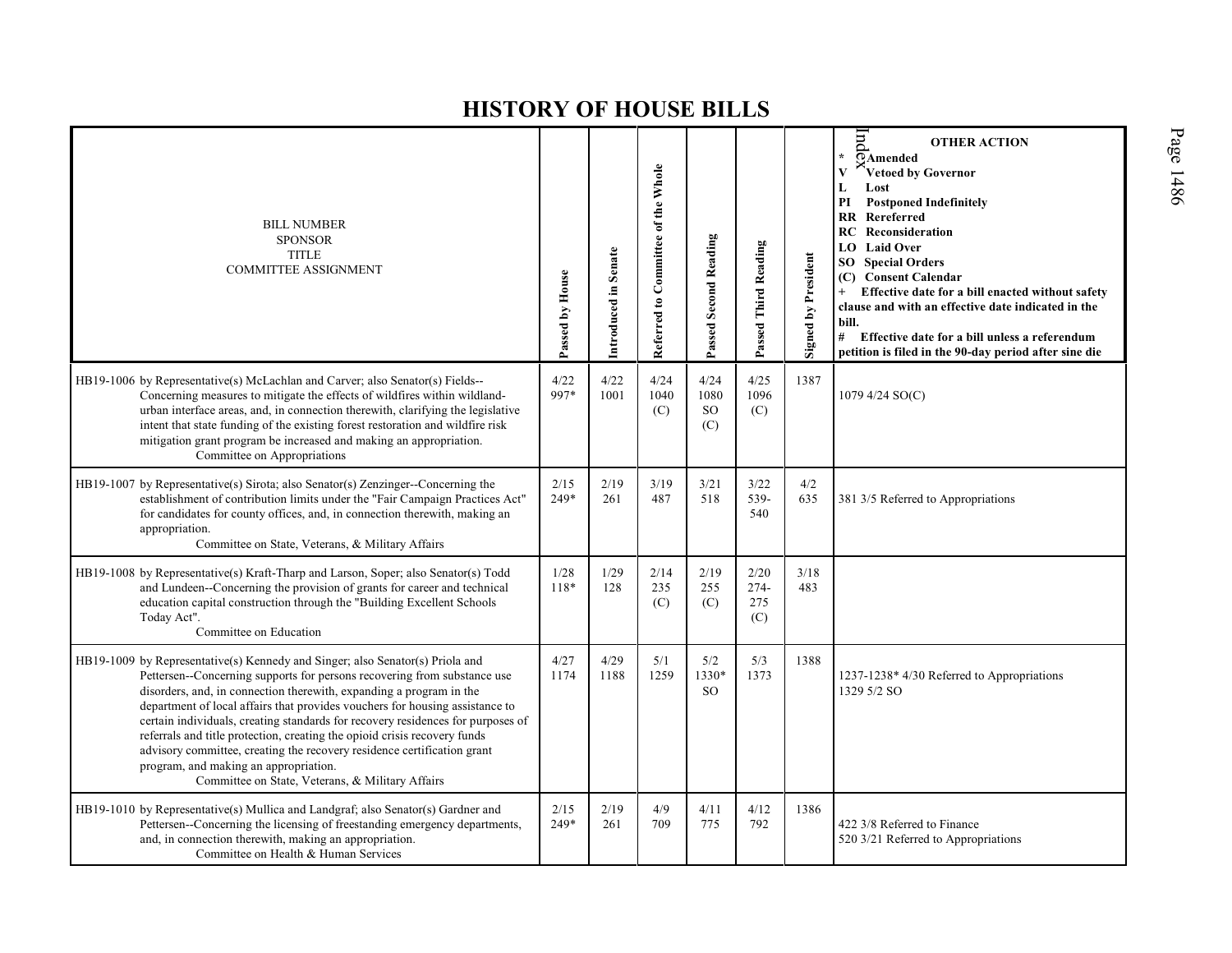# HISTORY OF HOUSE BILLS

| BILL NUMBER<br>SPONSOR<br>TITLE<br>COMMITTEE ASSIGNMENT | Passed by House | Introduced in Senate | Referred to Committee of the Whole | Passed Second Reading | Passed Third Reading | Signed by President | OTHER ACTION<br>* Amended<br>V Vetoed by Governor<br>L Lost<br>PI Postponed Indefinitely<br>RR Rereferred<br>RC Reconsideration<br>LO Laid Over<br>SO Special Orders<br>(C) Consent Calendar<br>+ Effective date for a bill enacted without safety clause and with an effective date indicated in the bill.<br># Effective date for a bill unless a referendum petition is filed in the 90-day period after sine die |
|---|---|---|---|---|---|---|---|
| HB19-1006 by Representative(s) McLachlan and Carver; also Senator(s) Fields--Concerning measures to mitigate the effects of wildfires within wildland-urban interface areas, and, in connection therewith, clarifying the legislative intent that state funding of the existing forest restoration and wildfire risk mitigation grant program be increased and making an appropriation.<br>Committee on Appropriations | 4/22<br>997* | 4/22<br>1001 | 4/24<br>1040<br>(C) | 4/24<br>1080<br>SO<br>(C) | 4/25<br>1096<br>(C) | 1387 | 1079 4/24 SO(C) |
| HB19-1007 by Representative(s) Sirota; also Senator(s) Zenzinger--Concerning the establishment of contribution limits under the "Fair Campaign Practices Act" for candidates for county offices, and, in connection therewith, making an appropriation.<br>Committee on State, Veterans, & Military Affairs | 2/15<br>249* | 2/19<br>261 | 3/19<br>487 | 3/21<br>518 | 3/22<br>539-540 | 4/2<br>635 | 381 3/5 Referred to Appropriations |
| HB19-1008 by Representative(s) Kraft-Tharp and Larson, Soper; also Senator(s) Todd and Lundeen--Concerning the provision of grants for career and technical education capital construction through the "Building Excellent Schools Today Act".<br>Committee on Education | 1/28<br>118* | 1/29<br>128 | 2/14<br>235<br>(C) | 2/19<br>255<br>(C) | 2/20<br>274-275<br>(C) | 3/18<br>483 | |
| HB19-1009 by Representative(s) Kennedy and Singer; also Senator(s) Priola and Pettersen--Concerning supports for persons recovering from substance use disorders, and, in connection therewith, expanding a program in the department of local affairs that provides vouchers for housing assistance to certain individuals, creating standards for recovery residences for purposes of referrals and title protection, creating the opioid crisis recovery funds advisory committee, creating the recovery residence certification grant program, and making an appropriation.<br>Committee on State, Veterans, & Military Affairs | 4/27<br>1174 | 4/29<br>1188 | 5/1<br>1259 | 5/2<br>1330*<br>SO | 5/3<br>1373 | 1388 | 1237-1238* 4/30 Referred to Appropriations<br>1329 5/2 SO |
| HB19-1010 by Representative(s) Mullica and Landgraf; also Senator(s) Gardner and Pettersen--Concerning the licensing of freestanding emergency departments, and, in connection therewith, making an appropriation.<br>Committee on Health & Human Services | 2/15<br>249* | 2/19<br>261 | 4/9<br>709 | 4/11<br>775 | 4/12<br>792 | 1386 | 422 3/8 Referred to Finance<br>520 3/21 Referred to Appropriations |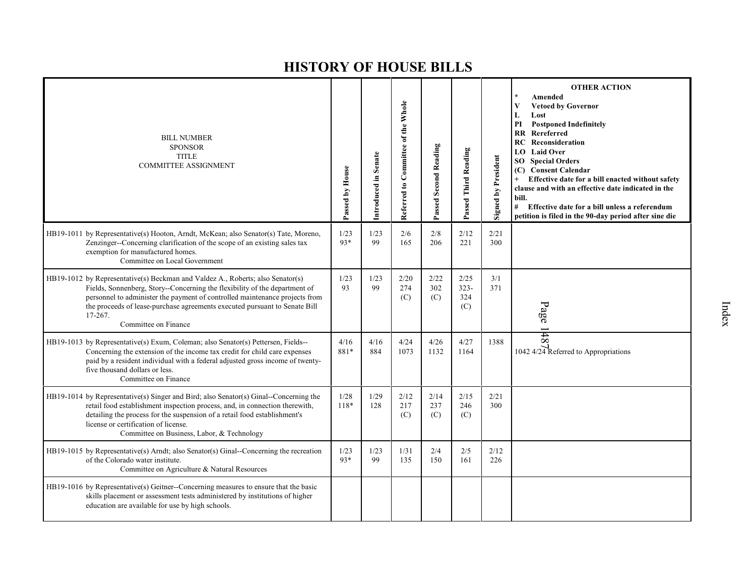# HISTORY OF HOUSE BILLS

| BILL NUMBER<br>SPONSOR<br>TITLE<br>COMMITTEE ASSIGNMENT | Passed by House | Introduced in Senate | Referred to Committee of the Whole | Passed Second Reading | Passed Third Reading | Signed by President | OTHER ACTION<br>* Amended<br>V Vetoed by Governor<br>L Lost<br>PI Postponed Indefinitely<br>RR Rereferred<br>RC Reconsideration<br>LO Laid Over<br>SO Special Orders<br>(C) Consent Calendar<br>+ Effective date for a bill enacted without safety clause and with an effective date indicated in the bill.<br># Effective date for a bill unless a referendum petition is filed in the 90-day period after sine die |
|---|---|---|---|---|---|---|---|
| HB19-1011 by Representative(s) Hooton, Arndt, McKean; also Senator(s) Tate, Moreno, Zenzinger--Concerning clarification of the scope of an existing sales tax exemption for manufactured homes.<br>Committee on Local Government | 1/23<br>93* | 1/23<br>99 | 2/6<br>165 | 2/8<br>206 | 2/12<br>221 | 2/21<br>300 | |
| HB19-1012 by Representative(s) Beckman and Valdez A., Roberts; also Senator(s) Fields, Sonnenberg, Story--Concerning the flexibility of the department of personnel to administer the payment of controlled maintenance projects from the proceeds of lease-purchase agreements executed pursuant to Senate Bill 17-267.<br>Committee on Finance | 1/23<br>93 | 1/23<br>99 | 2/20<br>274<br>(C) | 2/22<br>302<br>(C) | 2/25<br>323-324<br>(C) | 3/1<br>371 | |
| HB19-1013 by Representative(s) Exum, Coleman; also Senator(s) Pettersen, Fields--Concerning the extension of the income tax credit for child care expenses paid by a resident individual with a federal adjusted gross income of twenty-five thousand dollars or less.<br>Committee on Finance | 4/16<br>881* | 4/16<br>884 | 4/24<br>1073 | 4/26<br>1132 | 4/27<br>1164 | 1388 | 1042 4/24 Referred to Appropriations |
| HB19-1014 by Representative(s) Singer and Bird; also Senator(s) Ginal--Concerning the retail food establishment inspection process, and, in connection therewith, detailing the process for the suspension of a retail food establishment's license or certification of license.<br>Committee on Business, Labor, & Technology | 1/28<br>118* | 1/29<br>128 | 2/12<br>217<br>(C) | 2/14<br>237<br>(C) | 2/15<br>246<br>(C) | 2/21<br>300 | |
| HB19-1015 by Representative(s) Arndt; also Senator(s) Ginal--Concerning the recreation of the Colorado water institute.<br>Committee on Agriculture & Natural Resources | 1/23<br>93* | 1/23<br>99 | 1/31<br>135 | 2/4<br>150 | 2/5<br>161 | 2/12<br>226 | |
| HB19-1016 by Representative(s) Geitner--Concerning measures to ensure that the basic skills placement or assessment tests administered by institutions of higher education are available for use by high schools. | | | | | | | |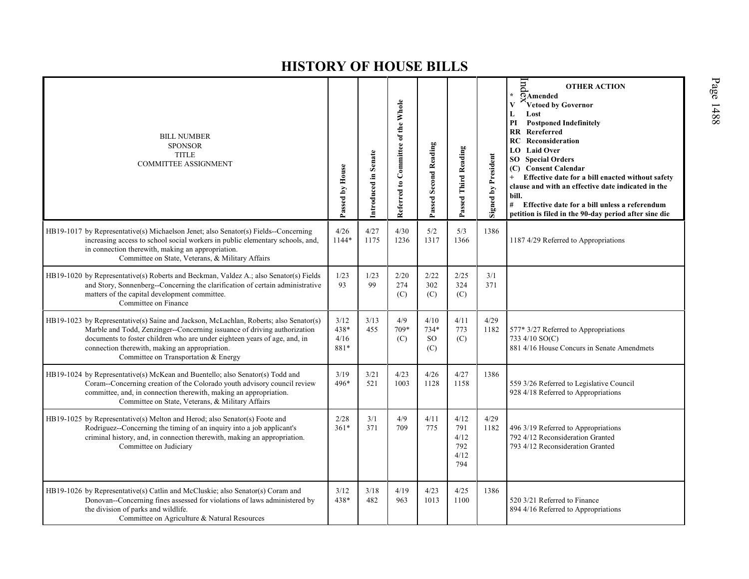# HISTORY OF HOUSE BILLS

| BILL NUMBER SPONSOR TITLE COMMITTEE ASSIGNMENT | Passed by House | Introduced in Senate | Referred to Committee of the Whole | Passed Second Reading | Passed Third Reading | Signed by President | OTHER ACTION * Amended V Vetoed by Governor L Lost PI Postponed Indefinitely RR Rereferred RC Reconsideration LO Laid Over SO Special Orders (C) Consent Calendar + Effective date for a bill enacted without safety clause and with an effective date indicated in the bill. # Effective date for a bill unless a referendum petition is filed in the 90-day period after sine die |
|---|---|---|---|---|---|---|---|
| HB19-1017 by Representative(s) Michaelson Jenet; also Senator(s) Fields--Concerning increasing access to school social workers in public elementary schools, and, in connection therewith, making an appropriation. Committee on State, Veterans, & Military Affairs | 4/26 1144* | 4/27 1175 | 4/30 1236 | 5/2 1317 | 5/3 1366 | 1386 | 1187 4/29 Referred to Appropriations |
| HB19-1020 by Representative(s) Roberts and Beckman, Valdez A.; also Senator(s) Fields and Story, Sonnenberg--Concerning the clarification of certain administrative matters of the capital development committee. Committee on Finance | 1/23 93 | 1/23 99 | 2/20 274 (C) | 2/22 302 (C) | 2/25 324 (C) | 3/1 371 | |
| HB19-1023 by Representative(s) Saine and Jackson, McLachlan, Roberts; also Senator(s) Marble and Todd, Zenzinger--Concerning issuance of driving authorization documents to foster children who are under eighteen years of age, and, in connection therewith, making an appropriation. Committee on Transportation & Energy | 3/12 438* 4/16 881* | 3/13 455 | 4/9 709* (C) | 4/10 734* SO (C) | 4/11 773 (C) | 4/29 1182 | 577* 3/27 Referred to Appropriations 733 4/10 SO(C) 881 4/16 House Concurs in Senate Amendmets |
| HB19-1024 by Representative(s) McKean and Buentello; also Senator(s) Todd and Coram--Concerning creation of the Colorado youth advisory council review committee, and, in connection therewith, making an appropriation. Committee on State, Veterans, & Military Affairs | 3/19 496* | 3/21 521 | 4/23 1003 | 4/26 1128 | 4/27 1158 | 1386 | 559 3/26 Referred to Legislative Council 928 4/18 Referred to Appropriations |
| HB19-1025 by Representative(s) Melton and Herod; also Senator(s) Foote and Rodriguez--Concerning the timing of an inquiry into a job applicant's criminal history, and, in connection therewith, making an appropriation. Committee on Judiciary | 2/28 361* | 3/1 371 | 4/9 709 | 4/11 775 | 4/12 791 4/12 792 4/12 794 | 4/29 1182 | 496 3/19 Referred to Appropriations 792 4/12 Reconsideration Granted 793 4/12 Reconsideration Granted |
| HB19-1026 by Representative(s) Catlin and McCluskie; also Senator(s) Coram and Donovan--Concerning fines assessed for violations of laws administered by the division of parks and wildlife. Committee on Agriculture & Natural Resources | 3/12 438* | 3/18 482 | 4/19 963 | 4/23 1013 | 4/25 1100 | 1386 | 520 3/21 Referred to Finance 894 4/16 Referred to Appropriations |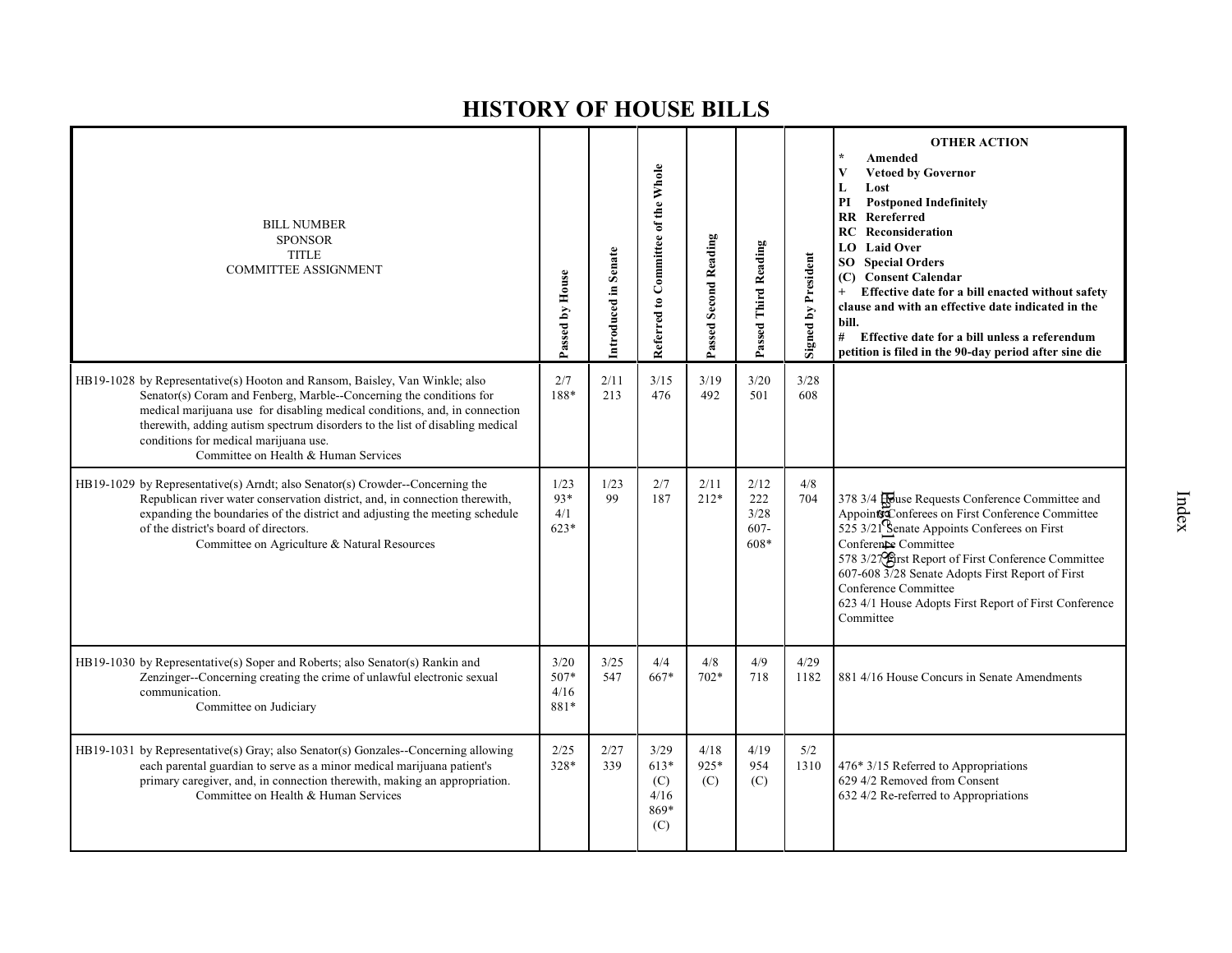# HISTORY OF HOUSE BILLS

| BILL NUMBER<br>SPONSOR<br>TITLE<br>COMMITTEE ASSIGNMENT | Passed by House | Introduced in Senate | Referred to Committee of the Whole | Passed Second Reading | Passed Third Reading | Signed by President | OTHER ACTION<br>* Amended<br>V Vetoed by Governor<br>L Lost<br>PI Postponed Indefinitely<br>RR Rereferred<br>RC Reconsideration<br>LO Laid Over<br>SO Special Orders<br>(C) Consent Calendar<br>+ Effective date for a bill enacted without safety clause and with an effective date indicated in the bill.<br># Effective date for a bill unless a referendum petition is filed in the 90-day period after sine die |
|---|---|---|---|---|---|---|---|
| HB19-1028 by Representative(s) Hooton and Ransom, Baisley, Van Winkle; also Senator(s) Coram and Fenberg, Marble--Concerning the conditions for medical marijuana use for disabling medical conditions, and, in connection therewith, adding autism spectrum disorders to the list of disabling medical conditions for medical marijuana use.<br>Committee on Health & Human Services | 2/7<br>188* | 2/11<br>213 | 3/15<br>476 | 3/19<br>492 | 3/20<br>501 | 3/28<br>608 | |
| HB19-1029 by Representative(s) Arndt; also Senator(s) Crowder--Concerning the Republican river water conservation district, and, in connection therewith, expanding the boundaries of the district and adjusting the meeting schedule of the district's board of directors.<br>Committee on Agriculture & Natural Resources | 1/23<br>93*<br>4/1<br>623* | 1/23<br>99 | 2/7<br>187 | 2/11<br>212* | 2/12<br>222<br>3/28<br>607-<br>608* | 4/8<br>704 | 378 3/4 House Requests Conference Committee and Appoints Conferees on First Conference Committee<br>525 3/21 Senate Appoints Conferees on First Conference Committee<br>578 3/27 First Report of First Conference Committee<br>607-608 3/28 Senate Adopts First Report of First Conference Committee<br>623 4/1 House Adopts First Report of First Conference Committee |
| HB19-1030 by Representative(s) Soper and Roberts; also Senator(s) Rankin and Zenzinger--Concerning creating the crime of unlawful electronic sexual communication.<br>Committee on Judiciary | 3/20<br>507*<br>4/16<br>881* | 3/25<br>547 | 4/4<br>667* | 4/8<br>702* | 4/9<br>718 | 4/29<br>1182 | 881 4/16 House Concurs in Senate Amendments |
| HB19-1031 by Representative(s) Gray; also Senator(s) Gonzales--Concerning allowing each parental guardian to serve as a minor medical marijuana patient's primary caregiver, and, in connection therewith, making an appropriation.<br>Committee on Health & Human Services | 2/25<br>328* | 2/27<br>339 | 3/29<br>613*<br>(C)<br>4/16<br>869*<br>(C) | 4/18<br>925*<br>(C) | 4/19<br>954<br>(C) | 5/2<br>1310 | 476* 3/15 Referred to Appropriations<br>629 4/2 Removed from Consent<br>632 4/2 Re-referred to Appropriations |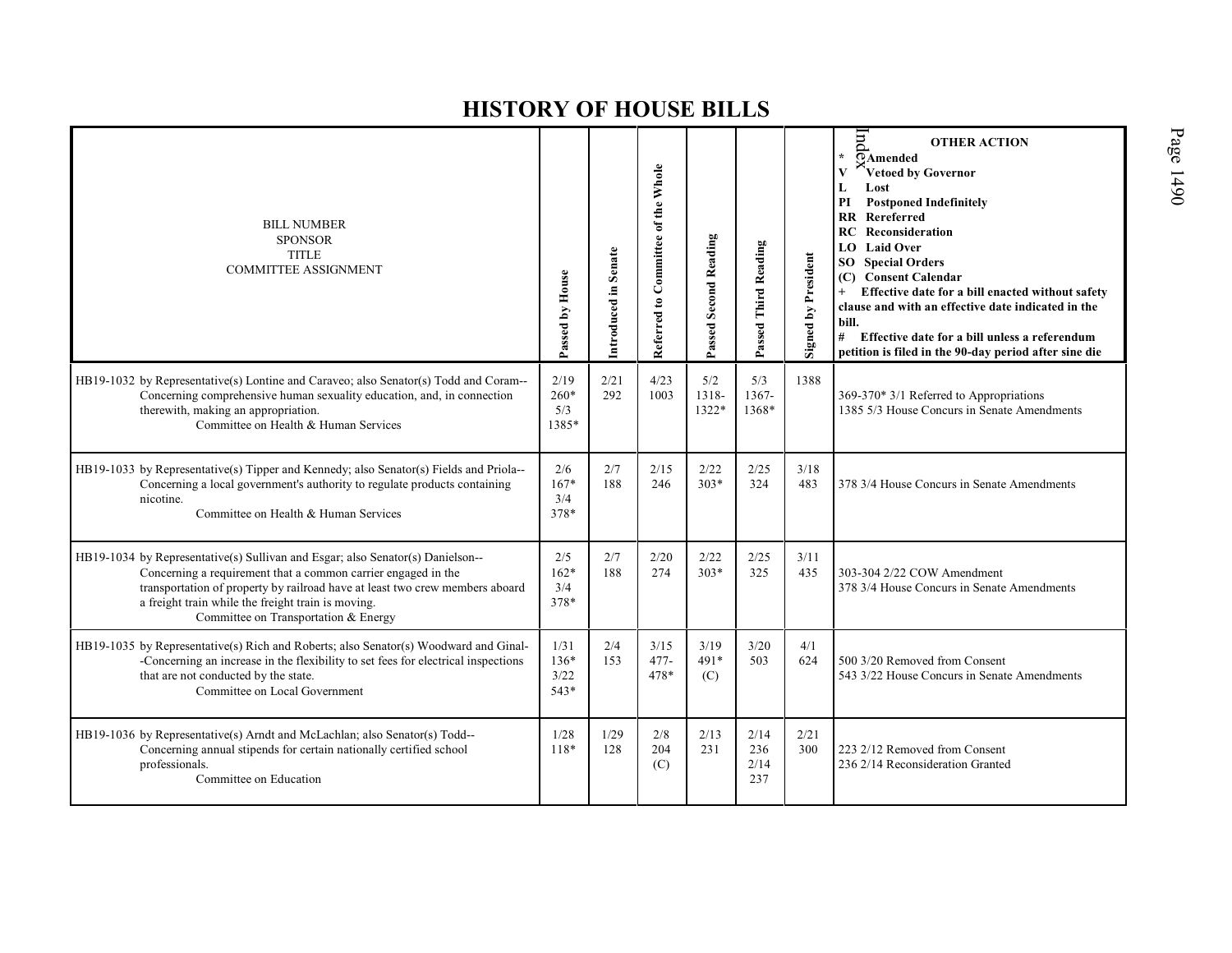# HISTORY OF HOUSE BILLS

| BILL NUMBER<br>SPONSOR<br>TITLE<br>COMMITTEE ASSIGNMENT | Passed by House | Introduced in Senate | Referred to Committee of the Whole | Passed Second Reading | Passed Third Reading | Signed by President | OTHER ACTION<br>* Amended<br>V Vetoed by Governor<br>L Lost<br>PI Postponed Indefinitely<br>RR Rereferred<br>RC Reconsideration<br>LO Laid Over<br>SO Special Orders<br>(C) Consent Calendar<br>+ Effective date for a bill enacted without safety clause and with an effective date indicated in the bill.<br># Effective date for a bill unless a referendum petition is filed in the 90-day period after sine die |
|---|---|---|---|---|---|---|---|
| HB19-1032 by Representative(s) Lontine and Caraveo; also Senator(s) Todd and Coram--Concerning comprehensive human sexuality education, and, in connection therewith, making an appropriation.<br>Committee on Health & Human Services | 2/19<br>260*<br>5/3<br>1385* | 2/21<br>292 | 4/23<br>1003 | 5/2<br>1318-<br>1322* | 5/3<br>1367-<br>1368* | 1388 | 369-370* 3/1 Referred to Appropriations<br>1385 5/3 House Concurs in Senate Amendments |
| HB19-1033 by Representative(s) Tipper and Kennedy; also Senator(s) Fields and Priola--Concerning a local government's authority to regulate products containing nicotine.<br>Committee on Health & Human Services | 2/6<br>167*<br>3/4<br>378* | 2/7<br>188 | 2/15<br>246 | 2/22<br>303* | 2/25<br>324 | 3/18<br>483 | 378 3/4 House Concurs in Senate Amendments |
| HB19-1034 by Representative(s) Sullivan and Esgar; also Senator(s) Danielson--Concerning a requirement that a common carrier engaged in the transportation of property by railroad have at least two crew members aboard a freight train while the freight train is moving.<br>Committee on Transportation & Energy | 2/5<br>162*<br>3/4<br>378* | 2/7<br>188 | 2/20<br>274 | 2/22<br>303* | 2/25<br>325 | 3/11<br>435 | 303-304 2/22 COW Amendment<br>378 3/4 House Concurs in Senate Amendments |
| HB19-1035 by Representative(s) Rich and Roberts; also Senator(s) Woodward and Ginal--Concerning an increase in the flexibility to set fees for electrical inspections that are not conducted by the state.<br>Committee on Local Government | 1/31<br>136*<br>3/22<br>543* | 2/4<br>153 | 3/15<br>477-<br>478* | 3/19<br>491*<br>(C) | 3/20<br>503 | 4/1<br>624 | 500 3/20 Removed from Consent<br>543 3/22 House Concurs in Senate Amendments |
| HB19-1036 by Representative(s) Arndt and McLachlan; also Senator(s) Todd--Concerning annual stipends for certain nationally certified school professionals.<br>Committee on Education | 1/28<br>118* | 1/29<br>128 | 2/8<br>204<br>(C) | 2/13<br>231 | 2/14<br>236<br>2/14<br>237 | 2/21<br>300 | 223 2/12 Removed from Consent<br>236 2/14 Reconsideration Granted |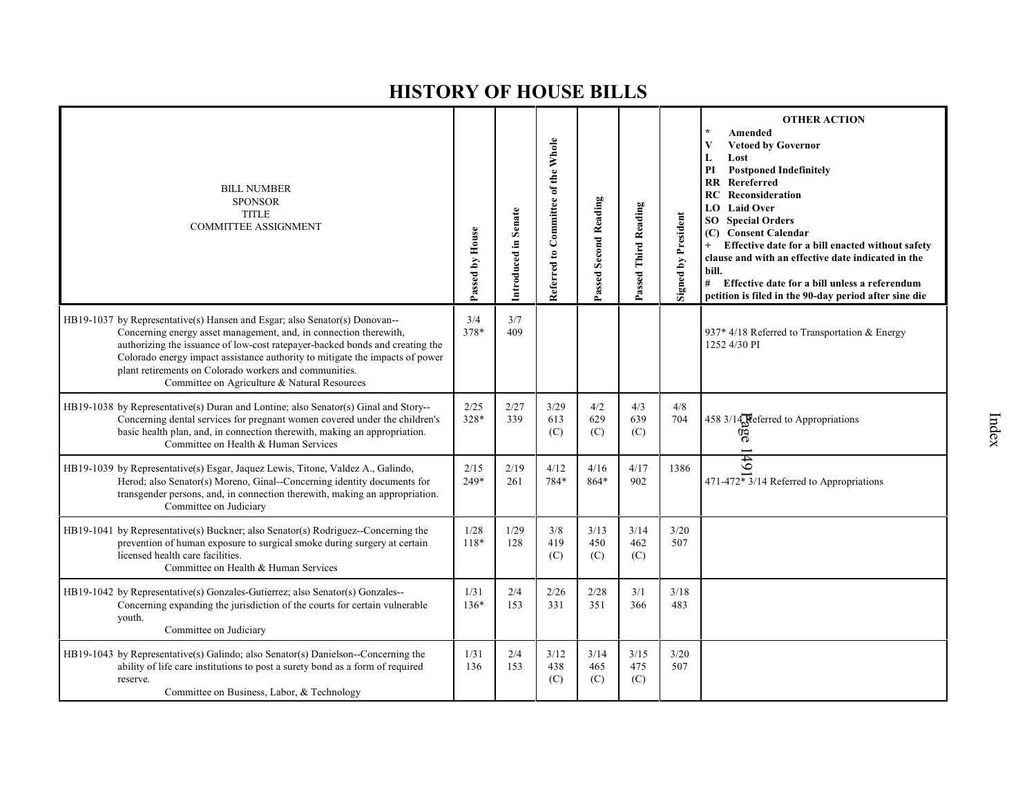# HISTORY OF HOUSE BILLS

| BILL NUMBER<br>SPONSOR<br>TITLE<br>COMMITTEE ASSIGNMENT | Passed by House | Introduced in Senate | Referred to Committee of the Whole | Passed Second Reading | Passed Third Reading | Signed by President | OTHER ACTION<br>* Amended<br>V Vetoed by Governor<br>L Lost<br>PI Postponed Indefinitely<br>RR Rereferred<br>RC Reconsideration<br>LO Laid Over<br>SO Special Orders<br>(C) Consent Calendar<br>+ Effective date for a bill enacted without safety clause and with an effective date indicated in the bill.<br># Effective date for a bill unless a referendum petition is filed in the 90-day period after sine die |
|---|---|---|---|---|---|---|---|
| HB19-1037 by Representative(s) Hansen and Esgar; also Senator(s) Donovan--Concerning energy asset management, and, in connection therewith, authorizing the issuance of low-cost ratepayer-backed bonds and creating the Colorado energy impact assistance authority to mitigate the impacts of power plant retirements on Colorado workers and communities.<br>Committee on Agriculture & Natural Resources | 3/4<br>378* | 3/7<br>409 | | | | | 937* 4/18 Referred to Transportation & Energy<br>1252 4/30 PI |
| HB19-1038 by Representative(s) Duran and Lontine; also Senator(s) Ginal and Story--Concerning dental services for pregnant women covered under the children's basic health plan, and, in connection therewith, making an appropriation.<br>Committee on Health & Human Services | 2/25<br>328* | 2/27<br>339 | 3/29<br>613<br>(C) | 4/2<br>629<br>(C) | 4/3<br>639<br>(C) | 4/8<br>704 | 458 3/14 Referred to Appropriations |
| HB19-1039 by Representative(s) Esgar, Jaquez Lewis, Titone, Valdez A., Galindo, Herod; also Senator(s) Moreno, Ginal--Concerning identity documents for transgender persons, and, in connection therewith, making an appropriation.<br>Committee on Judiciary | 2/15<br>249* | 2/19<br>261 | 4/12<br>784* | 4/16<br>864* | 4/17<br>902 | 1386 | 471-472* 3/14 Referred to Appropriations |
| HB19-1041 by Representative(s) Buckner; also Senator(s) Rodriguez--Concerning the prevention of human exposure to surgical smoke during surgery at certain licensed health care facilities.<br>Committee on Health & Human Services | 1/28<br>118* | 1/29<br>128 | 3/8<br>419<br>(C) | 3/13<br>450<br>(C) | 3/14<br>462<br>(C) | 3/20<br>507 | |
| HB19-1042 by Representative(s) Gonzales-Gutierrez; also Senator(s) Gonzales--Concerning expanding the jurisdiction of the courts for certain vulnerable youth.<br>Committee on Judiciary | 1/31<br>136* | 2/4<br>153 | 2/26<br>331 | 2/28<br>351 | 3/1<br>366 | 3/18<br>483 | |
| HB19-1043 by Representative(s) Galindo; also Senator(s) Danielson--Concerning the ability of life care institutions to post a surety bond as a form of required reserve.<br>Committee on Business, Labor, & Technology | 1/31<br>136 | 2/4<br>153 | 3/12<br>438<br>(C) | 3/14<br>465<br>(C) | 3/15<br>475<br>(C) | 3/20<br>507 | |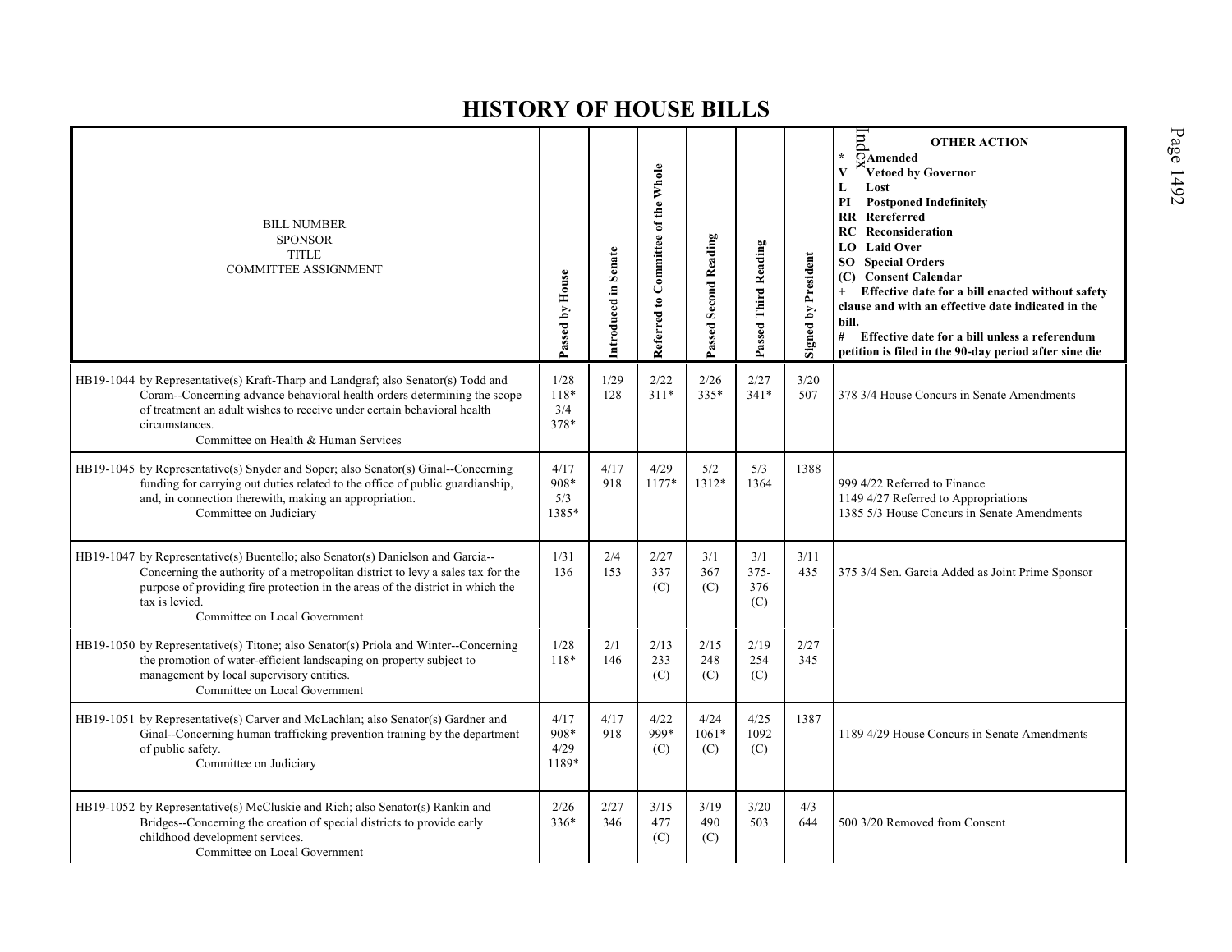# HISTORY OF HOUSE BILLS

| BILL NUMBER<br>SPONSOR<br>TITLE<br>COMMITTEE ASSIGNMENT | Passed by House | Introduced in Senate | Referred to Committee of the Whole | Passed Second Reading | Passed Third Reading | Signed by President | OTHER ACTION<br>* Amended<br>V Vetoed by Governor<br>L Lost<br>PI Postponed Indefinitely<br>RR Rereferred<br>RC Reconsideration<br>LO Laid Over<br>SO Special Orders<br>(C) Consent Calendar<br>+ Effective date for a bill enacted without safety clause and with an effective date indicated in the bill.<br># Effective date for a bill unless a referendum petition is filed in the 90-day period after sine die |
|---|---|---|---|---|---|---|---|
| HB19-1044 by Representative(s) Kraft-Tharp and Landgraf; also Senator(s) Todd and Coram--Concerning advance behavioral health orders determining the scope of treatment an adult wishes to receive under certain behavioral health circumstances.<br>Committee on Health & Human Services | 1/28<br>118*<br>3/4<br>378* | 1/29<br>128 | 2/22<br>311* | 2/26<br>335* | 2/27<br>341* | 3/20<br>507 | 378 3/4 House Concurs in Senate Amendments |
| HB19-1045 by Representative(s) Snyder and Soper; also Senator(s) Ginal--Concerning funding for carrying out duties related to the office of public guardianship, and, in connection therewith, making an appropriation.<br>Committee on Judiciary | 4/17<br>908*<br>5/3<br>1385* | 4/17<br>918 | 4/29<br>1177* | 5/2<br>1312* | 5/3<br>1364 | 1388 | 999 4/22 Referred to Finance<br>1149 4/27 Referred to Appropriations<br>1385 5/3 House Concurs in Senate Amendments |
| HB19-1047 by Representative(s) Buentello; also Senator(s) Danielson and Garcia--Concerning the authority of a metropolitan district to levy a sales tax for the purpose of providing fire protection in the areas of the district in which the tax is levied.<br>Committee on Local Government | 1/31<br>136 | 2/4<br>153 | 2/27<br>337<br>(C) | 3/1<br>367<br>(C) | 3/1<br>375-<br>376<br>(C) | 3/11<br>435 | 375 3/4 Sen. Garcia Added as Joint Prime Sponsor |
| HB19-1050 by Representative(s) Titone; also Senator(s) Priola and Winter--Concerning the promotion of water-efficient landscaping on property subject to management by local supervisory entities.<br>Committee on Local Government | 1/28<br>118* | 2/1<br>146 | 2/13<br>233<br>(C) | 2/15<br>248<br>(C) | 2/19<br>254<br>(C) | 2/27<br>345 | |
| HB19-1051 by Representative(s) Carver and McLachlan; also Senator(s) Gardner and Ginal--Concerning human trafficking prevention training by the department of public safety.<br>Committee on Judiciary | 4/17<br>908*<br>4/29<br>1189* | 4/17<br>918 | 4/22<br>999*<br>(C) | 4/24<br>1061*<br>(C) | 4/25<br>1092<br>(C) | 1387 | 1189 4/29 House Concurs in Senate Amendments |
| HB19-1052 by Representative(s) McCluskie and Rich; also Senator(s) Rankin and Bridges--Concerning the creation of special districts to provide early childhood development services.<br>Committee on Local Government | 2/26<br>336* | 2/27<br>346 | 3/15<br>477<br>(C) | 3/19<br>490<br>(C) | 3/20<br>503 | 4/3<br>644 | 500 3/20 Removed from Consent |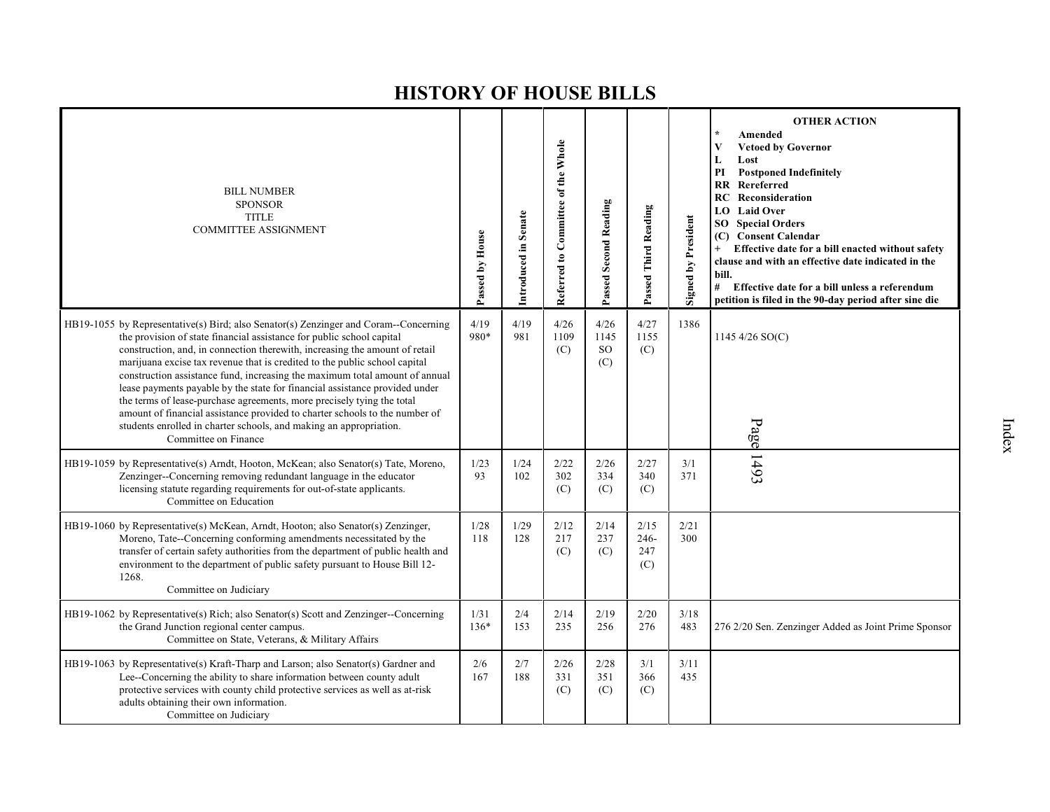# HISTORY OF HOUSE BILLS

| BILL NUMBER SPONSOR TITLE COMMITTEE ASSIGNMENT | Passed by House | Introduced in Senate | Referred to Committee of the Whole | Passed Second Reading | Passed Third Reading | Signed by President | OTHER ACTION * Amended V Vetoed by Governor L Lost PI Postponed Indefinitely RR Rereferred RC Reconsideration LO Laid Over SO Special Orders (C) Consent Calendar + Effective date for a bill enacted without safety clause and with an effective date indicated in the bill. # Effective date for a bill unless a referendum petition is filed in the 90-day period after sine die |
|---|---|---|---|---|---|---|---|
| HB19-1055 by Representative(s) Bird; also Senator(s) Zenzinger and Coram--Concerning the provision of state financial assistance for public school capital construction, and, in connection therewith, increasing the amount of retail marijuana excise tax revenue that is credited to the public school capital construction assistance fund, increasing the maximum total amount of annual lease payments payable by the state for financial assistance provided under the terms of lease-purchase agreements, more precisely tying the total amount of financial assistance provided to charter schools to the number of students enrolled in charter schools, and making an appropriation. Committee on Finance | 4/19 980* | 4/19 981 | 4/26 1109 (C) | 4/26 1145 SO (C) | 4/27 1155 (C) | 1386 | 1145 4/26 SO(C) |
| HB19-1059 by Representative(s) Arndt, Hooton, McKean; also Senator(s) Tate, Moreno, Zenzinger--Concerning removing redundant language in the educator licensing statute regarding requirements for out-of-state applicants. Committee on Education | 1/23 93 | 1/24 102 | 2/22 302 (C) | 2/26 334 (C) | 2/27 340 (C) | 3/1 371 | |
| HB19-1060 by Representative(s) McKean, Arndt, Hooton; also Senator(s) Zenzinger, Moreno, Tate--Concerning conforming amendments necessitated by the transfer of certain safety authorities from the department of public health and environment to the department of public safety pursuant to House Bill 12-1268. Committee on Judiciary | 1/28 118 | 1/29 128 | 2/12 217 (C) | 2/14 237 (C) | 2/15 246-247 (C) | 2/21 300 | |
| HB19-1062 by Representative(s) Rich; also Senator(s) Scott and Zenzinger--Concerning the Grand Junction regional center campus. Committee on State, Veterans, & Military Affairs | 1/31 136* | 2/4 153 | 2/14 235 | 2/19 256 | 2/20 276 | 3/18 483 | 276 2/20 Sen. Zenzinger Added as Joint Prime Sponsor |
| HB19-1063 by Representative(s) Kraft-Tharp and Larson; also Senator(s) Gardner and Lee--Concerning the ability to share information between county adult protective services with county child protective services as well as at-risk adults obtaining their own information. Committee on Judiciary | 2/6 167 | 2/7 188 | 2/26 331 (C) | 2/28 351 (C) | 3/1 366 (C) | 3/11 435 | |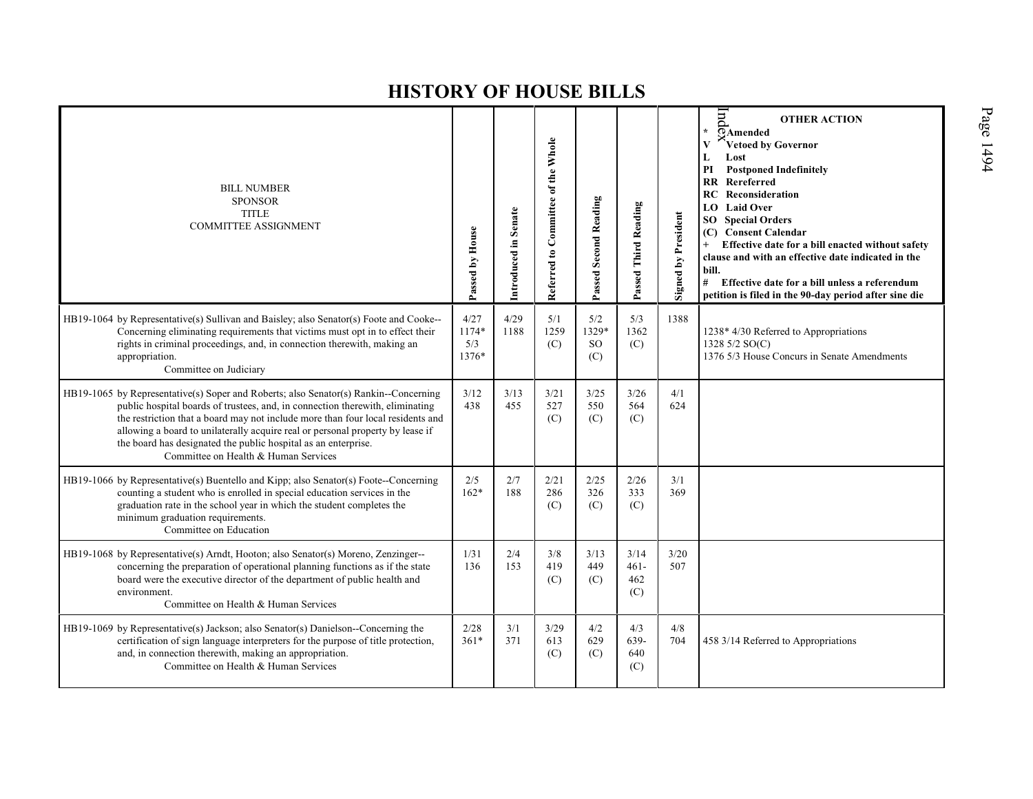# HISTORY OF HOUSE BILLS

| BILL NUMBER<br>SPONSOR<br>TITLE<br>COMMITTEE ASSIGNMENT | Passed by House | Introduced in Senate | Referred to Committee of the Whole | Passed Second Reading | Passed Third Reading | Signed by President | OTHER ACTION<br>* Amended<br>V Vetoed by Governor<br>L Lost<br>PI Postponed Indefinitely<br>RR Rereferred<br>RC Reconsideration<br>LO Laid Over<br>SO Special Orders<br>(C) Consent Calendar<br>+ Effective date for a bill enacted without safety clause and with an effective date indicated in the bill.<br># Effective date for a bill unless a referendum petition is filed in the 90-day period after sine die |
|---|---|---|---|---|---|---|---|
| HB19-1064 by Representative(s) Sullivan and Baisley; also Senator(s) Foote and Cooke--Concerning eliminating requirements that victims must opt in to effect their rights in criminal proceedings, and, in connection therewith, making an appropriation.<br>Committee on Judiciary | 4/27<br>1174*<br>5/3<br>1376* | 4/29<br>1188 | 5/1<br>1259<br>(C) | 5/2<br>1329*<br>SO<br>(C) | 5/3<br>1362<br>(C) | 1388 | 1238* 4/30 Referred to Appropriations<br>1328 5/2 SO(C)<br>1376 5/3 House Concurs in Senate Amendments |
| HB19-1065 by Representative(s) Soper and Roberts; also Senator(s) Rankin--Concerning public hospital boards of trustees, and, in connection therewith, eliminating the restriction that a board may not include more than four local residents and allowing a board to unilaterally acquire real or personal property by lease if the board has designated the public hospital as an enterprise.<br>Committee on Health & Human Services | 3/12<br>438 | 3/13<br>455 | 3/21<br>527<br>(C) | 3/25<br>550<br>(C) | 3/26<br>564<br>(C) | 4/1<br>624 | |
| HB19-1066 by Representative(s) Buentello and Kipp; also Senator(s) Foote--Concerning counting a student who is enrolled in special education services in the graduation rate in the school year in which the student completes the minimum graduation requirements.<br>Committee on Education | 2/5<br>162* | 2/7<br>188 | 2/21<br>286<br>(C) | 2/25<br>326<br>(C) | 2/26<br>333<br>(C) | 3/1<br>369 | |
| HB19-1068 by Representative(s) Arndt, Hooton; also Senator(s) Moreno, Zenzinger--concerning the preparation of operational planning functions as if the state board were the executive director of the department of public health and environment.<br>Committee on Health & Human Services | 1/31<br>136 | 2/4<br>153 | 3/8<br>419<br>(C) | 3/13<br>449<br>(C) | 3/14<br>461-<br>462<br>(C) | 3/20<br>507 | |
| HB19-1069 by Representative(s) Jackson; also Senator(s) Danielson--Concerning the certification of sign language interpreters for the purpose of title protection, and, in connection therewith, making an appropriation.<br>Committee on Health & Human Services | 2/28<br>361* | 3/1<br>371 | 3/29<br>613<br>(C) | 4/2<br>629<br>(C) | 4/3<br>639-<br>640<br>(C) | 4/8<br>704 | 458 3/14 Referred to Appropriations |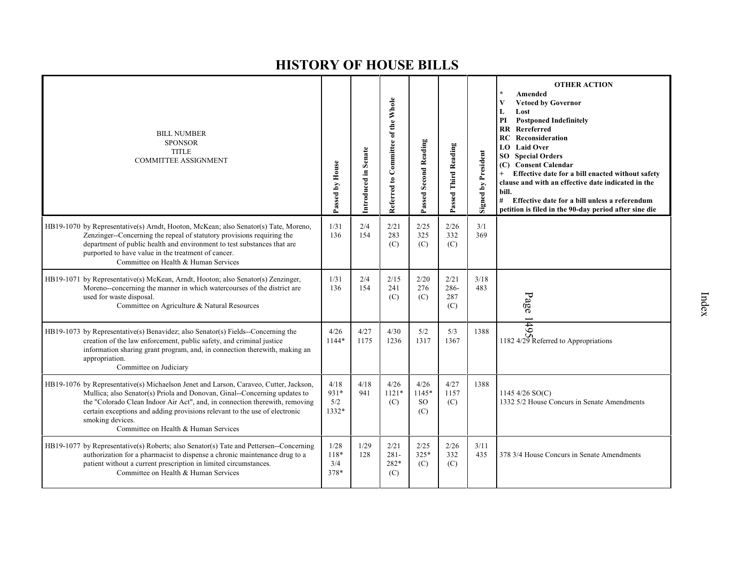# HISTORY OF HOUSE BILLS

| BILL NUMBER<br>SPONSOR<br>TITLE<br>COMMITTEE ASSIGNMENT | Passed by House | Introduced in Senate | Referred to Committee of the Whole | Passed Second Reading | Passed Third Reading | Signed by President | OTHER ACTION<br>* Amended<br>V Vetoed by Governor<br>L Lost<br>PI Postponed Indefinitely<br>RR Rereferred<br>RC Reconsideration<br>LO Laid Over<br>SO Special Orders<br>(C) Consent Calendar<br>+ Effective date for a bill enacted without safety clause and with an effective date indicated in the bill.<br># Effective date for a bill unless a referendum petition is filed in the 90-day period after sine die |
|---|---|---|---|---|---|---|---|
| HB19-1070 by Representative(s) Arndt, Hooton, McKean; also Senator(s) Tate, Moreno, Zenzinger--Concerning the repeal of statutory provisions requiring the department of public health and environment to test substances that are purported to have value in the treatment of cancer.<br>Committee on Health & Human Services | 1/31<br>136 | 2/4<br>154 | 2/21<br>283<br>(C) | 2/25<br>325<br>(C) | 2/26<br>332<br>(C) | 3/1<br>369 | |
| HB19-1071 by Representative(s) McKean, Arndt, Hooton; also Senator(s) Zenzinger, Moreno--concerning the manner in which watercourses of the district are used for waste disposal.<br>Committee on Agriculture & Natural Resources | 1/31<br>136 | 2/4<br>154 | 2/15<br>241<br>(C) | 2/20<br>276<br>(C) | 2/21<br>286-<br>287<br>(C) | 3/18<br>483 | |
| HB19-1073 by Representative(s) Benavidez; also Senator(s) Fields--Concerning the creation of the law enforcement, public safety, and criminal justice information sharing grant program, and, in connection therewith, making an appropriation.<br>Committee on Judiciary | 4/26<br>1144* | 4/27<br>1175 | 4/30<br>1236 | 5/2<br>1317 | 5/3<br>1367 | 1388 | 1182 4/29 Referred to Appropriations |
| HB19-1076 by Representative(s) Michaelson Jenet and Larson, Caraveo, Cutter, Jackson, Mullica; also Senator(s) Priola and Donovan, Ginal--Concerning updates to the "Colorado Clean Indoor Air Act", and, in connection therewith, removing certain exceptions and adding provisions relevant to the use of electronic smoking devices.<br>Committee on Health & Human Services | 4/18<br>931*<br>5/2<br>1332* | 4/18<br>941 | 4/26<br>1121*<br>(C) | 4/26<br>1145*<br>SO<br>(C) | 4/27<br>1157<br>(C) | 1388 | 1145 4/26 SO(C)<br>1332 5/2 House Concurs in Senate Amendments |
| HB19-1077 by Representative(s) Roberts; also Senator(s) Tate and Pettersen--Concerning authorization for a pharmacist to dispense a chronic maintenance drug to a patient without a current prescription in limited circumstances.<br>Committee on Health & Human Services | 1/28<br>118*<br>3/4<br>378* | 1/29<br>128 | 2/21<br>281-<br>282*<br>(C) | 2/25<br>325*<br>(C) | 2/26<br>332<br>(C) | 3/11<br>435 | 378 3/4 House Concurs in Senate Amendments |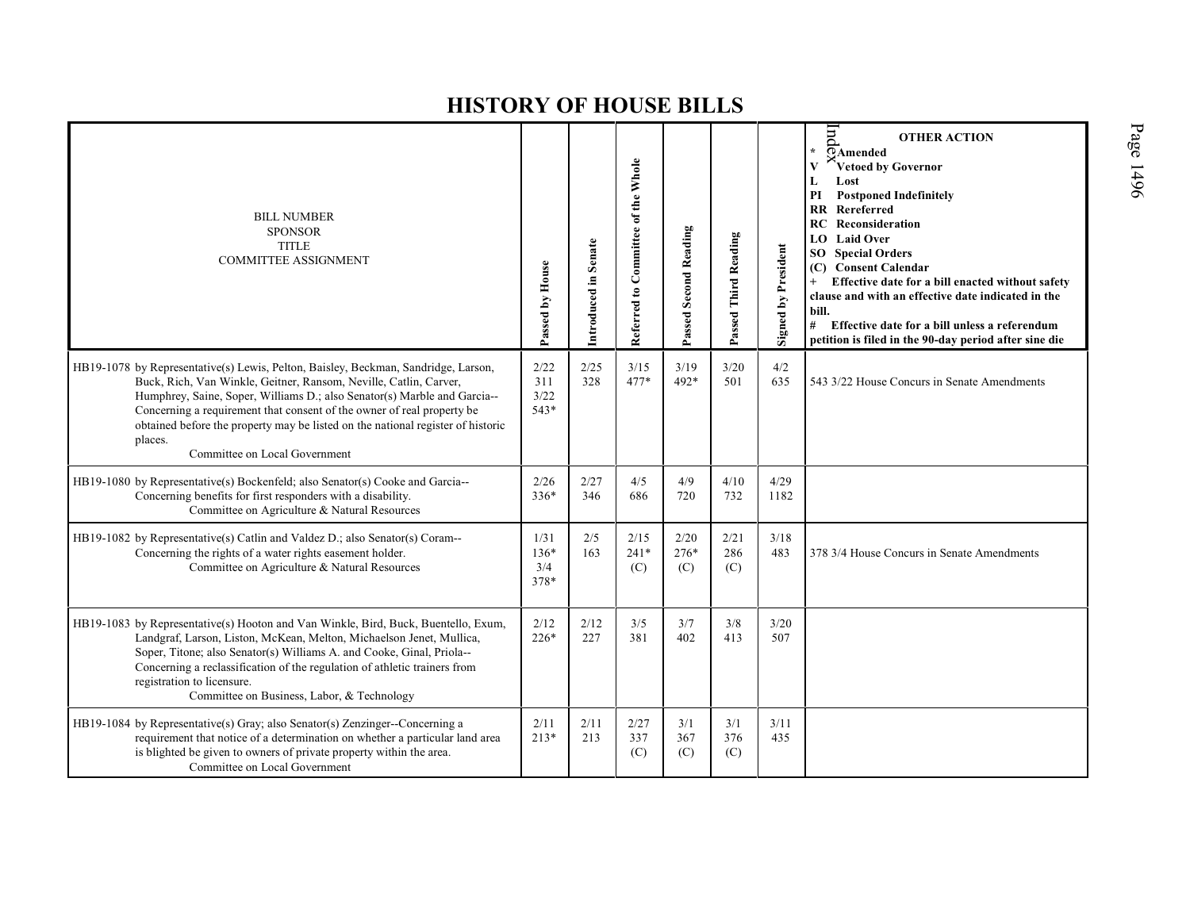# HISTORY OF HOUSE BILLS

| BILL NUMBER<br>SPONSOR<br>TITLE<br>COMMITTEE ASSIGNMENT | Passed by House | Introduced in Senate | Referred to Committee of the Whole | Passed Second Reading | Passed Third Reading | Signed by President | OTHER ACTION<br>* Amended<br>V Vetoed by Governor<br>L Lost<br>PI Postponed Indefinitely<br>RR Rereferred<br>RC Reconsideration<br>LO Laid Over<br>SO Special Orders<br>(C) Consent Calendar<br>+ Effective date for a bill enacted without safety clause and with an effective date indicated in the bill.<br># Effective date for a bill unless a referendum petition is filed in the 90-day period after sine die |
|---|---|---|---|---|---|---|---|
| HB19-1078 by Representative(s) Lewis, Pelton, Baisley, Beckman, Sandridge, Larson, Buck, Rich, Van Winkle, Geitner, Ransom, Neville, Catlin, Carver, Humphrey, Saine, Soper, Williams D.; also Senator(s) Marble and Garcia--Concerning a requirement that consent of the owner of real property be obtained before the property may be listed on the national register of historic places.<br>Committee on Local Government | 2/22<br>311<br>3/22<br>543* | 2/25<br>328 | 3/15<br>477* | 3/19<br>492* | 3/20<br>501 | 4/2<br>635 | 543 3/22 House Concurs in Senate Amendments |
| HB19-1080 by Representative(s) Bockenfeld; also Senator(s) Cooke and Garcia--Concerning benefits for first responders with a disability.<br>Committee on Agriculture & Natural Resources | 2/26<br>336* | 2/27<br>346 | 4/5<br>686 | 4/9<br>720 | 4/10<br>732 | 4/29<br>1182 | |
| HB19-1082 by Representative(s) Catlin and Valdez D.; also Senator(s) Coram--Concerning the rights of a water rights easement holder.<br>Committee on Agriculture & Natural Resources | 1/31<br>136*<br>3/4<br>378* | 2/5<br>163 | 2/15<br>241*<br>(C) | 2/20<br>276*<br>(C) | 2/21<br>286<br>(C) | 3/18<br>483 | 378 3/4 House Concurs in Senate Amendments |
| HB19-1083 by Representative(s) Hooton and Van Winkle, Bird, Buck, Buentello, Exum, Landgraf, Larson, Liston, McKean, Melton, Michaelson Jenet, Mullica, Soper, Titone; also Senator(s) Williams A. and Cooke, Ginal, Priola--Concerning a reclassification of the regulation of athletic trainers from registration to licensure.<br>Committee on Business, Labor, & Technology | 2/12<br>226* | 2/12<br>227 | 3/5<br>381 | 3/7<br>402 | 3/8<br>413 | 3/20<br>507 | |
| HB19-1084 by Representative(s) Gray; also Senator(s) Zenzinger--Concerning a requirement that notice of a determination on whether a particular land area is blighted be given to owners of private property within the area.<br>Committee on Local Government | 2/11<br>213* | 2/11<br>213 | 2/27<br>337<br>(C) | 3/1<br>367<br>(C) | 3/1<br>376<br>(C) | 3/11<br>435 | |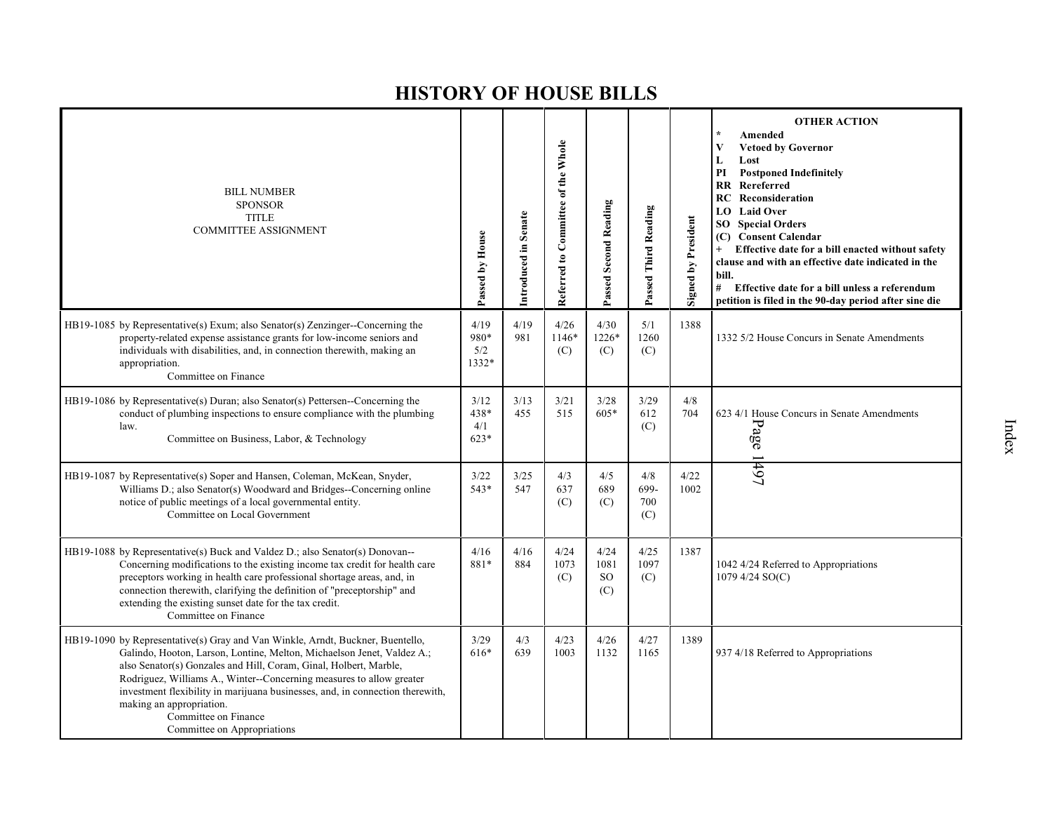# HISTORY OF HOUSE BILLS

| BILL NUMBER<br>SPONSOR<br>TITLE<br>COMMITTEE ASSIGNMENT | Passed by House | Introduced in Senate | Referred to Committee of the Whole | Passed Second Reading | Passed Third Reading | Signed by President | OTHER ACTION<br>* Amended<br>V Vetoed by Governor<br>L Lost<br>PI Postponed Indefinitely<br>RR Rereferred<br>RC Reconsideration<br>LO Laid Over<br>SO Special Orders<br>(C) Consent Calendar<br>+ Effective date for a bill enacted without safety clause and with an effective date indicated in the bill.<br># Effective date for a bill unless a referendum petition is filed in the 90-day period after sine die |
|---|---|---|---|---|---|---|---|
| HB19-1085 by Representative(s) Exum; also Senator(s) Zenzinger--Concerning the property-related expense assistance grants for low-income seniors and individuals with disabilities, and, in connection therewith, making an appropriation.<br>Committee on Finance | 4/19<br>980*<br>5/2<br>1332* | 4/19<br>981 | 4/26<br>1146*<br>(C) | 4/30<br>1226*<br>(C) | 5/1<br>1260<br>(C) | 1388 | 1332 5/2 House Concurs in Senate Amendments |
| HB19-1086 by Representative(s) Duran; also Senator(s) Pettersen--Concerning the conduct of plumbing inspections to ensure compliance with the plumbing law.<br>Committee on Business, Labor, & Technology | 3/12<br>438*<br>4/1<br>623* | 3/13<br>455 | 3/21<br>515 | 3/28<br>605* | 3/29<br>612<br>(C) | 4/8<br>704 | 623 4/1 House Concurs in Senate Amendments |
| HB19-1087 by Representative(s) Soper and Hansen, Coleman, McKean, Snyder, Williams D.; also Senator(s) Woodward and Bridges--Concerning online notice of public meetings of a local governmental entity.<br>Committee on Local Government | 3/22<br>543* | 3/25<br>547 | 4/3<br>637<br>(C) | 4/5<br>689<br>(C) | 4/8<br>699-<br>700<br>(C) | 4/22<br>1002 | |
| HB19-1088 by Representative(s) Buck and Valdez D.; also Senator(s) Donovan--Concerning modifications to the existing income tax credit for health care preceptors working in health care professional shortage areas, and, in connection therewith, clarifying the definition of "preceptorship" and extending the existing sunset date for the tax credit.<br>Committee on Finance | 4/16<br>881* | 4/16<br>884 | 4/24<br>1073<br>(C) | 4/24<br>1081<br>SO<br>(C) | 4/25<br>1097<br>(C) | 1387 | 1042 4/24 Referred to Appropriations<br>1079 4/24 SO(C) |
| HB19-1090 by Representative(s) Gray and Van Winkle, Arndt, Buckner, Buentello, Galindo, Hooton, Larson, Lontine, Melton, Michaelson Jenet, Valdez A.; also Senator(s) Gonzales and Hill, Coram, Ginal, Holbert, Marble, Rodriguez, Williams A., Winter--Concerning measures to allow greater investment flexibility in marijuana businesses, and, in connection therewith, making an appropriation.<br>Committee on Finance<br>Committee on Appropriations | 3/29<br>616* | 4/3<br>639 | 4/23<br>1003 | 4/26<br>1132 | 4/27<br>1165 | 1389 | 937 4/18 Referred to Appropriations |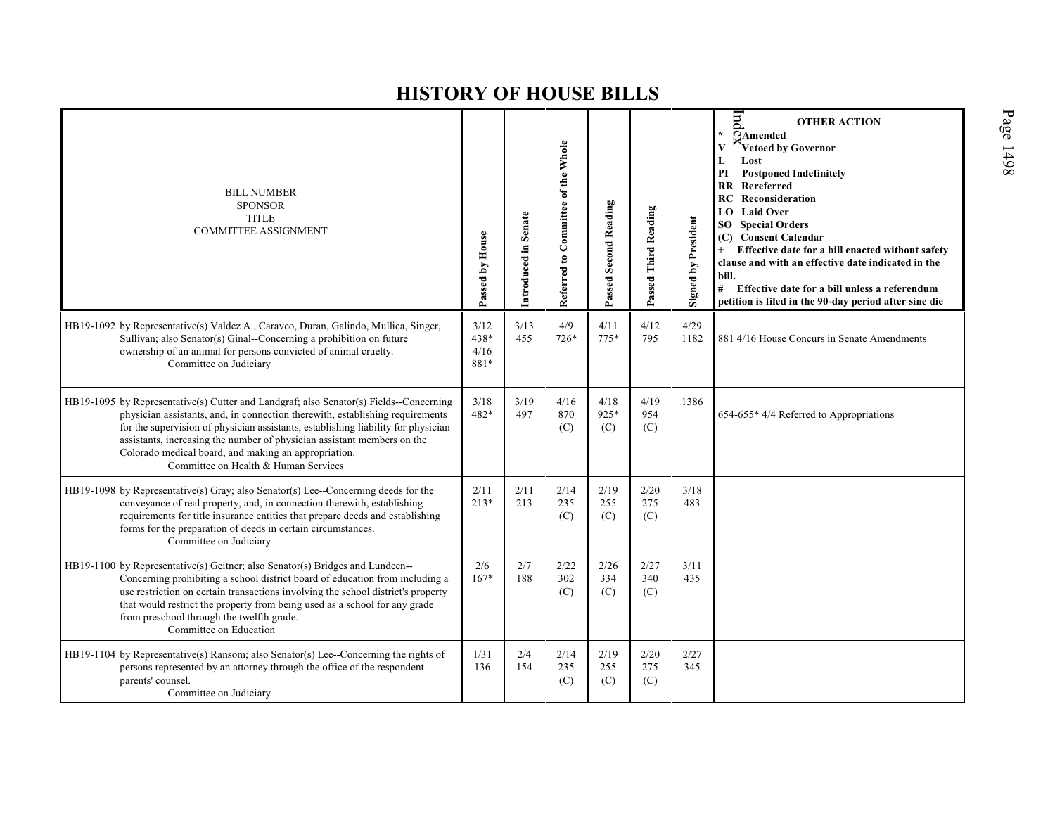# HISTORY OF HOUSE BILLS

| BILL NUMBER<br>SPONSOR<br>TITLE<br>COMMITTEE ASSIGNMENT | Passed by House | Introduced in Senate | Referred to Committee of the Whole | Passed Second Reading | Passed Third Reading | Signed by President | OTHER ACTION<br>* Amended<br>V Vetoed by Governor<br>L Lost<br>PI Postponed Indefinitely<br>RR Rereferred<br>RC Reconsideration<br>LO Laid Over<br>SO Special Orders<br>(C) Consent Calendar<br>+ Effective date for a bill enacted without safety clause and with an effective date indicated in the bill.<br># Effective date for a bill unless a referendum petition is filed in the 90-day period after sine die |
|---|---|---|---|---|---|---|---|
| HB19-1092 by Representative(s) Valdez A., Caraveo, Duran, Galindo, Mullica, Singer, Sullivan; also Senator(s) Ginal--Concerning a prohibition on future ownership of an animal for persons convicted of animal cruelty.<br>Committee on Judiciary | 3/12<br>438*<br>4/16<br>881* | 3/13<br>455 | 4/9<br>726* | 4/11<br>775* | 4/12<br>795 | 4/29<br>1182 | 881 4/16 House Concurs in Senate Amendments |
| HB19-1095 by Representative(s) Cutter and Landgraf; also Senator(s) Fields--Concerning physician assistants, and, in connection therewith, establishing requirements for the supervision of physician assistants, establishing liability for physician assistants, increasing the number of physician assistant members on the Colorado medical board, and making an appropriation.<br>Committee on Health & Human Services | 3/18<br>482* | 3/19<br>497 | 4/16<br>870<br>(C) | 4/18<br>925*<br>(C) | 4/19<br>954<br>(C) | 1386 | 654-655* 4/4 Referred to Appropriations |
| HB19-1098 by Representative(s) Gray; also Senator(s) Lee--Concerning deeds for the conveyance of real property, and, in connection therewith, establishing requirements for title insurance entities that prepare deeds and establishing forms for the preparation of deeds in certain circumstances.<br>Committee on Judiciary | 2/11<br>213* | 2/11<br>213 | 2/14<br>235<br>(C) | 2/19<br>255<br>(C) | 2/20<br>275<br>(C) | 3/18<br>483 | |
| HB19-1100 by Representative(s) Geitner; also Senator(s) Bridges and Lundeen--Concerning prohibiting a school district board of education from including a use restriction on certain transactions involving the school district's property that would restrict the property from being used as a school for any grade from preschool through the twelfth grade.<br>Committee on Education | 2/6<br>167* | 2/7<br>188 | 2/22<br>302<br>(C) | 2/26<br>334<br>(C) | 2/27<br>340<br>(C) | 3/11<br>435 | |
| HB19-1104 by Representative(s) Ransom; also Senator(s) Lee--Concerning the rights of persons represented by an attorney through the office of the respondent parents' counsel.<br>Committee on Judiciary | 1/31<br>136 | 2/4<br>154 | 2/14<br>235<br>(C) | 2/19<br>255<br>(C) | 2/20<br>275<br>(C) | 2/27<br>345 | |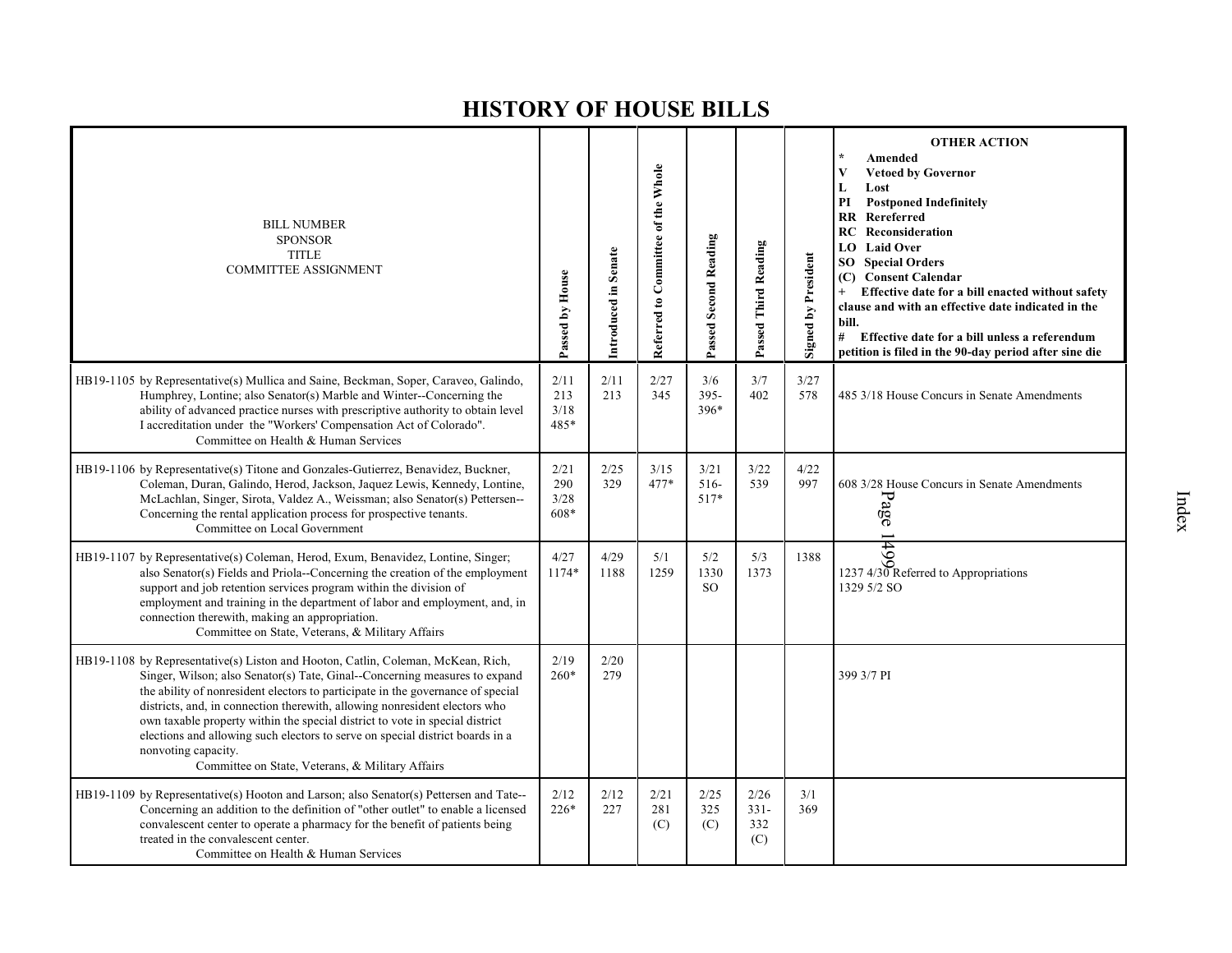# HISTORY OF HOUSE BILLS

| BILL NUMBER<br>SPONSOR<br>TITLE<br>COMMITTEE ASSIGNMENT | Passed by House | Introduced in Senate | Referred to Committee of the Whole | Passed Second Reading | Passed Third Reading | Signed by President | OTHER ACTION<br>* Amended<br>V Vetoed by Governor<br>L Lost<br>PI Postponed Indefinitely<br>RR Rereferred<br>RC Reconsideration<br>LO Laid Over<br>SO Special Orders<br>(C) Consent Calendar<br>+ Effective date for a bill enacted without safety clause and with an effective date indicated in the bill.<br># Effective date for a bill unless a referendum petition is filed in the 90-day period after sine die |
|---|---|---|---|---|---|---|---|
| HB19-1105 by Representative(s) Mullica and Saine, Beckman, Soper, Caraveo, Galindo, Humphrey, Lontine; also Senator(s) Marble and Winter--Concerning the ability of advanced practice nurses with prescriptive authority to obtain level I accreditation under the "Workers' Compensation Act of Colorado".<br>Committee on Health & Human Services | 2/11<br>213<br>3/18<br>485* | 2/11<br>213 | 2/27<br>345 | 3/6<br>395-<br>396* | 3/7<br>402 | 3/27<br>578 | 485 3/18 House Concurs in Senate Amendments |
| HB19-1106 by Representative(s) Titone and Gonzales-Gutierrez, Benavidez, Buckner, Coleman, Duran, Galindo, Herod, Jackson, Jaquez Lewis, Kennedy, Lontine, McLachlan, Singer, Sirota, Valdez A., Weissman; also Senator(s) Pettersen--Concerning the rental application process for prospective tenants.<br>Committee on Local Government | 2/21<br>290<br>3/28<br>608* | 2/25<br>329 | 3/15<br>477* | 3/21<br>516-<br>517* | 3/22<br>539 | 4/22<br>997 | 608 3/28 House Concurs in Senate Amendments |
| HB19-1107 by Representative(s) Coleman, Herod, Exum, Benavidez, Lontine, Singer; also Senator(s) Fields and Priola--Concerning the creation of the employment support and job retention services program within the division of employment and training in the department of labor and employment, and, in connection therewith, making an appropriation.<br>Committee on State, Veterans, & Military Affairs | 4/27<br>1174* | 4/29<br>1188 | 5/1<br>1259 | 5/2<br>1330<br>SO | 5/3<br>1373 | 1388 | 1237 4/30 Referred to Appropriations<br>1329 5/2 SO |
| HB19-1108 by Representative(s) Liston and Hooton, Catlin, Coleman, McKean, Rich, Singer, Wilson; also Senator(s) Tate, Ginal--Concerning measures to expand the ability of nonresident electors to participate in the governance of special districts, and, in connection therewith, allowing nonresident electors who own taxable property within the special district to vote in special district elections and allowing such electors to serve on special district boards in a nonvoting capacity.<br>Committee on State, Veterans, & Military Affairs | 2/19<br>260* | 2/20<br>279 | | | | | 399 3/7 PI |
| HB19-1109 by Representative(s) Hooton and Larson; also Senator(s) Pettersen and Tate--Concerning an addition to the definition of "other outlet" to enable a licensed convalescent center to operate a pharmacy for the benefit of patients being treated in the convalescent center.<br>Committee on Health & Human Services | 2/12<br>226* | 2/12<br>227 | 2/21<br>281<br>(C) | 2/25<br>325<br>(C) | 2/26<br>331-<br>332<br>(C) | 3/1<br>369 | |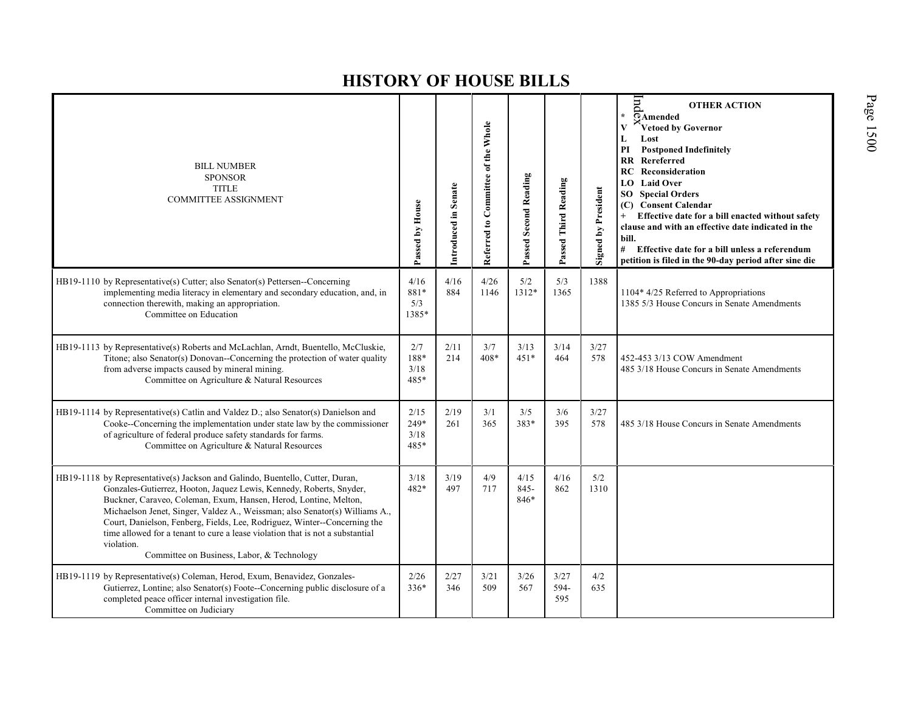# HISTORY OF HOUSE BILLS

| BILL NUMBER<br>SPONSOR<br>TITLE<br>COMMITTEE ASSIGNMENT | Passed by House | Introduced in Senate | Referred to Committee of the Whole | Passed Second Reading | Passed Third Reading | Signed by President | OTHER ACTION<br>* Amended<br>V Vetoed by Governor<br>L Lost<br>PI Postponed Indefinitely<br>RR Rereferred<br>RC Reconsideration<br>LO Laid Over<br>SO Special Orders<br>(C) Consent Calendar<br>+ Effective date for a bill enacted without safety clause and with an effective date indicated in the bill.<br># Effective date for a bill unless a referendum petition is filed in the 90-day period after sine die |
|---|---|---|---|---|---|---|---|
| HB19-1110 by Representative(s) Cutter; also Senator(s) Pettersen--Concerning implementing media literacy in elementary and secondary education, and, in connection therewith, making an appropriation.<br>Committee on Education | 4/16<br>881*<br>5/3<br>1385* | 4/16<br>884 | 4/26<br>1146 | 5/2<br>1312* | 5/3<br>1365 | 1388 | 1104* 4/25 Referred to Appropriations<br>1385 5/3 House Concurs in Senate Amendments |
| HB19-1113 by Representative(s) Roberts and McLachlan, Arndt, Buentello, McCluskie, Titone; also Senator(s) Donovan--Concerning the protection of water quality from adverse impacts caused by mineral mining.<br>Committee on Agriculture & Natural Resources | 2/7<br>188*<br>3/18<br>485* | 2/11<br>214 | 3/7<br>408* | 3/13<br>451* | 3/14<br>464 | 3/27<br>578 | 452-453 3/13 COW Amendment<br>485 3/18 House Concurs in Senate Amendments |
| HB19-1114 by Representative(s) Catlin and Valdez D.; also Senator(s) Danielson and Cooke--Concerning the implementation under state law by the commissioner of agriculture of federal produce safety standards for farms.<br>Committee on Agriculture & Natural Resources | 2/15<br>249*<br>3/18<br>485* | 2/19<br>261 | 3/1<br>365 | 3/5<br>383* | 3/6<br>395 | 3/27<br>578 | 485 3/18 House Concurs in Senate Amendments |
| HB19-1118 by Representative(s) Jackson and Galindo, Buentello, Cutter, Duran, Gonzales-Gutierrez, Hooton, Jaquez Lewis, Kennedy, Roberts, Snyder, Buckner, Caraveo, Coleman, Exum, Hansen, Herod, Lontine, Melton, Michaelson Jenet, Singer, Valdez A., Weissman; also Senator(s) Williams A., Court, Danielson, Fenberg, Fields, Lee, Rodriguez, Winter--Concerning the time allowed for a tenant to cure a lease violation that is not a substantial violation.<br>Committee on Business, Labor, & Technology | 3/18<br>482* | 3/19<br>497 | 4/9<br>717 | 4/15<br>845-<br>846* | 4/16<br>862 | 5/2<br>1310 | |
| HB19-1119 by Representative(s) Coleman, Herod, Exum, Benavidez, Gonzales-Gutierrez, Lontine; also Senator(s) Foote--Concerning public disclosure of a completed peace officer internal investigation file.<br>Committee on Judiciary | 2/26<br>336* | 2/27<br>346 | 3/21<br>509 | 3/26<br>567 | 3/27<br>594-<br>595 | 4/2<br>635 | |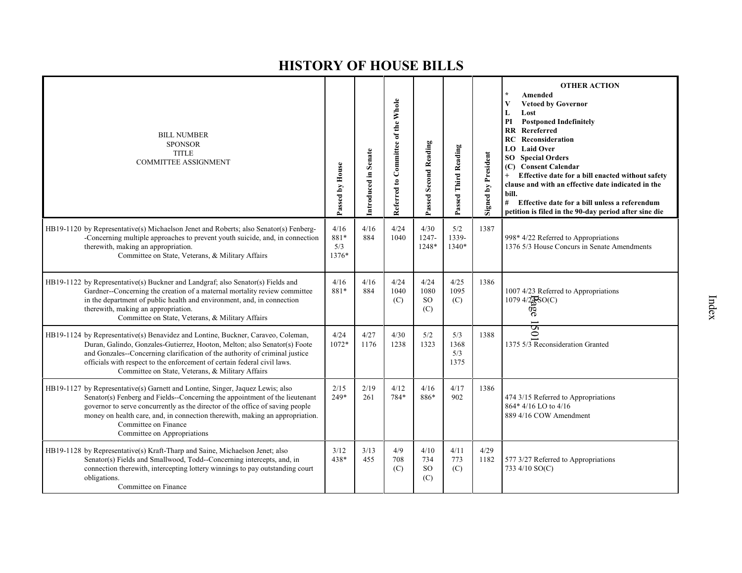# HISTORY OF HOUSE BILLS

| BILL NUMBER<br>SPONSOR<br>TITLE<br>COMMITTEE ASSIGNMENT | Passed by House | Introduced in Senate | Referred to Committee of the Whole | Passed Second Reading | Passed Third Reading | Signed by President | OTHER ACTION<br>* Amended<br>V Vetoed by Governor<br>L Lost<br>PI Postponed Indefinitely<br>RR Rereferred<br>RC Reconsideration<br>LO Laid Over<br>SO Special Orders<br>(C) Consent Calendar<br>+ Effective date for a bill enacted without safety clause and with an effective date indicated in the bill.<br># Effective date for a bill unless a referendum petition is filed in the 90-day period after sine die |
|---|---|---|---|---|---|---|---|
| HB19-1120 by Representative(s) Michaelson Jenet and Roberts; also Senator(s) Fenberg--Concerning multiple approaches to prevent youth suicide, and, in connection therewith, making an appropriation.<br>Committee on State, Veterans, & Military Affairs | 4/16<br>881*<br>5/3<br>1376* | 4/16<br>884 | 4/24<br>1040 | 4/30<br>1247-<br>1248* | 5/2<br>1339-<br>1340* | 1387 | 998* 4/22 Referred to Appropriations<br>1376 5/3 House Concurs in Senate Amendments |
| HB19-1122 by Representative(s) Buckner and Landgraf; also Senator(s) Fields and Gardner--Concerning the creation of a maternal mortality review committee in the department of public health and environment, and, in connection therewith, making an appropriation.<br>Committee on State, Veterans, & Military Affairs | 4/16<br>881* | 4/16<br>884 | 4/24<br>1040<br>(C) | 4/24<br>1080<br>SO<br>(C) | 4/25<br>1095<br>(C) | 1386 | 1007 4/23 Referred to Appropriations<br>1079 4/24 SO(C) |
| HB19-1124 by Representative(s) Benavidez and Lontine, Buckner, Caraveo, Coleman, Duran, Galindo, Gonzales-Gutierrez, Hooton, Melton; also Senator(s) Foote and Gonzales--Concerning clarification of the authority of criminal justice officials with respect to the enforcement of certain federal civil laws.<br>Committee on State, Veterans, & Military Affairs | 4/24<br>1072* | 4/27<br>1176 | 4/30<br>1238 | 5/2<br>1323 | 5/3<br>1368<br>5/3<br>1375 | 1388 | 1375 5/3 Reconsideration Granted |
| HB19-1127 by Representative(s) Garnett and Lontine, Singer, Jaquez Lewis; also Senator(s) Fenberg and Fields--Concerning the appointment of the lieutenant governor to serve concurrently as the director of the office of saving people money on health care, and, in connection therewith, making an appropriation.<br>Committee on Finance<br>Committee on Appropriations | 2/15<br>249* | 2/19<br>261 | 4/12<br>784* | 4/16<br>886* | 4/17<br>902 | 1386 | 474 3/15 Referred to Appropriations<br>864* 4/16 LO to 4/16<br>889 4/16 COW Amendment |
| HB19-1128 by Representative(s) Kraft-Tharp and Saine, Michaelson Jenet; also Senator(s) Fields and Smallwood, Todd--Concerning intercepts, and, in connection therewith, intercepting lottery winnings to pay outstanding court obligations.<br>Committee on Finance | 3/12<br>438* | 3/13<br>455 | 4/9<br>708<br>(C) | 4/10<br>734<br>SO<br>(C) | 4/11<br>773<br>(C) | 4/29<br>1182 | 577 3/27 Referred to Appropriations<br>733 4/10 SO(C) |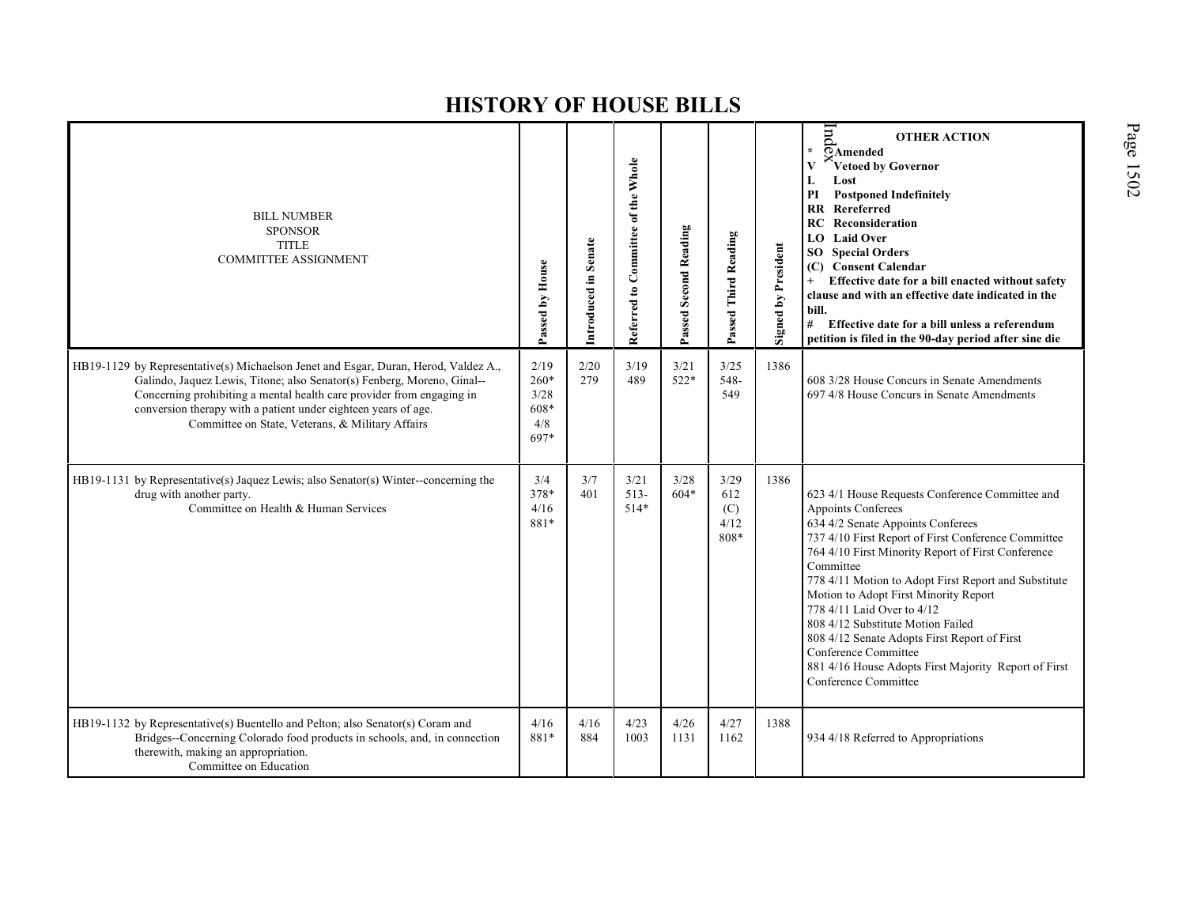# HISTORY OF HOUSE BILLS

| BILL NUMBER<br>SPONSOR<br>TITLE<br>COMMITTEE ASSIGNMENT | Passed by House | Introduced in Senate | Referred to Committee of the Whole | Passed Second Reading | Passed Third Reading | Signed by President | OTHER ACTION<br>* Amended<br>V Vetoed by Governor<br>L Lost<br>PI Postponed Indefinitely<br>RR Rereferred<br>RC Reconsideration<br>LO Laid Over<br>SO Special Orders<br>(C) Consent Calendar<br>+ Effective date for a bill enacted without safety clause and with an effective date indicated in the bill.<br># Effective date for a bill unless a referendum petition is filed in the 90-day period after sine die |
|---|---|---|---|---|---|---|---|
| HB19-1129 by Representative(s) Michaelson Jenet and Esgar, Duran, Herod, Valdez A., Galindo, Jaquez Lewis, Titone; also Senator(s) Fenberg, Moreno, Ginal--Concerning prohibiting a mental health care provider from engaging in conversion therapy with a patient under eighteen years of age.<br>Committee on State, Veterans, & Military Affairs | 2/19<br>260*<br>3/28<br>608*<br>4/8<br>697* | 2/20<br>279 | 3/19<br>489 | 3/21<br>522* | 3/25<br>548-<br>549 | 1386 | 608 3/28 House Concurs in Senate Amendments<br>697 4/8 House Concurs in Senate Amendments |
| HB19-1131 by Representative(s) Jaquez Lewis; also Senator(s) Winter--concerning the drug with another party.<br>Committee on Health & Human Services | 3/4<br>378*<br>4/16<br>881* | 3/7<br>401 | 3/21<br>513-<br>514* | 3/28<br>604* | 3/29<br>612<br>(C)<br>4/12<br>808* | 1386 | 623 4/1 House Requests Conference Committee and Appoints Conferees<br>634 4/2 Senate Appoints Conferees<br>737 4/10 First Report of First Conference Committee<br>764 4/10 First Minority Report of First Conference Committee<br>778 4/11 Motion to Adopt First Report and Substitute Motion to Adopt First Minority Report<br>778 4/11 Laid Over to 4/12<br>808 4/12 Substitute Motion Failed<br>808 4/12 Senate Adopts First Report of First Conference Committee<br>881 4/16 House Adopts First Majority Report of First Conference Committee |
| HB19-1132 by Representative(s) Buentello and Pelton; also Senator(s) Coram and Bridges--Concerning Colorado food products in schools, and, in connection therewith, making an appropriation.<br>Committee on Education | 4/16<br>881* | 4/16<br>884 | 4/23<br>1003 | 4/26<br>1131 | 4/27<br>1162 | 1388 | 934 4/18 Referred to Appropriations |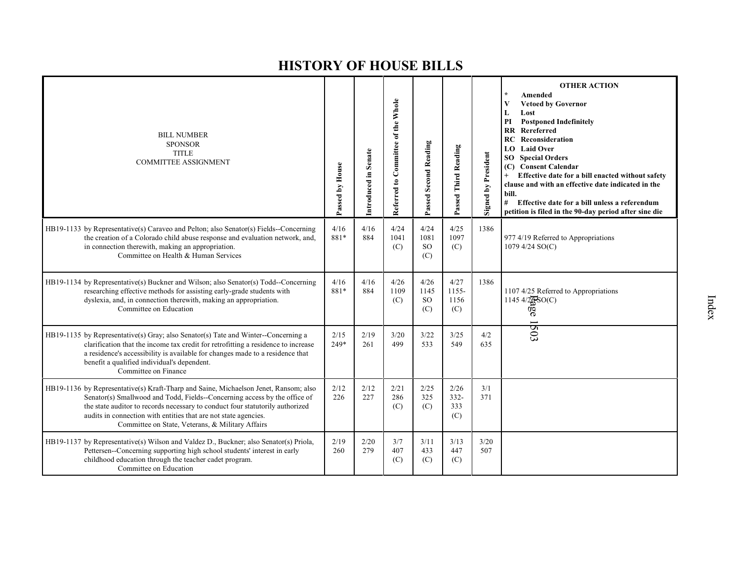# HISTORY OF HOUSE BILLS

| BILL NUMBER<br>SPONSOR<br>TITLE<br>COMMITTEE ASSIGNMENT | Passed by House | Introduced in Senate | Referred to Committee of the Whole | Passed Second Reading | Passed Third Reading | Signed by President | OTHER ACTION<br>* Amended<br>V Vetoed by Governor<br>L Lost<br>PI Postponed Indefinitely<br>RR Rereferred<br>RC Reconsideration<br>LO Laid Over<br>SO Special Orders<br>(C) Consent Calendar<br>+ Effective date for a bill enacted without safety clause and with an effective date indicated in the bill.<br># Effective date for a bill unless a referendum petition is filed in the 90-day period after sine die |
|---|---|---|---|---|---|---|---|
| HB19-1133 by Representative(s) Caraveo and Pelton; also Senator(s) Fields--Concerning the creation of a Colorado child abuse response and evaluation network, and, in connection therewith, making an appropriation.<br>Committee on Health & Human Services | 4/16<br>881* | 4/16<br>884 | 4/24<br>1041<br>(C) | 4/24<br>1081<br>SO<br>(C) | 4/25<br>1097<br>(C) | 1386 | 977 4/19 Referred to Appropriations<br>1079 4/24 SO(C) |
| HB19-1134 by Representative(s) Buckner and Wilson; also Senator(s) Todd--Concerning researching effective methods for assisting early-grade students with dyslexia, and, in connection therewith, making an appropriation.<br>Committee on Education | 4/16<br>881* | 4/16<br>884 | 4/26<br>1109<br>(C) | 4/26<br>1145<br>SO<br>(C) | 4/27<br>1155-<br>1156<br>(C) | 1386 | 1107 4/25 Referred to Appropriations<br>1145 4/26 SO(C) |
| HB19-1135 by Representative(s) Gray; also Senator(s) Tate and Winter--Concerning a clarification that the income tax credit for retrofitting a residence to increase a residence's accessibility is available for changes made to a residence that benefit a qualified individual's dependent.<br>Committee on Finance | 2/15<br>249* | 2/19<br>261 | 3/20<br>499 | 3/22<br>533 | 3/25<br>549 | 4/2<br>635 | |
| HB19-1136 by Representative(s) Kraft-Tharp and Saine, Michaelson Jenet, Ransom; also Senator(s) Smallwood and Todd, Fields--Concerning access by the office of the state auditor to records necessary to conduct four statutorily authorized audits in connection with entities that are not state agencies.<br>Committee on State, Veterans, & Military Affairs | 2/12<br>226 | 2/12<br>227 | 2/21<br>286<br>(C) | 2/25<br>325<br>(C) | 2/26<br>332-<br>333<br>(C) | 3/1<br>371 | |
| HB19-1137 by Representative(s) Wilson and Valdez D., Buckner; also Senator(s) Priola, Pettersen--Concerning supporting high school students' interest in early childhood education through the teacher cadet program.<br>Committee on Education | 2/19<br>260 | 2/20<br>279 | 3/7<br>407<br>(C) | 3/11<br>433<br>(C) | 3/13<br>447<br>(C) | 3/20<br>507 | |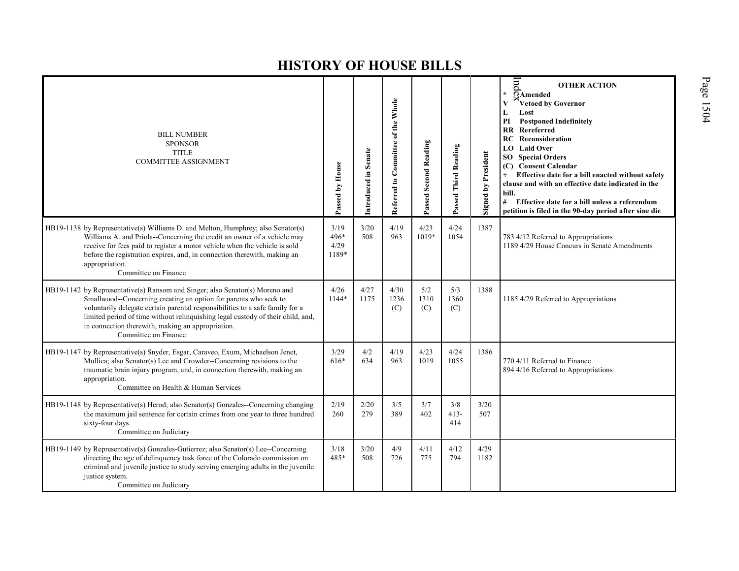# HISTORY OF HOUSE BILLS

| BILL NUMBER<br>SPONSOR<br>TITLE<br>COMMITTEE ASSIGNMENT | Passed by House | Introduced in Senate | Referred to Committee of the Whole | Passed Second Reading | Passed Third Reading | Signed by President | OTHER ACTION<br>* Amended<br>V Vetoed by Governor<br>L Lost<br>PI Postponed Indefinitely<br>RR Rereferred<br>RC Reconsideration<br>LO Laid Over<br>SO Special Orders<br>(C) Consent Calendar<br>+ Effective date for a bill enacted without safety clause and with an effective date indicated in the bill.<br># Effective date for a bill unless a referendum petition is filed in the 90-day period after sine die |
|---|---|---|---|---|---|---|---|
| HB19-1138 by Representative(s) Williams D. and Melton, Humphrey; also Senator(s) Williams A. and Priola--Concerning the credit an owner of a vehicle may receive for fees paid to register a motor vehicle when the vehicle is sold before the registration expires, and, in connection therewith, making an appropriation.<br>Committee on Finance | 3/19<br>496*<br>4/29<br>1189* | 3/20<br>508 | 4/19<br>963 | 4/23<br>1019* | 4/24<br>1054 | 1387 | 783 4/12 Referred to Appropriations<br>1189 4/29 House Concurs in Senate Amendments |
| HB19-1142 by Representative(s) Ransom and Singer; also Senator(s) Moreno and Smallwood--Concerning creating an option for parents who seek to voluntarily delegate certain parental responsibilities to a safe family for a limited period of time without relinquishing legal custody of their child, and, in connection therewith, making an appropriation.<br>Committee on Finance | 4/26<br>1144* | 4/27<br>1175 | 4/30<br>1236<br>(C) | 5/2<br>1310<br>(C) | 5/3<br>1360<br>(C) | 1388 | 1185 4/29 Referred to Appropriations |
| HB19-1147 by Representative(s) Snyder, Esgar, Caraveo, Exum, Michaelson Jenet, Mullica; also Senator(s) Lee and Crowder--Concerning revisions to the traumatic brain injury program, and, in connection therewith, making an appropriation.<br>Committee on Health & Human Services | 3/29<br>616* | 4/2<br>634 | 4/19<br>963 | 4/23<br>1019 | 4/24<br>1055 | 1386 | 770 4/11 Referred to Finance<br>894 4/16 Referred to Appropriations |
| HB19-1148 by Representative(s) Herod; also Senator(s) Gonzales--Concerning changing the maximum jail sentence for certain crimes from one year to three hundred sixty-four days.<br>Committee on Judiciary | 2/19<br>260 | 2/20<br>279 | 3/5<br>389 | 3/7<br>402 | 3/8<br>413-<br>414 | 3/20<br>507 | |
| HB19-1149 by Representative(s) Gonzales-Gutierrez; also Senator(s) Lee--Concerning directing the age of delinquency task force of the Colorado commission on criminal and juvenile justice to study serving emerging adults in the juvenile justice system.<br>Committee on Judiciary | 3/18<br>485* | 3/20<br>508 | 4/9<br>726 | 4/11<br>775 | 4/12<br>794 | 4/29<br>1182 | |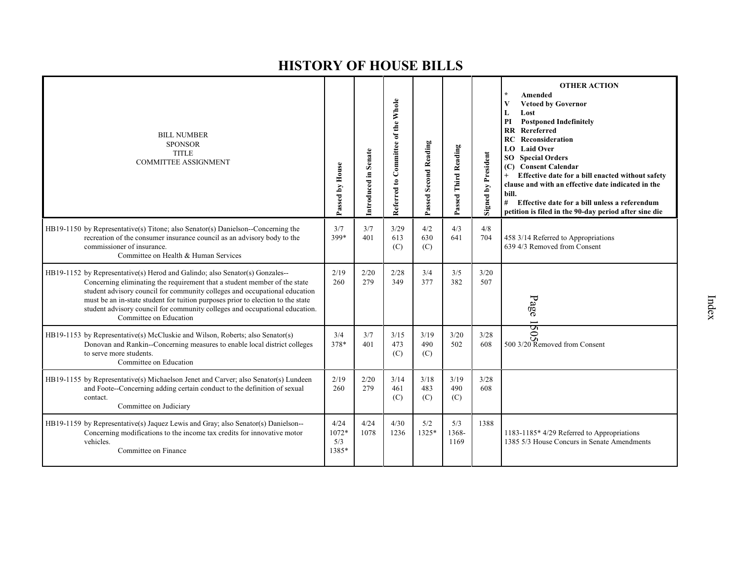# HISTORY OF HOUSE BILLS

| BILL NUMBER<br>SPONSOR<br>TITLE<br>COMMITTEE ASSIGNMENT | Passed by House | Introduced in Senate | Referred to Committee of the Whole | Passed Second Reading | Passed Third Reading | Signed by President | OTHER ACTION<br>* Amended<br>V Vetoed by Governor<br>L Lost<br>PI Postponed Indefinitely<br>RR Rereferred<br>RC Reconsideration<br>LO Laid Over<br>SO Special Orders<br>(C) Consent Calendar<br>+ Effective date for a bill enacted without safety clause and with an effective date indicated in the bill.<br># Effective date for a bill unless a referendum petition is filed in the 90-day period after sine die |
|---|---|---|---|---|---|---|---|
| HB19-1150 by Representative(s) Titone; also Senator(s) Danielson--Concerning the recreation of the consumer insurance council as an advisory body to the commissioner of insurance.<br>Committee on Health & Human Services | 3/7<br>399* | 3/7<br>401 | 3/29<br>613<br>(C) | 4/2<br>630<br>(C) | 4/3<br>641 | 4/8<br>704 | 458 3/14 Referred to Appropriations<br>639 4/3 Removed from Consent |
| HB19-1152 by Representative(s) Herod and Galindo; also Senator(s) Gonzales--Concerning eliminating the requirement that a student member of the state student advisory council for community colleges and occupational education must be an in-state student for tuition purposes prior to election to the state student advisory council for community colleges and occupational education.<br>Committee on Education | 2/19<br>260 | 2/20<br>279 | 2/28<br>349 | 3/4<br>377 | 3/5<br>382 | 3/20<br>507 | |
| HB19-1153 by Representative(s) McCluskie and Wilson, Roberts; also Senator(s) Donovan and Rankin--Concerning measures to enable local district colleges to serve more students.<br>Committee on Education | 3/4<br>378* | 3/7<br>401 | 3/15<br>473<br>(C) | 3/19<br>490<br>(C) | 3/20<br>502 | 3/28<br>608 | 500 3/20 Removed from Consent |
| HB19-1155 by Representative(s) Michaelson Jenet and Carver; also Senator(s) Lundeen and Foote--Concerning adding certain conduct to the definition of sexual contact.<br>Committee on Judiciary | 2/19<br>260 | 2/20<br>279 | 3/14<br>461<br>(C) | 3/18<br>483<br>(C) | 3/19<br>490<br>(C) | 3/28<br>608 | |
| HB19-1159 by Representative(s) Jaquez Lewis and Gray; also Senator(s) Danielson--Concerning modifications to the income tax credits for innovative motor vehicles.<br>Committee on Finance | 4/24<br>1072*<br>5/3<br>1385* | 4/24<br>1078 | 4/30<br>1236 | 5/2<br>1325* | 5/3<br>1368-<br>1169 | 1388 | 1183-1185* 4/29 Referred to Appropriations<br>1385 5/3 House Concurs in Senate Amendments |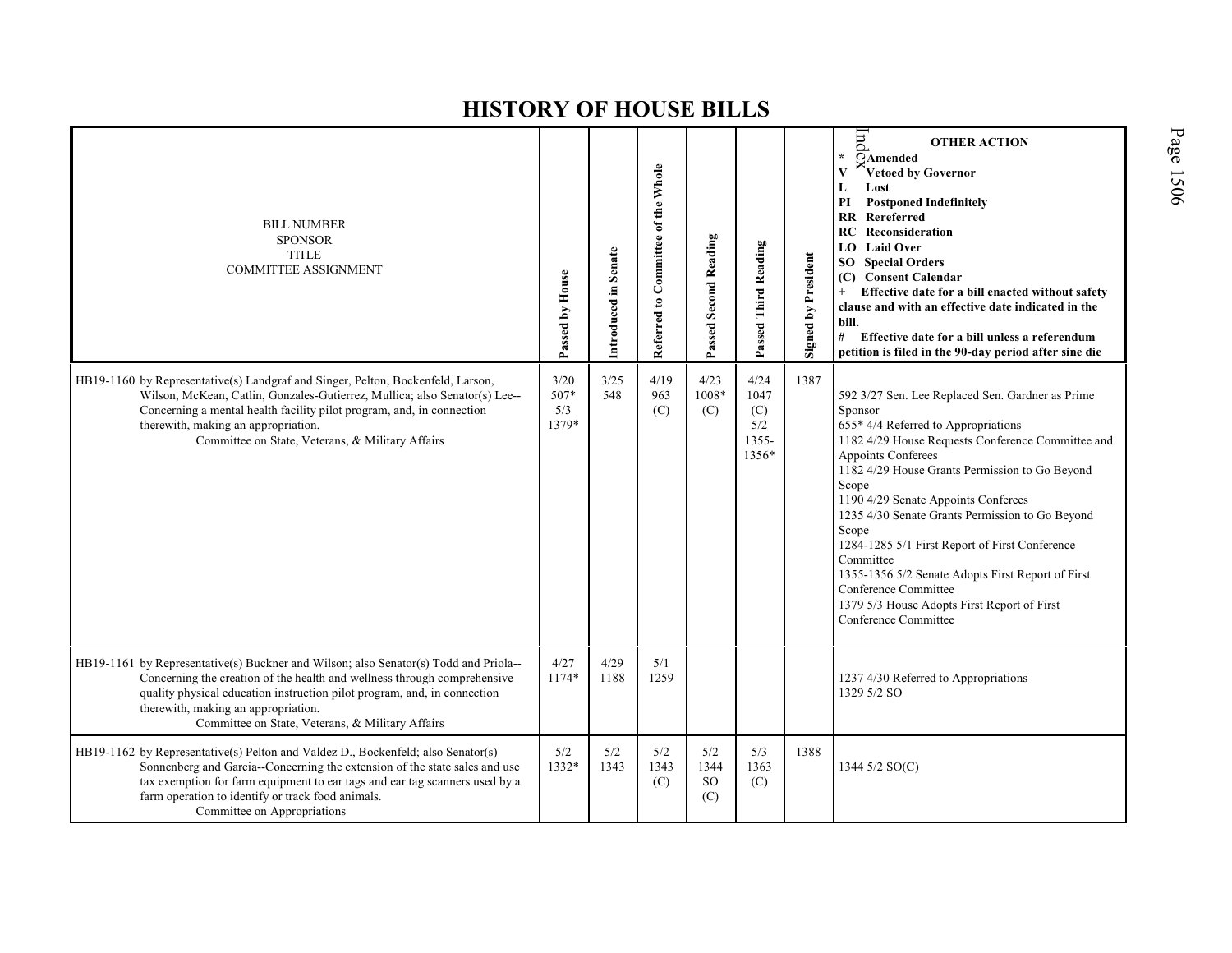# HISTORY OF HOUSE BILLS

| BILL NUMBER<br>SPONSOR<br>TITLE<br>COMMITTEE ASSIGNMENT | Passed by House | Introduced in Senate | Referred to Committee of the Whole | Passed Second Reading | Passed Third Reading | Signed by President | OTHER ACTION<br>* Amended<br>V Vetoed by Governor<br>L Lost<br>PI Postponed Indefinitely<br>RR Rereferred<br>RC Reconsideration<br>LO Laid Over<br>SO Special Orders<br>(C) Consent Calendar<br>+ Effective date for a bill enacted without safety clause and with an effective date indicated in the bill.<br># Effective date for a bill unless a referendum petition is filed in the 90-day period after sine die |
|---|---|---|---|---|---|---|---|
| HB19-1160 by Representative(s) Landgraf and Singer, Pelton, Bockenfeld, Larson, Wilson, McKean, Catlin, Gonzales-Gutierrez, Mullica; also Senator(s) Lee--Concerning a mental health facility pilot program, and, in connection therewith, making an appropriation.<br>Committee on State, Veterans, & Military Affairs | 3/20<br>507*<br>5/3<br>1379* | 3/25<br>548 | 4/19<br>963<br>(C) | 4/23<br>1008*<br>(C) | 4/24<br>1047<br>(C)<br>5/2<br>1355-<br>1356* | 1387 | 592 3/27 Sen. Lee Replaced Sen. Gardner as Prime Sponsor<br>655* 4/4 Referred to Appropriations<br>1182 4/29 House Requests Conference Committee and Appoints Conferees<br>1182 4/29 House Grants Permission to Go Beyond Scope<br>1190 4/29 Senate Appoints Conferees<br>1235 4/30 Senate Grants Permission to Go Beyond Scope<br>1284-1285 5/1 First Report of First Conference Committee<br>1355-1356 5/2 Senate Adopts First Report of First Conference Committee<br>1379 5/3 House Adopts First Report of First Conference Committee |
| HB19-1161 by Representative(s) Buckner and Wilson; also Senator(s) Todd and Priola--Concerning the creation of the health and wellness through comprehensive quality physical education instruction pilot program, and, in connection therewith, making an appropriation.<br>Committee on State, Veterans, & Military Affairs | 4/27<br>1174* | 4/29<br>1188 | 5/1<br>1259 | | | | 1237 4/30 Referred to Appropriations<br>1329 5/2 SO |
| HB19-1162 by Representative(s) Pelton and Valdez D., Bockenfeld; also Senator(s) Sonnenberg and Garcia--Concerning the extension of the state sales and use tax exemption for farm equipment to ear tags and ear tag scanners used by a farm operation to identify or track food animals.<br>Committee on Appropriations | 5/2<br>1332* | 5/2<br>1343 | 5/2<br>1343<br>(C) | 5/2<br>1344<br>SO<br>(C) | 5/3<br>1363<br>(C) | 1388 | 1344 5/2 SO(C) |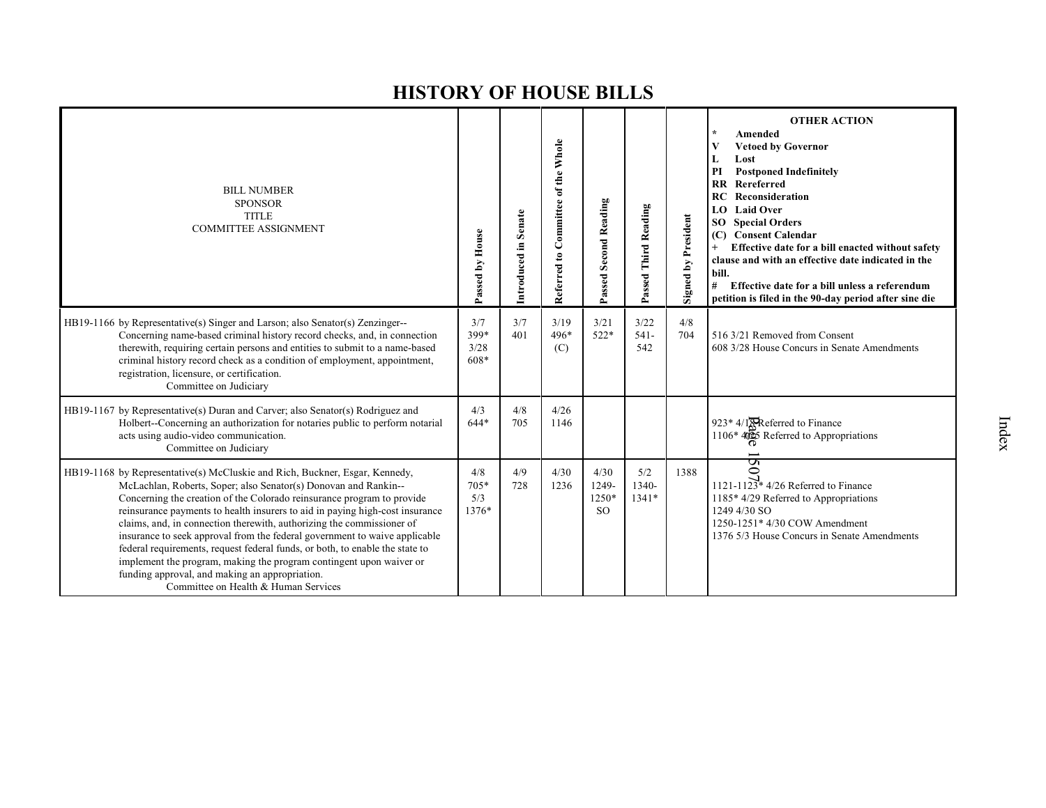# HISTORY OF HOUSE BILLS

| BILL NUMBER<br>SPONSOR<br>TITLE<br>COMMITTEE ASSIGNMENT | Passed by House | Introduced in Senate | Referred to Committee of the Whole | Passed Second Reading | Passed Third Reading | Signed by President | OTHER ACTION<br>* Amended<br>V Vetoed by Governor<br>L Lost<br>PI Postponed Indefinitely<br>RR Rereferred<br>RC Reconsideration<br>LO Laid Over<br>SO Special Orders<br>(C) Consent Calendar<br>+ Effective date for a bill enacted without safety clause and with an effective date indicated in the bill.<br># Effective date for a bill unless a referendum petition is filed in the 90-day period after sine die |
|---|---|---|---|---|---|---|---|
| HB19-1166 by Representative(s) Singer and Larson; also Senator(s) Zenzinger--Concerning name-based criminal history record checks, and, in connection therewith, requiring certain persons and entities to submit to a name-based criminal history record check as a condition of employment, appointment, registration, licensure, or certification.<br>Committee on Judiciary | 3/7<br>399*<br>3/28<br>608* | 3/7<br>401 | 3/19<br>496*<br>(C) | 3/21<br>522* | 3/22<br>541-<br>542 | 4/8<br>704 | 516 3/21 Removed from Consent<br>608 3/28 House Concurs in Senate Amendments |
| HB19-1167 by Representative(s) Duran and Carver; also Senator(s) Rodriguez and Holbert--Concerning an authorization for notaries public to perform notarial acts using audio-video communication.<br>Committee on Judiciary | 4/3<br>644* | 4/8<br>705 | 4/26<br>1146 | | | | 923* 4/12 Referred to Finance<br>1106* 4/25 Referred to Appropriations |
| HB19-1168 by Representative(s) McCluskie and Rich, Buckner, Esgar, Kennedy, McLachlan, Roberts, Soper; also Senator(s) Donovan and Rankin--Concerning the creation of the Colorado reinsurance program to provide reinsurance payments to health insurers to aid in paying high-cost insurance claims, and, in connection therewith, authorizing the commissioner of insurance to seek approval from the federal government to waive applicable federal requirements, request federal funds, or both, to enable the state to implement the program, making the program contingent upon waiver or funding approval, and making an appropriation.<br>Committee on Health & Human Services | 4/8<br>705*<br>5/3<br>1376* | 4/9<br>728 | 4/30<br>1236 | 4/30<br>1249-<br>1250*<br>SO | 5/2<br>1340-<br>1341* | 1388 | 1121-1123* 4/26 Referred to Finance<br>1185* 4/29 Referred to Appropriations<br>1249 4/30 SO<br>1250-1251* 4/30 COW Amendment<br>1376 5/3 House Concurs in Senate Amendments |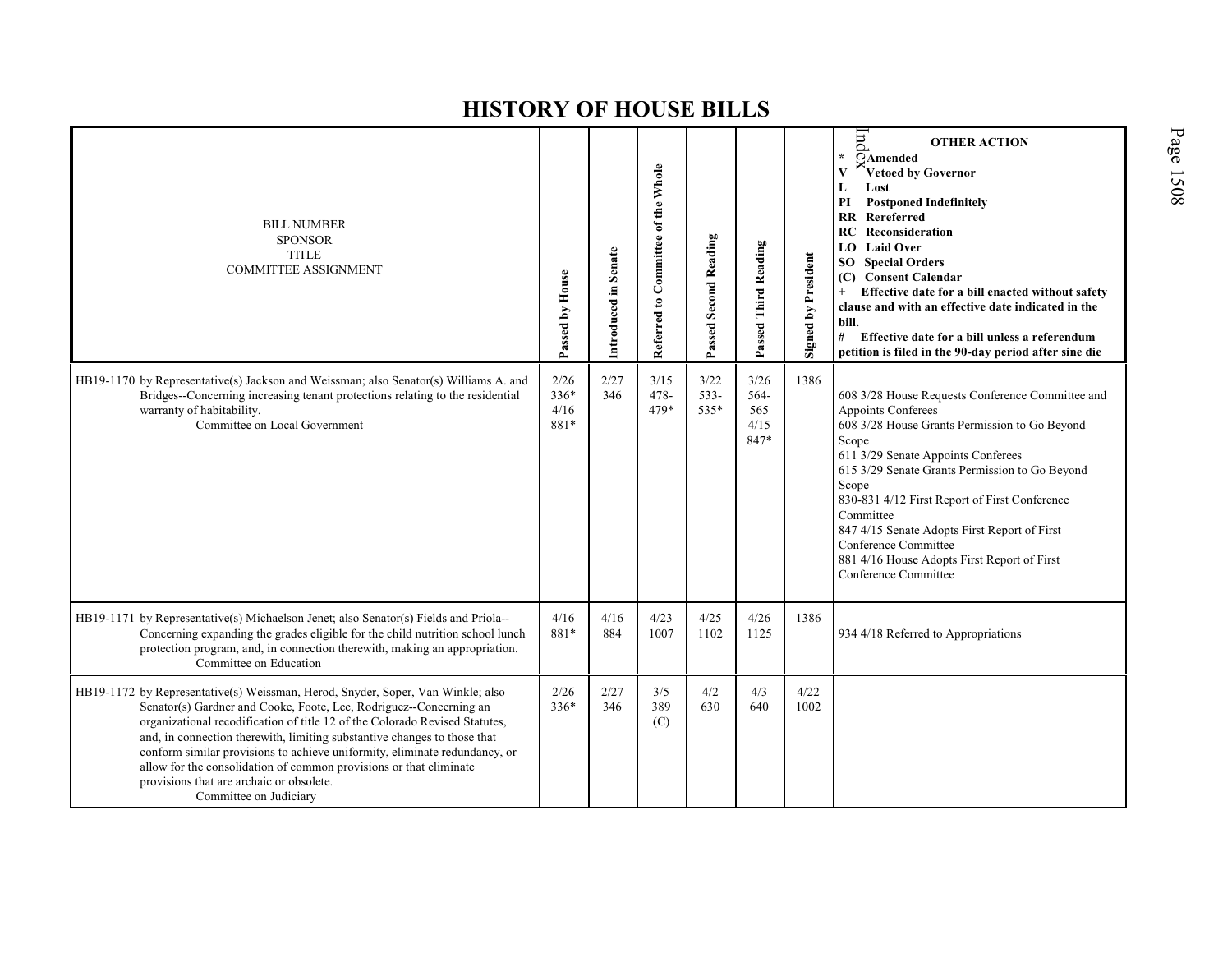# HISTORY OF HOUSE BILLS

| BILL NUMBER<br>SPONSOR<br>TITLE<br>COMMITTEE ASSIGNMENT | Passed by House | Introduced in Senate | Referred to Committee of the Whole | Passed Second Reading | Passed Third Reading | Signed by President | OTHER ACTION<br>* Amended<br>V Vetoed by Governor<br>L Lost<br>PI Postponed Indefinitely<br>RR Rereferred<br>RC Reconsideration<br>LO Laid Over<br>SO Special Orders<br>(C) Consent Calendar<br>+ Effective date for a bill enacted without safety clause and with an effective date indicated in the bill.<br># Effective date for a bill unless a referendum petition is filed in the 90-day period after sine die |
|---|---|---|---|---|---|---|---|
| HB19-1170 by Representative(s) Jackson and Weissman; also Senator(s) Williams A. and Bridges--Concerning increasing tenant protections relating to the residential warranty of habitability.<br>Committee on Local Government | 2/26<br>336*<br>4/16<br>881* | 2/27<br>346 | 3/15<br>478-<br>479* | 3/22<br>533-<br>535* | 3/26<br>564-<br>565<br>4/15<br>847* | 1386 | 608 3/28 House Requests Conference Committee and Appoints Conferees<br>608 3/28 House Grants Permission to Go Beyond Scope<br>611 3/29 Senate Appoints Conferees<br>615 3/29 Senate Grants Permission to Go Beyond Scope<br>830-831 4/12 First Report of First Conference Committee<br>847 4/15 Senate Adopts First Report of First Conference Committee<br>881 4/16 House Adopts First Report of First Conference Committee |
| HB19-1171 by Representative(s) Michaelson Jenet; also Senator(s) Fields and Priola--Concerning expanding the grades eligible for the child nutrition school lunch protection program, and, in connection therewith, making an appropriation.<br>Committee on Education | 4/16<br>881* | 4/16<br>884 | 4/23<br>1007 | 4/25<br>1102 | 4/26<br>1125 | 1386 | 934 4/18 Referred to Appropriations |
| HB19-1172 by Representative(s) Weissman, Herod, Snyder, Soper, Van Winkle; also Senator(s) Gardner and Cooke, Foote, Lee, Rodriguez--Concerning an organizational recodification of title 12 of the Colorado Revised Statutes, and, in connection therewith, limiting substantive changes to those that conform similar provisions to achieve uniformity, eliminate redundancy, or allow for the consolidation of common provisions or that eliminate provisions that are archaic or obsolete.<br>Committee on Judiciary | 2/26<br>336* | 2/27<br>346 | 3/5<br>389<br>(C) | 4/2<br>630 | 4/3<br>640 | 4/22<br>1002 | |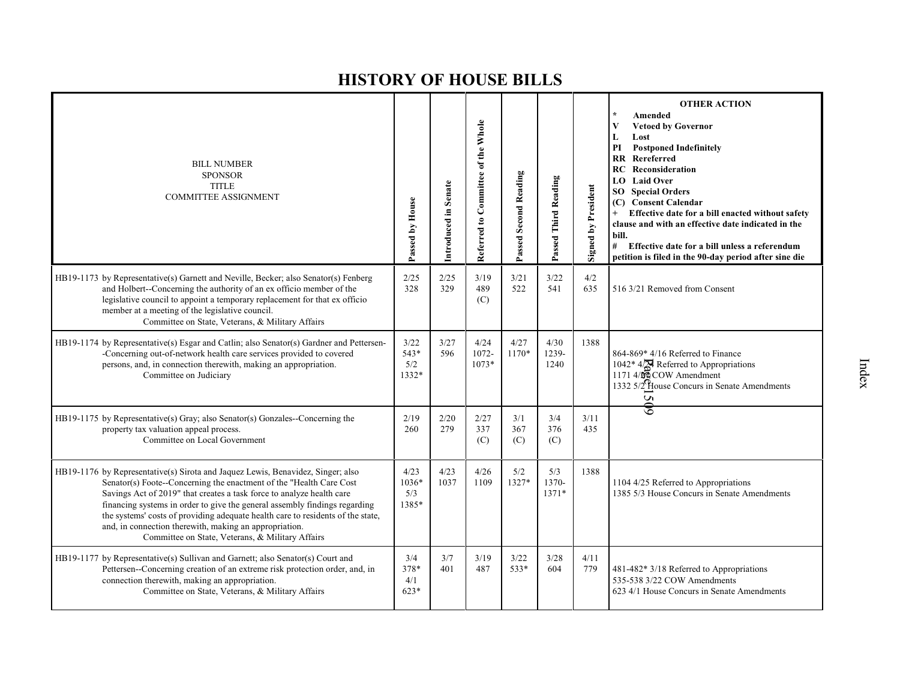# HISTORY OF HOUSE BILLS

| BILL NUMBER<br>SPONSOR<br>TITLE<br>COMMITTEE ASSIGNMENT | Passed by House | Introduced in Senate | Referred to Committee of the Whole | Passed Second Reading | Passed Third Reading | Signed by President | OTHER ACTION<br>* Amended<br>V Vetoed by Governor<br>L Lost<br>PI Postponed Indefinitely<br>RR Rereferred<br>RC Reconsideration<br>LO Laid Over<br>SO Special Orders<br>(C) Consent Calendar<br>+ Effective date for a bill enacted without safety clause and with an effective date indicated in the bill.<br># Effective date for a bill unless a referendum petition is filed in the 90-day period after sine die |
|---|---|---|---|---|---|---|---|
| HB19-1173 by Representative(s) Garnett and Neville, Becker; also Senator(s) Fenberg and Holbert--Concerning the authority of an ex officio member of the legislative council to appoint a temporary replacement for that ex officio member at a meeting of the legislative council.<br>Committee on State, Veterans, & Military Affairs | 2/25<br>328 | 2/25<br>329 | 3/19<br>489<br>(C) | 3/21<br>522 | 3/22<br>541 | 4/2<br>635 | 516 3/21 Removed from Consent |
| HB19-1174 by Representative(s) Esgar and Catlin; also Senator(s) Gardner and Pettersen--Concerning out-of-network health care services provided to covered persons, and, in connection therewith, making an appropriation.<br>Committee on Judiciary | 3/22<br>543*<br>5/2<br>1332* | 3/27<br>596 | 4/24<br>1072-<br>1073* | 4/27<br>1170* | 4/30<br>1239-<br>1240 | 1388 | 864-869* 4/16 Referred to Finance<br>1042* 4/24 Referred to Appropriations<br>1171 4/26 COW Amendment<br>1332 5/2 House Concurs in Senate Amendments |
| HB19-1175 by Representative(s) Gray; also Senator(s) Gonzales--Concerning the property tax valuation appeal process.<br>Committee on Local Government | 2/19<br>260 | 2/20<br>279 | 2/27<br>337<br>(C) | 3/1<br>367<br>(C) | 3/4<br>376<br>(C) | 3/11<br>435 | |
| HB19-1176 by Representative(s) Sirota and Jaquez Lewis, Benavidez, Singer; also Senator(s) Foote--Concerning the enactment of the "Health Care Cost Savings Act of 2019" that creates a task force to analyze health care financing systems in order to give the general assembly findings regarding the systems' costs of providing adequate health care to residents of the state, and, in connection therewith, making an appropriation.<br>Committee on State, Veterans, & Military Affairs | 4/23<br>1036*<br>5/3<br>1385* | 4/23<br>1037 | 4/26<br>1109 | 5/2<br>1327* | 5/3<br>1370-<br>1371* | 1388 | 1104 4/25 Referred to Appropriations<br>1385 5/3 House Concurs in Senate Amendments |
| HB19-1177 by Representative(s) Sullivan and Garnett; also Senator(s) Court and Pettersen--Concerning creation of an extreme risk protection order, and, in connection therewith, making an appropriation.<br>Committee on State, Veterans, & Military Affairs | 3/4<br>378*<br>4/1<br>623* | 3/7<br>401 | 3/19<br>487 | 3/22<br>533* | 3/28<br>604 | 4/11<br>779 | 481-482* 3/18 Referred to Appropriations<br>535-538 3/22 COW Amendments<br>623 4/1 House Concurs in Senate Amendments |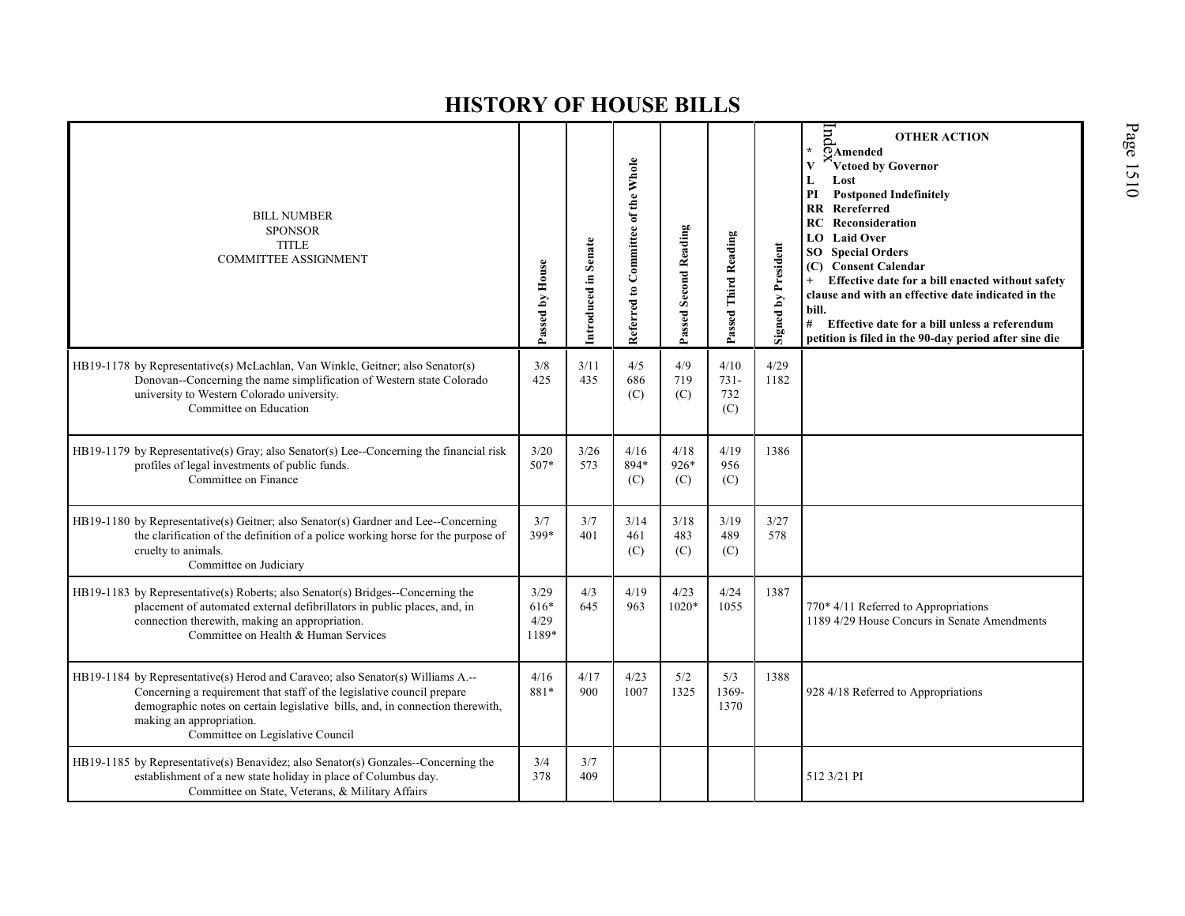# HISTORY OF HOUSE BILLS

| BILL NUMBER<br>SPONSOR<br>TITLE<br>COMMITTEE ASSIGNMENT | Passed by House | Introduced in Senate | Referred to Committee of the Whole | Passed Second Reading | Passed Third Reading | Signed by President | OTHER ACTION<br>* Amended<br>V Vetoed by Governor<br>L Lost<br>PI Postponed Indefinitely<br>RR Rereferred<br>RC Reconsideration<br>LO Laid Over<br>SO Special Orders<br>(C) Consent Calendar<br>+ Effective date for a bill enacted without safety clause and with an effective date indicated in the bill.<br># Effective date for a bill unless a referendum petition is filed in the 90-day period after sine die |
|---|---|---|---|---|---|---|---|
| HB19-1178 by Representative(s) McLachlan, Van Winkle, Geitner; also Senator(s) Donovan--Concerning the name simplification of Western state Colorado university to Western Colorado university.<br>Committee on Education | 3/8<br>425 | 3/11<br>435 | 4/5<br>686<br>(C) | 4/9<br>719<br>(C) | 4/10<br>731-<br>732<br>(C) | 4/29<br>1182 | |
| HB19-1179 by Representative(s) Gray; also Senator(s) Lee--Concerning the financial risk profiles of legal investments of public funds.<br>Committee on Finance | 3/20<br>507* | 3/26<br>573 | 4/16<br>894*<br>(C) | 4/18<br>926*<br>(C) | 4/19<br>956<br>(C) | 1386 | |
| HB19-1180 by Representative(s) Geitner; also Senator(s) Gardner and Lee--Concerning the clarification of the definition of a police working horse for the purpose of cruelty to animals.<br>Committee on Judiciary | 3/7<br>399* | 3/7<br>401 | 3/14<br>461<br>(C) | 3/18<br>483<br>(C) | 3/19<br>489<br>(C) | 3/27<br>578 | |
| HB19-1183 by Representative(s) Roberts; also Senator(s) Bridges--Concerning the placement of automated external defibrillators in public places, and, in connection therewith, making an appropriation.<br>Committee on Health & Human Services | 3/29<br>616*<br>4/29<br>1189* | 4/3<br>645 | 4/19<br>963 | 4/23<br>1020* | 4/24<br>1055 | 1387 | 770* 4/11 Referred to Appropriations<br>1189 4/29 House Concurs in Senate Amendments |
| HB19-1184 by Representative(s) Herod and Caraveo; also Senator(s) Williams A.--Concerning a requirement that staff of the legislative council prepare demographic notes on certain legislative bills, and, in connection therewith, making an appropriation.<br>Committee on Legislative Council | 4/16<br>881* | 4/17<br>900 | 4/23<br>1007 | 5/2<br>1325 | 5/3<br>1369-<br>1370 | 1388 | 928 4/18 Referred to Appropriations |
| HB19-1185 by Representative(s) Benavidez; also Senator(s) Gonzales--Concerning the establishment of a new state holiday in place of Columbus day.<br>Committee on State, Veterans, & Military Affairs | 3/4<br>378 | 3/7<br>409 | | | | | 512 3/21 PI |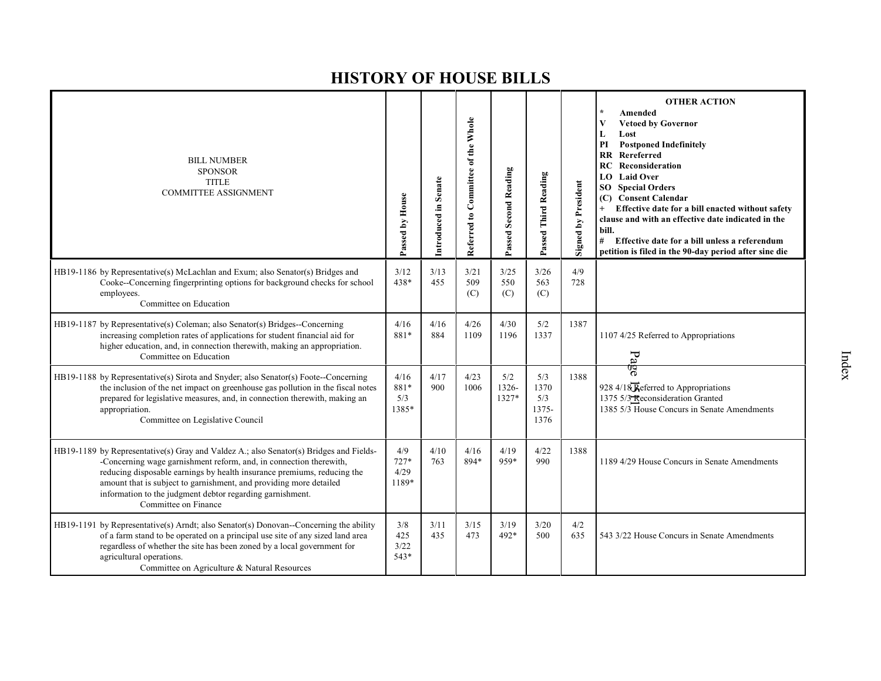# HISTORY OF HOUSE BILLS

| BILL NUMBER<br>SPONSOR<br>TITLE<br>COMMITTEE ASSIGNMENT | Passed by House | Introduced in Senate | Referred to Committee of the Whole | Passed Second Reading | Passed Third Reading | Signed by President | OTHER ACTION<br>* Amended<br>V Vetoed by Governor<br>L Lost<br>PI Postponed Indefinitely<br>RR Rereferred<br>RC Reconsideration<br>LO Laid Over<br>SO Special Orders<br>(C) Consent Calendar<br>+ Effective date for a bill enacted without safety clause and with an effective date indicated in the bill.<br># Effective date for a bill unless a referendum petition is filed in the 90-day period after sine die |
|---|---|---|---|---|---|---|---|
| HB19-1186 by Representative(s) McLachlan and Exum; also Senator(s) Bridges and Cooke--Concerning fingerprinting options for background checks for school employees.<br>Committee on Education | 3/12<br>438* | 3/13<br>455 | 3/21<br>509<br>(C) | 3/25<br>550<br>(C) | 3/26<br>563<br>(C) | 4/9<br>728 | |
| HB19-1187 by Representative(s) Coleman; also Senator(s) Bridges--Concerning increasing completion rates of applications for student financial aid for higher education, and, in connection therewith, making an appropriation.<br>Committee on Education | 4/16<br>881* | 4/16<br>884 | 4/26<br>1109 | 4/30<br>1196 | 5/2<br>1337 | 1387 | 1107 4/25 Referred to Appropriations |
| HB19-1188 by Representative(s) Sirota and Snyder; also Senator(s) Foote--Concerning the inclusion of the net impact on greenhouse gas pollution in the fiscal notes prepared for legislative measures, and, in connection therewith, making an appropriation.<br>Committee on Legislative Council | 4/16<br>881*<br>5/3<br>1385* | 4/17<br>900 | 4/23<br>1006 | 5/2<br>1326-1327* | 5/3<br>1370<br>5/3<br>1375-1376 | 1388 | 928 4/18 Referred to Appropriations<br>1375 5/3 Reconsideration Granted<br>1385 5/3 House Concurs in Senate Amendments |
| HB19-1189 by Representative(s) Gray and Valdez A.; also Senator(s) Bridges and Fields--Concerning wage garnishment reform, and, in connection therewith, reducing disposable earnings by health insurance premiums, reducing the amount that is subject to garnishment, and providing more detailed information to the judgment debtor regarding garnishment.<br>Committee on Finance | 4/9<br>727*<br>4/29<br>1189* | 4/10<br>763 | 4/16<br>894* | 4/19<br>959* | 4/22<br>990 | 1388 | 1189 4/29 House Concurs in Senate Amendments |
| HB19-1191 by Representative(s) Arndt; also Senator(s) Donovan--Concerning the ability of a farm stand to be operated on a principal use site of any sized land area regardless of whether the site has been zoned by a local government for agricultural operations.<br>Committee on Agriculture & Natural Resources | 3/8<br>425<br>3/22<br>543* | 3/11<br>435 | 3/15<br>473 | 3/19<br>492* | 3/20<br>500 | 4/2<br>635 | 543 3/22 House Concurs in Senate Amendments |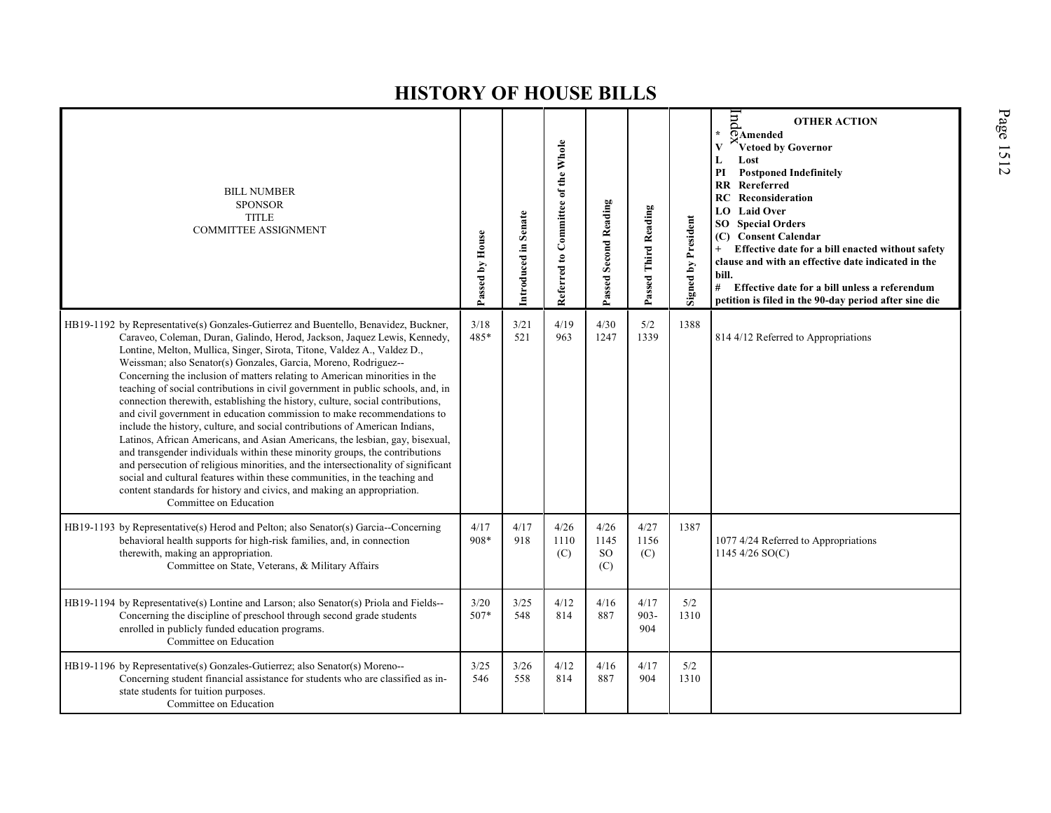# HISTORY OF HOUSE BILLS

| BILL NUMBER<br>SPONSOR<br>TITLE<br>COMMITTEE ASSIGNMENT | Passed by House | Introduced in Senate | Referred to Committee of the Whole | Passed Second Reading | Passed Third Reading | Signed by President | OTHER ACTION<br>* Amended<br>V Vetoed by Governor<br>L Lost<br>PI Postponed Indefinitely<br>RR Rereferred<br>RC Reconsideration<br>LO Laid Over<br>SO Special Orders<br>(C) Consent Calendar<br>+ Effective date for a bill enacted without safety clause and with an effective date indicated in the bill.<br># Effective date for a bill unless a referendum petition is filed in the 90-day period after sine die |
|---|---|---|---|---|---|---|---|
| HB19-1192 by Representative(s) Gonzales-Gutierrez and Buentello, Benavidez, Buckner, Caraveo, Coleman, Duran, Galindo, Herod, Jackson, Jaquez Lewis, Kennedy, Lontine, Melton, Mullica, Singer, Sirota, Titone, Valdez A., Valdez D., Weissman; also Senator(s) Gonzales, Garcia, Moreno, Rodriguez--Concerning the inclusion of matters relating to American minorities in the teaching of social contributions in civil government in public schools, and, in connection therewith, establishing the history, culture, social contributions, and civil government in education commission to make recommendations to include the history, culture, and social contributions of American Indians, Latinos, African Americans, and Asian Americans, the lesbian, gay, bisexual, and transgender individuals within these minority groups, the contributions and persecution of religious minorities, and the intersectionality of significant social and cultural features within these communities, in the teaching and content standards for history and civics, and making an appropriation.<br>Committee on Education | 3/18<br>485* | 3/21<br>521 | 4/19<br>963 | 4/30<br>1247 | 5/2<br>1339 | 1388 | 814 4/12 Referred to Appropriations |
| HB19-1193 by Representative(s) Herod and Pelton; also Senator(s) Garcia--Concerning behavioral health supports for high-risk families, and, in connection therewith, making an appropriation.<br>Committee on State, Veterans, & Military Affairs | 4/17<br>908* | 4/17<br>918 | 4/26<br>1110<br>(C) | 4/26<br>1145<br>SO<br>(C) | 4/27<br>1156<br>(C) | 1387 | 1077 4/24 Referred to Appropriations<br>1145 4/26 SO(C) |
| HB19-1194 by Representative(s) Lontine and Larson; also Senator(s) Priola and Fields--Concerning the discipline of preschool through second grade students enrolled in publicly funded education programs.<br>Committee on Education | 3/20<br>507* | 3/25<br>548 | 4/12<br>814 | 4/16<br>887 | 4/17<br>903-<br>904 | 5/2<br>1310 | |
| HB19-1196 by Representative(s) Gonzales-Gutierrez; also Senator(s) Moreno--Concerning student financial assistance for students who are classified as in-state students for tuition purposes.<br>Committee on Education | 3/25<br>546 | 3/26<br>558 | 4/12<br>814 | 4/16<br>887 | 4/17<br>904 | 5/2<br>1310 | |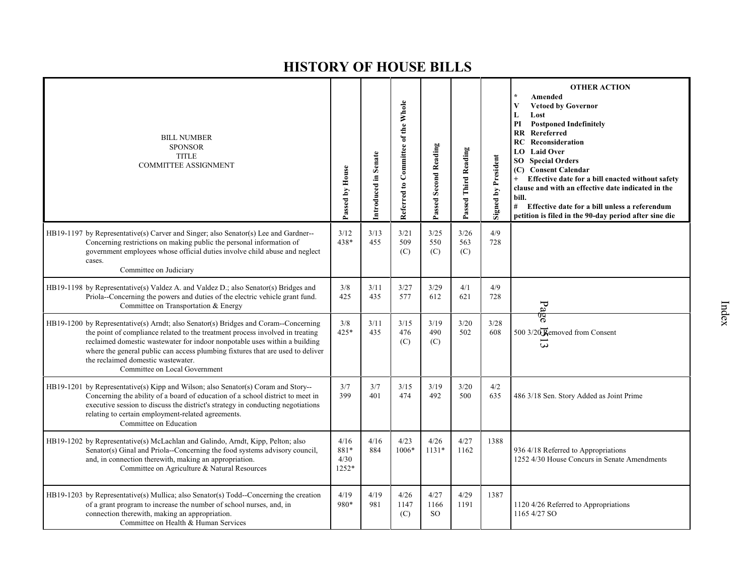# HISTORY OF HOUSE BILLS

| BILL NUMBER<br>SPONSOR<br>TITLE<br>COMMITTEE ASSIGNMENT | Passed by House | Introduced in Senate | Referred to Committee of the Whole | Passed Second Reading | Passed Third Reading | Signed by President | OTHER ACTION<br>* Amended<br>V Vetoed by Governor<br>L Lost<br>PI Postponed Indefinitely<br>RR Rereferred<br>RC Reconsideration<br>LO Laid Over<br>SO Special Orders<br>(C) Consent Calendar<br>+ Effective date for a bill enacted without safety clause and with an effective date indicated in the bill.<br># Effective date for a bill unless a referendum petition is filed in the 90-day period after sine die |
|---|---|---|---|---|---|---|---|
| HB19-1197 by Representative(s) Carver and Singer; also Senator(s) Lee and Gardner--Concerning restrictions on making public the personal information of government employees whose official duties involve child abuse and neglect cases.<br>Committee on Judiciary | 3/12<br>438* | 3/13<br>455 | 3/21<br>509<br>(C) | 3/25<br>550<br>(C) | 3/26<br>563<br>(C) | 4/9<br>728 | |
| HB19-1198 by Representative(s) Valdez A. and Valdez D.; also Senator(s) Bridges and Priola--Concerning the powers and duties of the electric vehicle grant fund.<br>Committee on Transportation & Energy | 3/8<br>425 | 3/11<br>435 | 3/27<br>577 | 3/29<br>612 | 4/1<br>621 | 4/9<br>728 | |
| HB19-1200 by Representative(s) Arndt; also Senator(s) Bridges and Coram--Concerning the point of compliance related to the treatment process involved in treating reclaimed domestic wastewater for indoor nonpotable uses within a building where the general public can access plumbing fixtures that are used to deliver the reclaimed domestic wastewater.<br>Committee on Local Government | 3/8<br>425* | 3/11<br>435 | 3/15<br>476<br>(C) | 3/19<br>490<br>(C) | 3/20<br>502 | 3/28<br>608 | 500 3/20 Removed from Consent |
| HB19-1201 by Representative(s) Kipp and Wilson; also Senator(s) Coram and Story--Concerning the ability of a board of education of a school district to meet in executive session to discuss the district's strategy in conducting negotiations relating to certain employment-related agreements.<br>Committee on Education | 3/7<br>399 | 3/7<br>401 | 3/15<br>474 | 3/19<br>492 | 3/20<br>500 | 4/2<br>635 | 486 3/18 Sen. Story Added as Joint Prime |
| HB19-1202 by Representative(s) McLachlan and Galindo, Arndt, Kipp, Pelton; also Senator(s) Ginal and Priola--Concerning the food systems advisory council, and, in connection therewith, making an appropriation.<br>Committee on Agriculture & Natural Resources | 4/16<br>881*<br>4/30<br>1252* | 4/16<br>884 | 4/23<br>1006* | 4/26<br>1131* | 4/27<br>1162 | 1388 | 936 4/18 Referred to Appropriations<br>1252 4/30 House Concurs in Senate Amendments |
| HB19-1203 by Representative(s) Mullica; also Senator(s) Todd--Concerning the creation of a grant program to increase the number of school nurses, and, in connection therewith, making an appropriation.<br>Committee on Health & Human Services | 4/19<br>980* | 4/19<br>981 | 4/26<br>1147<br>(C) | 4/27<br>1166<br>SO | 4/29<br>1191 | 1387 | 1120 4/26 Referred to Appropriations<br>1165 4/27 SO |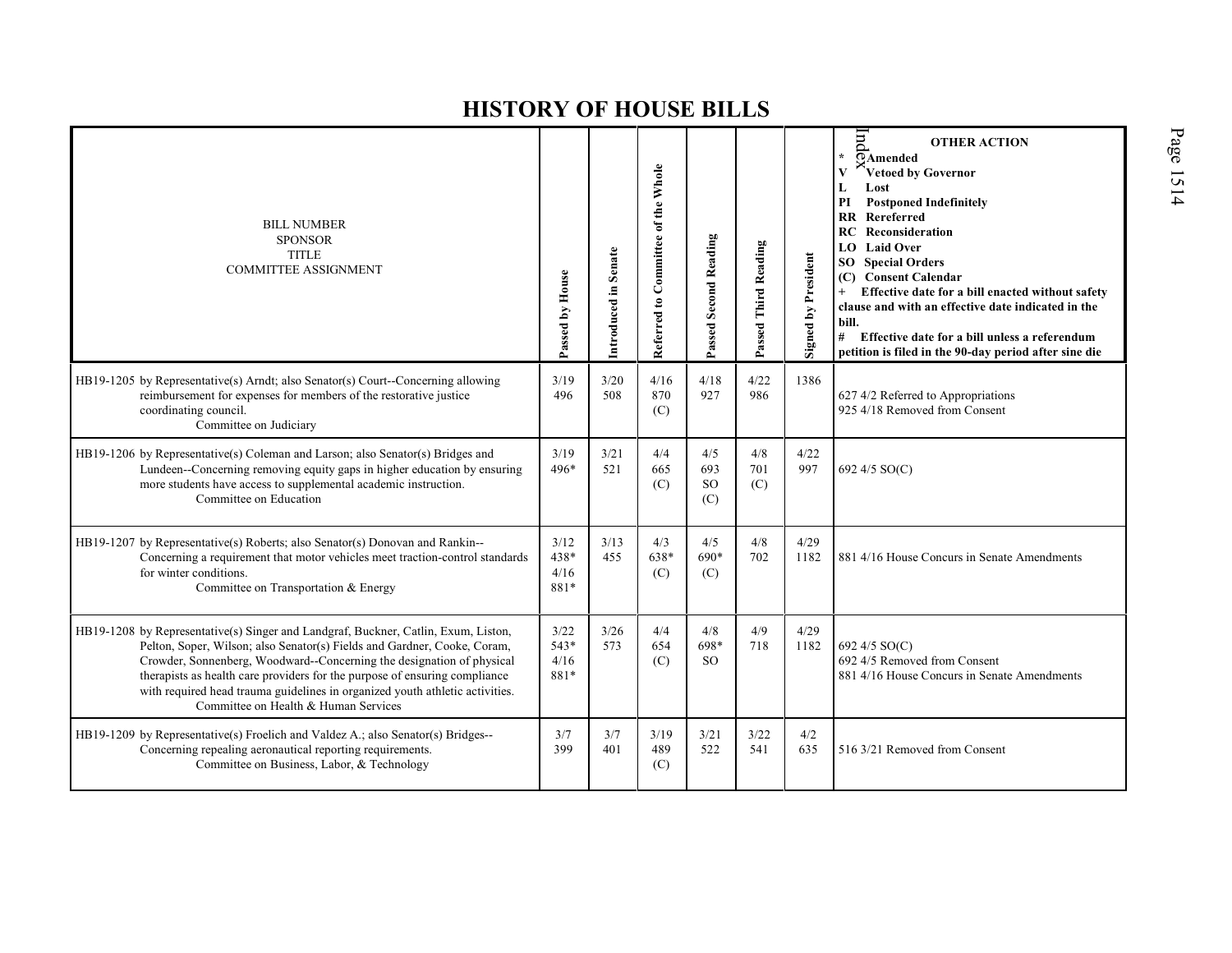# HISTORY OF HOUSE BILLS

| BILL NUMBER<br>SPONSOR<br>TITLE<br>COMMITTEE ASSIGNMENT | Passed by House | Introduced in Senate | Referred to Committee of the Whole | Passed Second Reading | Passed Third Reading | Signed by President | OTHER ACTION<br>* Amended<br>V Vetoed by Governor<br>L Lost<br>PI Postponed Indefinitely<br>RR Rereferred<br>RC Reconsideration<br>LO Laid Over<br>SO Special Orders<br>(C) Consent Calendar<br>+ Effective date for a bill enacted without safety clause and with an effective date indicated in the bill.<br># Effective date for a bill unless a referendum petition is filed in the 90-day period after sine die |
|---|---|---|---|---|---|---|---|
| HB19-1205 by Representative(s) Arndt; also Senator(s) Court--Concerning allowing reimbursement for expenses for members of the restorative justice coordinating council.<br>Committee on Judiciary | 3/19<br>496 | 3/20<br>508 | 4/16<br>870<br>(C) | 4/18<br>927 | 4/22<br>986 | 1386 | 627 4/2 Referred to Appropriations<br>925 4/18 Removed from Consent |
| HB19-1206 by Representative(s) Coleman and Larson; also Senator(s) Bridges and Lundeen--Concerning removing equity gaps in higher education by ensuring more students have access to supplemental academic instruction.<br>Committee on Education | 3/19<br>496* | 3/21<br>521 | 4/4<br>665<br>(C) | 4/5<br>693<br>SO<br>(C) | 4/8<br>701<br>(C) | 4/22<br>997 | 692 4/5 SO(C) |
| HB19-1207 by Representative(s) Roberts; also Senator(s) Donovan and Rankin--Concerning a requirement that motor vehicles meet traction-control standards for winter conditions.<br>Committee on Transportation & Energy | 3/12<br>438*<br>4/16<br>881* | 3/13<br>455 | 4/3<br>638*<br>(C) | 4/5<br>690*<br>(C) | 4/8<br>702 | 4/29<br>1182 | 881 4/16 House Concurs in Senate Amendments |
| HB19-1208 by Representative(s) Singer and Landgraf, Buckner, Catlin, Exum, Liston, Pelton, Soper, Wilson; also Senator(s) Fields and Gardner, Cooke, Coram, Crowder, Sonnenberg, Woodward--Concerning the designation of physical therapists as health care providers for the purpose of ensuring compliance with required head trauma guidelines in organized youth athletic activities.<br>Committee on Health & Human Services | 3/22<br>543*<br>4/16<br>881* | 3/26<br>573 | 4/4<br>654<br>(C) | 4/8<br>698*<br>SO | 4/9<br>718 | 4/29<br>1182 | 692 4/5 SO(C)<br>692 4/5 Removed from Consent<br>881 4/16 House Concurs in Senate Amendments |
| HB19-1209 by Representative(s) Froelich and Valdez A.; also Senator(s) Bridges--Concerning repealing aeronautical reporting requirements.<br>Committee on Business, Labor, & Technology | 3/7<br>399 | 3/7<br>401 | 3/19<br>489<br>(C) | 3/21<br>522 | 3/22<br>541 | 4/2<br>635 | 516 3/21 Removed from Consent |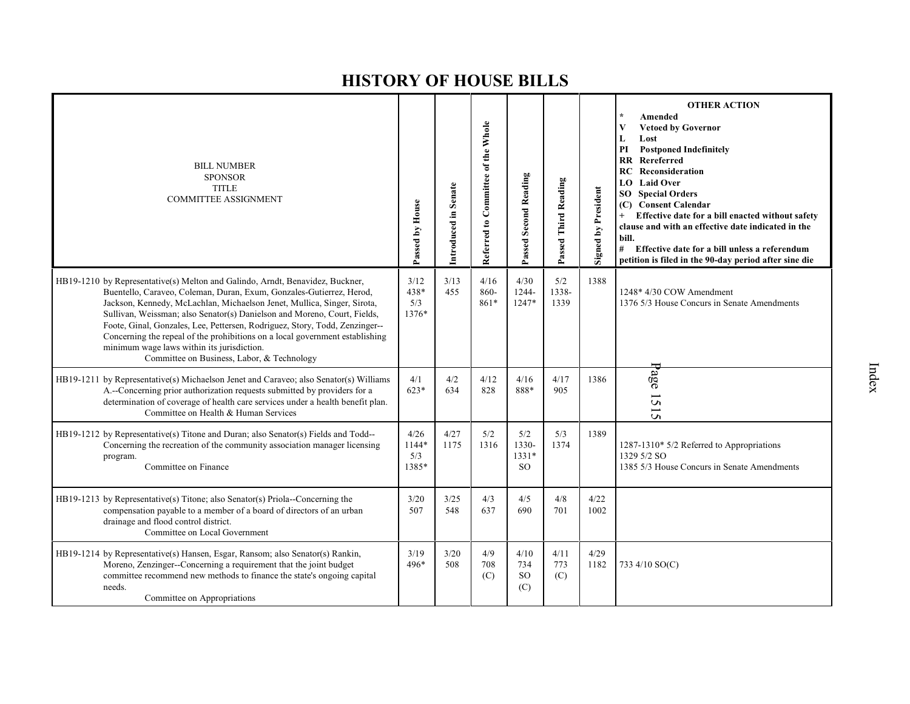# HISTORY OF HOUSE BILLS

| BILL NUMBER<br>SPONSOR<br>TITLE<br>COMMITTEE ASSIGNMENT | Passed by House | Introduced in Senate | Referred to Committee of the Whole | Passed Second Reading | Passed Third Reading | Signed by President | OTHER ACTION<br>* Amended<br>V Vetoed by Governor<br>L Lost<br>PI Postponed Indefinitely<br>RR Rereferred<br>RC Reconsideration<br>LO Laid Over<br>SO Special Orders<br>(C) Consent Calendar<br>+ Effective date for a bill enacted without safety clause and with an effective date indicated in the bill.<br># Effective date for a bill unless a referendum petition is filed in the 90-day period after sine die |
|---|---|---|---|---|---|---|---|
| HB19-1210 by Representative(s) Melton and Galindo, Arndt, Benavidez, Buckner, Buentello, Caraveo, Coleman, Duran, Exum, Gonzales-Gutierrez, Herod, Jackson, Kennedy, McLachlan, Michaelson Jenet, Mullica, Singer, Sirota, Sullivan, Weissman; also Senator(s) Danielson and Moreno, Court, Fields, Foote, Ginal, Gonzales, Lee, Pettersen, Rodriguez, Story, Todd, Zenzinger--Concerning the repeal of the prohibitions on a local government establishing minimum wage laws within its jurisdiction.<br>Committee on Business, Labor, & Technology | 3/12<br>438*<br>5/3<br>1376* | 3/13<br>455 | 4/16<br>860-<br>861* | 4/30<br>1244-<br>1247* | 5/2<br>1338-<br>1339 | 1388 | 1248* 4/30 COW Amendment<br>1376 5/3 House Concurs in Senate Amendments |
| HB19-1211 by Representative(s) Michaelson Jenet and Caraveo; also Senator(s) Williams A.--Concerning prior authorization requests submitted by providers for a determination of coverage of health care services under a health benefit plan.<br>Committee on Health & Human Services | 4/1<br>623* | 4/2<br>634 | 4/12<br>828 | 4/16<br>888* | 4/17<br>905 | 1386 | |
| HB19-1212 by Representative(s) Titone and Duran; also Senator(s) Fields and Todd--Concerning the recreation of the community association manager licensing program.<br>Committee on Finance | 4/26<br>1144*<br>5/3<br>1385* | 4/27<br>1175 | 5/2<br>1316 | 5/2<br>1330-<br>1331*<br>SO | 5/3<br>1374 | 1389 | 1287-1310* 5/2 Referred to Appropriations<br>1329 5/2 SO<br>1385 5/3 House Concurs in Senate Amendments |
| HB19-1213 by Representative(s) Titone; also Senator(s) Priola--Concerning the compensation payable to a member of a board of directors of an urban drainage and flood control district.<br>Committee on Local Government | 3/20<br>507 | 3/25<br>548 | 4/3<br>637 | 4/5<br>690 | 4/8<br>701 | 4/22<br>1002 | |
| HB19-1214 by Representative(s) Hansen, Esgar, Ransom; also Senator(s) Rankin, Moreno, Zenzinger--Concerning a requirement that the joint budget committee recommend new methods to finance the state's ongoing capital needs.<br>Committee on Appropriations | 3/19<br>496* | 3/20<br>508 | 4/9<br>708<br>(C) | 4/10<br>734<br>SO<br>(C) | 4/11<br>773<br>(C) | 4/29<br>1182 | 733 4/10 SO(C) |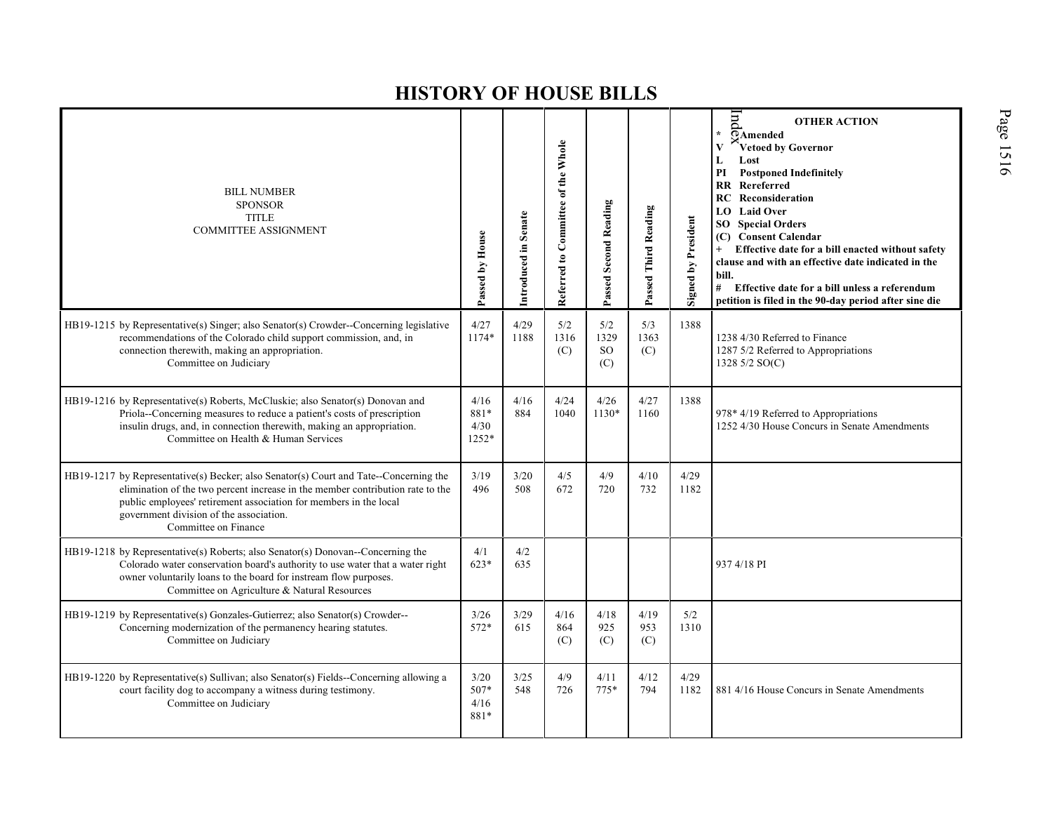# HISTORY OF HOUSE BILLS

| BILL NUMBER<br>SPONSOR<br>TITLE<br>COMMITTEE ASSIGNMENT | Passed by House | Introduced in Senate | Referred to Committee of the Whole | Passed Second Reading | Passed Third Reading | Signed by President | OTHER ACTION<br>* Amended<br>V Vetoed by Governor<br>L Lost<br>PI Postponed Indefinitely<br>RR Rereferred<br>RC Reconsideration<br>LO Laid Over<br>SO Special Orders<br>(C) Consent Calendar<br>+ Effective date for a bill enacted without safety clause and with an effective date indicated in the bill.<br># Effective date for a bill unless a referendum petition is filed in the 90-day period after sine die |
|---|---|---|---|---|---|---|---|
| HB19-1215 by Representative(s) Singer; also Senator(s) Crowder--Concerning legislative recommendations of the Colorado child support commission, and, in connection therewith, making an appropriation.<br>Committee on Judiciary | 4/27<br>1174* | 4/29<br>1188 | 5/2<br>1316<br>(C) | 5/2<br>1329<br>SO<br>(C) | 5/3<br>1363<br>(C) | 1388 | 1238 4/30 Referred to Finance<br>1287 5/2 Referred to Appropriations<br>1328 5/2 SO(C) |
| HB19-1216 by Representative(s) Roberts, McCluskie; also Senator(s) Donovan and Priola--Concerning measures to reduce a patient's costs of prescription insulin drugs, and, in connection therewith, making an appropriation.<br>Committee on Health & Human Services | 4/16<br>881*<br>4/30<br>1252* | 4/16<br>884 | 4/24<br>1040 | 4/26<br>1130* | 4/27<br>1160 | 1388 | 978* 4/19 Referred to Appropriations<br>1252 4/30 House Concurs in Senate Amendments |
| HB19-1217 by Representative(s) Becker; also Senator(s) Court and Tate--Concerning the elimination of the two percent increase in the member contribution rate to the public employees' retirement association for members in the local government division of the association.<br>Committee on Finance | 3/19<br>496 | 3/20<br>508 | 4/5<br>672 | 4/9<br>720 | 4/10<br>732 | 4/29<br>1182 | |
| HB19-1218 by Representative(s) Roberts; also Senator(s) Donovan--Concerning the Colorado water conservation board's authority to use water that a water right owner voluntarily loans to the board for instream flow purposes.<br>Committee on Agriculture & Natural Resources | 4/1<br>623* | 4/2<br>635 | | | | | 937 4/18 PI |
| HB19-1219 by Representative(s) Gonzales-Gutierrez; also Senator(s) Crowder--Concerning modernization of the permanency hearing statutes.<br>Committee on Judiciary | 3/26<br>572* | 3/29<br>615 | 4/16<br>864<br>(C) | 4/18<br>925<br>(C) | 4/19<br>953<br>(C) | 5/2<br>1310 | |
| HB19-1220 by Representative(s) Sullivan; also Senator(s) Fields--Concerning allowing a court facility dog to accompany a witness during testimony.<br>Committee on Judiciary | 3/20<br>507*<br>4/16<br>881* | 3/25<br>548 | 4/9<br>726 | 4/11<br>775* | 4/12<br>794 | 4/29<br>1182 | 881 4/16 House Concurs in Senate Amendments |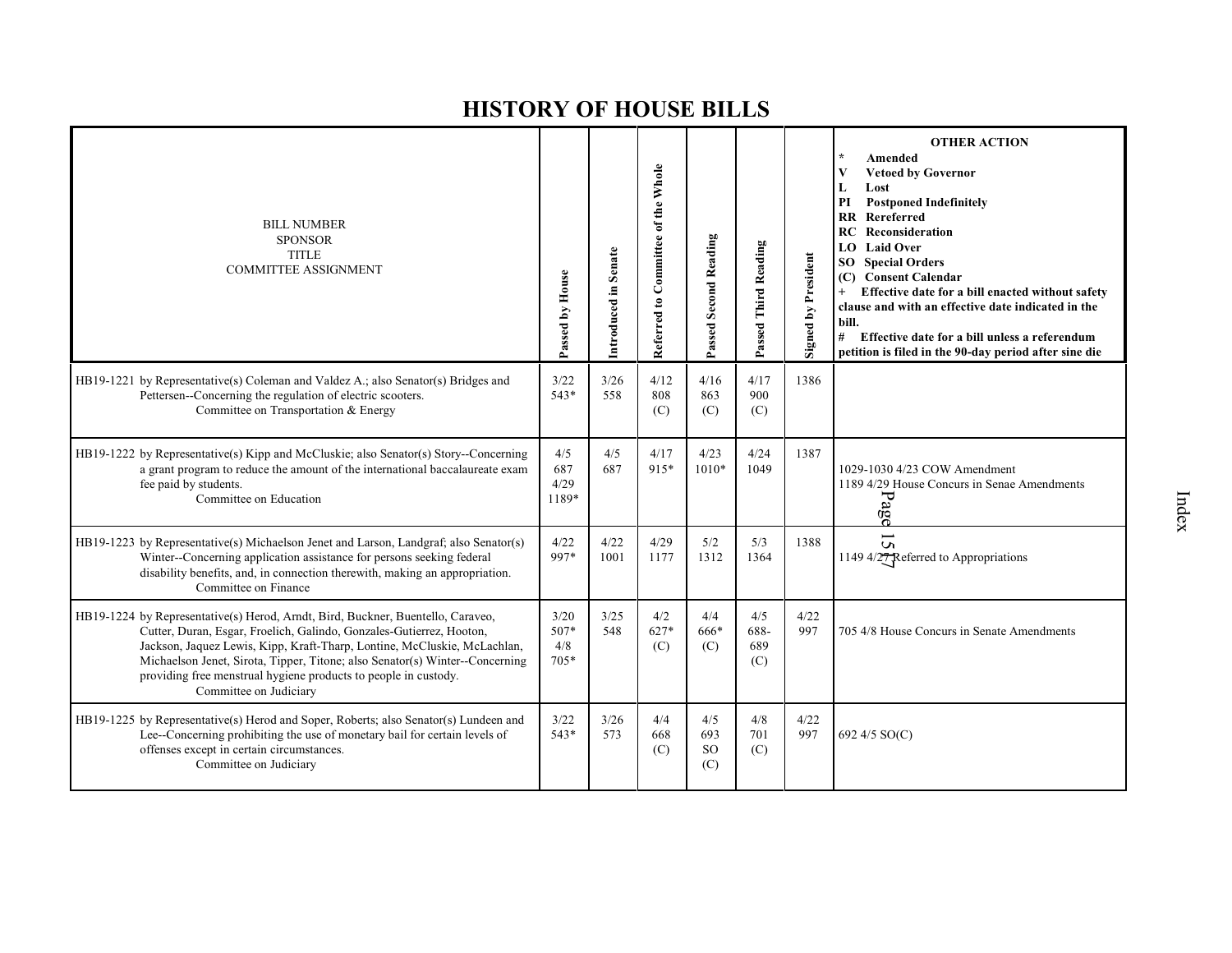# HISTORY OF HOUSE BILLS

| BILL NUMBER<br>SPONSOR<br>TITLE<br>COMMITTEE ASSIGNMENT | Passed by House | Introduced in Senate | Referred to Committee of the Whole | Passed Second Reading | Passed Third Reading | Signed by President | OTHER ACTION<br>* Amended<br>V Vetoed by Governor<br>L Lost<br>PI Postponed Indefinitely<br>RR Rereferred<br>RC Reconsideration<br>LO Laid Over<br>SO Special Orders<br>(C) Consent Calendar<br>+ Effective date for a bill enacted without safety clause and with an effective date indicated in the bill.<br># Effective date for a bill unless a referendum petition is filed in the 90-day period after sine die |
|---|---|---|---|---|---|---|---|
| HB19-1221 by Representative(s) Coleman and Valdez A.; also Senator(s) Bridges and Pettersen--Concerning the regulation of electric scooters.<br>Committee on Transportation & Energy | 3/22<br>543* | 3/26<br>558 | 4/12<br>808<br>(C) | 4/16<br>863<br>(C) | 4/17<br>900<br>(C) | 1386 | |
| HB19-1222 by Representative(s) Kipp and McCluskie; also Senator(s) Story--Concerning a grant program to reduce the amount of the international baccalaureate exam fee paid by students.<br>Committee on Education | 4/5<br>687<br>4/29<br>1189* | 4/5<br>687 | 4/17<br>915* | 4/23<br>1010* | 4/24<br>1049 | 1387 | 1029-1030 4/23 COW Amendment<br>1189 4/29 House Concurs in Senae Amendments |
| HB19-1223 by Representative(s) Michaelson Jenet and Larson, Landgraf; also Senator(s) Winter--Concerning application assistance for persons seeking federal disability benefits, and, in connection therewith, making an appropriation.<br>Committee on Finance | 4/22<br>997* | 4/22<br>1001 | 4/29<br>1177 | 5/2<br>1312 | 5/3<br>1364 | 1388 | 1149 4/27 Referred to Appropriations |
| HB19-1224 by Representative(s) Herod, Arndt, Bird, Buckner, Buentello, Caraveo, Cutter, Duran, Esgar, Froelich, Galindo, Gonzales-Gutierrez, Hooton, Jackson, Jaquez Lewis, Kipp, Kraft-Tharp, Lontine, McCluskie, McLachlan, Michaelson Jenet, Sirota, Tipper, Titone; also Senator(s) Winter--Concerning providing free menstrual hygiene products to people in custody.<br>Committee on Judiciary | 3/20<br>507*<br>4/8<br>705* | 3/25<br>548 | 4/2<br>627*<br>(C) | 4/4<br>666*<br>(C) | 4/5<br>688-<br>689<br>(C) | 4/22<br>997 | 705 4/8 House Concurs in Senate Amendments |
| HB19-1225 by Representative(s) Herod and Soper, Roberts; also Senator(s) Lundeen and Lee--Concerning prohibiting the use of monetary bail for certain levels of offenses except in certain circumstances.<br>Committee on Judiciary | 3/22<br>543* | 3/26<br>573 | 4/4<br>668<br>(C) | 4/5<br>693<br>SO<br>(C) | 4/8<br>701<br>(C) | 4/22<br>997 | 692 4/5 SO(C) |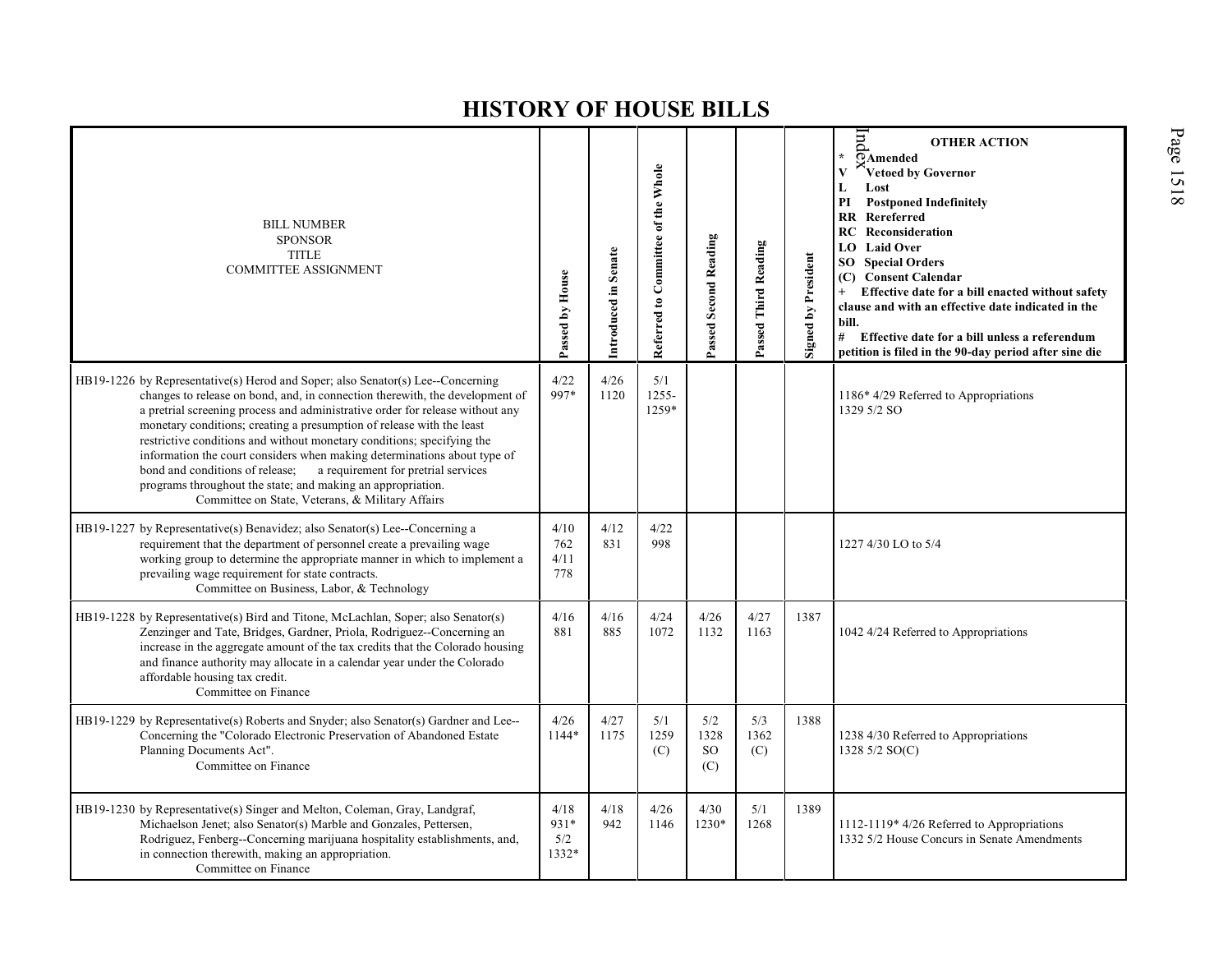# HISTORY OF HOUSE BILLS

| BILL NUMBER<br>SPONSOR<br>TITLE<br>COMMITTEE ASSIGNMENT | Passed by House | Introduced in Senate | Referred to Committee of the Whole | Passed Second Reading | Passed Third Reading | Signed by President | OTHER ACTION<br>* Amended<br>V Vetoed by Governor<br>L Lost<br>PI Postponed Indefinitely<br>RR Rereferred<br>RC Reconsideration<br>LO Laid Over<br>SO Special Orders<br>(C) Consent Calendar<br>+ Effective date for a bill enacted without safety clause and with an effective date indicated in the bill.<br># Effective date for a bill unless a referendum petition is filed in the 90-day period after sine die |
|---|---|---|---|---|---|---|---|
| HB19-1226 by Representative(s) Herod and Soper; also Senator(s) Lee--Concerning changes to release on bond, and, in connection therewith, the development of a pretrial screening process and administrative order for release without any monetary conditions; creating a presumption of release with the least restrictive conditions and without monetary conditions; specifying the information the court considers when making determinations about type of bond and conditions of release; a requirement for pretrial services programs throughout the state; and making an appropriation.<br>Committee on State, Veterans, & Military Affairs | 4/22<br>997* | 4/26<br>1120 | 5/1<br>1255-<br>1259* | | | | 1186* 4/29 Referred to Appropriations<br>1329 5/2 SO |
| HB19-1227 by Representative(s) Benavidez; also Senator(s) Lee--Concerning a requirement that the department of personnel create a prevailing wage working group to determine the appropriate manner in which to implement a prevailing wage requirement for state contracts.<br>Committee on Business, Labor, & Technology | 4/10<br>762<br>4/11<br>778 | 4/12<br>831 | 4/22<br>998 | | | | 1227 4/30 LO to 5/4 |
| HB19-1228 by Representative(s) Bird and Titone, McLachlan, Soper; also Senator(s) Zenzinger and Tate, Bridges, Gardner, Priola, Rodriguez--Concerning an increase in the aggregate amount of the tax credits that the Colorado housing and finance authority may allocate in a calendar year under the Colorado affordable housing tax credit.<br>Committee on Finance | 4/16<br>881 | 4/16<br>885 | 4/24<br>1072 | 4/26<br>1132 | 4/27<br>1163 | 1387 | 1042 4/24 Referred to Appropriations |
| HB19-1229 by Representative(s) Roberts and Snyder; also Senator(s) Gardner and Lee--Concerning the "Colorado Electronic Preservation of Abandoned Estate Planning Documents Act".<br>Committee on Finance | 4/26<br>1144* | 4/27<br>1175 | 5/1<br>1259<br>(C) | 5/2<br>1328<br>SO<br>(C) | 5/3<br>1362<br>(C) | 1388 | 1238 4/30 Referred to Appropriations<br>1328 5/2 SO(C) |
| HB19-1230 by Representative(s) Singer and Melton, Coleman, Gray, Landgraf, Michaelson Jenet; also Senator(s) Marble and Gonzales, Pettersen, Rodriguez, Fenberg--Concerning marijuana hospitality establishments, and, in connection therewith, making an appropriation.<br>Committee on Finance | 4/18<br>931*<br>5/2<br>1332* | 4/18<br>942 | 4/26<br>1146 | 4/30<br>1230* | 5/1<br>1268 | 1389 | 1112-1119* 4/26 Referred to Appropriations<br>1332 5/2 House Concurs in Senate Amendments |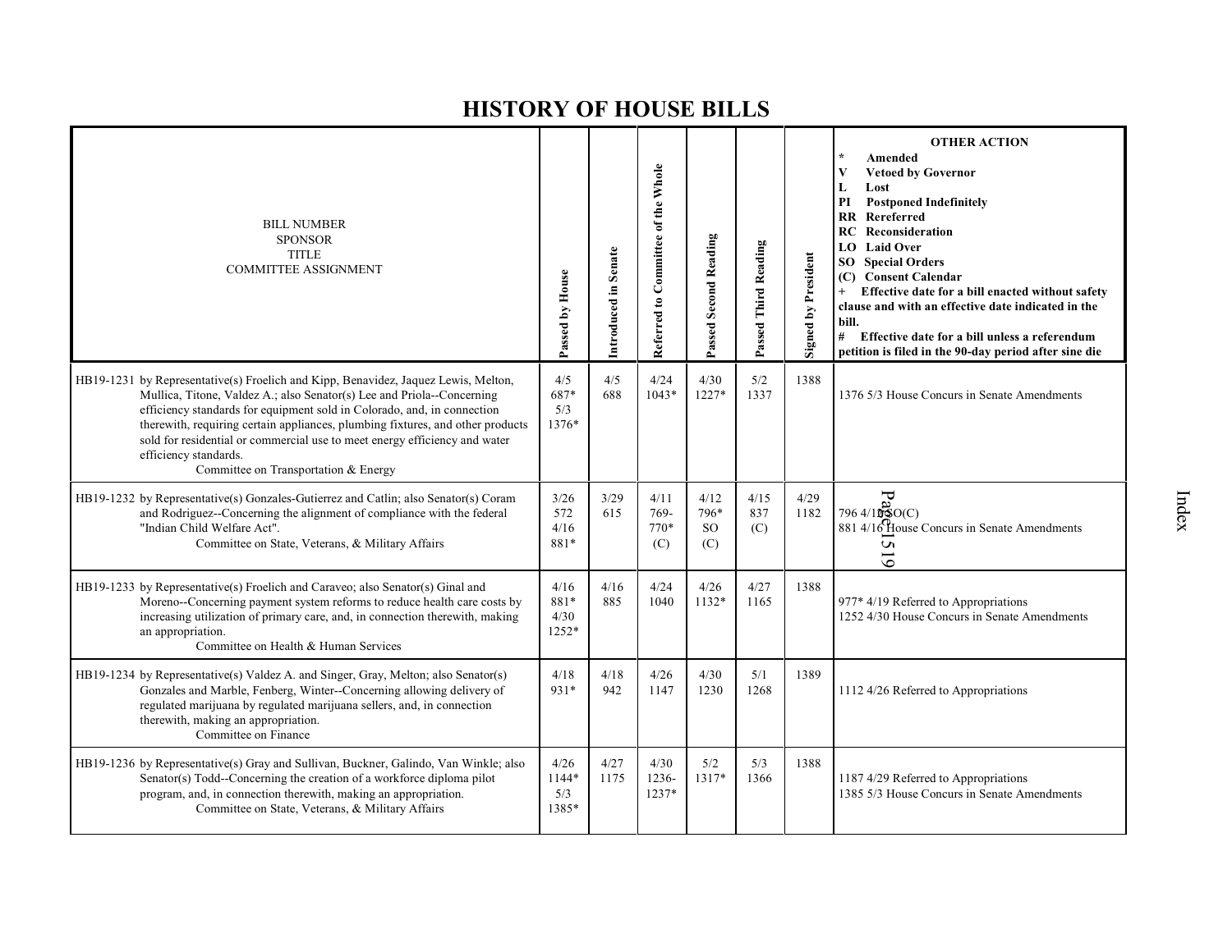# HISTORY OF HOUSE BILLS

| BILL NUMBER<br>SPONSOR<br>TITLE<br>COMMITTEE ASSIGNMENT | Passed by House | Introduced in Senate | Referred to Committee of the Whole | Passed Second Reading | Passed Third Reading | Signed by President | OTHER ACTION<br>* Amended<br>V Vetoed by Governor<br>L Lost<br>PI Postponed Indefinitely<br>RR Rereferred<br>RC Reconsideration<br>LO Laid Over<br>SO Special Orders<br>(C) Consent Calendar<br>+ Effective date for a bill enacted without safety clause and with an effective date indicated in the bill.<br># Effective date for a bill unless a referendum petition is filed in the 90-day period after sine die |
|---|---|---|---|---|---|---|---|
| HB19-1231 by Representative(s) Froelich and Kipp, Benavidez, Jaquez Lewis, Melton, Mullica, Titone, Valdez A.; also Senator(s) Lee and Priola--Concerning efficiency standards for equipment sold in Colorado, and, in connection therewith, requiring certain appliances, plumbing fixtures, and other products sold for residential or commercial use to meet energy efficiency and water efficiency standards.<br>Committee on Transportation & Energy | 4/5<br>687*<br>5/3<br>1376* | 4/5<br>688 | 4/24<br>1043* | 4/30<br>1227* | 5/2<br>1337 | 1388 | 1376 5/3 House Concurs in Senate Amendments |
| HB19-1232 by Representative(s) Gonzales-Gutierrez and Catlin; also Senator(s) Coram and Rodriguez--Concerning the alignment of compliance with the federal "Indian Child Welfare Act".<br>Committee on State, Veterans, & Military Affairs | 3/26<br>572<br>4/16<br>881* | 3/29<br>615 | 4/11<br>769-<br>770*<br>(C) | 4/12<br>796*<br>SO<br>(C) | 4/15<br>837<br>(C) | 4/29<br>1182 | 796 4/12 SO(C)<br>881 4/16 House Concurs in Senate Amendments |
| HB19-1233 by Representative(s) Froelich and Caraveo; also Senator(s) Ginal and Moreno--Concerning payment system reforms to reduce health care costs by increasing utilization of primary care, and, in connection therewith, making an appropriation.<br>Committee on Health & Human Services | 4/16<br>881*<br>4/30<br>1252* | 4/16<br>885 | 4/24<br>1040 | 4/26<br>1132* | 4/27<br>1165 | 1388 | 977* 4/19 Referred to Appropriations<br>1252 4/30 House Concurs in Senate Amendments |
| HB19-1234 by Representative(s) Valdez A. and Singer, Gray, Melton; also Senator(s) Gonzales and Marble, Fenberg, Winter--Concerning allowing delivery of regulated marijuana by regulated marijuana sellers, and, in connection therewith, making an appropriation.<br>Committee on Finance | 4/18<br>931* | 4/18<br>942 | 4/26<br>1147 | 4/30<br>1230 | 5/1<br>1268 | 1389 | 1112 4/26 Referred to Appropriations |
| HB19-1236 by Representative(s) Gray and Sullivan, Buckner, Galindo, Van Winkle; also Senator(s) Todd--Concerning the creation of a workforce diploma pilot program, and, in connection therewith, making an appropriation.<br>Committee on State, Veterans, & Military Affairs | 4/26<br>1144*<br>5/3<br>1385* | 4/27<br>1175 | 4/30<br>1236-<br>1237* | 5/2<br>1317* | 5/3<br>1366 | 1388 | 1187 4/29 Referred to Appropriations<br>1385 5/3 House Concurs in Senate Amendments |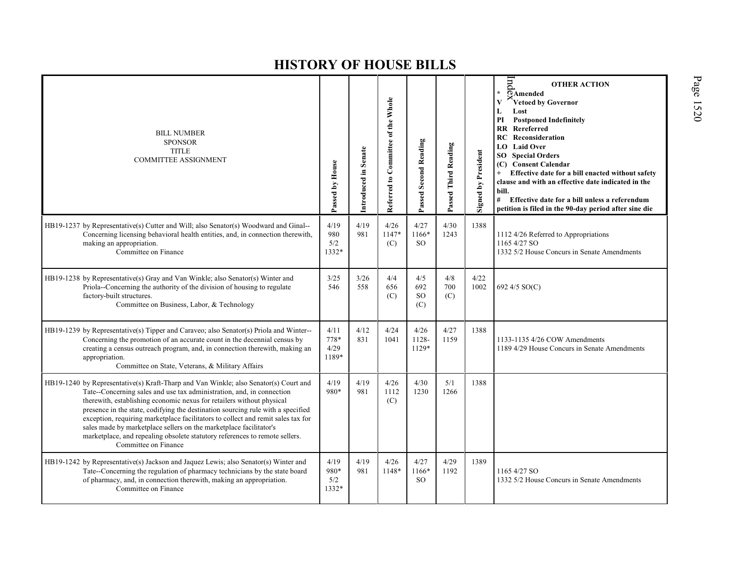# HISTORY OF HOUSE BILLS

| BILL NUMBER<br>SPONSOR<br>TITLE<br>COMMITTEE ASSIGNMENT | Passed by House | Introduced in Senate | Referred to Committee of the Whole | Passed Second Reading | Passed Third Reading | Signed by President | OTHER ACTION<br>* Amended<br>V Vetoed by Governor<br>L Lost<br>PI Postponed Indefinitely<br>RR Rereferred<br>RC Reconsideration<br>LO Laid Over<br>SO Special Orders<br>(C) Consent Calendar<br>+ Effective date for a bill enacted without safety clause and with an effective date indicated in the bill.<br># Effective date for a bill unless a referendum petition is filed in the 90-day period after sine die |
|---|---|---|---|---|---|---|---|
| HB19-1237 by Representative(s) Cutter and Will; also Senator(s) Woodward and Ginal--Concerning licensing behavioral health entities, and, in connection therewith, making an appropriation.<br>Committee on Finance | 4/19<br>980<br>5/2<br>1332* | 4/19<br>981 | 4/26<br>1147*<br>(C) | 4/27<br>1166*<br>SO | 4/30<br>1243 | 1388 | 1112 4/26 Referred to Appropriations<br>1165 4/27 SO<br>1332 5/2 House Concurs in Senate Amendments |
| HB19-1238 by Representative(s) Gray and Van Winkle; also Senator(s) Winter and Priola--Concerning the authority of the division of housing to regulate factory-built structures.<br>Committee on Business, Labor, & Technology | 3/25<br>546 | 3/26<br>558 | 4/4<br>656<br>(C) | 4/5<br>692<br>SO<br>(C) | 4/8<br>700<br>(C) | 4/22<br>1002 | 692 4/5 SO(C) |
| HB19-1239 by Representative(s) Tipper and Caraveo; also Senator(s) Priola and Winter--Concerning the promotion of an accurate count in the decennial census by creating a census outreach program, and, in connection therewith, making an appropriation.<br>Committee on State, Veterans, & Military Affairs | 4/11<br>778*<br>4/29<br>1189* | 4/12<br>831 | 4/24<br>1041 | 4/26<br>1128-<br>1129* | 4/27<br>1159 | 1388 | 1133-1135 4/26 COW Amendments<br>1189 4/29 House Concurs in Senate Amendments |
| HB19-1240 by Representative(s) Kraft-Tharp and Van Winkle; also Senator(s) Court and Tate--Concerning sales and use tax administration, and, in connection therewith, establishing economic nexus for retailers without physical presence in the state, codifying the destination sourcing rule with a specified exception, requiring marketplace facilitators to collect and remit sales tax for sales made by marketplace sellers on the marketplace facilitator's marketplace, and repealing obsolete statutory references to remote sellers.<br>Committee on Finance | 4/19<br>980* | 4/19<br>981 | 4/26<br>1112<br>(C) | 4/30<br>1230 | 5/1<br>1266 | 1388 | |
| HB19-1242 by Representative(s) Jackson and Jaquez Lewis; also Senator(s) Winter and Tate--Concerning the regulation of pharmacy technicians by the state board of pharmacy, and, in connection therewith, making an appropriation.<br>Committee on Finance | 4/19<br>980*<br>5/2<br>1332* | 4/19<br>981 | 4/26<br>1148* | 4/27<br>1166*<br>SO | 4/29<br>1192 | 1389 | 1165 4/27 SO<br>1332 5/2 House Concurs in Senate Amendments |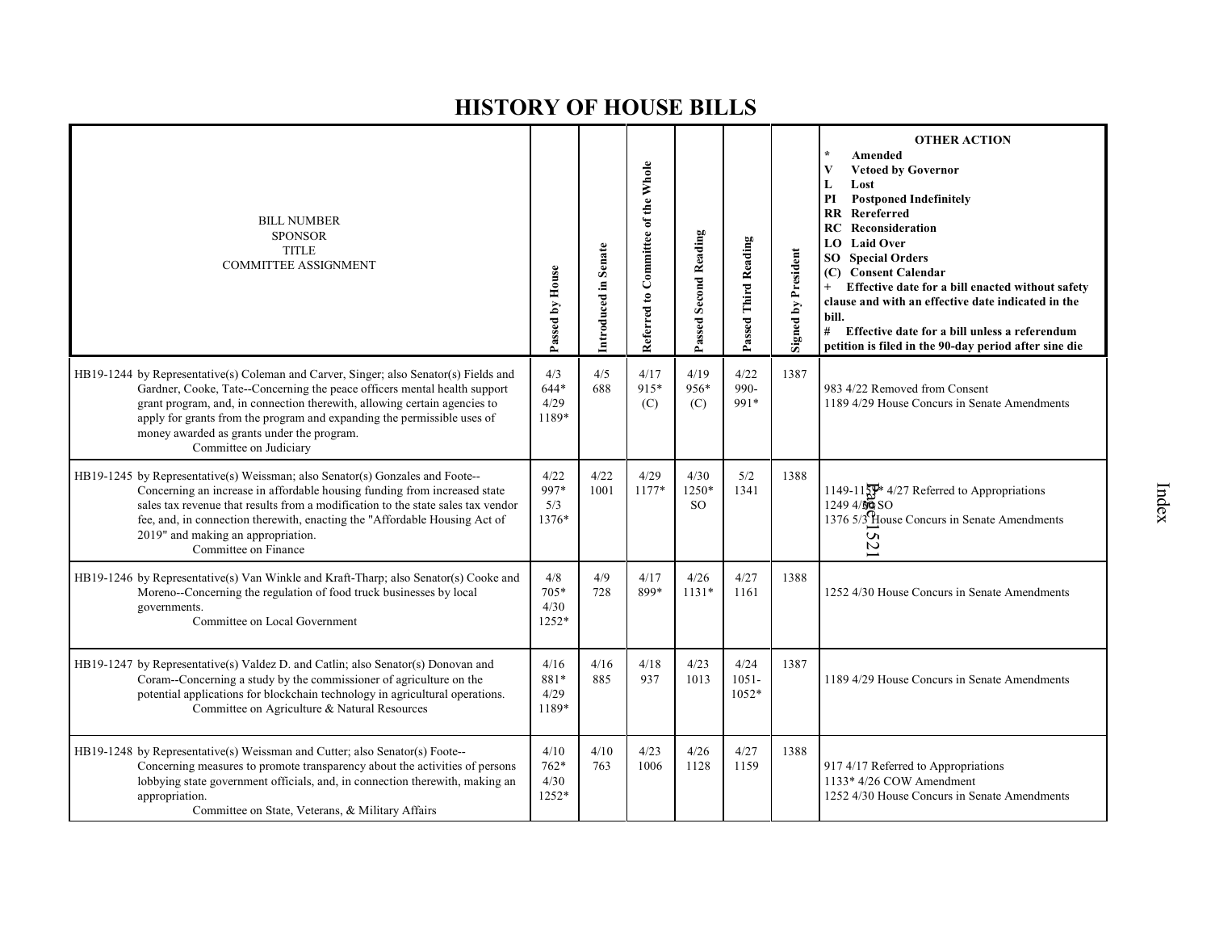# HISTORY OF HOUSE BILLS

| BILL NUMBER<br>SPONSOR<br>TITLE<br>COMMITTEE ASSIGNMENT | Passed by House | Introduced in Senate | Referred to Committee of the Whole | Passed Second Reading | Passed Third Reading | Signed by President | OTHER ACTION<br>* Amended<br>V Vetoed by Governor<br>L Lost<br>PI Postponed Indefinitely<br>RR Rereferred<br>RC Reconsideration<br>LO Laid Over<br>SO Special Orders<br>(C) Consent Calendar<br>+ Effective date for a bill enacted without safety clause and with an effective date indicated in the bill.<br># Effective date for a bill unless a referendum petition is filed in the 90-day period after sine die |
|---|---|---|---|---|---|---|---|
| HB19-1244 by Representative(s) Coleman and Carver, Singer; also Senator(s) Fields and Gardner, Cooke, Tate--Concerning the peace officers mental health support grant program, and, in connection therewith, allowing certain agencies to apply for grants from the program and expanding the permissible uses of money awarded as grants under the program.<br>Committee on Judiciary | 4/3<br>644*<br>4/29<br>1189* | 4/5<br>688 | 4/17<br>915*<br>(C) | 4/19<br>956*<br>(C) | 4/22<br>990-<br>991* | 1387 | 983 4/22 Removed from Consent<br>1189 4/29 House Concurs in Senate Amendments |
| HB19-1245 by Representative(s) Weissman; also Senator(s) Gonzales and Foote--Concerning an increase in affordable housing funding from increased state sales tax revenue that results from a modification to the state sales tax vendor fee, and, in connection therewith, enacting the "Affordable Housing Act of 2019" and making an appropriation.<br>Committee on Finance | 4/22<br>997*<br>5/3<br>1376* | 4/22<br>1001 | 4/29<br>1177* | 4/30<br>1250*<br>SO | 5/2<br>1341 | 1388 | 1149-1150* 4/27 Referred to Appropriations<br>1249 4/30 SO<br>1376 5/3 House Concurs in Senate Amendments |
| HB19-1246 by Representative(s) Van Winkle and Kraft-Tharp; also Senator(s) Cooke and Moreno--Concerning the regulation of food truck businesses by local governments.<br>Committee on Local Government | 4/8<br>705*<br>4/30<br>1252* | 4/9<br>728 | 4/17<br>899* | 4/26<br>1131* | 4/27<br>1161 | 1388 | 1252 4/30 House Concurs in Senate Amendments |
| HB19-1247 by Representative(s) Valdez D. and Catlin; also Senator(s) Donovan and Coram--Concerning a study by the commissioner of agriculture on the potential applications for blockchain technology in agricultural operations.<br>Committee on Agriculture & Natural Resources | 4/16<br>881*<br>4/29<br>1189* | 4/16<br>885 | 4/18<br>937 | 4/23<br>1013 | 4/24<br>1051-<br>1052* | 1387 | 1189 4/29 House Concurs in Senate Amendments |
| HB19-1248 by Representative(s) Weissman and Cutter; also Senator(s) Foote--Concerning measures to promote transparency about the activities of persons lobbying state government officials, and, in connection therewith, making an appropriation.<br>Committee on State, Veterans, & Military Affairs | 4/10<br>762*<br>4/30<br>1252* | 4/10<br>763 | 4/23<br>1006 | 4/26<br>1128 | 4/27<br>1159 | 1388 | 917 4/17 Referred to Appropriations<br>1133* 4/26 COW Amendment<br>1252 4/30 House Concurs in Senate Amendments |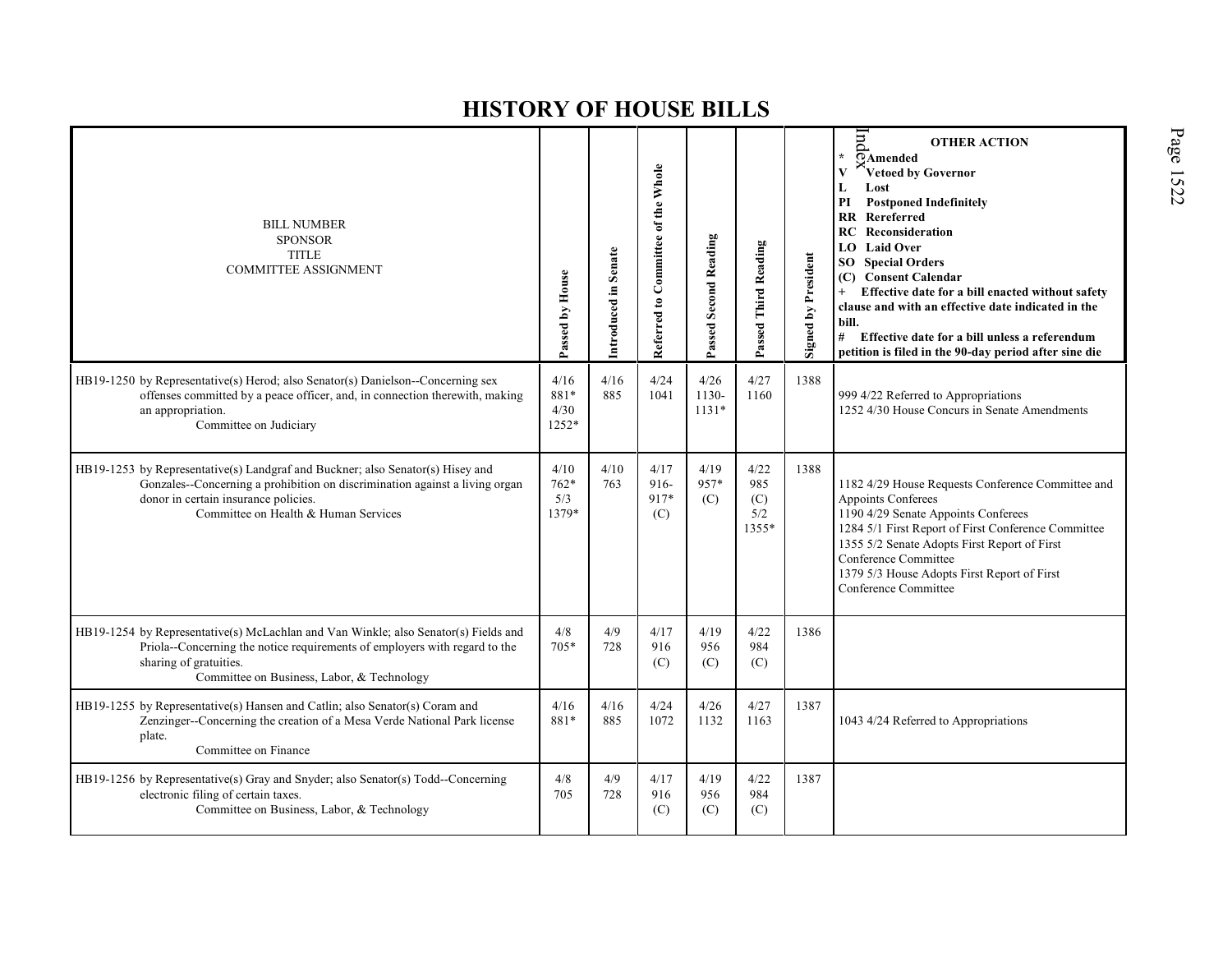# HISTORY OF HOUSE BILLS

| BILL NUMBER SPONSOR TITLE COMMITTEE ASSIGNMENT | Passed by House | Introduced in Senate | Referred to Committee of the Whole | Passed Second Reading | Passed Third Reading | Signed by President | OTHER ACTION * Amended V Vetoed by Governor L Lost PI Postponed Indefinitely RR Rereferred RC Reconsideration LO Laid Over SO Special Orders (C) Consent Calendar + Effective date for a bill enacted without safety clause and with an effective date indicated in the bill. # Effective date for a bill unless a referendum petition is filed in the 90-day period after sine die |
|---|---|---|---|---|---|---|---|
| HB19-1250 by Representative(s) Herod; also Senator(s) Danielson--Concerning sex offenses committed by a peace officer, and, in connection therewith, making an appropriation. Committee on Judiciary | 4/16 881* 4/30 1252* | 4/16 885 | 4/24 1041 | 4/26 1130-1131* | 4/27 1160 | 1388 | 999 4/22 Referred to Appropriations 1252 4/30 House Concurs in Senate Amendments |
| HB19-1253 by Representative(s) Landgraf and Buckner; also Senator(s) Hisey and Gonzales--Concerning a prohibition on discrimination against a living organ donor in certain insurance policies. Committee on Health & Human Services | 4/10 762* 5/3 1379* | 4/10 763 | 4/17 916-917* (C) | 4/19 957* (C) | 4/22 985 (C) 5/2 1355* | 1388 | 1182 4/29 House Requests Conference Committee and Appoints Conferees 1190 4/29 Senate Appoints Conferees 1284 5/1 First Report of First Conference Committee 1355 5/2 Senate Adopts First Report of First Conference Committee 1379 5/3 House Adopts First Report of First Conference Committee |
| HB19-1254 by Representative(s) McLachlan and Van Winkle; also Senator(s) Fields and Priola--Concerning the notice requirements of employers with regard to the sharing of gratuities. Committee on Business, Labor, & Technology | 4/8 705* | 4/9 728 | 4/17 916 (C) | 4/19 956 (C) | 4/22 984 (C) | 1386 | |
| HB19-1255 by Representative(s) Hansen and Catlin; also Senator(s) Coram and Zenzinger--Concerning the creation of a Mesa Verde National Park license plate. Committee on Finance | 4/16 881* | 4/16 885 | 4/24 1072 | 4/26 1132 | 4/27 1163 | 1387 | 1043 4/24 Referred to Appropriations |
| HB19-1256 by Representative(s) Gray and Snyder; also Senator(s) Todd--Concerning electronic filing of certain taxes. Committee on Business, Labor, & Technology | 4/8 705 | 4/9 728 | 4/17 916 (C) | 4/19 956 (C) | 4/22 984 (C) | 1387 | |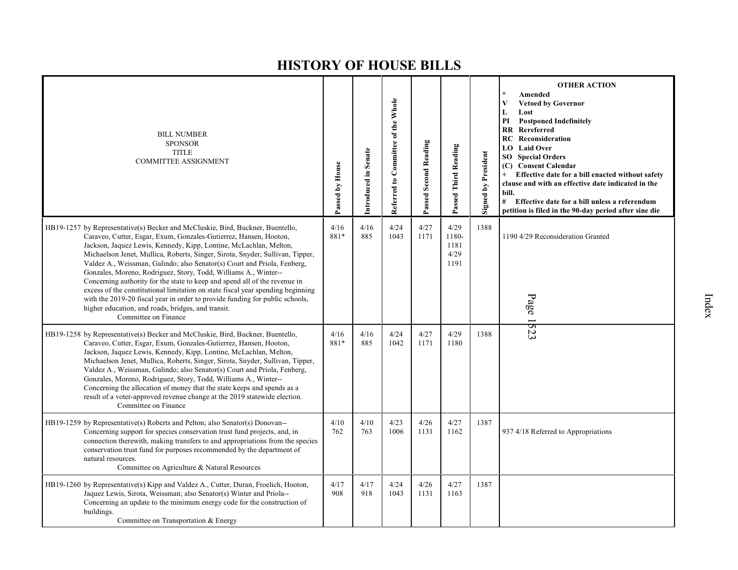# HISTORY OF HOUSE BILLS

| BILL NUMBER<br>SPONSOR<br>TITLE<br>COMMITTEE ASSIGNMENT | Passed by House | Introduced in Senate | Referred to Committee of the Whole | Passed Second Reading | Passed Third Reading | Signed by President | OTHER ACTION<br>* Amended<br>V Vetoed by Governor<br>L Lost<br>PI Postponed Indefinitely<br>RR Rereferred<br>RC Reconsideration<br>LO Laid Over<br>SO Special Orders<br>(C) Consent Calendar<br>+ Effective date for a bill enacted without safety clause and with an effective date indicated in the bill.<br># Effective date for a bill unless a referendum petition is filed in the 90-day period after sine die |
|---|---|---|---|---|---|---|---|
| HB19-1257 by Representative(s) Becker and McCluskie, Bird, Buckner, Buentello, Caraveo, Cutter, Esgar, Exum, Gonzales-Gutierrez, Hansen, Hooton, Jackson, Jaquez Lewis, Kennedy, Kipp, Lontine, McLachlan, Melton, Michaelson Jenet, Mullica, Roberts, Singer, Sirota, Snyder, Sullivan, Tipper, Valdez A., Weissman, Galindo; also Senator(s) Court and Priola, Fenberg, Gonzales, Moreno, Rodriguez, Story, Todd, Williams A., Winter-- Concerning authority for the state to keep and spend all of the revenue in excess of the constitutional limitation on state fiscal year spending beginning with the 2019-20 fiscal year in order to provide funding for public schools, higher education, and roads, bridges, and transit.<br>Committee on Finance | 4/16<br>881* | 4/16<br>885 | 4/24<br>1043 | 4/27<br>1171 | 4/29<br>1180-<br>1181<br>4/29<br>1191 | 1388 | 1190 4/29 Reconsideration Granted |
| HB19-1258 by Representative(s) Becker and McCluskie, Bird, Buckner, Buentello, Caraveo, Cutter, Esgar, Exum, Gonzales-Gutierrez, Hansen, Hooton, Jackson, Jaquez Lewis, Kennedy, Kipp, Lontine, McLachlan, Melton, Michaelson Jenet, Mullica, Roberts, Singer, Sirota, Snyder, Sullivan, Tipper, Valdez A., Weissman, Galindo; also Senator(s) Court and Priola, Fenberg, Gonzales, Moreno, Rodriguez, Story, Todd, Williams A., Winter-- Concerning the allocation of money that the state keeps and spends as a result of a voter-approved revenue change at the 2019 statewide election.<br>Committee on Finance | 4/16<br>881* | 4/16<br>885 | 4/24<br>1042 | 4/27<br>1171 | 4/29<br>1180 | 1388 | |
| HB19-1259 by Representative(s) Roberts and Pelton; also Senator(s) Donovan-- Concerning support for species conservation trust fund projects, and, in connection therewith, making transfers to and appropriations from the species conservation trust fund for purposes recommended by the department of natural resources.<br>Committee on Agriculture & Natural Resources | 4/10<br>762 | 4/10<br>763 | 4/23<br>1006 | 4/26<br>1131 | 4/27<br>1162 | 1387 | 937 4/18 Referred to Appropriations |
| HB19-1260 by Representative(s) Kipp and Valdez A., Cutter, Duran, Froelich, Hooton, Jaquez Lewis, Sirota, Weissman; also Senator(s) Winter and Priola-- Concerning an update to the minimum energy code for the construction of buildings.<br>Committee on Transportation & Energy | 4/17<br>908 | 4/17<br>918 | 4/24<br>1043 | 4/26<br>1131 | 4/27<br>1163 | 1387 | |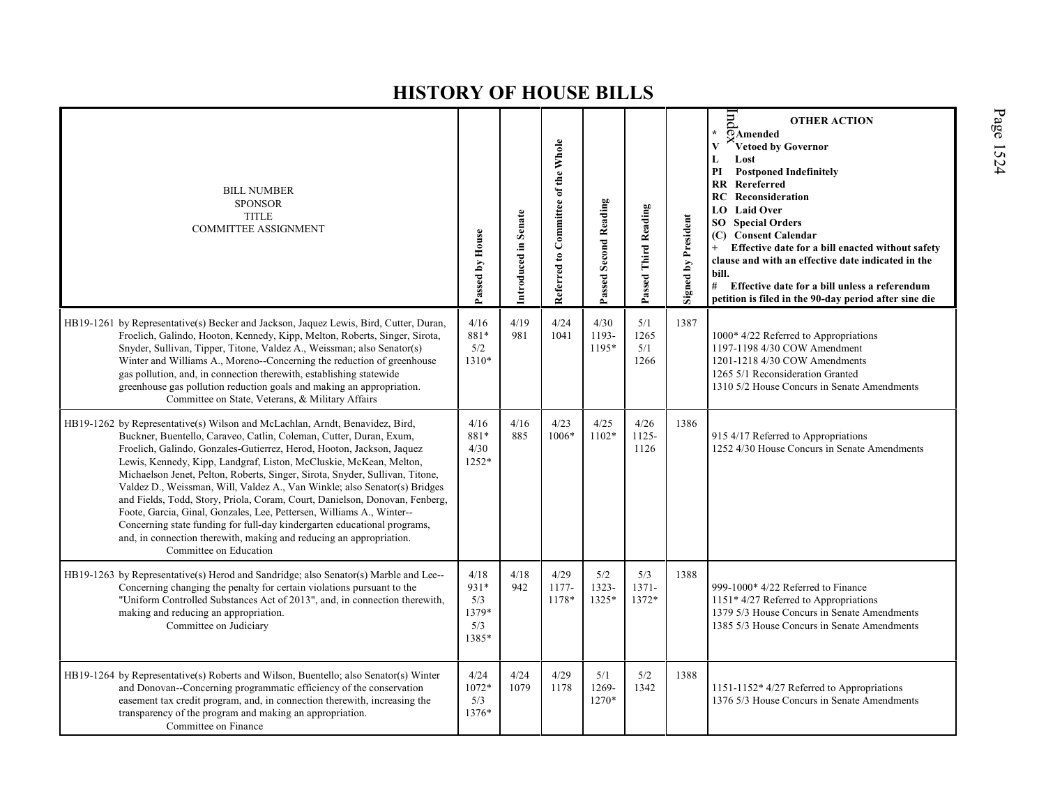# HISTORY OF HOUSE BILLS

| BILL NUMBER<br>SPONSOR<br>TITLE<br>COMMITTEE ASSIGNMENT | Passed by House | Introduced in Senate | Referred to Committee of the Whole | Passed Second Reading | Passed Third Reading | Signed by President | OTHER ACTION<br>* Amended<br>V Vetoed by Governor<br>L Lost<br>PI Postponed Indefinitely<br>RR Rereferred<br>RC Reconsideration<br>LO Laid Over<br>SO Special Orders<br>(C) Consent Calendar<br>+ Effective date for a bill enacted without safety clause and with an effective date indicated in the bill.<br># Effective date for a bill unless a referendum petition is filed in the 90-day period after sine die |
|---|---|---|---|---|---|---|---|
| HB19-1261 by Representative(s) Becker and Jackson, Jaquez Lewis, Bird, Cutter, Duran, Froelich, Galindo, Hooton, Kennedy, Kipp, Melton, Roberts, Singer, Sirota, Snyder, Sullivan, Tipper, Titone, Valdez A., Weissman; also Senator(s) Winter and Williams A., Moreno--Concerning the reduction of greenhouse gas pollution, and, in connection therewith, establishing statewide greenhouse gas pollution reduction goals and making an appropriation.<br>Committee on State, Veterans, & Military Affairs | 4/16<br>881*<br>5/2<br>1310* | 4/19<br>981 | 4/24<br>1041 | 4/30<br>1193-<br>1195* | 5/1<br>1265<br>5/1<br>1266 | 1387 | 1000* 4/22 Referred to Appropriations<br>1197-1198 4/30 COW Amendment<br>1201-1218 4/30 COW Amendments<br>1265 5/1 Reconsideration Granted<br>1310 5/2 House Concurs in Senate Amendments |
| HB19-1262 by Representative(s) Wilson and McLachlan, Arndt, Benavidez, Bird, Buckner, Buentello, Caraveo, Catlin, Coleman, Cutter, Duran, Exum, Froelich, Galindo, Gonzales-Gutierrez, Herod, Hooton, Jackson, Jaquez Lewis, Kennedy, Kipp, Landgraf, Liston, McCluskie, McKean, Melton, Michaelson Jenet, Pelton, Roberts, Singer, Sirota, Snyder, Sullivan, Titone, Valdez D., Weissman, Will, Valdez A., Van Winkle; also Senator(s) Bridges and Fields, Todd, Story, Priola, Coram, Court, Danielson, Donovan, Fenberg, Foote, Garcia, Ginal, Gonzales, Lee, Pettersen, Williams A., Winter--Concerning state funding for full-day kindergarten educational programs, and, in connection therewith, making and reducing an appropriation.<br>Committee on Education | 4/16<br>881*<br>4/30<br>1252* | 4/16<br>885 | 4/23<br>1006* | 4/25<br>1102* | 4/26<br>1125-<br>1126 | 1386 | 915 4/17 Referred to Appropriations<br>1252 4/30 House Concurs in Senate Amendments |
| HB19-1263 by Representative(s) Herod and Sandridge; also Senator(s) Marble and Lee--Concerning changing the penalty for certain violations pursuant to the "Uniform Controlled Substances Act of 2013", and, in connection therewith, making and reducing an appropriation.<br>Committee on Judiciary | 4/18<br>931*<br>5/3<br>1379*<br>5/3<br>1385* | 4/18<br>942 | 4/29<br>1177-<br>1178* | 5/2<br>1323-<br>1325* | 5/3<br>1371-<br>1372* | 1388 | 999-1000* 4/22 Referred to Finance<br>1151* 4/27 Referred to Appropriations<br>1379 5/3 House Concurs in Senate Amendments<br>1385 5/3 House Concurs in Senate Amendments |
| HB19-1264 by Representative(s) Roberts and Wilson, Buentello; also Senator(s) Winter and Donovan--Concerning programmatic efficiency of the conservation easement tax credit program, and, in connection therewith, increasing the transparency of the program and making an appropriation.<br>Committee on Finance | 4/24<br>1072*<br>5/3<br>1376* | 4/24<br>1079 | 4/29<br>1178 | 5/1<br>1269-<br>1270* | 5/2<br>1342 | 1388 | 1151-1152* 4/27 Referred to Appropriations<br>1376 5/3 House Concurs in Senate Amendments |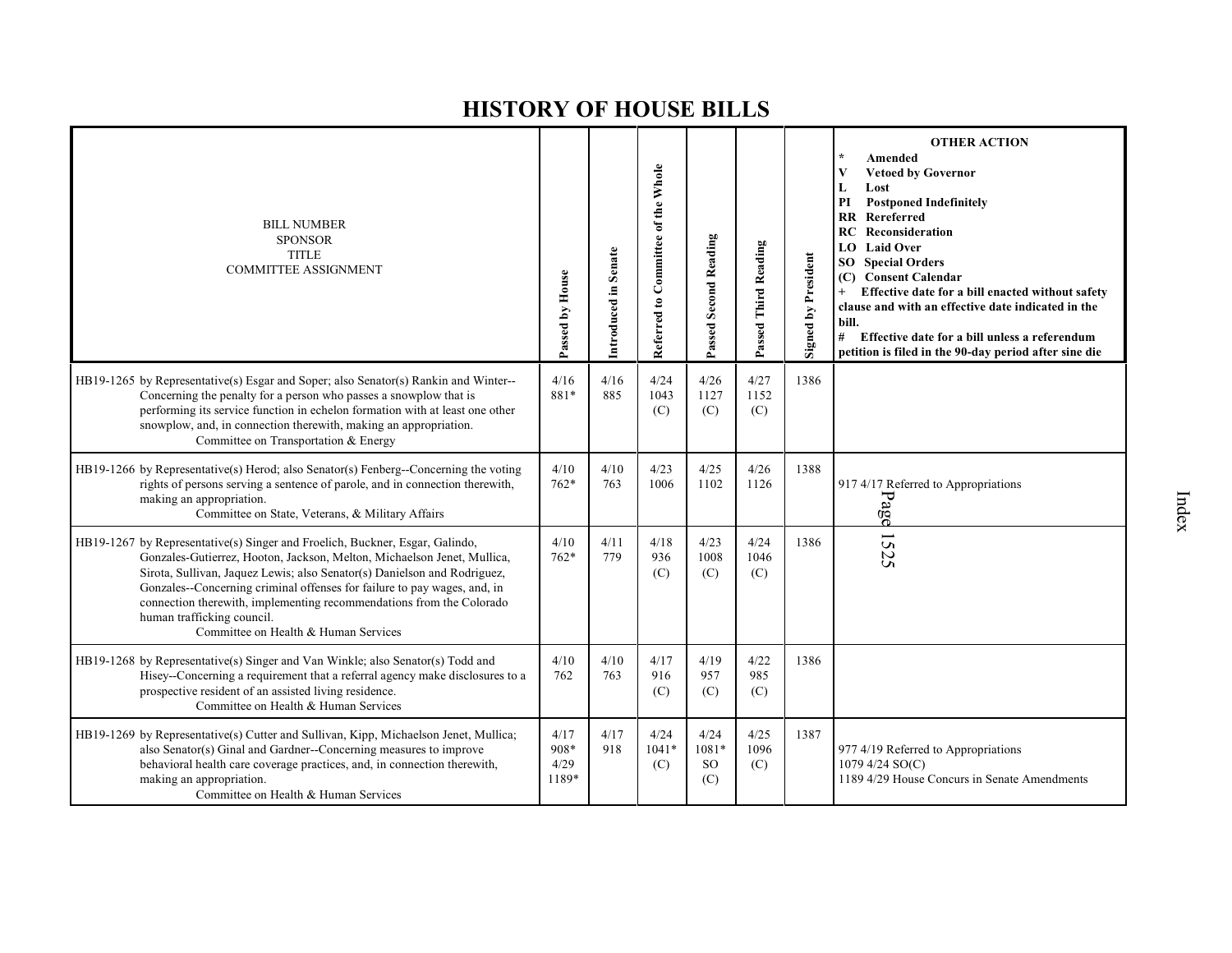# HISTORY OF HOUSE BILLS

| BILL NUMBER<br>SPONSOR<br>TITLE<br>COMMITTEE ASSIGNMENT | Passed by House | Introduced in Senate | Referred to Committee of the Whole | Passed Second Reading | Passed Third Reading | Signed by President | OTHER ACTION<br>* Amended<br>V Vetoed by Governor<br>L Lost<br>PI Postponed Indefinitely<br>RR Rereferred<br>RC Reconsideration<br>LO Laid Over<br>SO Special Orders<br>(C) Consent Calendar<br>+ Effective date for a bill enacted without safety clause and with an effective date indicated in the bill.<br># Effective date for a bill unless a referendum petition is filed in the 90-day period after sine die |
|---|---|---|---|---|---|---|---|
| HB19-1265 by Representative(s) Esgar and Soper; also Senator(s) Rankin and Winter--Concerning the penalty for a person who passes a snowplow that is performing its service function in echelon formation with at least one other snowplow, and, in connection therewith, making an appropriation.<br>Committee on Transportation & Energy | 4/16<br>881* | 4/16<br>885 | 4/24<br>1043<br>(C) | 4/26<br>1127<br>(C) | 4/27<br>1152<br>(C) | 1386 | |
| HB19-1266 by Representative(s) Herod; also Senator(s) Fenberg--Concerning the voting rights of persons serving a sentence of parole, and in connection therewith, making an appropriation.<br>Committee on State, Veterans, & Military Affairs | 4/10<br>762* | 4/10<br>763 | 4/23<br>1006 | 4/25<br>1102 | 4/26<br>1126 | 1388 | 917 4/17 Referred to Appropriations |
| HB19-1267 by Representative(s) Singer and Froelich, Buckner, Esgar, Galindo, Gonzales-Gutierrez, Hooton, Jackson, Melton, Michaelson Jenet, Mullica, Sirota, Sullivan, Jaquez Lewis; also Senator(s) Danielson and Rodriguez, Gonzales--Concerning criminal offenses for failure to pay wages, and, in connection therewith, implementing recommendations from the Colorado human trafficking council.<br>Committee on Health & Human Services | 4/10<br>762* | 4/11<br>779 | 4/18<br>936<br>(C) | 4/23<br>1008<br>(C) | 4/24<br>1046<br>(C) | 1386 | |
| HB19-1268 by Representative(s) Singer and Van Winkle; also Senator(s) Todd and Hisey--Concerning a requirement that a referral agency make disclosures to a prospective resident of an assisted living residence.<br>Committee on Health & Human Services | 4/10<br>762 | 4/10<br>763 | 4/17<br>916<br>(C) | 4/19<br>957<br>(C) | 4/22<br>985<br>(C) | 1386 | |
| HB19-1269 by Representative(s) Cutter and Sullivan, Kipp, Michaelson Jenet, Mullica; also Senator(s) Ginal and Gardner--Concerning measures to improve behavioral health care coverage practices, and, in connection therewith, making an appropriation.<br>Committee on Health & Human Services | 4/17<br>908*<br>4/29<br>1189* | 4/17<br>918 | 4/24<br>1041*<br>(C) | 4/24<br>1081*<br>SO<br>(C) | 4/25<br>1096<br>(C) | 1387 | 977 4/19 Referred to Appropriations<br>1079 4/24 SO(C)<br>1189 4/29 House Concurs in Senate Amendments |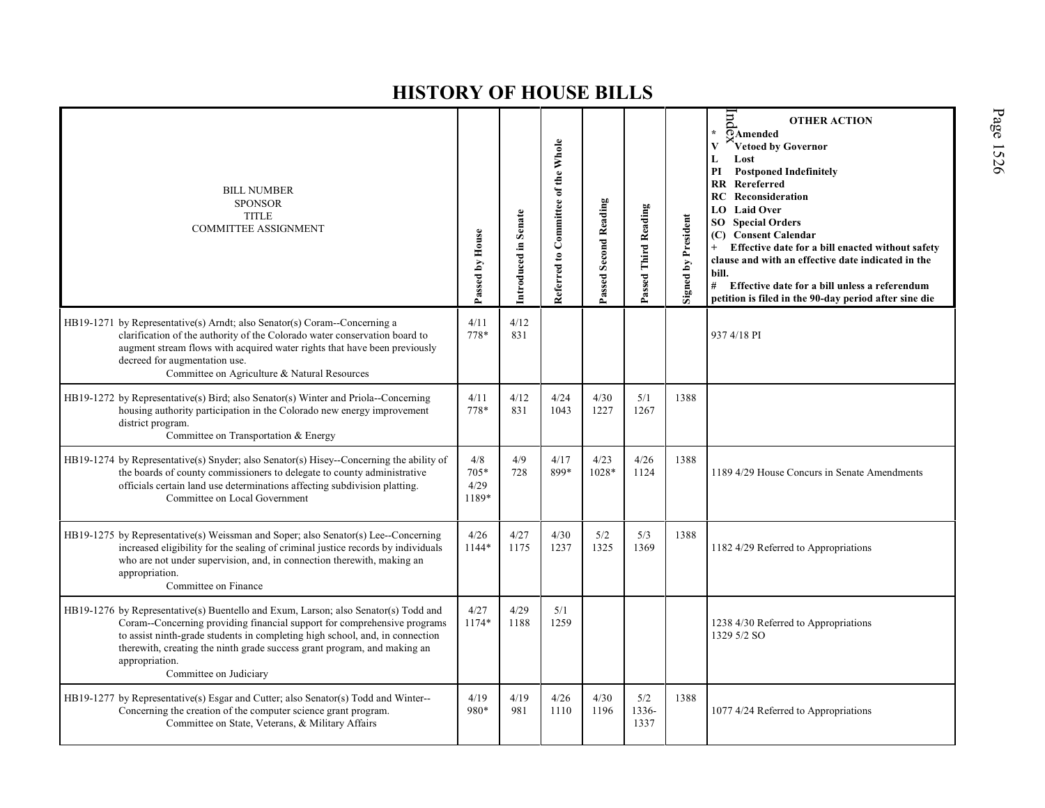# HISTORY OF HOUSE BILLS

| BILL NUMBER<br>SPONSOR<br>TITLE<br>COMMITTEE ASSIGNMENT | Passed by House | Introduced in Senate | Referred to Committee of the Whole | Passed Second Reading | Passed Third Reading | Signed by President | OTHER ACTION<br>* Amended<br>V Vetoed by Governor<br>L Lost<br>PI Postponed Indefinitely<br>RR Rereferred<br>RC Reconsideration<br>LO Laid Over<br>SO Special Orders<br>(C) Consent Calendar<br>+ Effective date for a bill enacted without safety clause and with an effective date indicated in the bill.<br># Effective date for a bill unless a referendum petition is filed in the 90-day period after sine die |
|---|---|---|---|---|---|---|---|
| HB19-1271 by Representative(s) Arndt; also Senator(s) Coram--Concerning a clarification of the authority of the Colorado water conservation board to augment stream flows with acquired water rights that have been previously decreed for augmentation use.<br>Committee on Agriculture & Natural Resources | 4/11<br>778* | 4/12<br>831 | | | | | 937 4/18 PI |
| HB19-1272 by Representative(s) Bird; also Senator(s) Winter and Priola--Concerning housing authority participation in the Colorado new energy improvement district program.<br>Committee on Transportation & Energy | 4/11<br>778* | 4/12<br>831 | 4/24<br>1043 | 4/30<br>1227 | 5/1<br>1267 | 1388 | |
| HB19-1274 by Representative(s) Snyder; also Senator(s) Hisey--Concerning the ability of the boards of county commissioners to delegate to county administrative officials certain land use determinations affecting subdivision platting.<br>Committee on Local Government | 4/8<br>705*<br>4/29<br>1189* | 4/9<br>728 | 4/17<br>899* | 4/23<br>1028* | 4/26<br>1124 | 1388 | 1189 4/29 House Concurs in Senate Amendments |
| HB19-1275 by Representative(s) Weissman and Soper; also Senator(s) Lee--Concerning increased eligibility for the sealing of criminal justice records by individuals who are not under supervision, and, in connection therewith, making an appropriation.<br>Committee on Finance | 4/26<br>1144* | 4/27<br>1175 | 4/30<br>1237 | 5/2<br>1325 | 5/3<br>1369 | 1388 | 1182 4/29 Referred to Appropriations |
| HB19-1276 by Representative(s) Buentello and Exum, Larson; also Senator(s) Todd and Coram--Concerning providing financial support for comprehensive programs to assist ninth-grade students in completing high school, and, in connection therewith, creating the ninth grade success grant program, and making an appropriation.<br>Committee on Judiciary | 4/27<br>1174* | 4/29<br>1188 | 5/1<br>1259 | | | | 1238 4/30 Referred to Appropriations<br>1329 5/2 SO |
| HB19-1277 by Representative(s) Esgar and Cutter; also Senator(s) Todd and Winter--Concerning the creation of the computer science grant program.<br>Committee on State, Veterans, & Military Affairs | 4/19<br>980* | 4/19<br>981 | 4/26<br>1110 | 4/30<br>1196 | 5/2<br>1336-1337 | 1388 | 1077 4/24 Referred to Appropriations |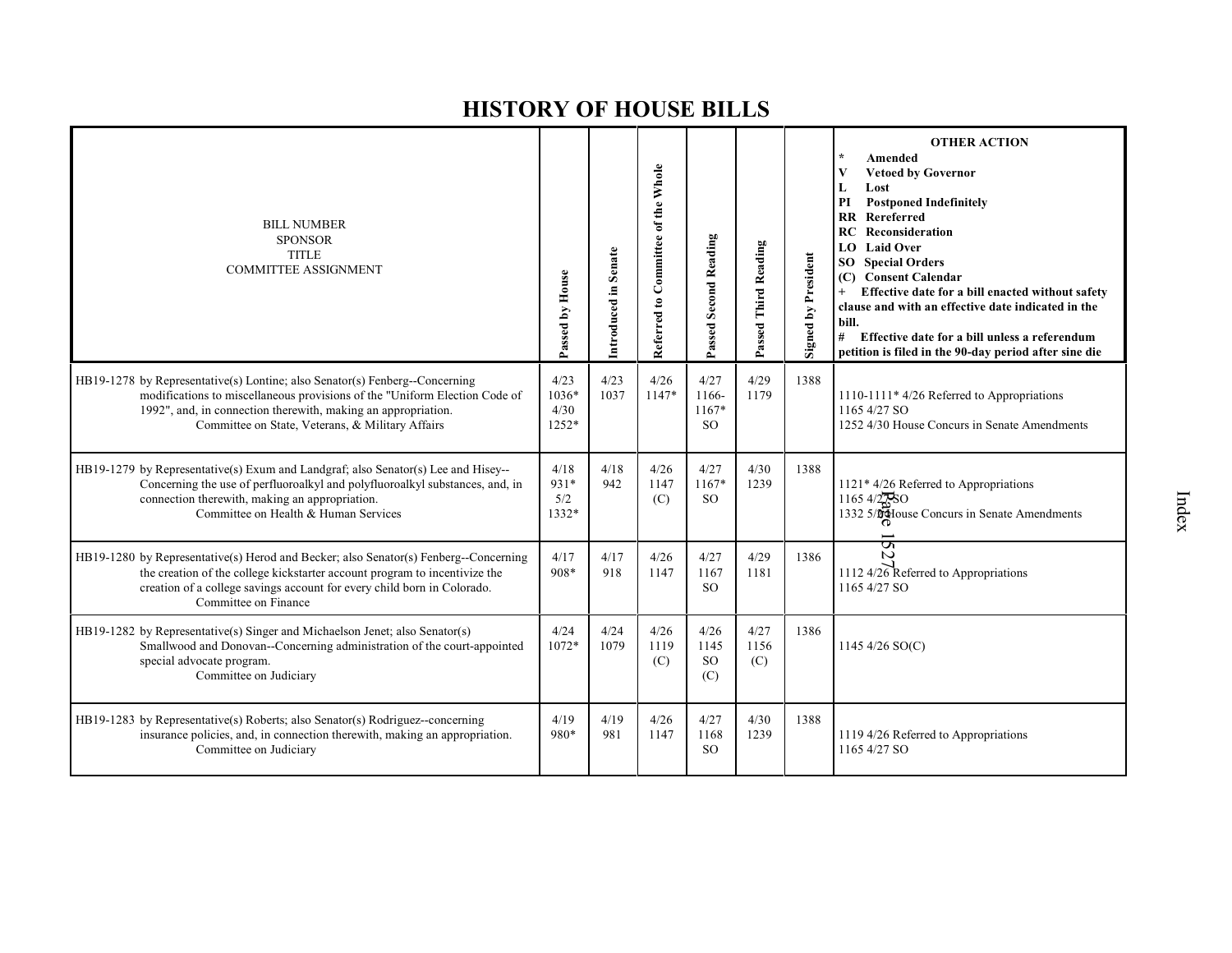# HISTORY OF HOUSE BILLS

| BILL NUMBER<br>SPONSOR<br>TITLE<br>COMMITTEE ASSIGNMENT | Passed by House | Introduced in Senate | Referred to Committee of the Whole | Passed Second Reading | Passed Third Reading | Signed by President | OTHER ACTION<br>* Amended<br>V Vetoed by Governor<br>L Lost<br>PI Postponed Indefinitely<br>RR Rereferred<br>RC Reconsideration<br>LO Laid Over<br>SO Special Orders<br>(C) Consent Calendar<br>+ Effective date for a bill enacted without safety clause and with an effective date indicated in the bill.<br># Effective date for a bill unless a referendum petition is filed in the 90-day period after sine die |
|---|---|---|---|---|---|---|---|
| HB19-1278 by Representative(s) Lontine; also Senator(s) Fenberg--Concerning modifications to miscellaneous provisions of the "Uniform Election Code of 1992", and, in connection therewith, making an appropriation.<br>Committee on State, Veterans, & Military Affairs | 4/23<br>1036*<br>4/30<br>1252* | 4/23<br>1037 | 4/26<br>1147* | 4/27<br>1166-<br>1167*<br>SO | 4/29<br>1179 | 1388 | 1110-1111* 4/26 Referred to Appropriations<br>1165 4/27 SO<br>1252 4/30 House Concurs in Senate Amendments |
| HB19-1279 by Representative(s) Exum and Landgraf; also Senator(s) Lee and Hisey--Concerning the use of perfluoroalkyl and polyfluoroalkyl substances, and, in connection therewith, making an appropriation.<br>Committee on Health & Human Services | 4/18<br>931*<br>5/2<br>1332* | 4/18<br>942 | 4/26<br>1147<br>(C) | 4/27<br>1167*<br>SO | 4/30<br>1239 | 1388 | 1121* 4/26 Referred to Appropriations<br>1165 4/27 SO<br>1332 5/2 House Concurs in Senate Amendments |
| HB19-1280 by Representative(s) Herod and Becker; also Senator(s) Fenberg--Concerning the creation of the college kickstarter account program to incentivize the creation of a college savings account for every child born in Colorado.<br>Committee on Finance | 4/17<br>908* | 4/17<br>918 | 4/26<br>1147 | 4/27<br>1167<br>SO | 4/29<br>1181 | 1386 | 1112 4/26 Referred to Appropriations<br>1165 4/27 SO |
| HB19-1282 by Representative(s) Singer and Michaelson Jenet; also Senator(s) Smallwood and Donovan--Concerning administration of the court-appointed special advocate program.<br>Committee on Judiciary | 4/24<br>1072* | 4/24<br>1079 | 4/26<br>1119<br>(C) | 4/26<br>1145<br>SO<br>(C) | 4/27<br>1156<br>(C) | 1386 | 1145 4/26 SO(C) |
| HB19-1283 by Representative(s) Roberts; also Senator(s) Rodriguez--concerning insurance policies, and, in connection therewith, making an appropriation.<br>Committee on Judiciary | 4/19<br>980* | 4/19<br>981 | 4/26<br>1147 | 4/27<br>1168<br>SO | 4/30<br>1239 | 1388 | 1119 4/26 Referred to Appropriations<br>1165 4/27 SO |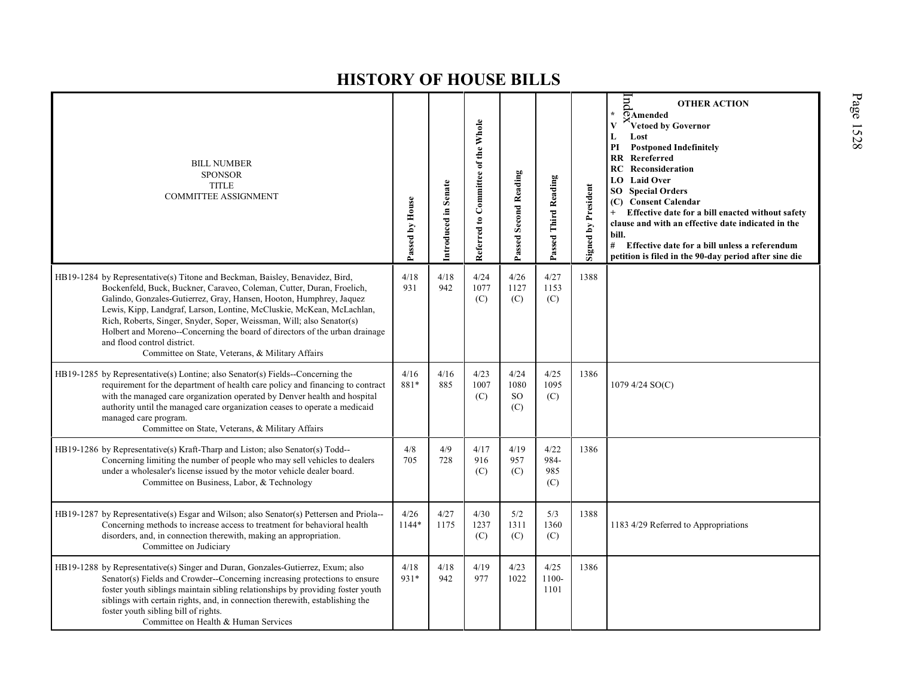# HISTORY OF HOUSE BILLS

| BILL NUMBER<br>SPONSOR<br>TITLE<br>COMMITTEE ASSIGNMENT | Passed by House | Introduced in Senate | Referred to Committee of the Whole | Passed Second Reading | Passed Third Reading | Signed by President | OTHER ACTION<br>* Amended<br>V Vetoed by Governor<br>L Lost<br>PI Postponed Indefinitely<br>RR Rereferred<br>RC Reconsideration<br>LO Laid Over<br>SO Special Orders<br>(C) Consent Calendar<br>+ Effective date for a bill enacted without safety clause and with an effective date indicated in the bill.<br># Effective date for a bill unless a referendum petition is filed in the 90-day period after sine die |
|---|---|---|---|---|---|---|---|
| HB19-1284 by Representative(s) Titone and Beckman, Baisley, Benavidez, Bird, Bockenfeld, Buck, Buckner, Caraveo, Coleman, Cutter, Duran, Froelich, Galindo, Gonzales-Gutierrez, Gray, Hansen, Hooton, Humphrey, Jaquez Lewis, Kipp, Landgraf, Larson, Lontine, McCluskie, McKean, McLachlan, Rich, Roberts, Singer, Snyder, Soper, Weissman, Will; also Senator(s) Holbert and Moreno--Concerning the board of directors of the urban drainage and flood control district.<br>Committee on State, Veterans, & Military Affairs | 4/18<br>931 | 4/18<br>942 | 4/24<br>1077<br>(C) | 4/26<br>1127<br>(C) | 4/27<br>1153<br>(C) | 1388 | |
| HB19-1285 by Representative(s) Lontine; also Senator(s) Fields--Concerning the requirement for the department of health care policy and financing to contract with the managed care organization operated by Denver health and hospital authority until the managed care organization ceases to operate a medicaid managed care program.<br>Committee on State, Veterans, & Military Affairs | 4/16<br>881* | 4/16<br>885 | 4/23<br>1007<br>(C) | 4/24<br>1080<br>SO<br>(C) | 4/25<br>1095<br>(C) | 1386 | 1079 4/24 SO(C) |
| HB19-1286 by Representative(s) Kraft-Tharp and Liston; also Senator(s) Todd--Concerning limiting the number of people who may sell vehicles to dealers under a wholesaler's license issued by the motor vehicle dealer board.<br>Committee on Business, Labor, & Technology | 4/8<br>705 | 4/9<br>728 | 4/17<br>916<br>(C) | 4/19<br>957<br>(C) | 4/22<br>984-<br>985<br>(C) | 1386 | |
| HB19-1287 by Representative(s) Esgar and Wilson; also Senator(s) Pettersen and Priola--Concerning methods to increase access to treatment for behavioral health disorders, and, in connection therewith, making an appropriation.<br>Committee on Judiciary | 4/26<br>1144* | 4/27<br>1175 | 4/30<br>1237<br>(C) | 5/2<br>1311<br>(C) | 5/3<br>1360<br>(C) | 1388 | 1183 4/29 Referred to Appropriations |
| HB19-1288 by Representative(s) Singer and Duran, Gonzales-Gutierrez, Exum; also Senator(s) Fields and Crowder--Concerning increasing protections to ensure foster youth siblings maintain sibling relationships by providing foster youth siblings with certain rights, and, in connection therewith, establishing the foster youth sibling bill of rights.<br>Committee on Health & Human Services | 4/18<br>931* | 4/18<br>942 | 4/19<br>977 | 4/23<br>1022 | 4/25<br>1100-<br>1101 | 1386 | |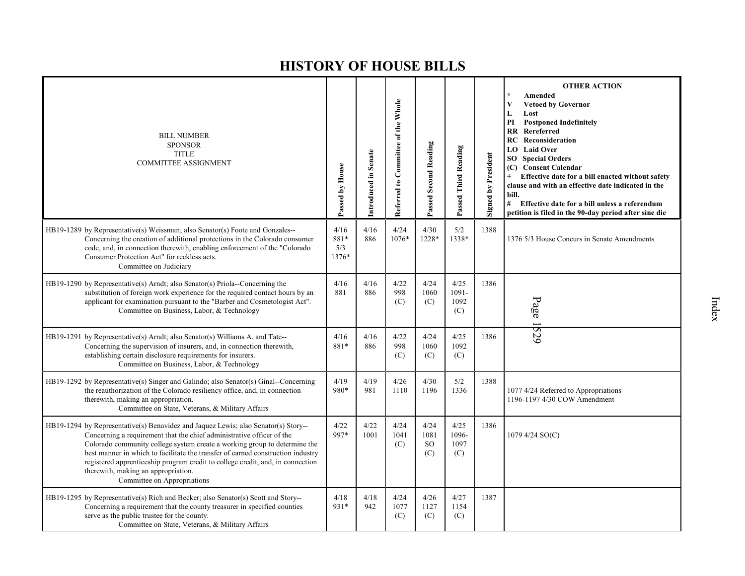# HISTORY OF HOUSE BILLS

| BILL NUMBER<br>SPONSOR<br>TITLE<br>COMMITTEE ASSIGNMENT | Passed by House | Introduced in Senate | Referred to Committee of the Whole | Passed Second Reading | Passed Third Reading | Signed by President | OTHER ACTION<br>* Amended<br>V Vetoed by Governor<br>L Lost<br>PI Postponed Indefinitely<br>RR Rereferred<br>RC Reconsideration<br>LO Laid Over<br>SO Special Orders<br>(C) Consent Calendar<br>+ Effective date for a bill enacted without safety clause and with an effective date indicated in the bill.<br># Effective date for a bill unless a referendum petition is filed in the 90-day period after sine die |
|---|---|---|---|---|---|---|---|
| HB19-1289 by Representative(s) Weissman; also Senator(s) Foote and Gonzales--Concerning the creation of additional protections in the Colorado consumer code, and, in connection therewith, enabling enforcement of the "Colorado Consumer Protection Act" for reckless acts.<br>Committee on Judiciary | 4/16<br>881*<br>5/3<br>1376* | 4/16<br>886 | 4/24<br>1076* | 4/30<br>1228* | 5/2<br>1338* | 1388 | 1376 5/3 House Concurs in Senate Amendments |
| HB19-1290 by Representative(s) Arndt; also Senator(s) Priola--Concerning the substitution of foreign work experience for the required contact hours by an applicant for examination pursuant to the "Barber and Cosmetologist Act".<br>Committee on Business, Labor, & Technology | 4/16<br>881 | 4/16<br>886 | 4/22<br>998<br>(C) | 4/24<br>1060<br>(C) | 4/25<br>1091-<br>1092<br>(C) | 1386 | |
| HB19-1291 by Representative(s) Arndt; also Senator(s) Williams A. and Tate--Concerning the supervision of insurers, and, in connection therewith, establishing certain disclosure requirements for insurers.<br>Committee on Business, Labor, & Technology | 4/16<br>881* | 4/16<br>886 | 4/22<br>998<br>(C) | 4/24<br>1060<br>(C) | 4/25<br>1092<br>(C) | 1386 | |
| HB19-1292 by Representative(s) Singer and Galindo; also Senator(s) Ginal--Concerning the reauthorization of the Colorado resiliency office, and, in connection therewith, making an appropriation.<br>Committee on State, Veterans, & Military Affairs | 4/19<br>980* | 4/19<br>981 | 4/26<br>1110 | 4/30<br>1196 | 5/2<br>1336 | 1388 | 1077 4/24 Referred to Appropriations<br>1196-1197 4/30 COW Amendment |
| HB19-1294 by Representative(s) Benavidez and Jaquez Lewis; also Senator(s) Story--Concerning a requirement that the chief administrative officer of the Colorado community college system create a working group to determine the best manner in which to facilitate the transfer of earned construction industry registered apprenticeship program credit to college credit, and, in connection therewith, making an appropriation.<br>Committee on Appropriations | 4/22<br>997* | 4/22<br>1001 | 4/24<br>1041<br>(C) | 4/24<br>1081<br>SO<br>(C) | 4/25<br>1096-<br>1097<br>(C) | 1386 | 1079 4/24 SO(C) |
| HB19-1295 by Representative(s) Rich and Becker; also Senator(s) Scott and Story--Concerning a requirement that the county treasurer in specified counties serve as the public trustee for the county.<br>Committee on State, Veterans, & Military Affairs | 4/18<br>931* | 4/18<br>942 | 4/24<br>1077<br>(C) | 4/26<br>1127<br>(C) | 4/27<br>1154<br>(C) | 1387 | |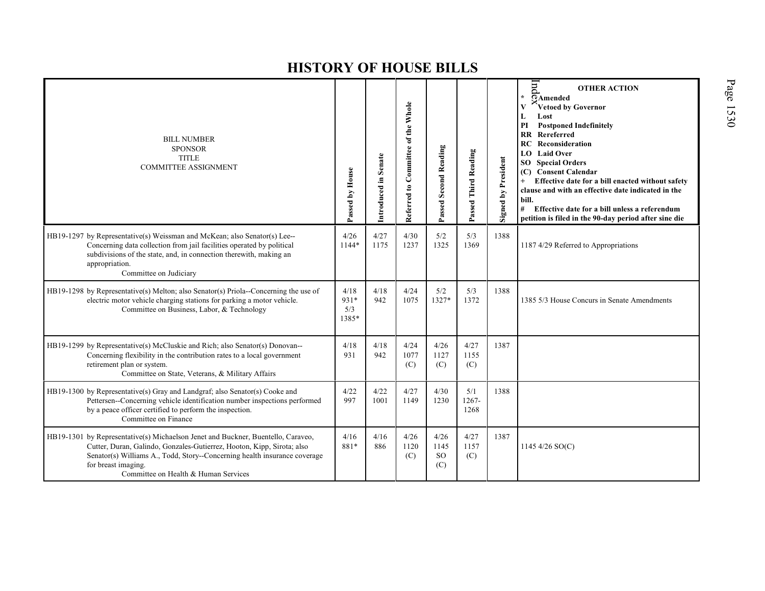# HISTORY OF HOUSE BILLS

| BILL NUMBER<br>SPONSOR<br>TITLE<br>COMMITTEE ASSIGNMENT | Passed by House | Introduced in Senate | Referred to Committee of the Whole | Passed Second Reading | Passed Third Reading | Signed by President | OTHER ACTION<br>* Amended<br>V Vetoed by Governor<br>L Lost<br>PI Postponed Indefinitely<br>RR Rereferred<br>RC Reconsideration<br>LO Laid Over<br>SO Special Orders<br>(C) Consent Calendar<br>+ Effective date for a bill enacted without safety clause and with an effective date indicated in the bill.<br># Effective date for a bill unless a referendum petition is filed in the 90-day period after sine die |
|---|---|---|---|---|---|---|---|
| HB19-1297 by Representative(s) Weissman and McKean; also Senator(s) Lee--Concerning data collection from jail facilities operated by political subdivisions of the state, and, in connection therewith, making an appropriation.<br>Committee on Judiciary | 4/26<br>1144* | 4/27<br>1175 | 4/30<br>1237 | 5/2<br>1325 | 5/3<br>1369 | 1388 | 1187 4/29 Referred to Appropriations |
| HB19-1298 by Representative(s) Melton; also Senator(s) Priola--Concerning the use of electric motor vehicle charging stations for parking a motor vehicle.<br>Committee on Business, Labor, & Technology | 4/18<br>931*<br>5/3<br>1385* | 4/18<br>942 | 4/24<br>1075 | 5/2<br>1327* | 5/3<br>1372 | 1388 | 1385 5/3 House Concurs in Senate Amendments |
| HB19-1299 by Representative(s) McCluskie and Rich; also Senator(s) Donovan--Concerning flexibility in the contribution rates to a local government retirement plan or system.<br>Committee on State, Veterans, & Military Affairs | 4/18<br>931 | 4/18<br>942 | 4/24<br>1077<br>(C) | 4/26<br>1127<br>(C) | 4/27<br>1155<br>(C) | 1387 | |
| HB19-1300 by Representative(s) Gray and Landgraf; also Senator(s) Cooke and Pettersen--Concerning vehicle identification number inspections performed by a peace officer certified to perform the inspection.<br>Committee on Finance | 4/22<br>997 | 4/22<br>1001 | 4/27<br>1149 | 4/30<br>1230 | 5/1<br>1267-1268 | 1388 | |
| HB19-1301 by Representative(s) Michaelson Jenet and Buckner, Buentello, Caraveo, Cutter, Duran, Galindo, Gonzales-Gutierrez, Hooton, Kipp, Sirota; also Senator(s) Williams A., Todd, Story--Concerning health insurance coverage for breast imaging.<br>Committee on Health & Human Services | 4/16<br>881* | 4/16<br>886 | 4/26<br>1120<br>(C) | 4/26<br>1145<br>SO<br>(C) | 4/27<br>1157<br>(C) | 1387 | 1145 4/26 SO(C) |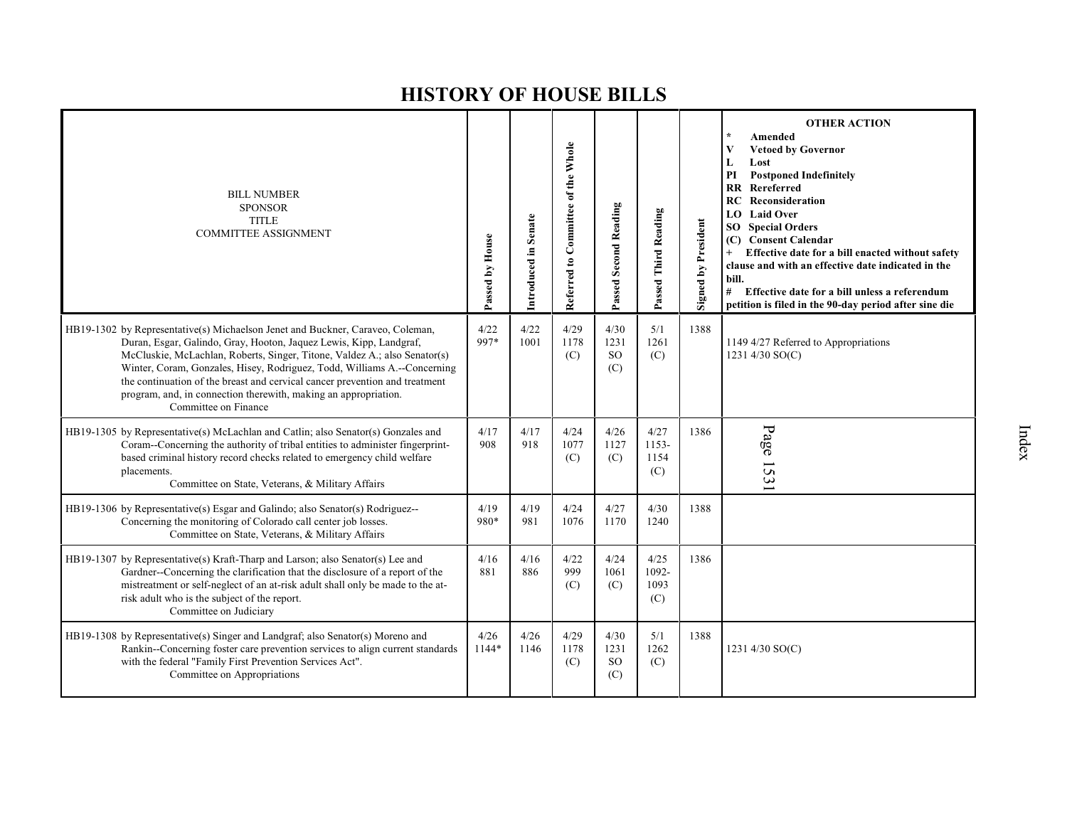# HISTORY OF HOUSE BILLS

| BILL NUMBER SPONSOR TITLE COMMITTEE ASSIGNMENT | Passed by House | Introduced in Senate | Referred to Committee of the Whole | Passed Second Reading | Passed Third Reading | Signed by President | OTHER ACTION * Amended V Vetoed by Governor L Lost PI Postponed Indefinitely RR Rereferred RC Reconsideration LO Laid Over SO Special Orders (C) Consent Calendar + Effective date for a bill enacted without safety clause and with an effective date indicated in the bill. # Effective date for a bill unless a referendum petition is filed in the 90-day period after sine die |
|---|---|---|---|---|---|---|---|
| HB19-1302 by Representative(s) Michaelson Jenet and Buckner, Caraveo, Coleman, Duran, Esgar, Galindo, Gray, Hooton, Jaquez Lewis, Kipp, Landgraf, McCluskie, McLachlan, Roberts, Singer, Titone, Valdez A.; also Senator(s) Winter, Coram, Gonzales, Hisey, Rodriguez, Todd, Williams A.--Concerning the continuation of the breast and cervical cancer prevention and treatment program, and, in connection therewith, making an appropriation. Committee on Finance | 4/22 997* | 4/22 1001 | 4/29 1178 (C) | 4/30 1231 SO (C) | 5/1 1261 (C) | 1388 | 1149 4/27 Referred to Appropriations 1231 4/30 SO(C) |
| HB19-1305 by Representative(s) McLachlan and Catlin; also Senator(s) Gonzales and Coram--Concerning the authority of tribal entities to administer fingerprint-based criminal history record checks related to emergency child welfare placements. Committee on State, Veterans, & Military Affairs | 4/17 908 | 4/17 918 | 4/24 1077 (C) | 4/26 1127 (C) | 4/27 1153-1154 (C) | 1386 | |
| HB19-1306 by Representative(s) Esgar and Galindo; also Senator(s) Rodriguez--Concerning the monitoring of Colorado call center job losses. Committee on State, Veterans, & Military Affairs | 4/19 980* | 4/19 981 | 4/24 1076 | 4/27 1170 | 4/30 1240 | 1388 | |
| HB19-1307 by Representative(s) Kraft-Tharp and Larson; also Senator(s) Lee and Gardner--Concerning the clarification that the disclosure of a report of the mistreatment or self-neglect of an at-risk adult shall only be made to the at-risk adult who is the subject of the report. Committee on Judiciary | 4/16 881 | 4/16 886 | 4/22 999 (C) | 4/24 1061 (C) | 4/25 1092-1093 (C) | 1386 | |
| HB19-1308 by Representative(s) Singer and Landgraf; also Senator(s) Moreno and Rankin--Concerning foster care prevention services to align current standards with the federal "Family First Prevention Services Act". Committee on Appropriations | 4/26 1144* | 4/26 1146 | 4/29 1178 (C) | 4/30 1231 SO (C) | 5/1 1262 (C) | 1388 | 1231 4/30 SO(C) |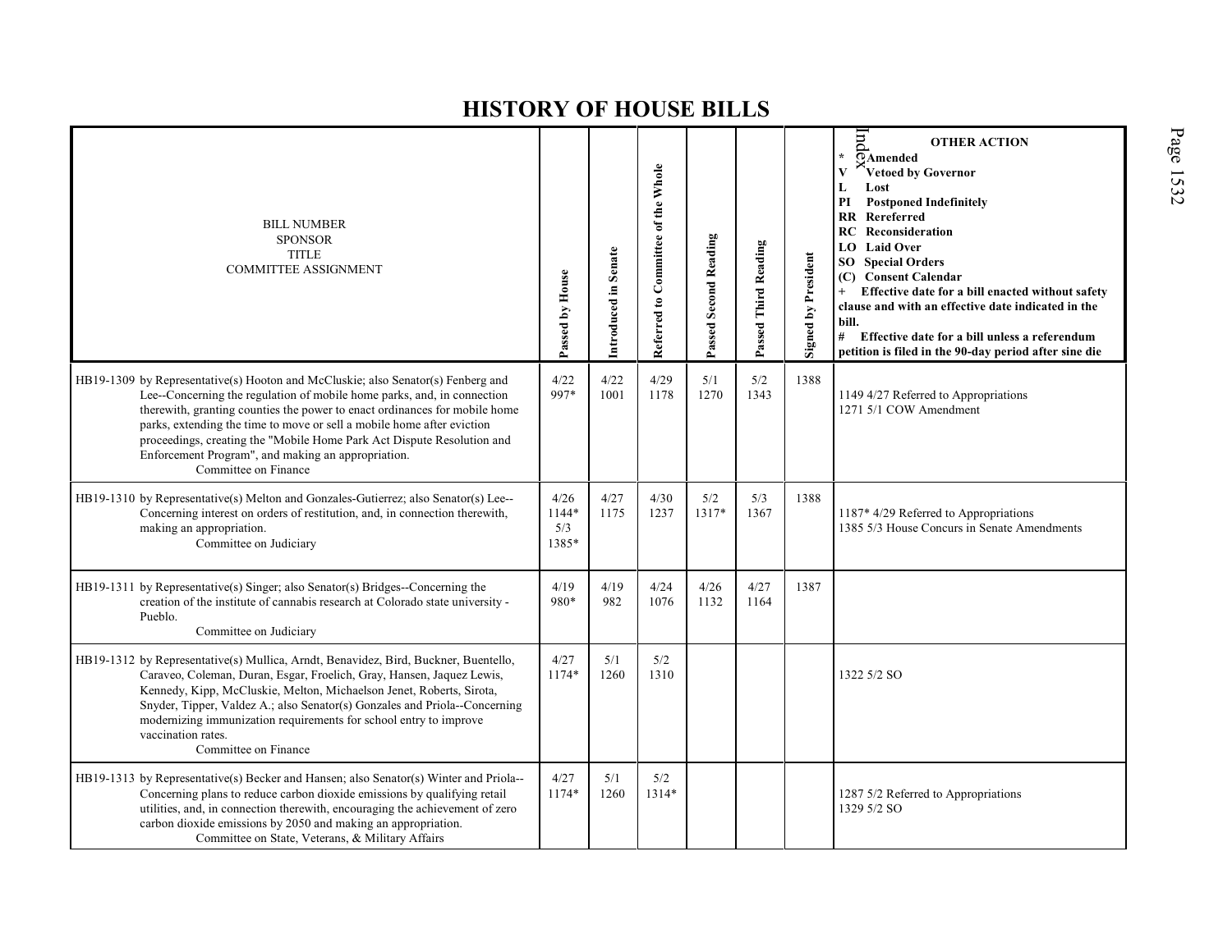# HISTORY OF HOUSE BILLS

| BILL NUMBER<br>SPONSOR<br>TITLE<br>COMMITTEE ASSIGNMENT | Passed by House | Introduced in Senate | Referred to Committee of the Whole | Passed Second Reading | Passed Third Reading | Signed by President | OTHER ACTION<br>* Amended<br>V Vetoed by Governor<br>L Lost<br>PI Postponed Indefinitely<br>RR Rereferred<br>RC Reconsideration<br>LO Laid Over<br>SO Special Orders<br>(C) Consent Calendar<br>+ Effective date for a bill enacted without safety clause and with an effective date indicated in the bill.<br># Effective date for a bill unless a referendum petition is filed in the 90-day period after sine die |
|---|---|---|---|---|---|---|---|
| HB19-1309 by Representative(s) Hooton and McCluskie; also Senator(s) Fenberg and Lee--Concerning the regulation of mobile home parks, and, in connection therewith, granting counties the power to enact ordinances for mobile home parks, extending the time to move or sell a mobile home after eviction proceedings, creating the "Mobile Home Park Act Dispute Resolution and Enforcement Program", and making an appropriation.<br>Committee on Finance | 4/22<br>997* | 4/22<br>1001 | 4/29<br>1178 | 5/1<br>1270 | 5/2<br>1343 | 1388 | 1149 4/27 Referred to Appropriations<br>1271 5/1 COW Amendment |
| HB19-1310 by Representative(s) Melton and Gonzales-Gutierrez; also Senator(s) Lee--Concerning interest on orders of restitution, and, in connection therewith, making an appropriation.<br>Committee on Judiciary | 4/26<br>1144*<br>5/3<br>1385* | 4/27<br>1175 | 4/30<br>1237 | 5/2<br>1317* | 5/3<br>1367 | 1388 | 1187* 4/29 Referred to Appropriations<br>1385 5/3 House Concurs in Senate Amendments |
| HB19-1311 by Representative(s) Singer; also Senator(s) Bridges--Concerning the creation of the institute of cannabis research at Colorado state university - Pueblo.<br>Committee on Judiciary | 4/19<br>980* | 4/19<br>982 | 4/24<br>1076 | 4/26<br>1132 | 4/27<br>1164 | 1387 | |
| HB19-1312 by Representative(s) Mullica, Arndt, Benavidez, Bird, Buckner, Buentello, Caraveo, Coleman, Duran, Esgar, Froelich, Gray, Hansen, Jaquez Lewis, Kennedy, Kipp, McCluskie, Melton, Michaelson Jenet, Roberts, Sirota, Snyder, Tipper, Valdez A.; also Senator(s) Gonzales and Priola--Concerning modernizing immunization requirements for school entry to improve vaccination rates.<br>Committee on Finance | 4/27<br>1174* | 5/1<br>1260 | 5/2<br>1310 | | | | 1322 5/2 SO |
| HB19-1313 by Representative(s) Becker and Hansen; also Senator(s) Winter and Priola--Concerning plans to reduce carbon dioxide emissions by qualifying retail utilities, and, in connection therewith, encouraging the achievement of zero carbon dioxide emissions by 2050 and making an appropriation.<br>Committee on State, Veterans, & Military Affairs | 4/27<br>1174* | 5/1<br>1260 | 5/2<br>1314* | | | | 1287 5/2 Referred to Appropriations<br>1329 5/2 SO |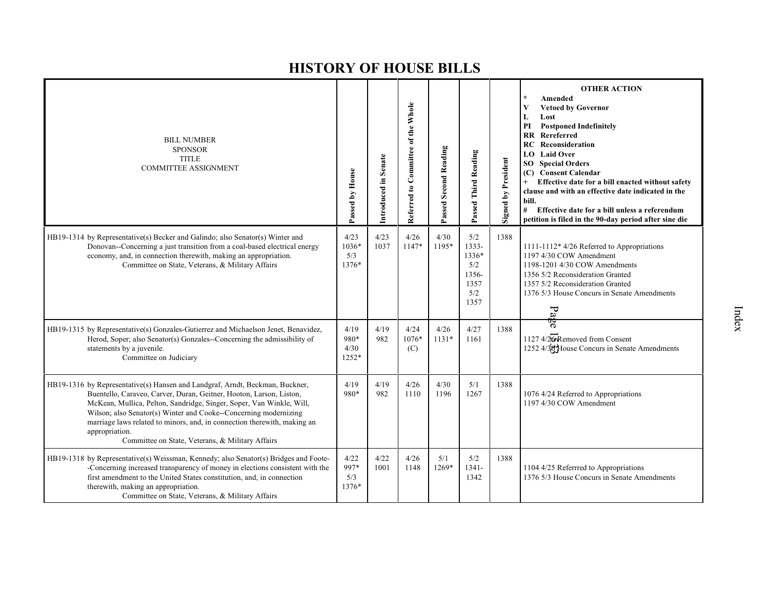# HISTORY OF HOUSE BILLS

| BILL NUMBER<br>SPONSOR<br>TITLE<br>COMMITTEE ASSIGNMENT | Passed by House | Introduced in Senate | Referred to Committee of the Whole | Passed Second Reading | Passed Third Reading | Signed by President | OTHER ACTION<br>* Amended<br>V Vetoed by Governor<br>L Lost<br>PI Postponed Indefinitely<br>RR Rereferred<br>RC Reconsideration<br>LO Laid Over<br>SO Special Orders<br>(C) Consent Calendar<br>+ Effective date for a bill enacted without safety clause and with an effective date indicated in the bill.<br># Effective date for a bill unless a referendum petition is filed in the 90-day period after sine die |
|---|---|---|---|---|---|---|---|
| HB19-1314 by Representative(s) Becker and Galindo; also Senator(s) Winter and Donovan--Concerning a just transition from a coal-based electrical energy economy, and, in connection therewith, making an appropriation.<br>Committee on State, Veterans, & Military Affairs | 4/23<br>1036*<br>5/3<br>1376* | 4/23<br>1037 | 4/26<br>1147* | 4/30<br>1195* | 5/2<br>1333-1336*<br>5/2<br>1356-1357<br>5/2<br>1357 | 1388 | 1111-1112* 4/26 Referred to Appropriations<br>1197 4/30 COW Amendment<br>1198-1201 4/30 COW Amendments<br>1356 5/2 Reconsideration Granted<br>1357 5/2 Reconsideration Granted<br>1376 5/3 House Concurs in Senate Amendments |
| HB19-1315 by Representative(s) Gonzales-Gutierrez and Michaelson Jenet, Benavidez, Herod, Soper; also Senator(s) Gonzales--Concerning the admissibility of statements by a juvenile.<br>Committee on Judiciary | 4/19<br>980*<br>4/30<br>1252* | 4/19<br>982 | 4/24<br>1076*<br>(C) | 4/26<br>1131* | 4/27<br>1161 | 1388 | 1127 4/26 Removed from Consent<br>1252 4/30 House Concurs in Senate Amendments |
| HB19-1316 by Representative(s) Hansen and Landgraf, Arndt, Beckman, Buckner, Buentello, Caraveo, Carver, Duran, Geitner, Hooton, Larson, Liston, McKean, Mullica, Pelton, Sandridge, Singer, Soper, Van Winkle, Will, Wilson; also Senator(s) Winter and Cooke--Concerning modernizing marriage laws related to minors, and, in connection therewith, making an appropriation.<br>Committee on State, Veterans, & Military Affairs | 4/19<br>980* | 4/19<br>982 | 4/26<br>1110 | 4/30<br>1196 | 5/1<br>1267 | 1388 | 1076 4/24 Referred to Appropriations<br>1197 4/30 COW Amendment |
| HB19-1318 by Representative(s) Weissman, Kennedy; also Senator(s) Bridges and Foote--Concerning increased transparency of money in elections consistent with the first amendment to the United States constitution, and, in connection therewith, making an appropriation.<br>Committee on State, Veterans, & Military Affairs | 4/22<br>997*<br>5/3<br>1376* | 4/22<br>1001 | 4/26<br>1148 | 5/1<br>1269* | 5/2<br>1341-1342 | 1388 | 1104 4/25 Referrred to Appropriations<br>1376 5/3 House Concurs in Senate Amendments |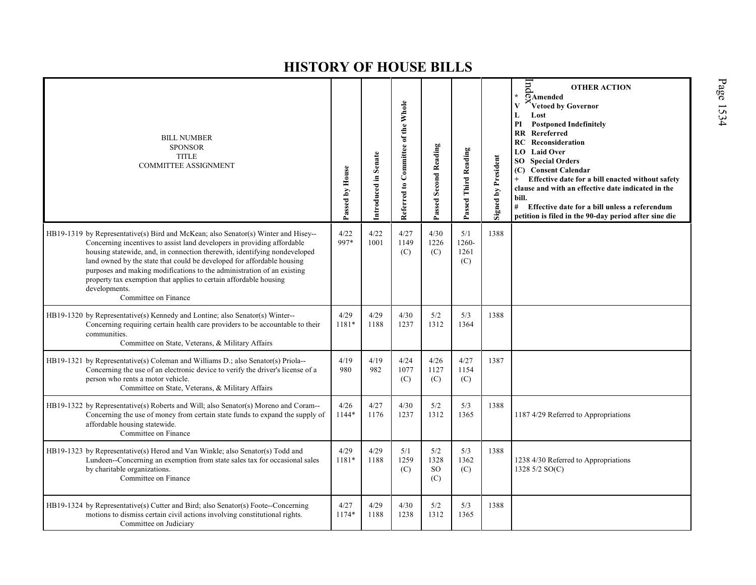# HISTORY OF HOUSE BILLS

| BILL NUMBER<br>SPONSOR<br>TITLE<br>COMMITTEE ASSIGNMENT | Passed by House | Introduced in Senate | Referred to Committee of the Whole | Passed Second Reading | Passed Third Reading | Signed by President | OTHER ACTION<br>* Amended<br>V Vetoed by Governor<br>L Lost<br>PI Postponed Indefinitely<br>RR Rereferred<br>RC Reconsideration<br>LO Laid Over<br>SO Special Orders<br>(C) Consent Calendar<br>+ Effective date for a bill enacted without safety clause and with an effective date indicated in the bill.<br># Effective date for a bill unless a referendum petition is filed in the 90-day period after sine die |
|---|---|---|---|---|---|---|---|
| HB19-1319 by Representative(s) Bird and McKean; also Senator(s) Winter and Hisey--Concerning incentives to assist land developers in providing affordable housing statewide, and, in connection therewith, identifying nondeveloped land owned by the state that could be developed for affordable housing purposes and making modifications to the administration of an existing property tax exemption that applies to certain affordable housing developments.<br>Committee on Finance | 4/22<br>997* | 4/22<br>1001 | 4/27<br>1149<br>(C) | 4/30<br>1226<br>(C) | 5/1<br>1260-<br>1261<br>(C) | 1388 | |
| HB19-1320 by Representative(s) Kennedy and Lontine; also Senator(s) Winter--Concerning requiring certain health care providers to be accountable to their communities.<br>Committee on State, Veterans, & Military Affairs | 4/29<br>1181* | 4/29<br>1188 | 4/30<br>1237 | 5/2<br>1312 | 5/3<br>1364 | 1388 | |
| HB19-1321 by Representative(s) Coleman and Williams D.; also Senator(s) Priola--Concerning the use of an electronic device to verify the driver's license of a person who rents a motor vehicle.<br>Committee on State, Veterans, & Military Affairs | 4/19<br>980 | 4/19<br>982 | 4/24<br>1077<br>(C) | 4/26<br>1127<br>(C) | 4/27<br>1154<br>(C) | 1387 | |
| HB19-1322 by Representative(s) Roberts and Will; also Senator(s) Moreno and Coram--Concerning the use of money from certain state funds to expand the supply of affordable housing statewide.<br>Committee on Finance | 4/26<br>1144* | 4/27<br>1176 | 4/30<br>1237 | 5/2<br>1312 | 5/3<br>1365 | 1388 | 1187 4/29 Referred to Appropriations |
| HB19-1323 by Representative(s) Herod and Van Winkle; also Senator(s) Todd and Lundeen--Concerning an exemption from state sales tax for occasional sales by charitable organizations.<br>Committee on Finance | 4/29<br>1181* | 4/29<br>1188 | 5/1<br>1259<br>(C) | 5/2<br>1328<br>SO<br>(C) | 5/3<br>1362<br>(C) | 1388 | 1238 4/30 Referred to Appropriations<br>1328 5/2 SO(C) |
| HB19-1324 by Representative(s) Cutter and Bird; also Senator(s) Foote--Concerning motions to dismiss certain civil actions involving constitutional rights.<br>Committee on Judiciary | 4/27<br>1174* | 4/29<br>1188 | 4/30<br>1238 | 5/2<br>1312 | 5/3<br>1365 | 1388 | |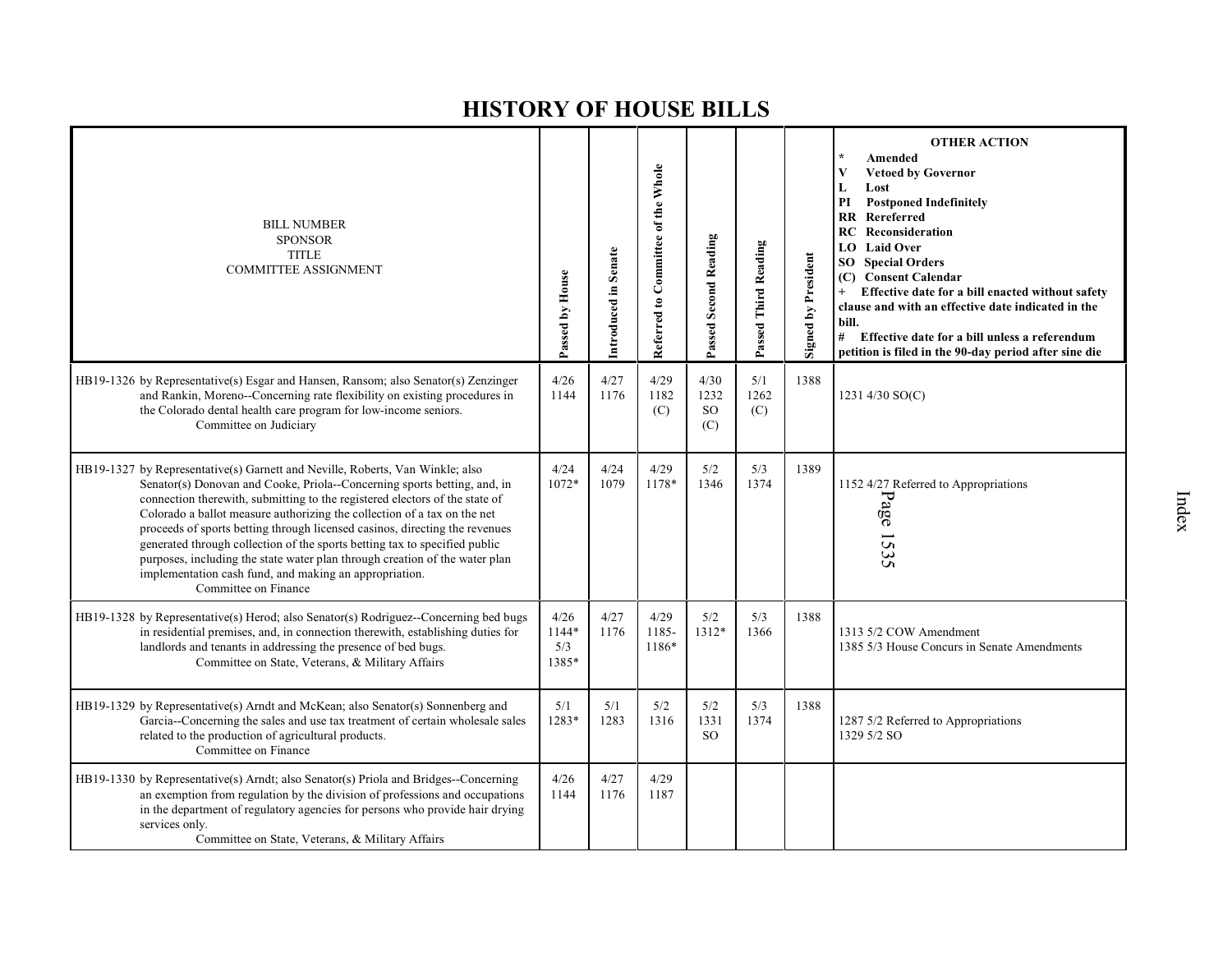# HISTORY OF HOUSE BILLS

| BILL NUMBER<br>SPONSOR<br>TITLE<br>COMMITTEE ASSIGNMENT | Passed by House | Introduced in Senate | Referred to Committee of the Whole | Passed Second Reading | Passed Third Reading | Signed by President | OTHER ACTION<br>* Amended<br>V Vetoed by Governor<br>L Lost<br>PI Postponed Indefinitely<br>RR Rereferred<br>RC Reconsideration<br>LO Laid Over<br>SO Special Orders<br>(C) Consent Calendar<br>+ Effective date for a bill enacted without safety clause and with an effective date indicated in the bill.<br># Effective date for a bill unless a referendum petition is filed in the 90-day period after sine die |
|---|---|---|---|---|---|---|---|
| HB19-1326 by Representative(s) Esgar and Hansen, Ransom; also Senator(s) Zenzinger and Rankin, Moreno--Concerning rate flexibility on existing procedures in the Colorado dental health care program for low-income seniors.<br>Committee on Judiciary | 4/26<br>1144 | 4/27<br>1176 | 4/29<br>1182<br>(C) | 4/30<br>1232<br>SO<br>(C) | 5/1<br>1262<br>(C) | 1388 | 1231 4/30 SO(C) |
| HB19-1327 by Representative(s) Garnett and Neville, Roberts, Van Winkle; also Senator(s) Donovan and Cooke, Priola--Concerning sports betting, and, in connection therewith, submitting to the registered electors of the state of Colorado a ballot measure authorizing the collection of a tax on the net proceeds of sports betting through licensed casinos, directing the revenues generated through collection of the sports betting tax to specified public purposes, including the state water plan through creation of the water plan implementation cash fund, and making an appropriation.<br>Committee on Finance | 4/24<br>1072* | 4/24<br>1079 | 4/29<br>1178* | 5/2<br>1346 | 5/3<br>1374 | 1389 | 1152 4/27 Referred to Appropriations |
| HB19-1328 by Representative(s) Herod; also Senator(s) Rodriguez--Concerning bed bugs in residential premises, and, in connection therewith, establishing duties for landlords and tenants in addressing the presence of bed bugs.<br>Committee on State, Veterans, & Military Affairs | 4/26<br>1144*<br>5/3<br>1385* | 4/27<br>1176 | 4/29<br>1185-<br>1186* | 5/2<br>1312* | 5/3<br>1366 | 1388 | 1313 5/2 COW Amendment<br>1385 5/3 House Concurs in Senate Amendments |
| HB19-1329 by Representative(s) Arndt and McKean; also Senator(s) Sonnenberg and Garcia--Concerning the sales and use tax treatment of certain wholesale sales related to the production of agricultural products.<br>Committee on Finance | 5/1<br>1283* | 5/1<br>1283 | 5/2<br>1316 | 5/2<br>1331<br>SO | 5/3<br>1374 | 1388 | 1287 5/2 Referred to Appropriations<br>1329 5/2 SO |
| HB19-1330 by Representative(s) Arndt; also Senator(s) Priola and Bridges--Concerning an exemption from regulation by the division of professions and occupations in the department of regulatory agencies for persons who provide hair drying services only.<br>Committee on State, Veterans, & Military Affairs | 4/26<br>1144 | 4/27<br>1176 | 4/29<br>1187 | | | | |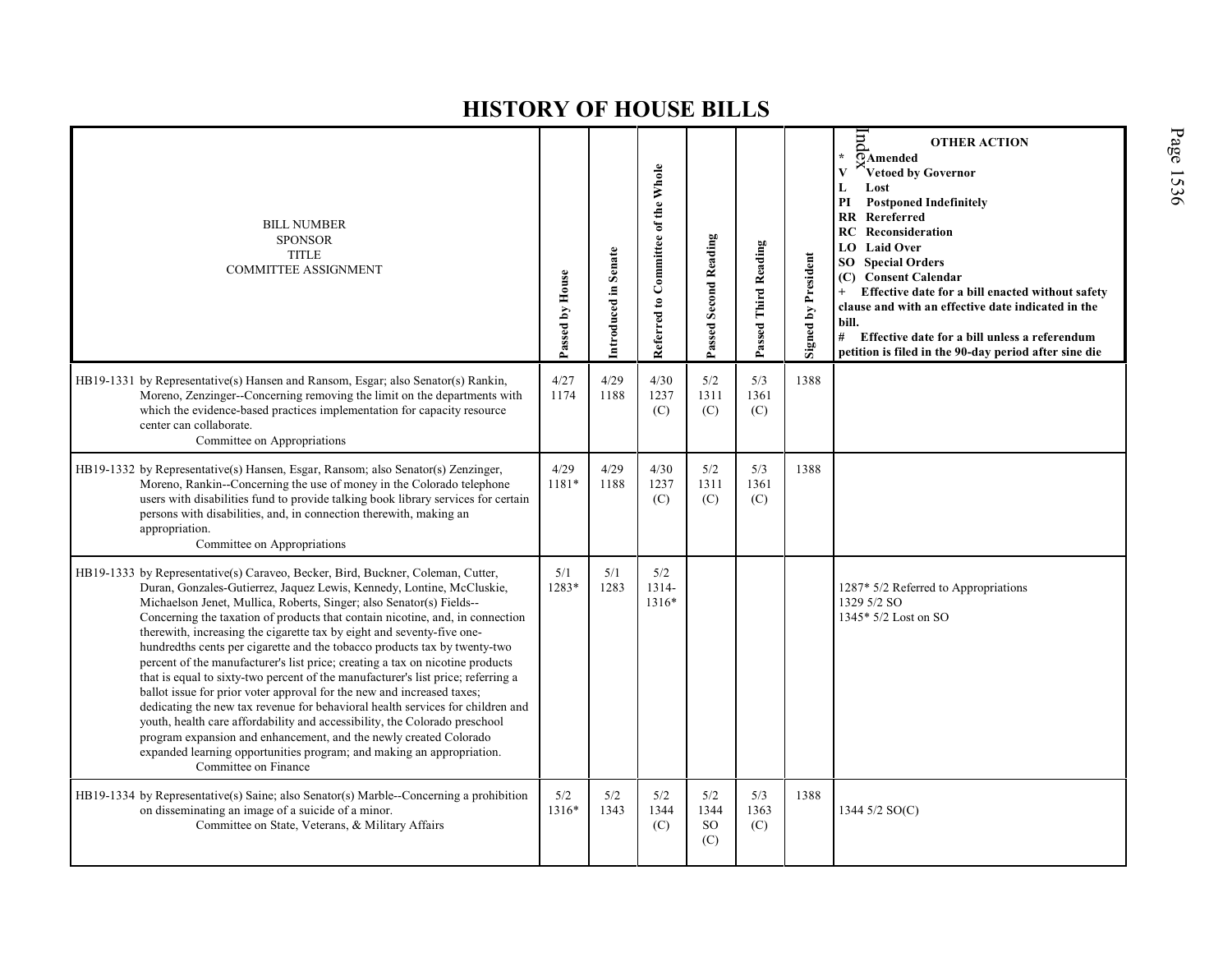# HISTORY OF HOUSE BILLS

| BILL NUMBER<br>SPONSOR<br>TITLE<br>COMMITTEE ASSIGNMENT | Passed by House | Introduced in Senate | Referred to Committee of the Whole | Passed Second Reading | Passed Third Reading | Signed by President | OTHER ACTION<br>* Amended<br>V Vetoed by Governor<br>L Lost<br>PI Postponed Indefinitely<br>RR Rereferred<br>RC Reconsideration<br>LO Laid Over<br>SO Special Orders<br>(C) Consent Calendar<br>+ Effective date for a bill enacted without safety clause and with an effective date indicated in the bill.<br># Effective date for a bill unless a referendum petition is filed in the 90-day period after sine die |
|---|---|---|---|---|---|---|---|
| HB19-1331 by Representative(s) Hansen and Ransom, Esgar; also Senator(s) Rankin, Moreno, Zenzinger--Concerning removing the limit on the departments with which the evidence-based practices implementation for capacity resource center can collaborate.<br>Committee on Appropriations | 4/27<br>1174 | 4/29<br>1188 | 4/30<br>1237<br>(C) | 5/2<br>1311<br>(C) | 5/3<br>1361<br>(C) | 1388 | |
| HB19-1332 by Representative(s) Hansen, Esgar, Ransom; also Senator(s) Zenzinger, Moreno, Rankin--Concerning the use of money in the Colorado telephone users with disabilities fund to provide talking book library services for certain persons with disabilities, and, in connection therewith, making an appropriation.<br>Committee on Appropriations | 4/29<br>1181* | 4/29<br>1188 | 4/30<br>1237<br>(C) | 5/2<br>1311<br>(C) | 5/3<br>1361<br>(C) | 1388 | |
| HB19-1333 by Representative(s) Caraveo, Becker, Bird, Buckner, Coleman, Cutter, Duran, Gonzales-Gutierrez, Jaquez Lewis, Kennedy, Lontine, McCluskie, Michaelson Jenet, Mullica, Roberts, Singer; also Senator(s) Fields--Concerning the taxation of products that contain nicotine, and, in connection therewith, increasing the cigarette tax by eight and seventy-five one-hundredths cents per cigarette and the tobacco products tax by twenty-two percent of the manufacturer's list price; creating a tax on nicotine products that is equal to sixty-two percent of the manufacturer's list price; referring a ballot issue for prior voter approval for the new and increased taxes; dedicating the new tax revenue for behavioral health services for children and youth, health care affordability and accessibility, the Colorado preschool program expansion and enhancement, and the newly created Colorado expanded learning opportunities program; and making an appropriation.<br>Committee on Finance | 5/1<br>1283* | 5/1<br>1283 | 5/2<br>1314-<br>1316* | | | | 1287* 5/2 Referred to Appropriations<br>1329 5/2 SO<br>1345* 5/2 Lost on SO |
| HB19-1334 by Representative(s) Saine; also Senator(s) Marble--Concerning a prohibition on disseminating an image of a suicide of a minor.<br>Committee on State, Veterans, & Military Affairs | 5/2<br>1316* | 5/2<br>1343 | 5/2<br>1344<br>(C) | 5/2<br>1344<br>SO<br>(C) | 5/3<br>1363<br>(C) | 1388 | 1344 5/2 SO(C) |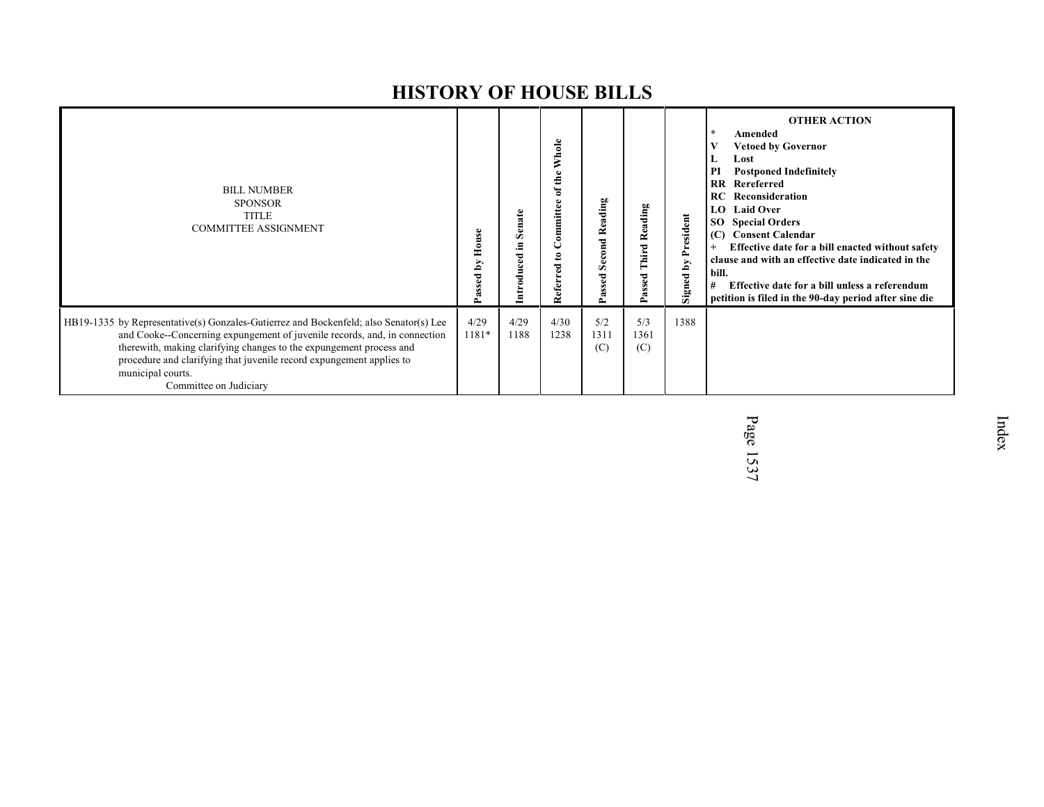# HISTORY OF HOUSE BILLS

| BILL NUMBER<br>SPONSOR<br>TITLE<br>COMMITTEE ASSIGNMENT | Passed by House | Introduced in Senate | Referred to Committee of the Whole | Passed Second Reading | Passed Third Reading | Signed by President | OTHER ACTION<br>* Amended<br>V Vetoed by Governor<br>L Lost<br>PI Postponed Indefinitely<br>RR Rereferred<br>RC Reconsideration<br>LO Laid Over<br>SO Special Orders<br>(C) Consent Calendar<br>+ Effective date for a bill enacted without safety clause and with an effective date indicated in the bill.<br># Effective date for a bill unless a referendum petition is filed in the 90-day period after sine die |
|---|---|---|---|---|---|---|---|
| HB19-1335 by Representative(s) Gonzales-Gutierrez and Bockenfeld; also Senator(s) Lee and Cooke--Concerning expungement of juvenile records, and, in connection therewith, making clarifying changes to the expungement process and procedure and clarifying that juvenile record expungement applies to municipal courts.<br>Committee on Judiciary | 4/29<br>1181* | 4/29<br>1188 | 4/30<br>1238 | 5/2<br>1311<br>(C) | 5/3<br>1361<br>(C) | 1388 | |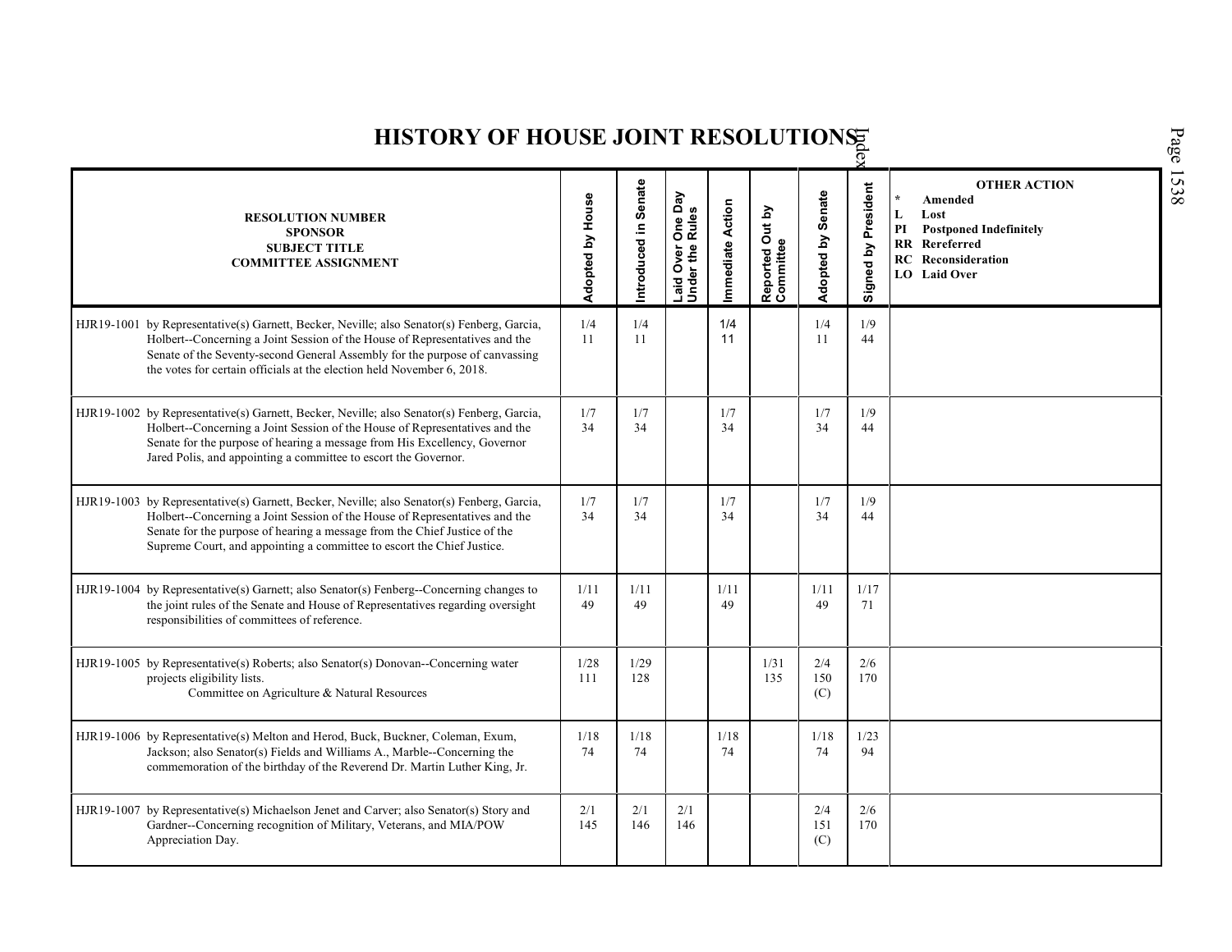# HISTORY OF HOUSE JOINT RESOLUTIONS

| RESOLUTION NUMBER<br>SPONSOR<br>SUBJECT TITLE<br>COMMITTEE ASSIGNMENT | Adopted by House | Introduced in Senate | Laid Over One Day Under the Rules | Immediate Action | Reported Out by Committee | Adopted by Senate | Signed by President | OTHER ACTION<br>* Amended<br>L Lost<br>PI Postponed Indefinitely<br>RR Rereferred<br>RC Reconsideration<br>LO Laid Over |
|---|---|---|---|---|---|---|---|---|
| HJR19-1001 by Representative(s) Garnett, Becker, Neville; also Senator(s) Fenberg, Garcia, Holbert--Concerning a Joint Session of the House of Representatives and the Senate of the Seventy-second General Assembly for the purpose of canvassing the votes for certain officials at the election held November 6, 2018. | 1/4<br>11 | 1/4<br>11 | | 1/4<br>11 | | 1/4<br>11 | 1/9<br>44 | |
| HJR19-1002 by Representative(s) Garnett, Becker, Neville; also Senator(s) Fenberg, Garcia, Holbert--Concerning a Joint Session of the House of Representatives and the Senate for the purpose of hearing a message from His Excellency, Governor Jared Polis, and appointing a committee to escort the Governor. | 1/7<br>34 | 1/7<br>34 | | 1/7<br>34 | | 1/7<br>34 | 1/9<br>44 | |
| HJR19-1003 by Representative(s) Garnett, Becker, Neville; also Senator(s) Fenberg, Garcia, Holbert--Concerning a Joint Session of the House of Representatives and the Senate for the purpose of hearing a message from the Chief Justice of the Supreme Court, and appointing a committee to escort the Chief Justice. | 1/7<br>34 | 1/7<br>34 | | 1/7<br>34 | | 1/7<br>34 | 1/9<br>44 | |
| HJR19-1004 by Representative(s) Garnett; also Senator(s) Fenberg--Concerning changes to the joint rules of the Senate and House of Representatives regarding oversight responsibilities of committees of reference. | 1/11<br>49 | 1/11<br>49 | | 1/11<br>49 | | 1/11<br>49 | 1/17<br>71 | |
| HJR19-1005 by Representative(s) Roberts; also Senator(s) Donovan--Concerning water projects eligibility lists.<br>Committee on Agriculture & Natural Resources | 1/28<br>111 | 1/29<br>128 | | | 1/31<br>135 | 2/4<br>150<br>(C) | 2/6<br>170 | |
| HJR19-1006 by Representative(s) Melton and Herod, Buck, Buckner, Coleman, Exum, Jackson; also Senator(s) Fields and Williams A., Marble--Concerning the commemoration of the birthday of the Reverend Dr. Martin Luther King, Jr. | 1/18<br>74 | 1/18<br>74 | | 1/18<br>74 | | 1/18<br>74 | 1/23<br>94 | |
| HJR19-1007 by Representative(s) Michaelson Jenet and Carver; also Senator(s) Story and Gardner--Concerning recognition of Military, Veterans, and MIA/POW Appreciation Day. | 2/1<br>145 | 2/1<br>146 | 2/1<br>146 | | | 2/4<br>151<br>(C) | 2/6<br>170 | |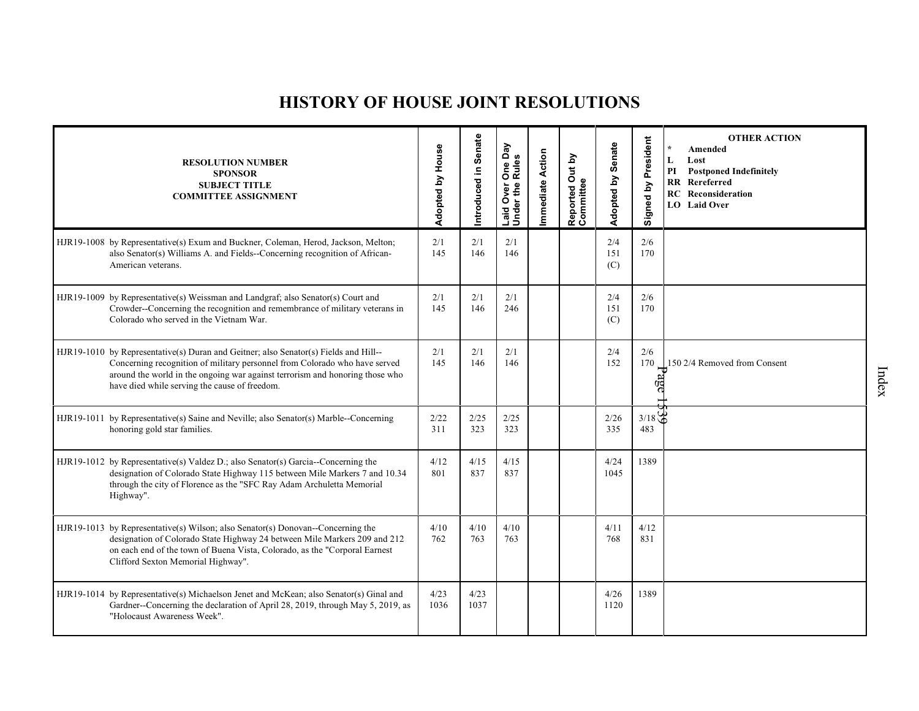# HISTORY OF HOUSE JOINT RESOLUTIONS

| RESOLUTION NUMBER SPONSOR SUBJECT TITLE COMMITTEE ASSIGNMENT | Adopted by House | Introduced in Senate | Laid Over One Day Under the Rules | Immediate Action | Reported Out by Committee | Adopted by Senate | Signed by President | OTHER ACTION * Amended L Lost PI Postponed Indefinitely RR Rereferred RC Reconsideration LO Laid Over |
|---|---|---|---|---|---|---|---|---|
| HJR19-1008 by Representative(s) Exum and Buckner, Coleman, Herod, Jackson, Melton; also Senator(s) Williams A. and Fields--Concerning recognition of African-American veterans. | 2/1 145 | 2/1 146 | 2/1 146 | | | 2/4 151 (C) | 2/6 170 | |
| HJR19-1009 by Representative(s) Weissman and Landgraf; also Senator(s) Court and Crowder--Concerning the recognition and remembrance of military veterans in Colorado who served in the Vietnam War. | 2/1 145 | 2/1 146 | 2/1 246 | | | 2/4 151 (C) | 2/6 170 | |
| HJR19-1010 by Representative(s) Duran and Geitner; also Senator(s) Fields and Hill--Concerning recognition of military personnel from Colorado who have served around the world in the ongoing war against terrorism and honoring those who have died while serving the cause of freedom. | 2/1 145 | 2/1 146 | 2/1 146 | | | 2/4 152 | 2/6 170 | 150 2/4 Removed from Consent |
| HJR19-1011 by Representative(s) Saine and Neville; also Senator(s) Marble--Concerning honoring gold star families. | 2/22 311 | 2/25 323 | 2/25 323 | | | 2/26 335 | 3/18 483 | |
| HJR19-1012 by Representative(s) Valdez D.; also Senator(s) Garcia--Concerning the designation of Colorado State Highway 115 between Mile Markers 7 and 10.34 through the city of Florence as the "SFC Ray Adam Archuletta Memorial Highway". | 4/12 801 | 4/15 837 | 4/15 837 | | | 4/24 1045 | 1389 | |
| HJR19-1013 by Representative(s) Wilson; also Senator(s) Donovan--Concerning the designation of Colorado State Highway 24 between Mile Markers 209 and 212 on each end of the town of Buena Vista, Colorado, as the "Corporal Earnest Clifford Sexton Memorial Highway". | 4/10 762 | 4/10 763 | 4/10 763 | | | 4/11 768 | 4/12 831 | |
| HJR19-1014 by Representative(s) Michaelson Jenet and McKean; also Senator(s) Ginal and Gardner--Concerning the declaration of April 28, 2019, through May 5, 2019, as "Holocaust Awareness Week". | 4/23 1036 | 4/23 1037 | | | | 4/26 1120 | 1389 | |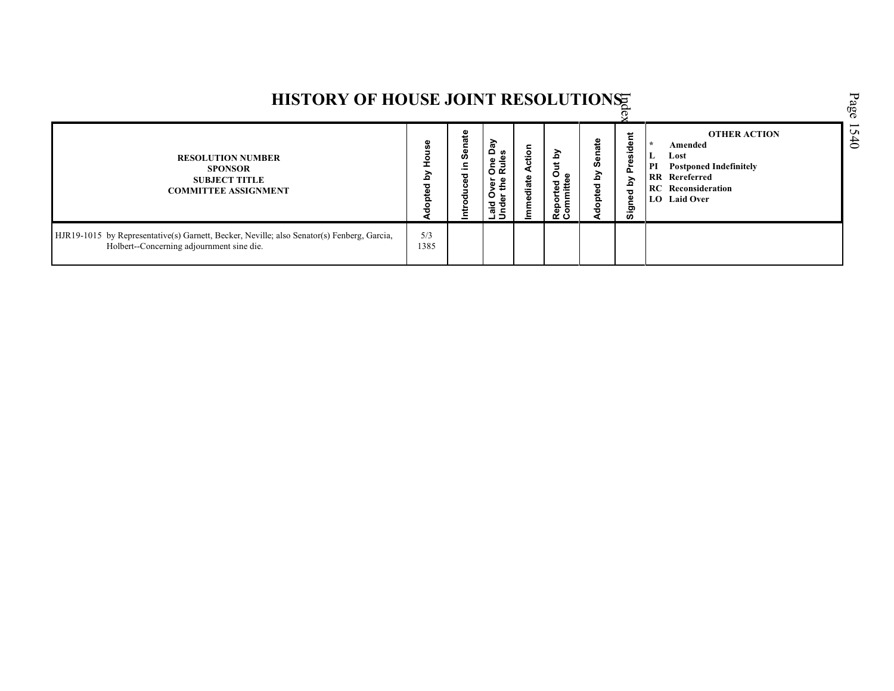# HISTORY OF HOUSE JOINT RESOLUTIONS

| RESOLUTION NUMBER<br>SPONSOR<br>SUBJECT TITLE<br>COMMITTEE ASSIGNMENT | Adopted by House | Introduced in Senate | Laid Over One Day Under the Rules | Immediate Action | Reported Out by Committee | Adopted by Senate | Signed by President | OTHER ACTION<br>* Amended<br>L Lost<br>PI Postponed Indefinitely<br>RR Rereferred<br>RC Reconsideration<br>LO Laid Over |
|---|---|---|---|---|---|---|---|---|
| HJR19-1015 by Representative(s) Garnett, Becker, Neville; also Senator(s) Fenberg, Garcia, Holbert--Concerning adjournment sine die. | 5/3<br>1385 | | | | | | | |